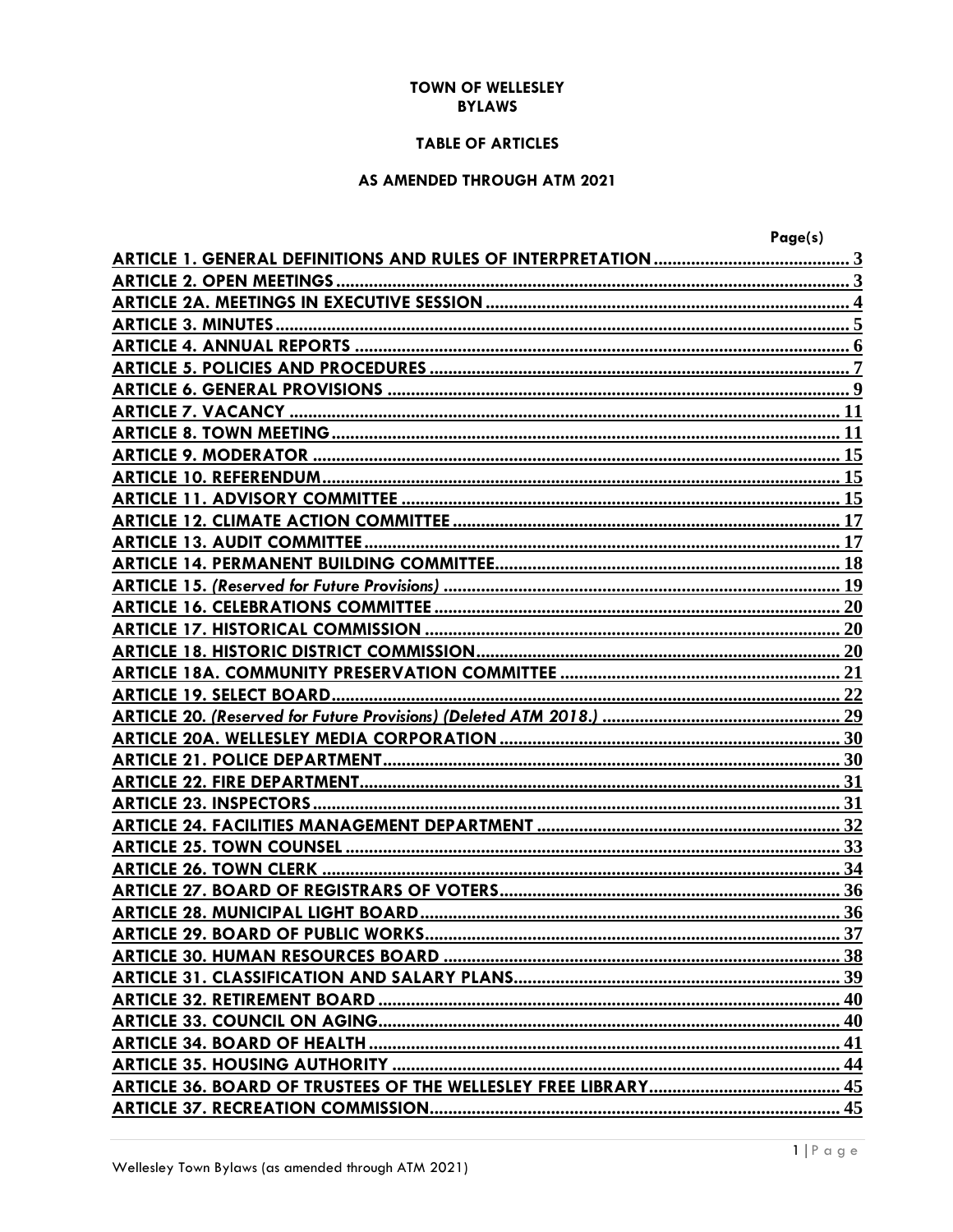**TOWN OF WELLESLEY**
**BYLAWS**

**TABLE OF ARTICLES**

**AS AMENDED THROUGH ATM 2021**

| | Page(s) |
|---|---|
| ARTICLE 1. GENERAL DEFINITIONS AND RULES OF INTERPRETATION | 3 |
| ARTICLE 2. OPEN MEETINGS | 3 |
| ARTICLE 2A. MEETINGS IN EXECUTIVE SESSION | 4 |
| ARTICLE 3. MINUTES | 5 |
| ARTICLE 4. ANNUAL REPORTS | 6 |
| ARTICLE 5. POLICIES AND PROCEDURES | 7 |
| ARTICLE 6. GENERAL PROVISIONS | 9 |
| ARTICLE 7. VACANCY | 11 |
| ARTICLE 8. TOWN MEETING | 11 |
| ARTICLE 9. MODERATOR | 15 |
| ARTICLE 10. REFERENDUM | 15 |
| ARTICLE 11. ADVISORY COMMITTEE | 15 |
| ARTICLE 12. CLIMATE ACTION COMMITTEE | 17 |
| ARTICLE 13. AUDIT COMMITTEE | 17 |
| ARTICLE 14. PERMANENT BUILDING COMMITTEE | 18 |
| ARTICLE 15. *(Reserved for Future Provisions)* | 19 |
| ARTICLE 16. CELEBRATIONS COMMITTEE | 20 |
| ARTICLE 17. HISTORICAL COMMISSION | 20 |
| ARTICLE 18. HISTORIC DISTRICT COMMISSION | 20 |
| ARTICLE 18A. COMMUNITY PRESERVATION COMMITTEE | 21 |
| ARTICLE 19. SELECT BOARD | 22 |
| ARTICLE 20. *(Reserved for Future Provisions) (Deleted ATM 2018.)* | 29 |
| ARTICLE 20A. WELLESLEY MEDIA CORPORATION | 30 |
| ARTICLE 21. POLICE DEPARTMENT | 30 |
| ARTICLE 22. FIRE DEPARTMENT | 31 |
| ARTICLE 23. INSPECTORS | 31 |
| ARTICLE 24. FACILITIES MANAGEMENT DEPARTMENT | 32 |
| ARTICLE 25. TOWN COUNSEL | 33 |
| ARTICLE 26. TOWN CLERK | 34 |
| ARTICLE 27. BOARD OF REGISTRARS OF VOTERS | 36 |
| ARTICLE 28. MUNICIPAL LIGHT BOARD | 36 |
| ARTICLE 29. BOARD OF PUBLIC WORKS | 37 |
| ARTICLE 30. HUMAN RESOURCES BOARD | 38 |
| ARTICLE 31. CLASSIFICATION AND SALARY PLANS | 39 |
| ARTICLE 32. RETIREMENT BOARD | 40 |
| ARTICLE 33. COUNCIL ON AGING | 40 |
| ARTICLE 34. BOARD OF HEALTH | 41 |
| ARTICLE 35. HOUSING AUTHORITY | 44 |
| ARTICLE 36. BOARD OF TRUSTEES OF THE WELLESLEY FREE LIBRARY | 45 |
| ARTICLE 37. RECREATION COMMISSION | 45 |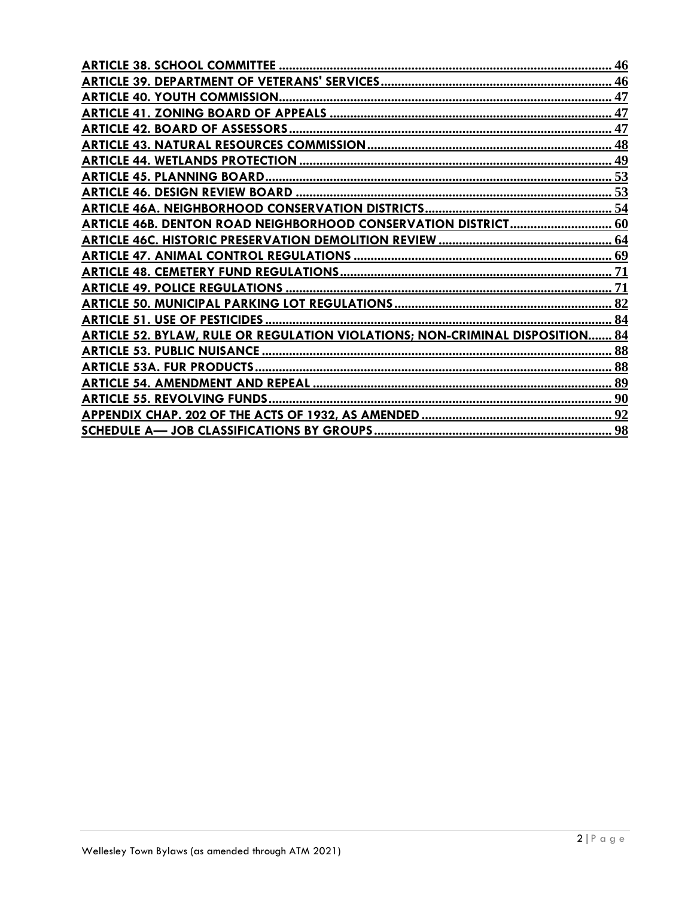[ARTICLE 38. SCHOOL COMMITTEE .................................................................................................. 46](#)
[ARTICLE 39. DEPARTMENT OF VETERANS' SERVICES.................................................................... 46](#)
[ARTICLE 40. YOUTH COMMISSION................................................................................................. 47](#)
[ARTICLE 41. ZONING BOARD OF APPEALS .................................................................................. 47](#)
[ARTICLE 42. BOARD OF ASSESSORS............................................................................................. 47](#)
[ARTICLE 43. NATURAL RESOURCES COMMISSION........................................................................ 48](#)
[ARTICLE 44. WETLANDS PROTECTION ........................................................................................... 49](#)
[ARTICLE 45. PLANNING BOARD...................................................................................................... 53](#)
[ARTICLE 46. DESIGN REVIEW BOARD ............................................................................................ 53](#)
[ARTICLE 46A. NEIGHBORHOOD CONSERVATION DISTRICTS....................................................... 54](#)
[ARTICLE 46B. DENTON ROAD NEIGHBORHOOD CONSERVATION DISTRICT.............................. 60](#)
[ARTICLE 46C. HISTORIC PRESERVATION DEMOLITION REVIEW ................................................... 64](#)
[ARTICLE 47. ANIMAL CONTROL REGULATIONS ............................................................................ 69](#)
[ARTICLE 48. CEMETERY FUND REGULATIONS................................................................................ 71](#)
[ARTICLE 49. POLICE REGULATIONS ............................................................................................... 71](#)
[ARTICLE 50. MUNICIPAL PARKING LOT REGULATIONS................................................................ 82](#)
[ARTICLE 51. USE OF PESTICIDES ..................................................................................................... 84](#)
[ARTICLE 52. BYLAW, RULE OR REGULATION VIOLATIONS; NON-CRIMINAL DISPOSITION....... 84](#)
[ARTICLE 53. PUBLIC NUISANCE ....................................................................................................... 88](#)
[ARTICLE 53A. FUR PRODUCTS.......................................................................................................... 88](#)
[ARTICLE 54. AMENDMENT AND REPEAL ......................................................................................... 89](#)
[ARTICLE 55. REVOLVING FUNDS...................................................................................................... 90](#)
[APPENDIX CHAP. 202 OF THE ACTS OF 1932, AS AMENDED ......................................................... 92](#)
[SCHEDULE A— JOB CLASSIFICATIONS BY GROUPS ...................................................................... 98](#)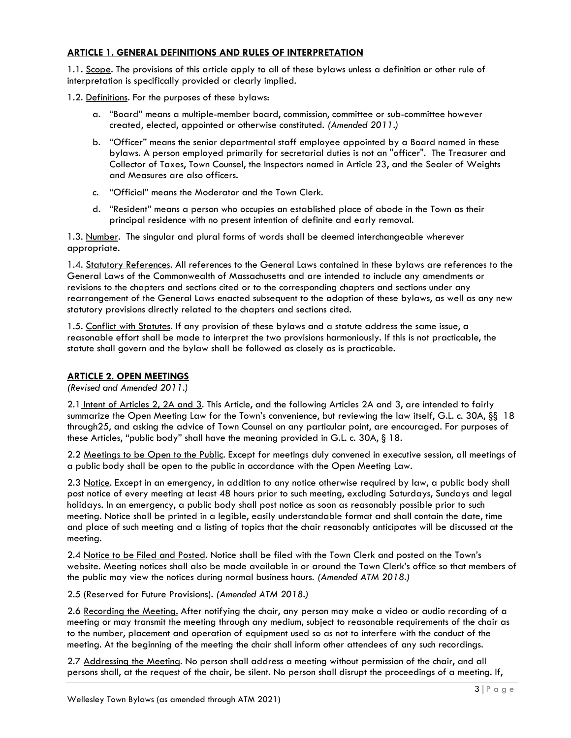## ARTICLE 1. GENERAL DEFINITIONS AND RULES OF INTERPRETATION

1.1. Scope. The provisions of this article apply to all of these bylaws unless a definition or other rule of interpretation is specifically provided or clearly implied.

1.2. Definitions. For the purposes of these bylaws:

a. "Board" means a multiple-member board, commission, committee or sub-committee however created, elected, appointed or otherwise constituted. *(Amended 2011.)*

b. "Officer" means the senior departmental staff employee appointed by a Board named in these bylaws. A person employed primarily for secretarial duties is not an "officer". The Treasurer and Collector of Taxes, Town Counsel, the Inspectors named in Article 23, and the Sealer of Weights and Measures are also officers.

c. "Official" means the Moderator and the Town Clerk.

d. "Resident" means a person who occupies an established place of abode in the Town as their principal residence with no present intention of definite and early removal.

1.3. Number. The singular and plural forms of words shall be deemed interchangeable wherever appropriate.

1.4. Statutory References. All references to the General Laws contained in these bylaws are references to the General Laws of the Commonwealth of Massachusetts and are intended to include any amendments or revisions to the chapters and sections cited or to the corresponding chapters and sections under any rearrangement of the General Laws enacted subsequent to the adoption of these bylaws, as well as any new statutory provisions directly related to the chapters and sections cited.

1.5. Conflict with Statutes. If any provision of these bylaws and a statute address the same issue, a reasonable effort shall be made to interpret the two provisions harmoniously. If this is not practicable, the statute shall govern and the bylaw shall be followed as closely as is practicable.

## ARTICLE 2. OPEN MEETINGS

*(Revised and Amended 2011.)*

2.1 Intent of Articles 2, 2A and 3. This Article, and the following Articles 2A and 3, are intended to fairly summarize the Open Meeting Law for the Town's convenience, but reviewing the law itself, G.L. c. 30A, §§ 18 through25, and asking the advice of Town Counsel on any particular point, are encouraged. For purposes of these Articles, "public body" shall have the meaning provided in G.L. c. 30A, § 18.

2.2 Meetings to be Open to the Public. Except for meetings duly convened in executive session, all meetings of a public body shall be open to the public in accordance with the Open Meeting Law.

2.3 Notice. Except in an emergency, in addition to any notice otherwise required by law, a public body shall post notice of every meeting at least 48 hours prior to such meeting, excluding Saturdays, Sundays and legal holidays. In an emergency, a public body shall post notice as soon as reasonably possible prior to such meeting. Notice shall be printed in a legible, easily understandable format and shall contain the date, time and place of such meeting and a listing of topics that the chair reasonably anticipates will be discussed at the meeting.

2.4 Notice to be Filed and Posted. Notice shall be filed with the Town Clerk and posted on the Town's website. Meeting notices shall also be made available in or around the Town Clerk's office so that members of the public may view the notices during normal business hours. *(Amended ATM 2018.)*

2.5 (Reserved for Future Provisions). *(Amended ATM 2018.)*

2.6 Recording the Meeting. After notifying the chair, any person may make a video or audio recording of a meeting or may transmit the meeting through any medium, subject to reasonable requirements of the chair as to the number, placement and operation of equipment used so as not to interfere with the conduct of the meeting. At the beginning of the meeting the chair shall inform other attendees of any such recordings.

2.7 Addressing the Meeting. No person shall address a meeting without permission of the chair, and all persons shall, at the request of the chair, be silent. No person shall disrupt the proceedings of a meeting. If,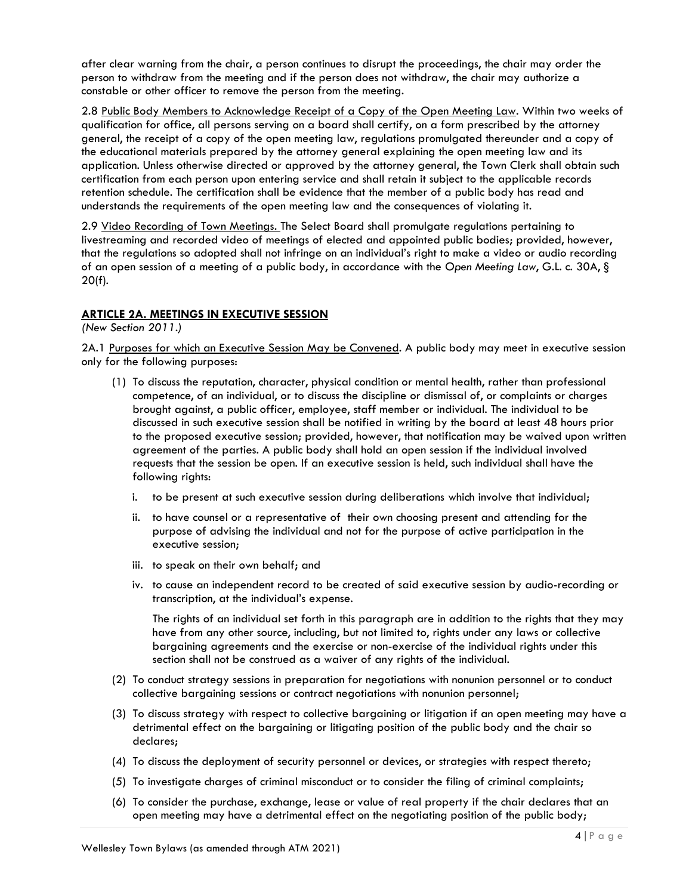after clear warning from the chair, a person continues to disrupt the proceedings, the chair may order the person to withdraw from the meeting and if the person does not withdraw, the chair may authorize a constable or other officer to remove the person from the meeting.

2.8 Public Body Members to Acknowledge Receipt of a Copy of the Open Meeting Law. Within two weeks of qualification for office, all persons serving on a board shall certify, on a form prescribed by the attorney general, the receipt of a copy of the open meeting law, regulations promulgated thereunder and a copy of the educational materials prepared by the attorney general explaining the open meeting law and its application. Unless otherwise directed or approved by the attorney general, the Town Clerk shall obtain such certification from each person upon entering service and shall retain it subject to the applicable records retention schedule. The certification shall be evidence that the member of a public body has read and understands the requirements of the open meeting law and the consequences of violating it.

2.9 Video Recording of Town Meetings. The Select Board shall promulgate regulations pertaining to livestreaming and recorded video of meetings of elected and appointed public bodies; provided, however, that the regulations so adopted shall not infringe on an individual's right to make a video or audio recording of an open session of a meeting of a public body, in accordance with the *Open Meeting Law*, G.L. c. 30A, § 20(f).

## ARTICLE 2A. MEETINGS IN EXECUTIVE SESSION

*(New Section 2011.)*

2A.1 Purposes for which an Executive Session May be Convened. A public body may meet in executive session only for the following purposes:

(1) To discuss the reputation, character, physical condition or mental health, rather than professional competence, of an individual, or to discuss the discipline or dismissal of, or complaints or charges brought against, a public officer, employee, staff member or individual. The individual to be discussed in such executive session shall be notified in writing by the board at least 48 hours prior to the proposed executive session; provided, however, that notification may be waived upon written agreement of the parties. A public body shall hold an open session if the individual involved requests that the session be open. If an executive session is held, such individual shall have the following rights:

   i. to be present at such executive session during deliberations which involve that individual;

   ii. to have counsel or a representative of their own choosing present and attending for the purpose of advising the individual and not for the purpose of active participation in the executive session;

   iii. to speak on their own behalf; and

   iv. to cause an independent record to be created of said executive session by audio-recording or transcription, at the individual's expense.

   The rights of an individual set forth in this paragraph are in addition to the rights that they may have from any other source, including, but not limited to, rights under any laws or collective bargaining agreements and the exercise or non-exercise of the individual rights under this section shall not be construed as a waiver of any rights of the individual.

(2) To conduct strategy sessions in preparation for negotiations with nonunion personnel or to conduct collective bargaining sessions or contract negotiations with nonunion personnel;

(3) To discuss strategy with respect to collective bargaining or litigation if an open meeting may have a detrimental effect on the bargaining or litigating position of the public body and the chair so declares;

(4) To discuss the deployment of security personnel or devices, or strategies with respect thereto;

(5) To investigate charges of criminal misconduct or to consider the filing of criminal complaints;

(6) To consider the purchase, exchange, lease or value of real property if the chair declares that an open meeting may have a detrimental effect on the negotiating position of the public body;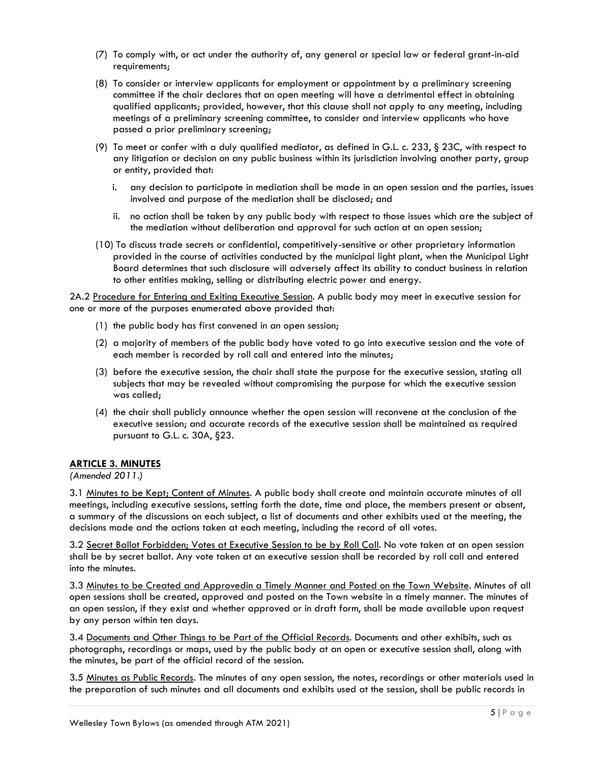(7) To comply with, or act under the authority of, any general or special law or federal grant-in-aid requirements;

(8) To consider or interview applicants for employment or appointment by a preliminary screening committee if the chair declares that an open meeting will have a detrimental effect in obtaining qualified applicants; provided, however, that this clause shall not apply to any meeting, including meetings of a preliminary screening committee, to consider and interview applicants who have passed a prior preliminary screening;

(9) To meet or confer with a duly qualified mediator, as defined in G.L. c. 233, § 23C, with respect to any litigation or decision on any public business within its jurisdiction involving another party, group or entity, provided that:

   i. any decision to participate in mediation shall be made in an open session and the parties, issues involved and purpose of the mediation shall be disclosed; and

   ii. no action shall be taken by any public body with respect to those issues which are the subject of the mediation without deliberation and approval for such action at an open session;

(10) To discuss trade secrets or confidential, competitively-sensitive or other proprietary information provided in the course of activities conducted by the municipal light plant, when the Municipal Light Board determines that such disclosure will adversely affect its ability to conduct business in relation to other entities making, selling or distributing electric power and energy.

2A.2 <u>Procedure for Entering and Exiting Executive Session</u>. A public body may meet in executive session for one or more of the purposes enumerated above provided that:

(1) the public body has first convened in an open session;

(2) a majority of members of the public body have voted to go into executive session and the vote of each member is recorded by roll call and entered into the minutes;

(3) before the executive session, the chair shall state the purpose for the executive session, stating all subjects that may be revealed without compromising the purpose for which the executive session was called;

(4) the chair shall publicly announce whether the open session will reconvene at the conclusion of the executive session; and accurate records of the executive session shall be maintained as required pursuant to G.L. c. 30A, §23.

## ARTICLE 3. MINUTES

*(Amended 2011.)*

3.1 <u>Minutes to be Kept; Content of Minutes</u>. A public body shall create and maintain accurate minutes of all meetings, including executive sessions, setting forth the date, time and place, the members present or absent, a summary of the discussions on each subject, a list of documents and other exhibits used at the meeting, the decisions made and the actions taken at each meeting, including the record of all votes.

3.2 <u>Secret Ballot Forbidden; Votes at Executive Session to be by Roll Call</u>. No vote taken at an open session shall be by secret ballot. Any vote taken at an executive session shall be recorded by roll call and entered into the minutes.

3.3 <u>Minutes to be Created and Approvedin a Timely Manner and Posted on the Town Website</u>. Minutes of all open sessions shall be created, approved and posted on the Town website in a timely manner. The minutes of an open session, if they exist and whether approved or in draft form, shall be made available upon request by any person within ten days.

3.4 <u>Documents and Other Things to be Part of the Official Records</u>. Documents and other exhibits, such as photographs, recordings or maps, used by the public body at an open or executive session shall, along with the minutes, be part of the official record of the session.

3.5 <u>Minutes as Public Records</u>. The minutes of any open session, the notes, recordings or other materials used in the preparation of such minutes and all documents and exhibits used at the session, shall be public records in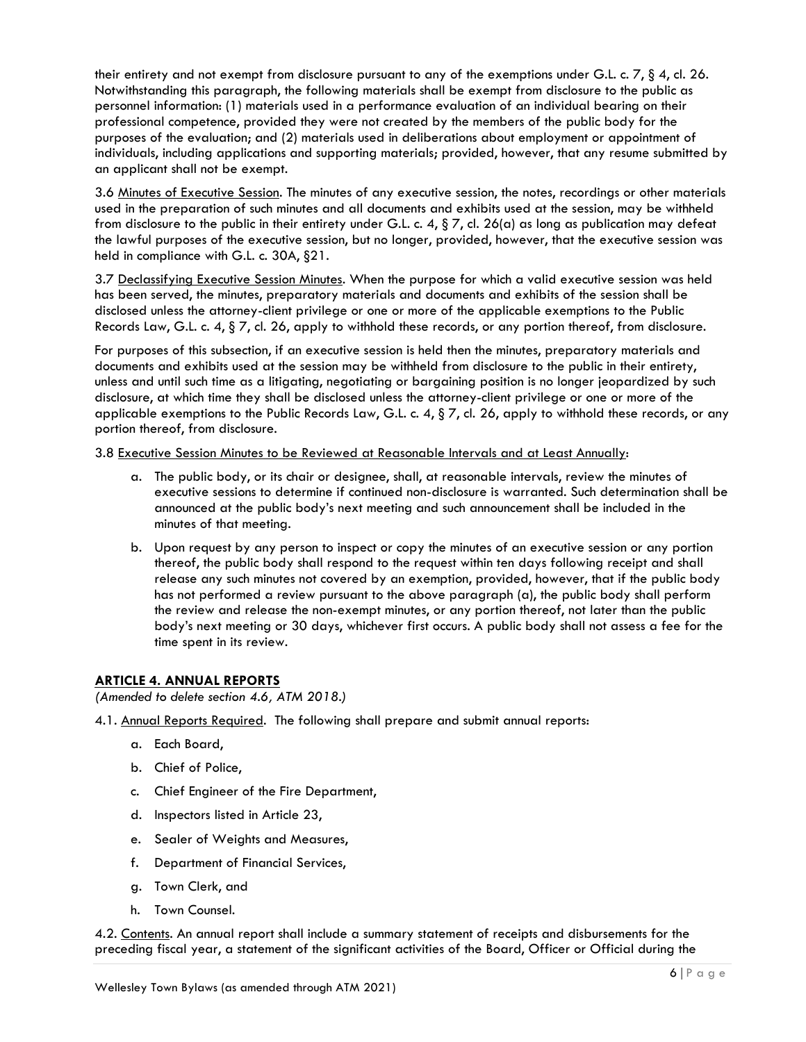their entirety and not exempt from disclosure pursuant to any of the exemptions under G.L. c. 7, § 4, cl. 26. Notwithstanding this paragraph, the following materials shall be exempt from disclosure to the public as personnel information: (1) materials used in a performance evaluation of an individual bearing on their professional competence, provided they were not created by the members of the public body for the purposes of the evaluation; and (2) materials used in deliberations about employment or appointment of individuals, including applications and supporting materials; provided, however, that any resume submitted by an applicant shall not be exempt.

3.6 Minutes of Executive Session. The minutes of any executive session, the notes, recordings or other materials used in the preparation of such minutes and all documents and exhibits used at the session, may be withheld from disclosure to the public in their entirety under G.L. c. 4, § 7, cl. 26(a) as long as publication may defeat the lawful purposes of the executive session, but no longer, provided, however, that the executive session was held in compliance with G.L. c. 30A, §21.

3.7 Declassifying Executive Session Minutes. When the purpose for which a valid executive session was held has been served, the minutes, preparatory materials and documents and exhibits of the session shall be disclosed unless the attorney-client privilege or one or more of the applicable exemptions to the Public Records Law, G.L. c. 4, § 7, cl. 26, apply to withhold these records, or any portion thereof, from disclosure.

For purposes of this subsection, if an executive session is held then the minutes, preparatory materials and documents and exhibits used at the session may be withheld from disclosure to the public in their entirety, unless and until such time as a litigating, negotiating or bargaining position is no longer jeopardized by such disclosure, at which time they shall be disclosed unless the attorney-client privilege or one or more of the applicable exemptions to the Public Records Law, G.L. c. 4, § 7, cl. 26, apply to withhold these records, or any portion thereof, from disclosure.

3.8 Executive Session Minutes to be Reviewed at Reasonable Intervals and at Least Annually:

a. The public body, or its chair or designee, shall, at reasonable intervals, review the minutes of executive sessions to determine if continued non-disclosure is warranted. Such determination shall be announced at the public body's next meeting and such announcement shall be included in the minutes of that meeting.

b. Upon request by any person to inspect or copy the minutes of an executive session or any portion thereof, the public body shall respond to the request within ten days following receipt and shall release any such minutes not covered by an exemption, provided, however, that if the public body has not performed a review pursuant to the above paragraph (a), the public body shall perform the review and release the non-exempt minutes, or any portion thereof, not later than the public body's next meeting or 30 days, whichever first occurs. A public body shall not assess a fee for the time spent in its review.

## ARTICLE 4. ANNUAL REPORTS

*(Amended to delete section 4.6, ATM 2018.)*

4.1. Annual Reports Required. The following shall prepare and submit annual reports:

a. Each Board,

b. Chief of Police,

c. Chief Engineer of the Fire Department,

d. Inspectors listed in Article 23,

e. Sealer of Weights and Measures,

f. Department of Financial Services,

g. Town Clerk, and

h. Town Counsel.

4.2. Contents. An annual report shall include a summary statement of receipts and disbursements for the preceding fiscal year, a statement of the significant activities of the Board, Officer or Official during the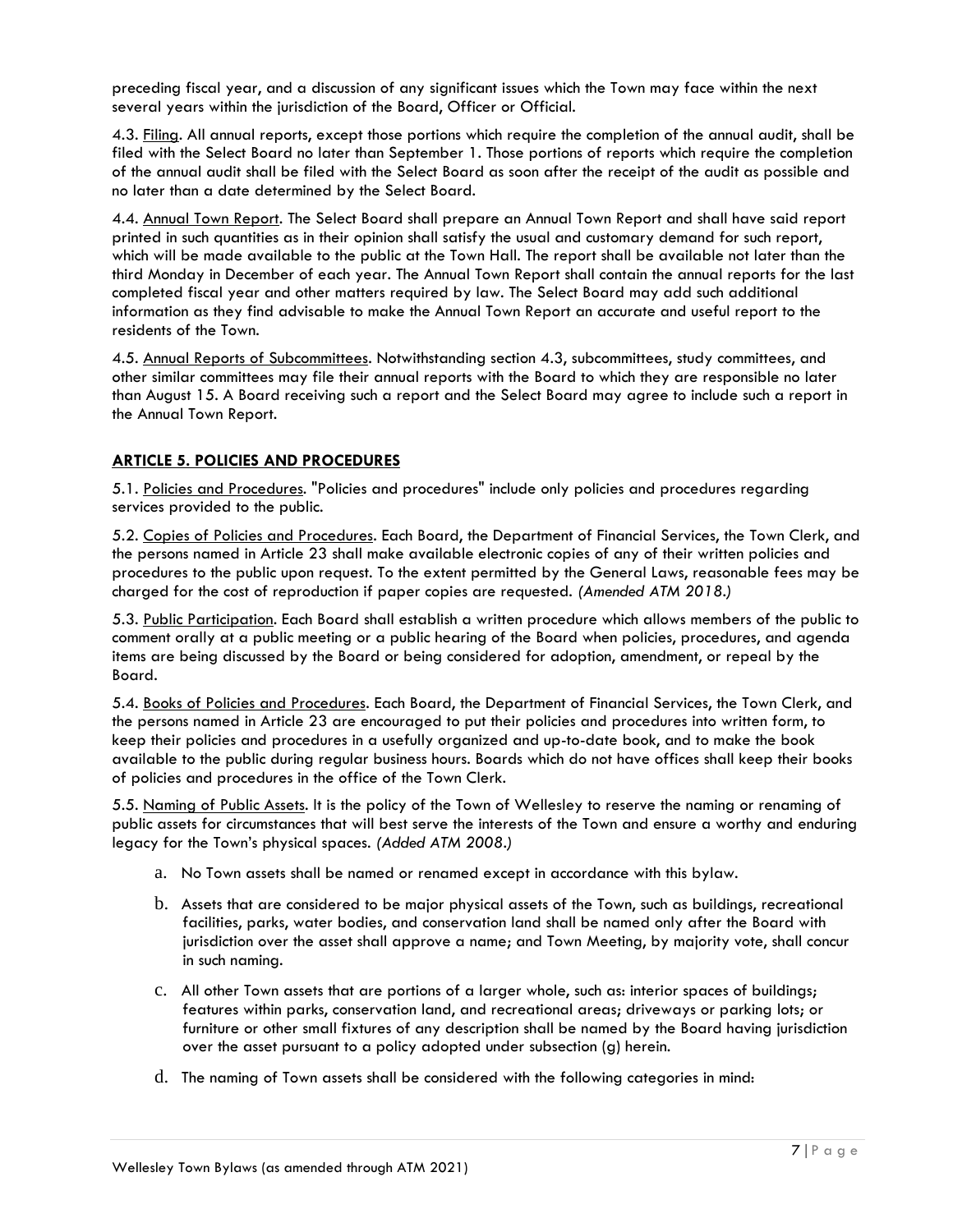preceding fiscal year, and a discussion of any significant issues which the Town may face within the next several years within the jurisdiction of the Board, Officer or Official.

4.3. Filing. All annual reports, except those portions which require the completion of the annual audit, shall be filed with the Select Board no later than September 1. Those portions of reports which require the completion of the annual audit shall be filed with the Select Board as soon after the receipt of the audit as possible and no later than a date determined by the Select Board.

4.4. Annual Town Report. The Select Board shall prepare an Annual Town Report and shall have said report printed in such quantities as in their opinion shall satisfy the usual and customary demand for such report, which will be made available to the public at the Town Hall. The report shall be available not later than the third Monday in December of each year. The Annual Town Report shall contain the annual reports for the last completed fiscal year and other matters required by law. The Select Board may add such additional information as they find advisable to make the Annual Town Report an accurate and useful report to the residents of the Town.

4.5. Annual Reports of Subcommittees. Notwithstanding section 4.3, subcommittees, study committees, and other similar committees may file their annual reports with the Board to which they are responsible no later than August 15. A Board receiving such a report and the Select Board may agree to include such a report in the Annual Town Report.

## ARTICLE 5. POLICIES AND PROCEDURES

5.1. Policies and Procedures. "Policies and procedures" include only policies and procedures regarding services provided to the public.

5.2. Copies of Policies and Procedures. Each Board, the Department of Financial Services, the Town Clerk, and the persons named in Article 23 shall make available electronic copies of any of their written policies and procedures to the public upon request. To the extent permitted by the General Laws, reasonable fees may be charged for the cost of reproduction if paper copies are requested. *(Amended ATM 2018.)*

5.3. Public Participation. Each Board shall establish a written procedure which allows members of the public to comment orally at a public meeting or a public hearing of the Board when policies, procedures, and agenda items are being discussed by the Board or being considered for adoption, amendment, or repeal by the Board.

5.4. Books of Policies and Procedures. Each Board, the Department of Financial Services, the Town Clerk, and the persons named in Article 23 are encouraged to put their policies and procedures into written form, to keep their policies and procedures in a usefully organized and up-to-date book, and to make the book available to the public during regular business hours. Boards which do not have offices shall keep their books of policies and procedures in the office of the Town Clerk.

5.5. Naming of Public Assets. It is the policy of the Town of Wellesley to reserve the naming or renaming of public assets for circumstances that will best serve the interests of the Town and ensure a worthy and enduring legacy for the Town's physical spaces. *(Added ATM 2008.)*

a. No Town assets shall be named or renamed except in accordance with this bylaw.

b. Assets that are considered to be major physical assets of the Town, such as buildings, recreational facilities, parks, water bodies, and conservation land shall be named only after the Board with jurisdiction over the asset shall approve a name; and Town Meeting, by majority vote, shall concur in such naming.

c. All other Town assets that are portions of a larger whole, such as: interior spaces of buildings; features within parks, conservation land, and recreational areas; driveways or parking lots; or furniture or other small fixtures of any description shall be named by the Board having jurisdiction over the asset pursuant to a policy adopted under subsection (g) herein.

d. The naming of Town assets shall be considered with the following categories in mind: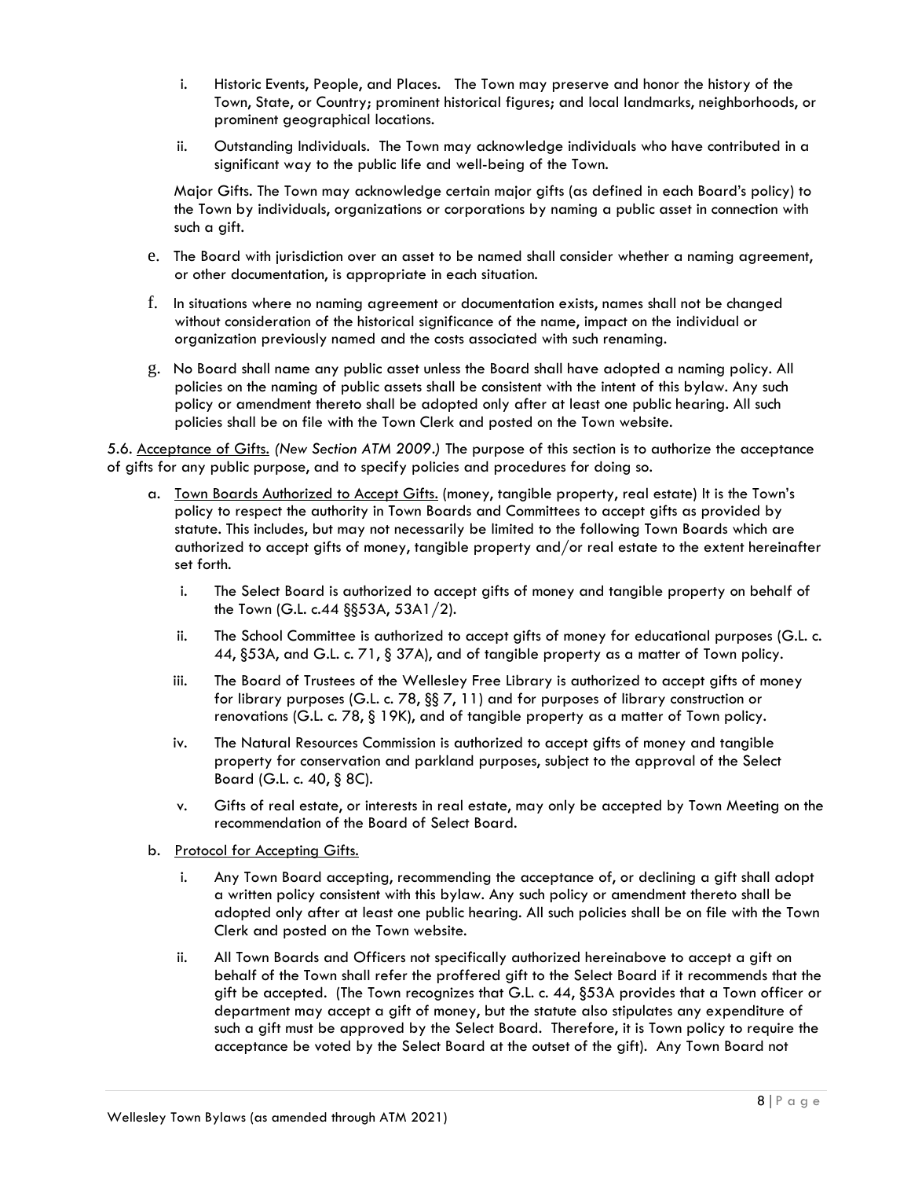i. Historic Events, People, and Places. The Town may preserve and honor the history of the Town, State, or Country; prominent historical figures; and local landmarks, neighborhoods, or prominent geographical locations.

ii. Outstanding Individuals. The Town may acknowledge individuals who have contributed in a significant way to the public life and well-being of the Town.

Major Gifts. The Town may acknowledge certain major gifts (as defined in each Board's policy) to the Town by individuals, organizations or corporations by naming a public asset in connection with such a gift.

e. The Board with jurisdiction over an asset to be named shall consider whether a naming agreement, or other documentation, is appropriate in each situation.

f. In situations where no naming agreement or documentation exists, names shall not be changed without consideration of the historical significance of the name, impact on the individual or organization previously named and the costs associated with such renaming.

g. No Board shall name any public asset unless the Board shall have adopted a naming policy. All policies on the naming of public assets shall be consistent with the intent of this bylaw. Any such policy or amendment thereto shall be adopted only after at least one public hearing. All such policies shall be on file with the Town Clerk and posted on the Town website.

5.6. Acceptance of Gifts. *(New Section ATM 2009.)* The purpose of this section is to authorize the acceptance of gifts for any public purpose, and to specify policies and procedures for doing so.

a. Town Boards Authorized to Accept Gifts. (money, tangible property, real estate) It is the Town's policy to respect the authority in Town Boards and Committees to accept gifts as provided by statute. This includes, but may not necessarily be limited to the following Town Boards which are authorized to accept gifts of money, tangible property and/or real estate to the extent hereinafter set forth.

   i. The Select Board is authorized to accept gifts of money and tangible property on behalf of the Town (G.L. c.44 §§53A, 53A1/2).

   ii. The School Committee is authorized to accept gifts of money for educational purposes (G.L. c. 44, §53A, and G.L. c. 71, § 37A), and of tangible property as a matter of Town policy.

   iii. The Board of Trustees of the Wellesley Free Library is authorized to accept gifts of money for library purposes (G.L. c. 78, §§ 7, 11) and for purposes of library construction or renovations (G.L. c. 78, § 19K), and of tangible property as a matter of Town policy.

   iv. The Natural Resources Commission is authorized to accept gifts of money and tangible property for conservation and parkland purposes, subject to the approval of the Select Board (G.L. c. 40, § 8C).

   v. Gifts of real estate, or interests in real estate, may only be accepted by Town Meeting on the recommendation of the Board of Select Board.

b. Protocol for Accepting Gifts.

   i. Any Town Board accepting, recommending the acceptance of, or declining a gift shall adopt a written policy consistent with this bylaw. Any such policy or amendment thereto shall be adopted only after at least one public hearing. All such policies shall be on file with the Town Clerk and posted on the Town website.

   ii. All Town Boards and Officers not specifically authorized hereinabove to accept a gift on behalf of the Town shall refer the proffered gift to the Select Board if it recommends that the gift be accepted. (The Town recognizes that G.L. c. 44, §53A provides that a Town officer or department may accept a gift of money, but the statute also stipulates any expenditure of such a gift must be approved by the Select Board. Therefore, it is Town policy to require the acceptance be voted by the Select Board at the outset of the gift). Any Town Board not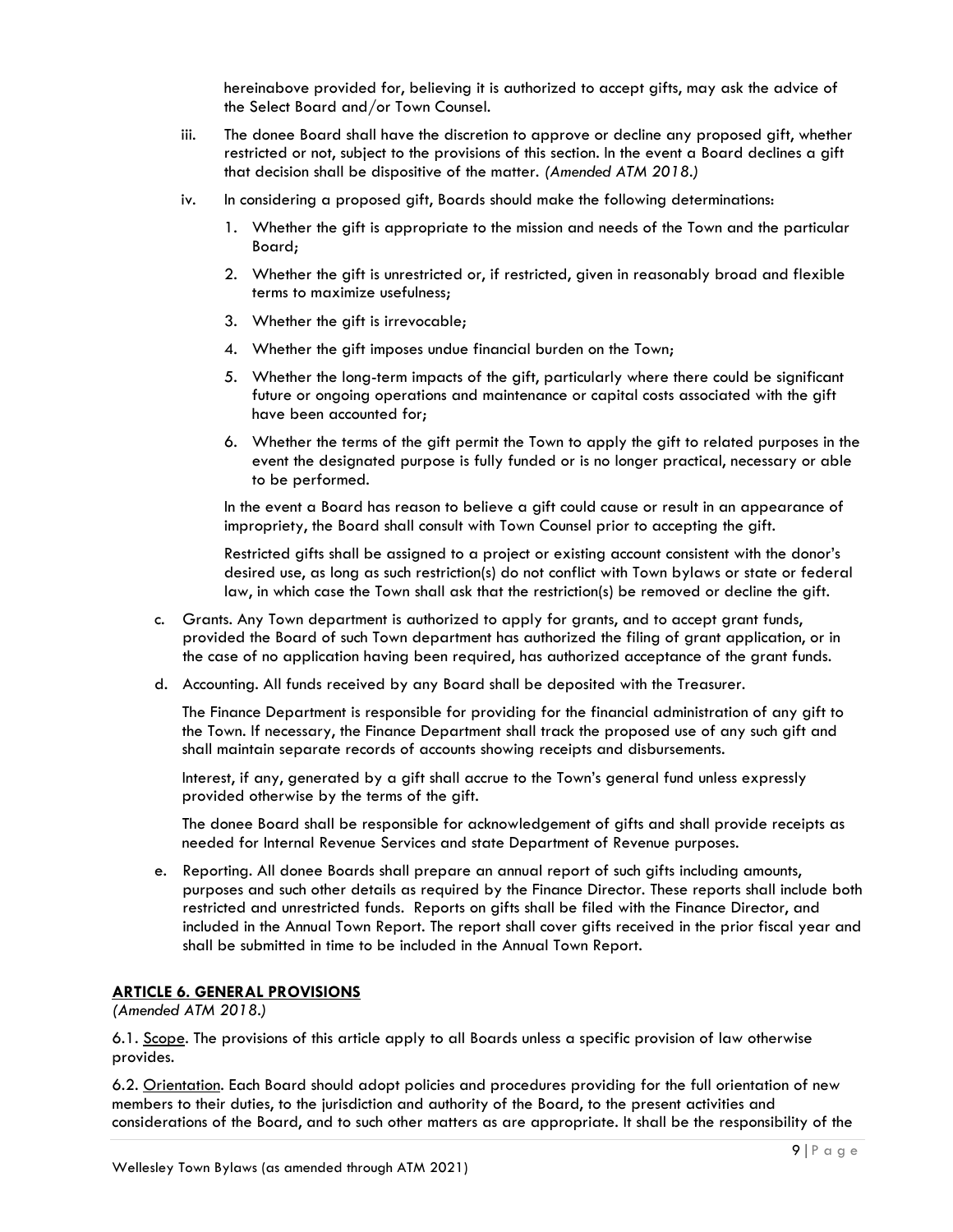hereinabove provided for, believing it is authorized to accept gifts, may ask the advice of the Select Board and/or Town Counsel.

iii. The donee Board shall have the discretion to approve or decline any proposed gift, whether restricted or not, subject to the provisions of this section. In the event a Board declines a gift that decision shall be dispositive of the matter. *(Amended ATM 2018.)*

iv. In considering a proposed gift, Boards should make the following determinations:

1. Whether the gift is appropriate to the mission and needs of the Town and the particular Board;
2. Whether the gift is unrestricted or, if restricted, given in reasonably broad and flexible terms to maximize usefulness;
3. Whether the gift is irrevocable;
4. Whether the gift imposes undue financial burden on the Town;
5. Whether the long-term impacts of the gift, particularly where there could be significant future or ongoing operations and maintenance or capital costs associated with the gift have been accounted for;
6. Whether the terms of the gift permit the Town to apply the gift to related purposes in the event the designated purpose is fully funded or is no longer practical, necessary or able to be performed.

In the event a Board has reason to believe a gift could cause or result in an appearance of impropriety, the Board shall consult with Town Counsel prior to accepting the gift.

Restricted gifts shall be assigned to a project or existing account consistent with the donor's desired use, as long as such restriction(s) do not conflict with Town bylaws or state or federal law, in which case the Town shall ask that the restriction(s) be removed or decline the gift.

c. Grants. Any Town department is authorized to apply for grants, and to accept grant funds, provided the Board of such Town department has authorized the filing of grant application, or in the case of no application having been required, has authorized acceptance of the grant funds.

d. Accounting. All funds received by any Board shall be deposited with the Treasurer.

The Finance Department is responsible for providing for the financial administration of any gift to the Town. If necessary, the Finance Department shall track the proposed use of any such gift and shall maintain separate records of accounts showing receipts and disbursements.

Interest, if any, generated by a gift shall accrue to the Town's general fund unless expressly provided otherwise by the terms of the gift.

The donee Board shall be responsible for acknowledgement of gifts and shall provide receipts as needed for Internal Revenue Services and state Department of Revenue purposes.

e. Reporting. All donee Boards shall prepare an annual report of such gifts including amounts, purposes and such other details as required by the Finance Director. These reports shall include both restricted and unrestricted funds. Reports on gifts shall be filed with the Finance Director, and included in the Annual Town Report. The report shall cover gifts received in the prior fiscal year and shall be submitted in time to be included in the Annual Town Report.

## ARTICLE 6. GENERAL PROVISIONS

*(Amended ATM 2018.)*

6.1. Scope. The provisions of this article apply to all Boards unless a specific provision of law otherwise provides.

6.2. Orientation. Each Board should adopt policies and procedures providing for the full orientation of new members to their duties, to the jurisdiction and authority of the Board, to the present activities and considerations of the Board, and to such other matters as are appropriate. It shall be the responsibility of the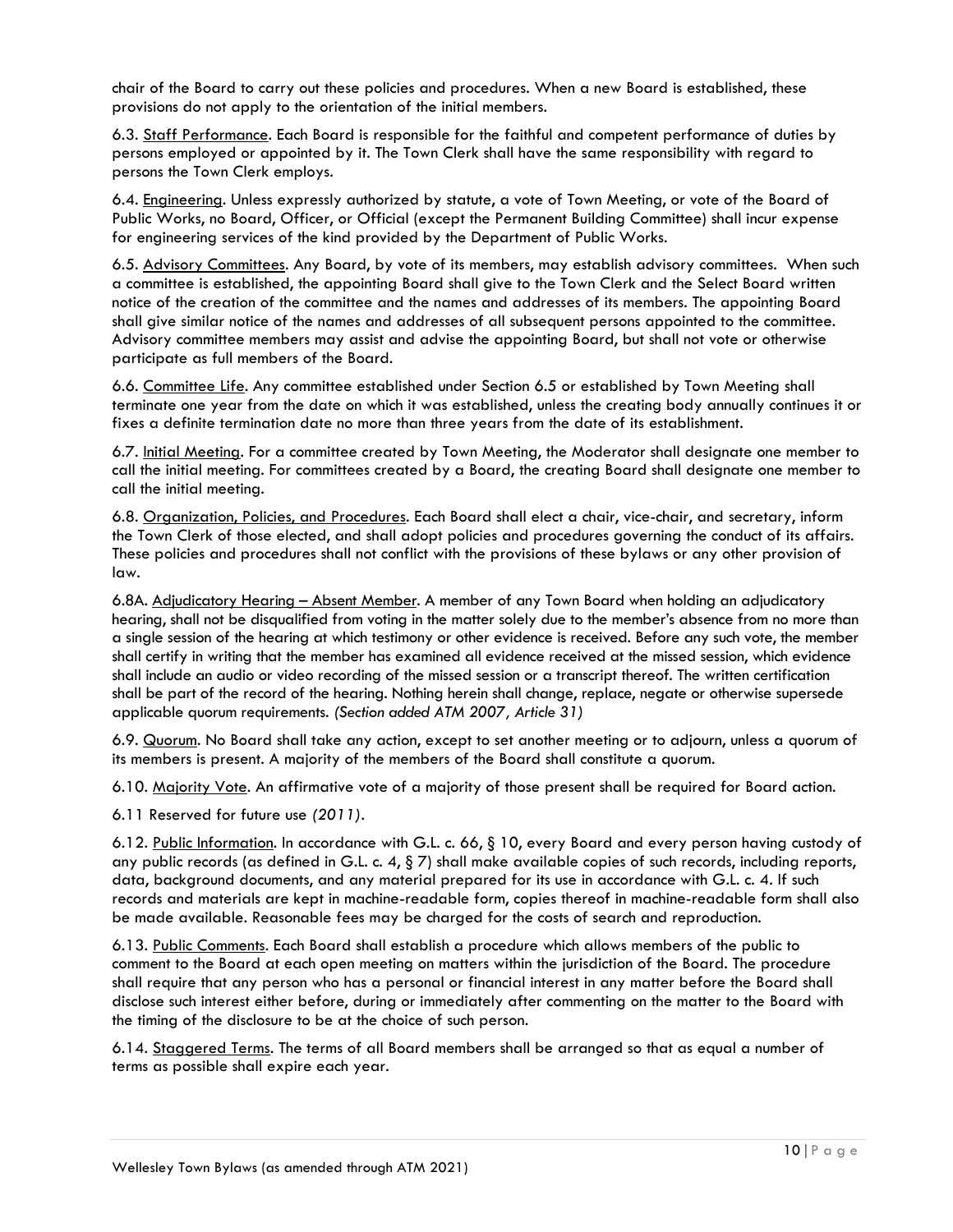chair of the Board to carry out these policies and procedures. When a new Board is established, these provisions do not apply to the orientation of the initial members.

6.3. Staff Performance. Each Board is responsible for the faithful and competent performance of duties by persons employed or appointed by it. The Town Clerk shall have the same responsibility with regard to persons the Town Clerk employs.

6.4. Engineering. Unless expressly authorized by statute, a vote of Town Meeting, or vote of the Board of Public Works, no Board, Officer, or Official (except the Permanent Building Committee) shall incur expense for engineering services of the kind provided by the Department of Public Works.

6.5. Advisory Committees. Any Board, by vote of its members, may establish advisory committees. When such a committee is established, the appointing Board shall give to the Town Clerk and the Select Board written notice of the creation of the committee and the names and addresses of its members. The appointing Board shall give similar notice of the names and addresses of all subsequent persons appointed to the committee. Advisory committee members may assist and advise the appointing Board, but shall not vote or otherwise participate as full members of the Board.

6.6. Committee Life. Any committee established under Section 6.5 or established by Town Meeting shall terminate one year from the date on which it was established, unless the creating body annually continues it or fixes a definite termination date no more than three years from the date of its establishment.

6.7. Initial Meeting. For a committee created by Town Meeting, the Moderator shall designate one member to call the initial meeting. For committees created by a Board, the creating Board shall designate one member to call the initial meeting.

6.8. Organization, Policies, and Procedures. Each Board shall elect a chair, vice-chair, and secretary, inform the Town Clerk of those elected, and shall adopt policies and procedures governing the conduct of its affairs. These policies and procedures shall not conflict with the provisions of these bylaws or any other provision of law.

6.8A. Adjudicatory Hearing – Absent Member. A member of any Town Board when holding an adjudicatory hearing, shall not be disqualified from voting in the matter solely due to the member's absence from no more than a single session of the hearing at which testimony or other evidence is received. Before any such vote, the member shall certify in writing that the member has examined all evidence received at the missed session, which evidence shall include an audio or video recording of the missed session or a transcript thereof. The written certification shall be part of the record of the hearing. Nothing herein shall change, replace, negate or otherwise supersede applicable quorum requirements. *(Section added ATM 2007, Article 31)*

6.9. Quorum. No Board shall take any action, except to set another meeting or to adjourn, unless a quorum of its members is present. A majority of the members of the Board shall constitute a quorum.

6.10. Majority Vote. An affirmative vote of a majority of those present shall be required for Board action.

6.11 Reserved for future use *(2011)*.

6.12. Public Information. In accordance with G.L. c. 66, § 10, every Board and every person having custody of any public records (as defined in G.L. c. 4, § 7) shall make available copies of such records, including reports, data, background documents, and any material prepared for its use in accordance with G.L. c. 4. If such records and materials are kept in machine-readable form, copies thereof in machine-readable form shall also be made available. Reasonable fees may be charged for the costs of search and reproduction.

6.13. Public Comments. Each Board shall establish a procedure which allows members of the public to comment to the Board at each open meeting on matters within the jurisdiction of the Board. The procedure shall require that any person who has a personal or financial interest in any matter before the Board shall disclose such interest either before, during or immediately after commenting on the matter to the Board with the timing of the disclosure to be at the choice of such person.

6.14. Staggered Terms. The terms of all Board members shall be arranged so that as equal a number of terms as possible shall expire each year.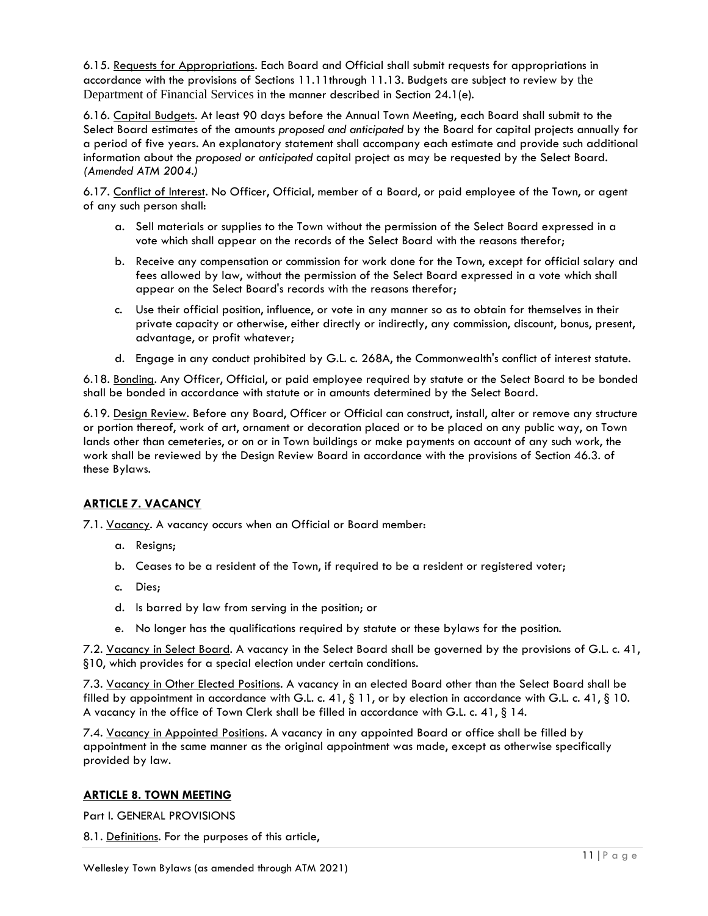6.15. Requests for Appropriations. Each Board and Official shall submit requests for appropriations in accordance with the provisions of Sections 11.11through 11.13. Budgets are subject to review by the Department of Financial Services in the manner described in Section 24.1(e).

6.16. Capital Budgets. At least 90 days before the Annual Town Meeting, each Board shall submit to the Select Board estimates of the amounts *proposed and anticipated* by the Board for capital projects annually for a period of five years. An explanatory statement shall accompany each estimate and provide such additional information about the *proposed or anticipated* capital project as may be requested by the Select Board. *(Amended ATM 2004.)*

6.17. Conflict of Interest. No Officer, Official, member of a Board, or paid employee of the Town, or agent of any such person shall:

a. Sell materials or supplies to the Town without the permission of the Select Board expressed in a vote which shall appear on the records of the Select Board with the reasons therefor;

b. Receive any compensation or commission for work done for the Town, except for official salary and fees allowed by law, without the permission of the Select Board expressed in a vote which shall appear on the Select Board's records with the reasons therefor;

c. Use their official position, influence, or vote in any manner so as to obtain for themselves in their private capacity or otherwise, either directly or indirectly, any commission, discount, bonus, present, advantage, or profit whatever;

d. Engage in any conduct prohibited by G.L. c. 268A, the Commonwealth's conflict of interest statute.

6.18. Bonding. Any Officer, Official, or paid employee required by statute or the Select Board to be bonded shall be bonded in accordance with statute or in amounts determined by the Select Board.

6.19. Design Review. Before any Board, Officer or Official can construct, install, alter or remove any structure or portion thereof, work of art, ornament or decoration placed or to be placed on any public way, on Town lands other than cemeteries, or on or in Town buildings or make payments on account of any such work, the work shall be reviewed by the Design Review Board in accordance with the provisions of Section 46.3. of these Bylaws.

## ARTICLE 7. VACANCY

7.1. Vacancy. A vacancy occurs when an Official or Board member:

a. Resigns;

b. Ceases to be a resident of the Town, if required to be a resident or registered voter;

c. Dies;

d. Is barred by law from serving in the position; or

e. No longer has the qualifications required by statute or these bylaws for the position.

7.2. Vacancy in Select Board. A vacancy in the Select Board shall be governed by the provisions of G.L. c. 41, §10, which provides for a special election under certain conditions.

7.3. Vacancy in Other Elected Positions. A vacancy in an elected Board other than the Select Board shall be filled by appointment in accordance with G.L. c. 41, § 11, or by election in accordance with G.L. c. 41, § 10. A vacancy in the office of Town Clerk shall be filled in accordance with G.L. c. 41, § 14.

7.4. Vacancy in Appointed Positions. A vacancy in any appointed Board or office shall be filled by appointment in the same manner as the original appointment was made, except as otherwise specifically provided by law.

## ARTICLE 8. TOWN MEETING

Part I. GENERAL PROVISIONS

8.1. Definitions. For the purposes of this article,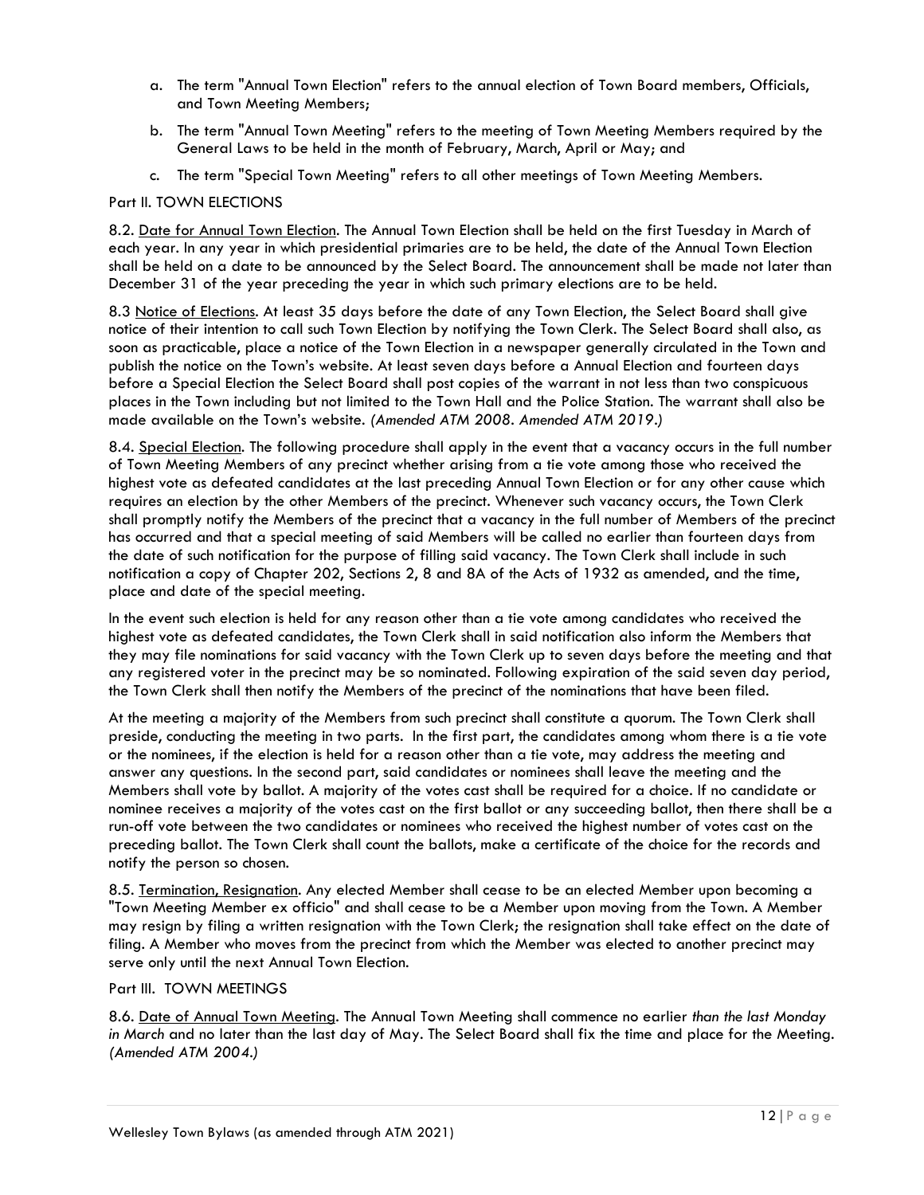a. The term "Annual Town Election" refers to the annual election of Town Board members, Officials, and Town Meeting Members;

b. The term "Annual Town Meeting" refers to the meeting of Town Meeting Members required by the General Laws to be held in the month of February, March, April or May; and

c. The term "Special Town Meeting" refers to all other meetings of Town Meeting Members.

Part II. TOWN ELECTIONS

8.2. Date for Annual Town Election. The Annual Town Election shall be held on the first Tuesday in March of each year. In any year in which presidential primaries are to be held, the date of the Annual Town Election shall be held on a date to be announced by the Select Board. The announcement shall be made not later than December 31 of the year preceding the year in which such primary elections are to be held.

8.3 Notice of Elections. At least 35 days before the date of any Town Election, the Select Board shall give notice of their intention to call such Town Election by notifying the Town Clerk. The Select Board shall also, as soon as practicable, place a notice of the Town Election in a newspaper generally circulated in the Town and publish the notice on the Town's website. At least seven days before a Annual Election and fourteen days before a Special Election the Select Board shall post copies of the warrant in not less than two conspicuous places in the Town including but not limited to the Town Hall and the Police Station. The warrant shall also be made available on the Town's website. *(Amended ATM 2008. Amended ATM 2019.)*

8.4. Special Election. The following procedure shall apply in the event that a vacancy occurs in the full number of Town Meeting Members of any precinct whether arising from a tie vote among those who received the highest vote as defeated candidates at the last preceding Annual Town Election or for any other cause which requires an election by the other Members of the precinct. Whenever such vacancy occurs, the Town Clerk shall promptly notify the Members of the precinct that a vacancy in the full number of Members of the precinct has occurred and that a special meeting of said Members will be called no earlier than fourteen days from the date of such notification for the purpose of filling said vacancy. The Town Clerk shall include in such notification a copy of Chapter 202, Sections 2, 8 and 8A of the Acts of 1932 as amended, and the time, place and date of the special meeting.

In the event such election is held for any reason other than a tie vote among candidates who received the highest vote as defeated candidates, the Town Clerk shall in said notification also inform the Members that they may file nominations for said vacancy with the Town Clerk up to seven days before the meeting and that any registered voter in the precinct may be so nominated. Following expiration of the said seven day period, the Town Clerk shall then notify the Members of the precinct of the nominations that have been filed.

At the meeting a majority of the Members from such precinct shall constitute a quorum. The Town Clerk shall preside, conducting the meeting in two parts. In the first part, the candidates among whom there is a tie vote or the nominees, if the election is held for a reason other than a tie vote, may address the meeting and answer any questions. In the second part, said candidates or nominees shall leave the meeting and the Members shall vote by ballot. A majority of the votes cast shall be required for a choice. If no candidate or nominee receives a majority of the votes cast on the first ballot or any succeeding ballot, then there shall be a run-off vote between the two candidates or nominees who received the highest number of votes cast on the preceding ballot. The Town Clerk shall count the ballots, make a certificate of the choice for the records and notify the person so chosen.

8.5. Termination, Resignation. Any elected Member shall cease to be an elected Member upon becoming a "Town Meeting Member ex officio" and shall cease to be a Member upon moving from the Town. A Member may resign by filing a written resignation with the Town Clerk; the resignation shall take effect on the date of filing. A Member who moves from the precinct from which the Member was elected to another precinct may serve only until the next Annual Town Election.

Part III. TOWN MEETINGS

8.6. Date of Annual Town Meeting. The Annual Town Meeting shall commence no earlier *than the last Monday in March* and no later than the last day of May. The Select Board shall fix the time and place for the Meeting. *(Amended ATM 2004.)*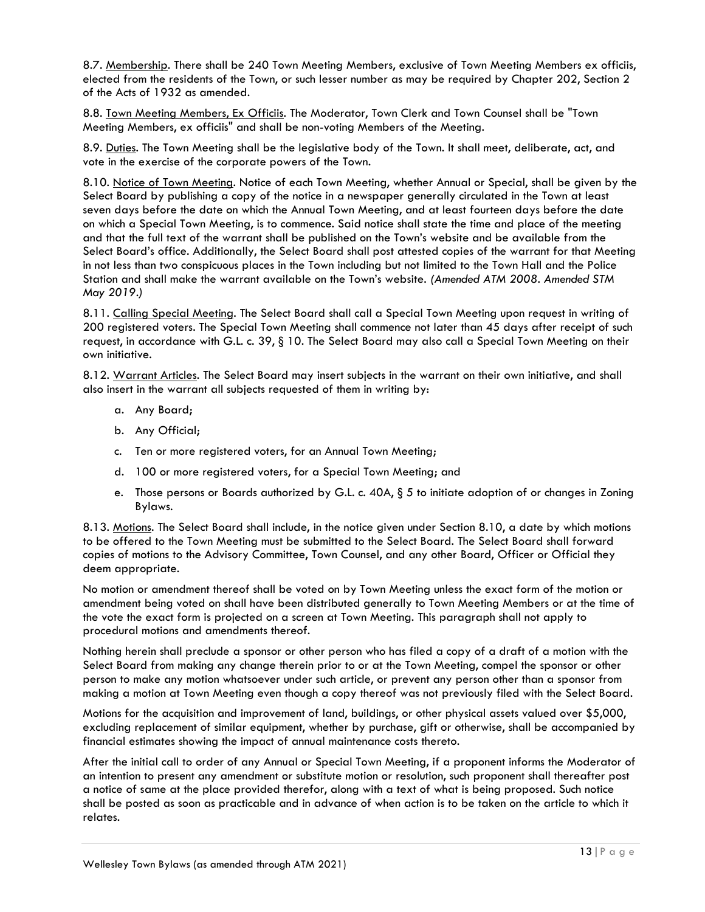8.7. Membership. There shall be 240 Town Meeting Members, exclusive of Town Meeting Members ex officiis, elected from the residents of the Town, or such lesser number as may be required by Chapter 202, Section 2 of the Acts of 1932 as amended.

8.8. Town Meeting Members, Ex Officiis. The Moderator, Town Clerk and Town Counsel shall be "Town Meeting Members, ex officiis" and shall be non-voting Members of the Meeting.

8.9. Duties. The Town Meeting shall be the legislative body of the Town. It shall meet, deliberate, act, and vote in the exercise of the corporate powers of the Town.

8.10. Notice of Town Meeting. Notice of each Town Meeting, whether Annual or Special, shall be given by the Select Board by publishing a copy of the notice in a newspaper generally circulated in the Town at least seven days before the date on which the Annual Town Meeting, and at least fourteen days before the date on which a Special Town Meeting, is to commence. Said notice shall state the time and place of the meeting and that the full text of the warrant shall be published on the Town's website and be available from the Select Board's office. Additionally, the Select Board shall post attested copies of the warrant for that Meeting in not less than two conspicuous places in the Town including but not limited to the Town Hall and the Police Station and shall make the warrant available on the Town's website. *(Amended ATM 2008. Amended STM May 2019.)*

8.11. Calling Special Meeting. The Select Board shall call a Special Town Meeting upon request in writing of 200 registered voters. The Special Town Meeting shall commence not later than 45 days after receipt of such request, in accordance with G.L. c. 39, § 10. The Select Board may also call a Special Town Meeting on their own initiative.

8.12. Warrant Articles. The Select Board may insert subjects in the warrant on their own initiative, and shall also insert in the warrant all subjects requested of them in writing by:

a. Any Board;

b. Any Official;

c. Ten or more registered voters, for an Annual Town Meeting;

d. 100 or more registered voters, for a Special Town Meeting; and

e. Those persons or Boards authorized by G.L. c. 40A, § 5 to initiate adoption of or changes in Zoning Bylaws.

8.13. Motions. The Select Board shall include, in the notice given under Section 8.10, a date by which motions to be offered to the Town Meeting must be submitted to the Select Board. The Select Board shall forward copies of motions to the Advisory Committee, Town Counsel, and any other Board, Officer or Official they deem appropriate.

No motion or amendment thereof shall be voted on by Town Meeting unless the exact form of the motion or amendment being voted on shall have been distributed generally to Town Meeting Members or at the time of the vote the exact form is projected on a screen at Town Meeting. This paragraph shall not apply to procedural motions and amendments thereof.

Nothing herein shall preclude a sponsor or other person who has filed a copy of a draft of a motion with the Select Board from making any change therein prior to or at the Town Meeting, compel the sponsor or other person to make any motion whatsoever under such article, or prevent any person other than a sponsor from making a motion at Town Meeting even though a copy thereof was not previously filed with the Select Board.

Motions for the acquisition and improvement of land, buildings, or other physical assets valued over $5,000, excluding replacement of similar equipment, whether by purchase, gift or otherwise, shall be accompanied by financial estimates showing the impact of annual maintenance costs thereto.

After the initial call to order of any Annual or Special Town Meeting, if a proponent informs the Moderator of an intention to present any amendment or substitute motion or resolution, such proponent shall thereafter post a notice of same at the place provided therefor, along with a text of what is being proposed. Such notice shall be posted as soon as practicable and in advance of when action is to be taken on the article to which it relates.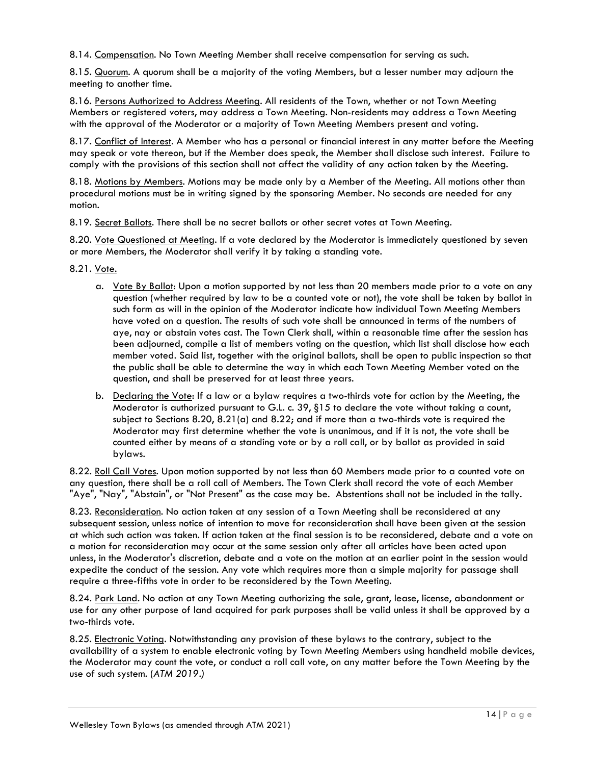8.14. Compensation. No Town Meeting Member shall receive compensation for serving as such.

8.15. Quorum. A quorum shall be a majority of the voting Members, but a lesser number may adjourn the meeting to another time.

8.16. Persons Authorized to Address Meeting. All residents of the Town, whether or not Town Meeting Members or registered voters, may address a Town Meeting. Non-residents may address a Town Meeting with the approval of the Moderator or a majority of Town Meeting Members present and voting.

8.17. Conflict of Interest. A Member who has a personal or financial interest in any matter before the Meeting may speak or vote thereon, but if the Member does speak, the Member shall disclose such interest. Failure to comply with the provisions of this section shall not affect the validity of any action taken by the Meeting.

8.18. Motions by Members. Motions may be made only by a Member of the Meeting. All motions other than procedural motions must be in writing signed by the sponsoring Member. No seconds are needed for any motion.

8.19. Secret Ballots. There shall be no secret ballots or other secret votes at Town Meeting.

8.20. Vote Questioned at Meeting. If a vote declared by the Moderator is immediately questioned by seven or more Members, the Moderator shall verify it by taking a standing vote.

8.21. Vote.

a. Vote By Ballot: Upon a motion supported by not less than 20 members made prior to a vote on any question (whether required by law to be a counted vote or not), the vote shall be taken by ballot in such form as will in the opinion of the Moderator indicate how individual Town Meeting Members have voted on a question. The results of such vote shall be announced in terms of the numbers of aye, nay or abstain votes cast. The Town Clerk shall, within a reasonable time after the session has been adjourned, compile a list of members voting on the question, which list shall disclose how each member voted. Said list, together with the original ballots, shall be open to public inspection so that the public shall be able to determine the way in which each Town Meeting Member voted on the question, and shall be preserved for at least three years.

b. Declaring the Vote: If a law or a bylaw requires a two-thirds vote for action by the Meeting, the Moderator is authorized pursuant to G.L. c. 39, §15 to declare the vote without taking a count, subject to Sections 8.20, 8.21(a) and 8.22; and if more than a two-thirds vote is required the Moderator may first determine whether the vote is unanimous, and if it is not, the vote shall be counted either by means of a standing vote or by a roll call, or by ballot as provided in said bylaws.

8.22. Roll Call Votes. Upon motion supported by not less than 60 Members made prior to a counted vote on any question, there shall be a roll call of Members. The Town Clerk shall record the vote of each Member "Aye", "Nay", "Abstain", or "Not Present" as the case may be. Abstentions shall not be included in the tally.

8.23. Reconsideration. No action taken at any session of a Town Meeting shall be reconsidered at any subsequent session, unless notice of intention to move for reconsideration shall have been given at the session at which such action was taken. If action taken at the final session is to be reconsidered, debate and a vote on a motion for reconsideration may occur at the same session only after all articles have been acted upon unless, in the Moderator's discretion, debate and a vote on the motion at an earlier point in the session would expedite the conduct of the session. Any vote which requires more than a simple majority for passage shall require a three-fifths vote in order to be reconsidered by the Town Meeting.

8.24. Park Land. No action at any Town Meeting authorizing the sale, grant, lease, license, abandonment or use for any other purpose of land acquired for park purposes shall be valid unless it shall be approved by a two-thirds vote.

8.25. Electronic Voting. Notwithstanding any provision of these bylaws to the contrary, subject to the availability of a system to enable electronic voting by Town Meeting Members using handheld mobile devices, the Moderator may count the vote, or conduct a roll call vote, on any matter before the Town Meeting by the use of such system. (*ATM 2019.*)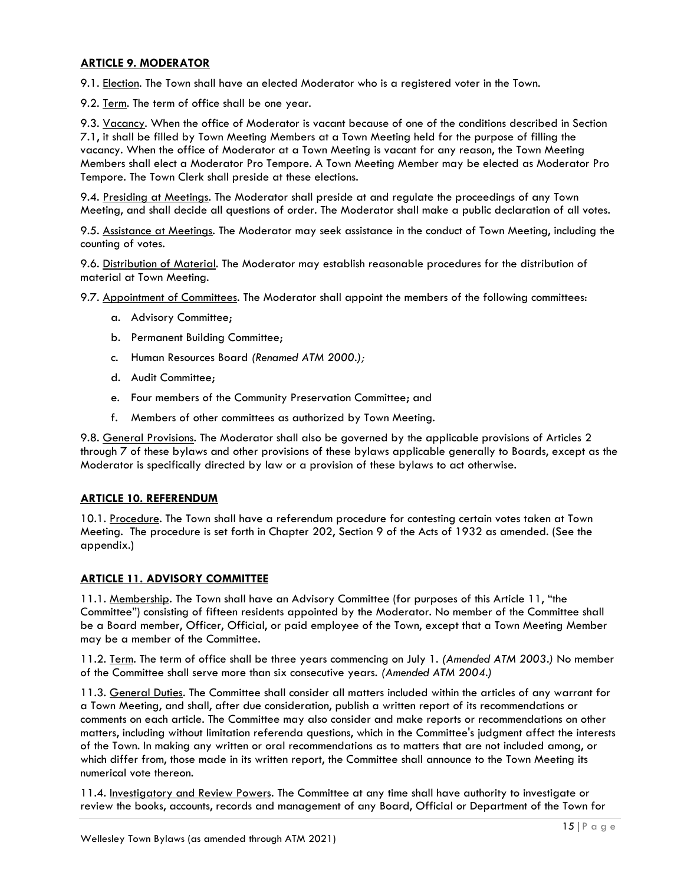## ARTICLE 9. MODERATOR

9.1. <u>Election</u>. The Town shall have an elected Moderator who is a registered voter in the Town.

9.2. <u>Term</u>. The term of office shall be one year.

9.3. <u>Vacancy</u>. When the office of Moderator is vacant because of one of the conditions described in Section 7.1, it shall be filled by Town Meeting Members at a Town Meeting held for the purpose of filling the vacancy. When the office of Moderator at a Town Meeting is vacant for any reason, the Town Meeting Members shall elect a Moderator Pro Tempore. A Town Meeting Member may be elected as Moderator Pro Tempore. The Town Clerk shall preside at these elections.

9.4. <u>Presiding at Meetings</u>. The Moderator shall preside at and regulate the proceedings of any Town Meeting, and shall decide all questions of order. The Moderator shall make a public declaration of all votes.

9.5. <u>Assistance at Meetings</u>. The Moderator may seek assistance in the conduct of Town Meeting, including the counting of votes.

9.6. <u>Distribution of Material</u>. The Moderator may establish reasonable procedures for the distribution of material at Town Meeting.

9.7. <u>Appointment of Committees</u>. The Moderator shall appoint the members of the following committees:

a. Advisory Committee;

b. Permanent Building Committee;

c. Human Resources Board *(Renamed ATM 2000.)*;

d. Audit Committee;

e. Four members of the Community Preservation Committee; and

f. Members of other committees as authorized by Town Meeting.

9.8. <u>General Provisions</u>. The Moderator shall also be governed by the applicable provisions of Articles 2 through 7 of these bylaws and other provisions of these bylaws applicable generally to Boards, except as the Moderator is specifically directed by law or a provision of these bylaws to act otherwise.

## ARTICLE 10. REFERENDUM

10.1. <u>Procedure</u>. The Town shall have a referendum procedure for contesting certain votes taken at Town Meeting. The procedure is set forth in Chapter 202, Section 9 of the Acts of 1932 as amended. (See the appendix.)

## ARTICLE 11. ADVISORY COMMITTEE

11.1. <u>Membership</u>. The Town shall have an Advisory Committee (for purposes of this Article 11, "the Committee") consisting of fifteen residents appointed by the Moderator. No member of the Committee shall be a Board member, Officer, Official, or paid employee of the Town, except that a Town Meeting Member may be a member of the Committee.

11.2. <u>Term</u>. The term of office shall be three years commencing on July 1. *(Amended ATM 2003.)* No member of the Committee shall serve more than six consecutive years. *(Amended ATM 2004.)*

11.3. <u>General Duties</u>. The Committee shall consider all matters included within the articles of any warrant for a Town Meeting, and shall, after due consideration, publish a written report of its recommendations or comments on each article. The Committee may also consider and make reports or recommendations on other matters, including without limitation referenda questions, which in the Committee's judgment affect the interests of the Town. In making any written or oral recommendations as to matters that are not included among, or which differ from, those made in its written report, the Committee shall announce to the Town Meeting its numerical vote thereon.

11.4. <u>Investigatory and Review Powers</u>. The Committee at any time shall have authority to investigate or review the books, accounts, records and management of any Board, Official or Department of the Town for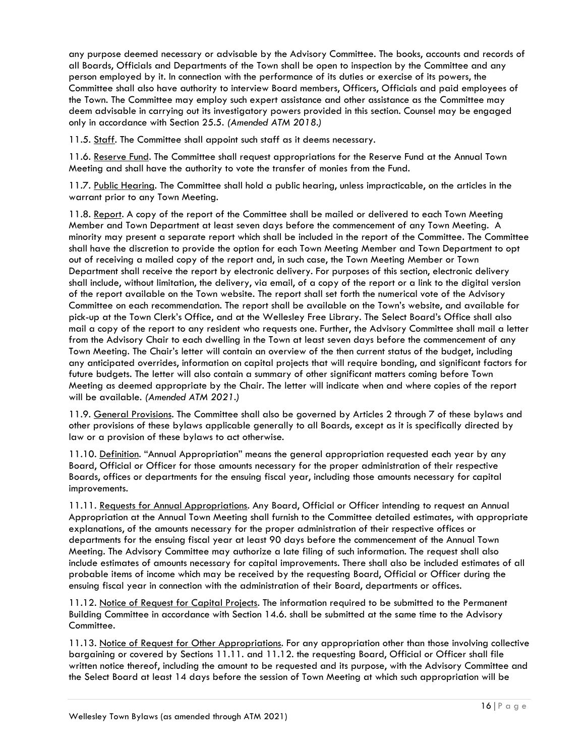any purpose deemed necessary or advisable by the Advisory Committee. The books, accounts and records of all Boards, Officials and Departments of the Town shall be open to inspection by the Committee and any person employed by it. In connection with the performance of its duties or exercise of its powers, the Committee shall also have authority to interview Board members, Officers, Officials and paid employees of the Town. The Committee may employ such expert assistance and other assistance as the Committee may deem advisable in carrying out its investigatory powers provided in this section. Counsel may be engaged only in accordance with Section 25.5. *(Amended ATM 2018.)*

11.5. Staff. The Committee shall appoint such staff as it deems necessary.

11.6. Reserve Fund. The Committee shall request appropriations for the Reserve Fund at the Annual Town Meeting and shall have the authority to vote the transfer of monies from the Fund.

11.7. Public Hearing. The Committee shall hold a public hearing, unless impracticable, on the articles in the warrant prior to any Town Meeting.

11.8. Report. A copy of the report of the Committee shall be mailed or delivered to each Town Meeting Member and Town Department at least seven days before the commencement of any Town Meeting. A minority may present a separate report which shall be included in the report of the Committee. The Committee shall have the discretion to provide the option for each Town Meeting Member and Town Department to opt out of receiving a mailed copy of the report and, in such case, the Town Meeting Member or Town Department shall receive the report by electronic delivery. For purposes of this section, electronic delivery shall include, without limitation, the delivery, via email, of a copy of the report or a link to the digital version of the report available on the Town website. The report shall set forth the numerical vote of the Advisory Committee on each recommendation. The report shall be available on the Town's website, and available for pick-up at the Town Clerk's Office, and at the Wellesley Free Library. The Select Board's Office shall also mail a copy of the report to any resident who requests one. Further, the Advisory Committee shall mail a letter from the Advisory Chair to each dwelling in the Town at least seven days before the commencement of any Town Meeting. The Chair's letter will contain an overview of the then current status of the budget, including any anticipated overrides, information on capital projects that will require bonding, and significant factors for future budgets. The letter will also contain a summary of other significant matters coming before Town Meeting as deemed appropriate by the Chair. The letter will indicate when and where copies of the report will be available. *(Amended ATM 2021.)*

11.9. General Provisions. The Committee shall also be governed by Articles 2 through 7 of these bylaws and other provisions of these bylaws applicable generally to all Boards, except as it is specifically directed by law or a provision of these bylaws to act otherwise.

11.10. Definition. "Annual Appropriation" means the general appropriation requested each year by any Board, Official or Officer for those amounts necessary for the proper administration of their respective Boards, offices or departments for the ensuing fiscal year, including those amounts necessary for capital improvements.

11.11. Requests for Annual Appropriations. Any Board, Official or Officer intending to request an Annual Appropriation at the Annual Town Meeting shall furnish to the Committee detailed estimates, with appropriate explanations, of the amounts necessary for the proper administration of their respective offices or departments for the ensuing fiscal year at least 90 days before the commencement of the Annual Town Meeting. The Advisory Committee may authorize a late filing of such information. The request shall also include estimates of amounts necessary for capital improvements. There shall also be included estimates of all probable items of income which may be received by the requesting Board, Official or Officer during the ensuing fiscal year in connection with the administration of their Board, departments or offices.

11.12. Notice of Request for Capital Projects. The information required to be submitted to the Permanent Building Committee in accordance with Section 14.6. shall be submitted at the same time to the Advisory Committee.

11.13. Notice of Request for Other Appropriations. For any appropriation other than those involving collective bargaining or covered by Sections 11.11. and 11.12. the requesting Board, Official or Officer shall file written notice thereof, including the amount to be requested and its purpose, with the Advisory Committee and the Select Board at least 14 days before the session of Town Meeting at which such appropriation will be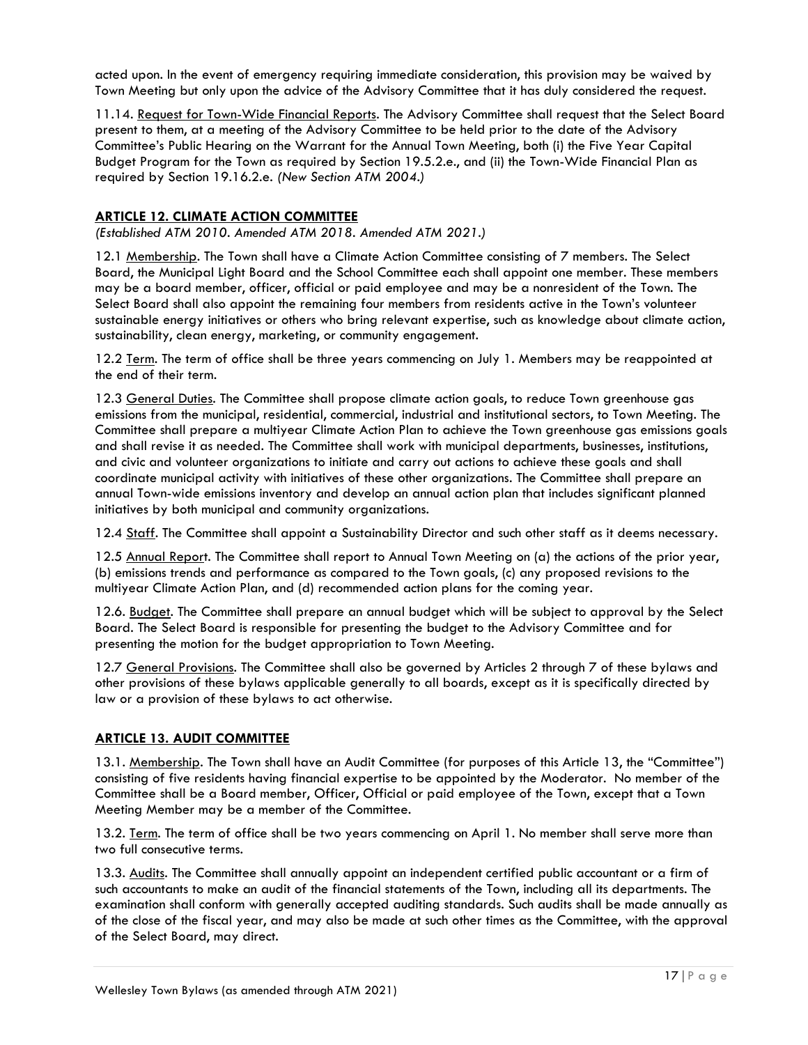acted upon. In the event of emergency requiring immediate consideration, this provision may be waived by Town Meeting but only upon the advice of the Advisory Committee that it has duly considered the request.

11.14. Request for Town-Wide Financial Reports. The Advisory Committee shall request that the Select Board present to them, at a meeting of the Advisory Committee to be held prior to the date of the Advisory Committee's Public Hearing on the Warrant for the Annual Town Meeting, both (i) the Five Year Capital Budget Program for the Town as required by Section 19.5.2.e., and (ii) the Town-Wide Financial Plan as required by Section 19.16.2.e. *(New Section ATM 2004.)*

## ARTICLE 12. CLIMATE ACTION COMMITTEE

*(Established ATM 2010. Amended ATM 2018. Amended ATM 2021.)*

12.1 Membership. The Town shall have a Climate Action Committee consisting of 7 members. The Select Board, the Municipal Light Board and the School Committee each shall appoint one member. These members may be a board member, officer, official or paid employee and may be a nonresident of the Town. The Select Board shall also appoint the remaining four members from residents active in the Town's volunteer sustainable energy initiatives or others who bring relevant expertise, such as knowledge about climate action, sustainability, clean energy, marketing, or community engagement.

12.2 Term. The term of office shall be three years commencing on July 1. Members may be reappointed at the end of their term.

12.3 General Duties. The Committee shall propose climate action goals, to reduce Town greenhouse gas emissions from the municipal, residential, commercial, industrial and institutional sectors, to Town Meeting. The Committee shall prepare a multiyear Climate Action Plan to achieve the Town greenhouse gas emissions goals and shall revise it as needed. The Committee shall work with municipal departments, businesses, institutions, and civic and volunteer organizations to initiate and carry out actions to achieve these goals and shall coordinate municipal activity with initiatives of these other organizations. The Committee shall prepare an annual Town-wide emissions inventory and develop an annual action plan that includes significant planned initiatives by both municipal and community organizations.

12.4 Staff. The Committee shall appoint a Sustainability Director and such other staff as it deems necessary.

12.5 Annual Report. The Committee shall report to Annual Town Meeting on (a) the actions of the prior year, (b) emissions trends and performance as compared to the Town goals, (c) any proposed revisions to the multiyear Climate Action Plan, and (d) recommended action plans for the coming year.

12.6. Budget. The Committee shall prepare an annual budget which will be subject to approval by the Select Board. The Select Board is responsible for presenting the budget to the Advisory Committee and for presenting the motion for the budget appropriation to Town Meeting.

12.7 General Provisions. The Committee shall also be governed by Articles 2 through 7 of these bylaws and other provisions of these bylaws applicable generally to all boards, except as it is specifically directed by law or a provision of these bylaws to act otherwise.

## ARTICLE 13. AUDIT COMMITTEE

13.1. Membership. The Town shall have an Audit Committee (for purposes of this Article 13, the "Committee") consisting of five residents having financial expertise to be appointed by the Moderator. No member of the Committee shall be a Board member, Officer, Official or paid employee of the Town, except that a Town Meeting Member may be a member of the Committee.

13.2. Term. The term of office shall be two years commencing on April 1. No member shall serve more than two full consecutive terms.

13.3. Audits. The Committee shall annually appoint an independent certified public accountant or a firm of such accountants to make an audit of the financial statements of the Town, including all its departments. The examination shall conform with generally accepted auditing standards. Such audits shall be made annually as of the close of the fiscal year, and may also be made at such other times as the Committee, with the approval of the Select Board, may direct.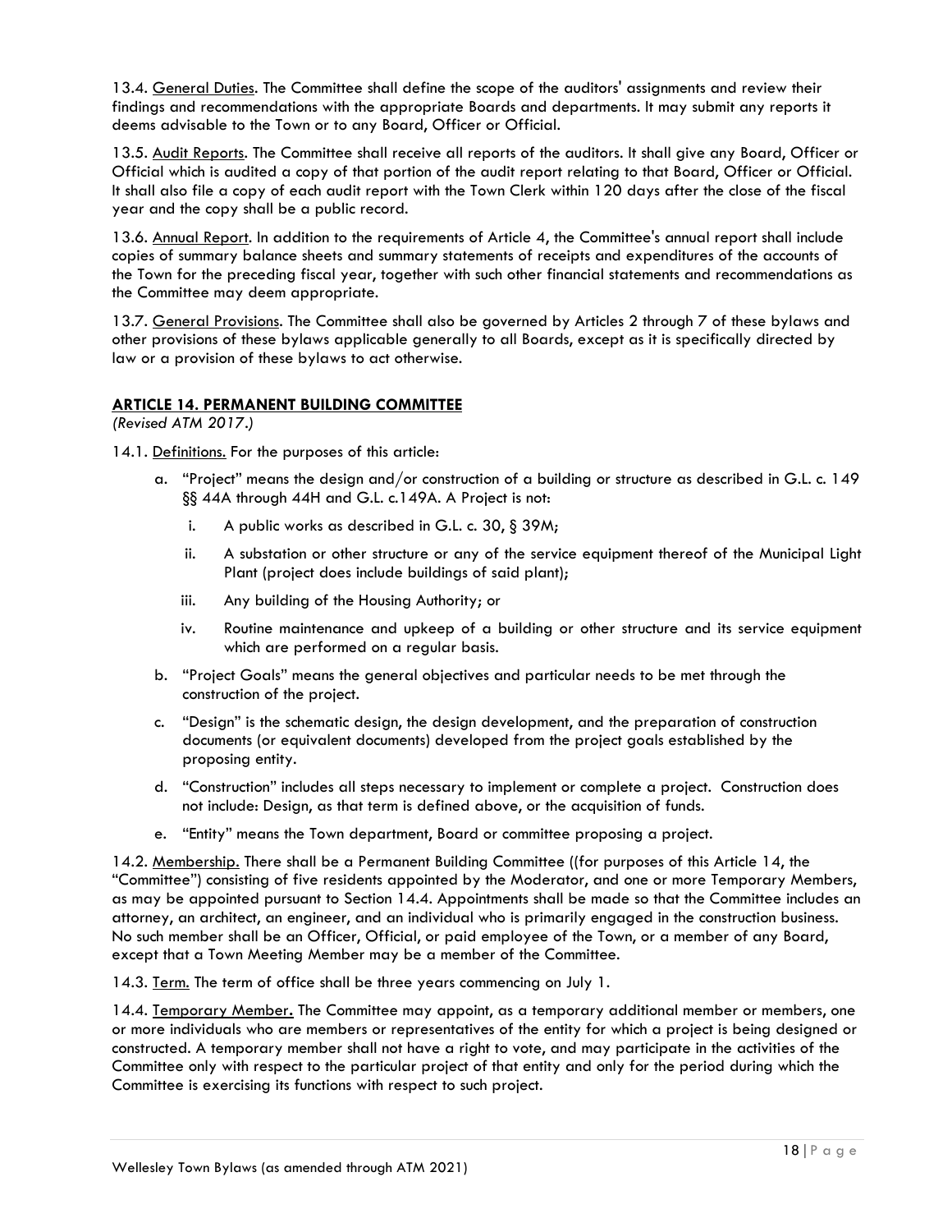13.4. General Duties. The Committee shall define the scope of the auditors' assignments and review their findings and recommendations with the appropriate Boards and departments. It may submit any reports it deems advisable to the Town or to any Board, Officer or Official.

13.5. Audit Reports. The Committee shall receive all reports of the auditors. It shall give any Board, Officer or Official which is audited a copy of that portion of the audit report relating to that Board, Officer or Official. It shall also file a copy of each audit report with the Town Clerk within 120 days after the close of the fiscal year and the copy shall be a public record.

13.6. Annual Report. In addition to the requirements of Article 4, the Committee's annual report shall include copies of summary balance sheets and summary statements of receipts and expenditures of the accounts of the Town for the preceding fiscal year, together with such other financial statements and recommendations as the Committee may deem appropriate.

13.7. General Provisions. The Committee shall also be governed by Articles 2 through 7 of these bylaws and other provisions of these bylaws applicable generally to all Boards, except as it is specifically directed by law or a provision of these bylaws to act otherwise.

## ARTICLE 14. PERMANENT BUILDING COMMITTEE

*(Revised ATM 2017.)*

14.1. Definitions. For the purposes of this article:

a. "Project" means the design and/or construction of a building or structure as described in G.L. c. 149 §§ 44A through 44H and G.L. c.149A. A Project is not:
   i. A public works as described in G.L. c. 30, § 39M;
   ii. A substation or other structure or any of the service equipment thereof of the Municipal Light Plant (project does include buildings of said plant);
   iii. Any building of the Housing Authority; or
   iv. Routine maintenance and upkeep of a building or other structure and its service equipment which are performed on a regular basis.

b. "Project Goals" means the general objectives and particular needs to be met through the construction of the project.

c. "Design" is the schematic design, the design development, and the preparation of construction documents (or equivalent documents) developed from the project goals established by the proposing entity.

d. "Construction" includes all steps necessary to implement or complete a project. Construction does not include: Design, as that term is defined above, or the acquisition of funds.

e. "Entity" means the Town department, Board or committee proposing a project.

14.2. Membership. There shall be a Permanent Building Committee ((for purposes of this Article 14, the "Committee") consisting of five residents appointed by the Moderator, and one or more Temporary Members, as may be appointed pursuant to Section 14.4. Appointments shall be made so that the Committee includes an attorney, an architect, an engineer, and an individual who is primarily engaged in the construction business. No such member shall be an Officer, Official, or paid employee of the Town, or a member of any Board, except that a Town Meeting Member may be a member of the Committee.

14.3. Term. The term of office shall be three years commencing on July 1.

14.4. Temporary Member. The Committee may appoint, as a temporary additional member or members, one or more individuals who are members or representatives of the entity for which a project is being designed or constructed. A temporary member shall not have a right to vote, and may participate in the activities of the Committee only with respect to the particular project of that entity and only for the period during which the Committee is exercising its functions with respect to such project.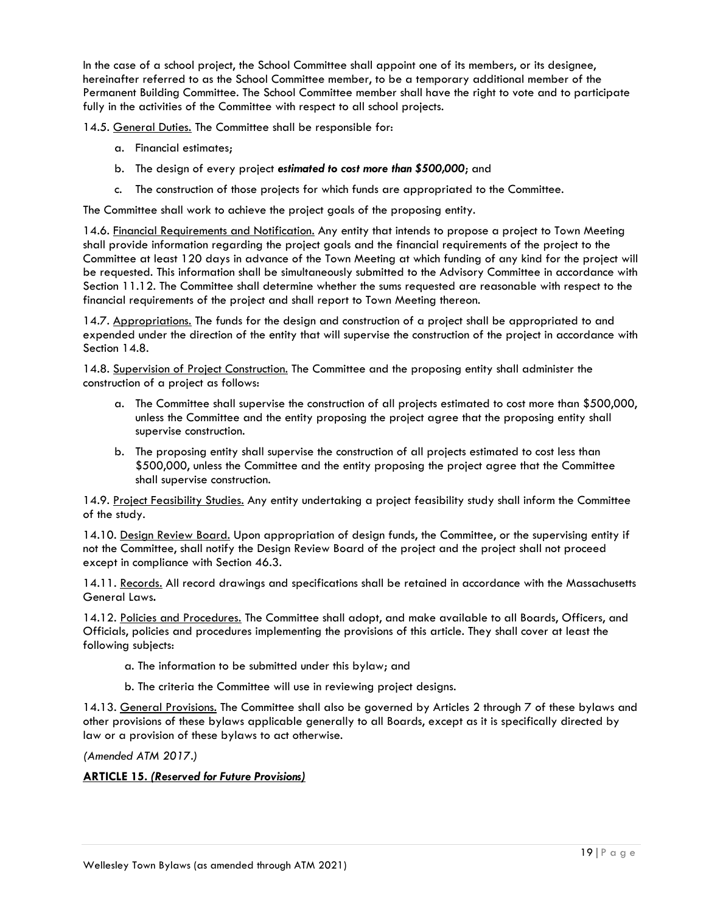In the case of a school project, the School Committee shall appoint one of its members, or its designee, hereinafter referred to as the School Committee member, to be a temporary additional member of the Permanent Building Committee. The School Committee member shall have the right to vote and to participate fully in the activities of the Committee with respect to all school projects.

14.5. General Duties. The Committee shall be responsible for:

a. Financial estimates;

b. The design of every project ***estimated to cost more than $500,000***; and

c. The construction of those projects for which funds are appropriated to the Committee.

The Committee shall work to achieve the project goals of the proposing entity.

14.6. Financial Requirements and Notification. Any entity that intends to propose a project to Town Meeting shall provide information regarding the project goals and the financial requirements of the project to the Committee at least 120 days in advance of the Town Meeting at which funding of any kind for the project will be requested. This information shall be simultaneously submitted to the Advisory Committee in accordance with Section 11.12. The Committee shall determine whether the sums requested are reasonable with respect to the financial requirements of the project and shall report to Town Meeting thereon.

14.7. Appropriations. The funds for the design and construction of a project shall be appropriated to and expended under the direction of the entity that will supervise the construction of the project in accordance with Section 14.8.

14.8. Supervision of Project Construction. The Committee and the proposing entity shall administer the construction of a project as follows:

a. The Committee shall supervise the construction of all projects estimated to cost more than $500,000, unless the Committee and the entity proposing the project agree that the proposing entity shall supervise construction.

b. The proposing entity shall supervise the construction of all projects estimated to cost less than $500,000, unless the Committee and the entity proposing the project agree that the Committee shall supervise construction.

14.9. Project Feasibility Studies. Any entity undertaking a project feasibility study shall inform the Committee of the study.

14.10. Design Review Board. Upon appropriation of design funds, the Committee, or the supervising entity if not the Committee, shall notify the Design Review Board of the project and the project shall not proceed except in compliance with Section 46.3.

14.11. Records. All record drawings and specifications shall be retained in accordance with the Massachusetts General Laws.

14.12. Policies and Procedures. The Committee shall adopt, and make available to all Boards, Officers, and Officials, policies and procedures implementing the provisions of this article. They shall cover at least the following subjects:

a. The information to be submitted under this bylaw; and

b. The criteria the Committee will use in reviewing project designs.

14.13. General Provisions. The Committee shall also be governed by Articles 2 through 7 of these bylaws and other provisions of these bylaws applicable generally to all Boards, except as it is specifically directed by law or a provision of these bylaws to act otherwise.

*(Amended ATM 2017.)*

## ARTICLE 15. *(Reserved for Future Provisions)*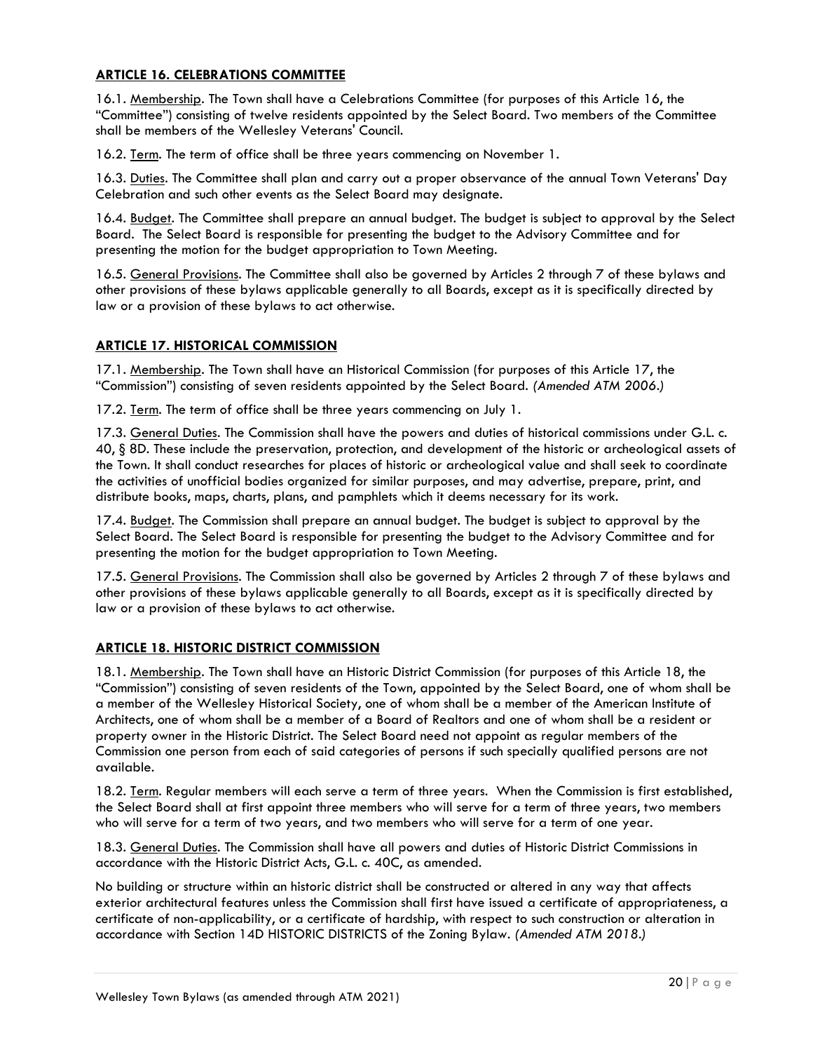## ARTICLE 16. CELEBRATIONS COMMITTEE

16.1. Membership. The Town shall have a Celebrations Committee (for purposes of this Article 16, the "Committee") consisting of twelve residents appointed by the Select Board. Two members of the Committee shall be members of the Wellesley Veterans' Council.

16.2. Term. The term of office shall be three years commencing on November 1.

16.3. Duties. The Committee shall plan and carry out a proper observance of the annual Town Veterans' Day Celebration and such other events as the Select Board may designate.

16.4. Budget. The Committee shall prepare an annual budget. The budget is subject to approval by the Select Board. The Select Board is responsible for presenting the budget to the Advisory Committee and for presenting the motion for the budget appropriation to Town Meeting.

16.5. General Provisions. The Committee shall also be governed by Articles 2 through 7 of these bylaws and other provisions of these bylaws applicable generally to all Boards, except as it is specifically directed by law or a provision of these bylaws to act otherwise.

## ARTICLE 17. HISTORICAL COMMISSION

17.1. Membership. The Town shall have an Historical Commission (for purposes of this Article 17, the "Commission") consisting of seven residents appointed by the Select Board. *(Amended ATM 2006.)*

17.2. Term. The term of office shall be three years commencing on July 1.

17.3. General Duties. The Commission shall have the powers and duties of historical commissions under G.L. c. 40, § 8D. These include the preservation, protection, and development of the historic or archeological assets of the Town. It shall conduct researches for places of historic or archeological value and shall seek to coordinate the activities of unofficial bodies organized for similar purposes, and may advertise, prepare, print, and distribute books, maps, charts, plans, and pamphlets which it deems necessary for its work.

17.4. Budget. The Commission shall prepare an annual budget. The budget is subject to approval by the Select Board. The Select Board is responsible for presenting the budget to the Advisory Committee and for presenting the motion for the budget appropriation to Town Meeting.

17.5. General Provisions. The Commission shall also be governed by Articles 2 through 7 of these bylaws and other provisions of these bylaws applicable generally to all Boards, except as it is specifically directed by law or a provision of these bylaws to act otherwise.

## ARTICLE 18. HISTORIC DISTRICT COMMISSION

18.1. Membership. The Town shall have an Historic District Commission (for purposes of this Article 18, the "Commission") consisting of seven residents of the Town, appointed by the Select Board, one of whom shall be a member of the Wellesley Historical Society, one of whom shall be a member of the American Institute of Architects, one of whom shall be a member of a Board of Realtors and one of whom shall be a resident or property owner in the Historic District. The Select Board need not appoint as regular members of the Commission one person from each of said categories of persons if such specially qualified persons are not available.

18.2. Term. Regular members will each serve a term of three years. When the Commission is first established, the Select Board shall at first appoint three members who will serve for a term of three years, two members who will serve for a term of two years, and two members who will serve for a term of one year.

18.3. General Duties. The Commission shall have all powers and duties of Historic District Commissions in accordance with the Historic District Acts, G.L. c. 40C, as amended.

No building or structure within an historic district shall be constructed or altered in any way that affects exterior architectural features unless the Commission shall first have issued a certificate of appropriateness, a certificate of non-applicability, or a certificate of hardship, with respect to such construction or alteration in accordance with Section 14D HISTORIC DISTRICTS of the Zoning Bylaw. *(Amended ATM 2018.)*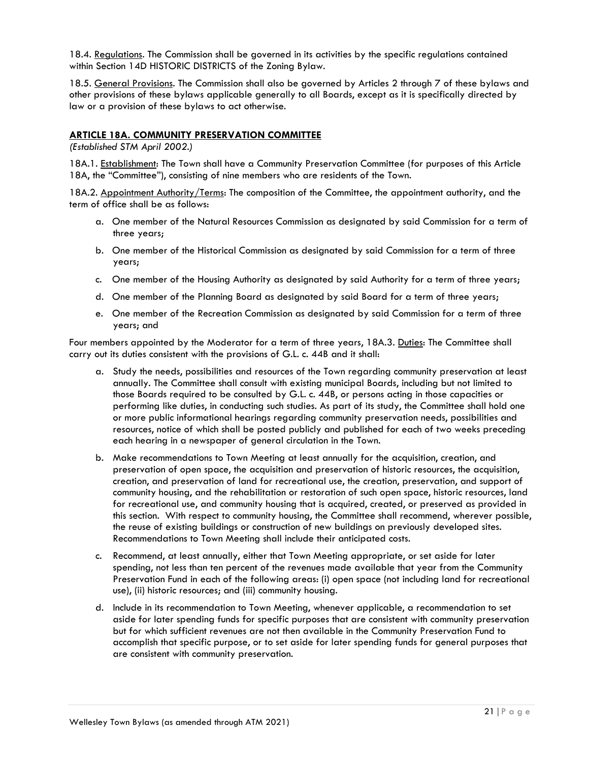18.4. Regulations. The Commission shall be governed in its activities by the specific regulations contained within Section 14D HISTORIC DISTRICTS of the Zoning Bylaw.

18.5. General Provisions. The Commission shall also be governed by Articles 2 through 7 of these bylaws and other provisions of these bylaws applicable generally to all Boards, except as it is specifically directed by law or a provision of these bylaws to act otherwise.

## ARTICLE 18A. COMMUNITY PRESERVATION COMMITTEE

*(Established STM April 2002.)*

18A.1. Establishment: The Town shall have a Community Preservation Committee (for purposes of this Article 18A, the "Committee"), consisting of nine members who are residents of the Town.

18A.2. Appointment Authority/Terms: The composition of the Committee, the appointment authority, and the term of office shall be as follows:

a. One member of the Natural Resources Commission as designated by said Commission for a term of three years;

b. One member of the Historical Commission as designated by said Commission for a term of three years;

c. One member of the Housing Authority as designated by said Authority for a term of three years;

d. One member of the Planning Board as designated by said Board for a term of three years;

e. One member of the Recreation Commission as designated by said Commission for a term of three years; and

Four members appointed by the Moderator for a term of three years, 18A.3. Duties: The Committee shall carry out its duties consistent with the provisions of G.L. c. 44B and it shall:

a. Study the needs, possibilities and resources of the Town regarding community preservation at least annually. The Committee shall consult with existing municipal Boards, including but not limited to those Boards required to be consulted by G.L. c. 44B, or persons acting in those capacities or performing like duties, in conducting such studies. As part of its study, the Committee shall hold one or more public informational hearings regarding community preservation needs, possibilities and resources, notice of which shall be posted publicly and published for each of two weeks preceding each hearing in a newspaper of general circulation in the Town.

b. Make recommendations to Town Meeting at least annually for the acquisition, creation, and preservation of open space, the acquisition and preservation of historic resources, the acquisition, creation, and preservation of land for recreational use, the creation, preservation, and support of community housing, and the rehabilitation or restoration of such open space, historic resources, land for recreational use, and community housing that is acquired, created, or preserved as provided in this section. With respect to community housing, the Committee shall recommend, wherever possible, the reuse of existing buildings or construction of new buildings on previously developed sites. Recommendations to Town Meeting shall include their anticipated costs.

c. Recommend, at least annually, either that Town Meeting appropriate, or set aside for later spending, not less than ten percent of the revenues made available that year from the Community Preservation Fund in each of the following areas: (i) open space (not including land for recreational use), (ii) historic resources; and (iii) community housing.

d. Include in its recommendation to Town Meeting, whenever applicable, a recommendation to set aside for later spending funds for specific purposes that are consistent with community preservation but for which sufficient revenues are not then available in the Community Preservation Fund to accomplish that specific purpose, or to set aside for later spending funds for general purposes that are consistent with community preservation.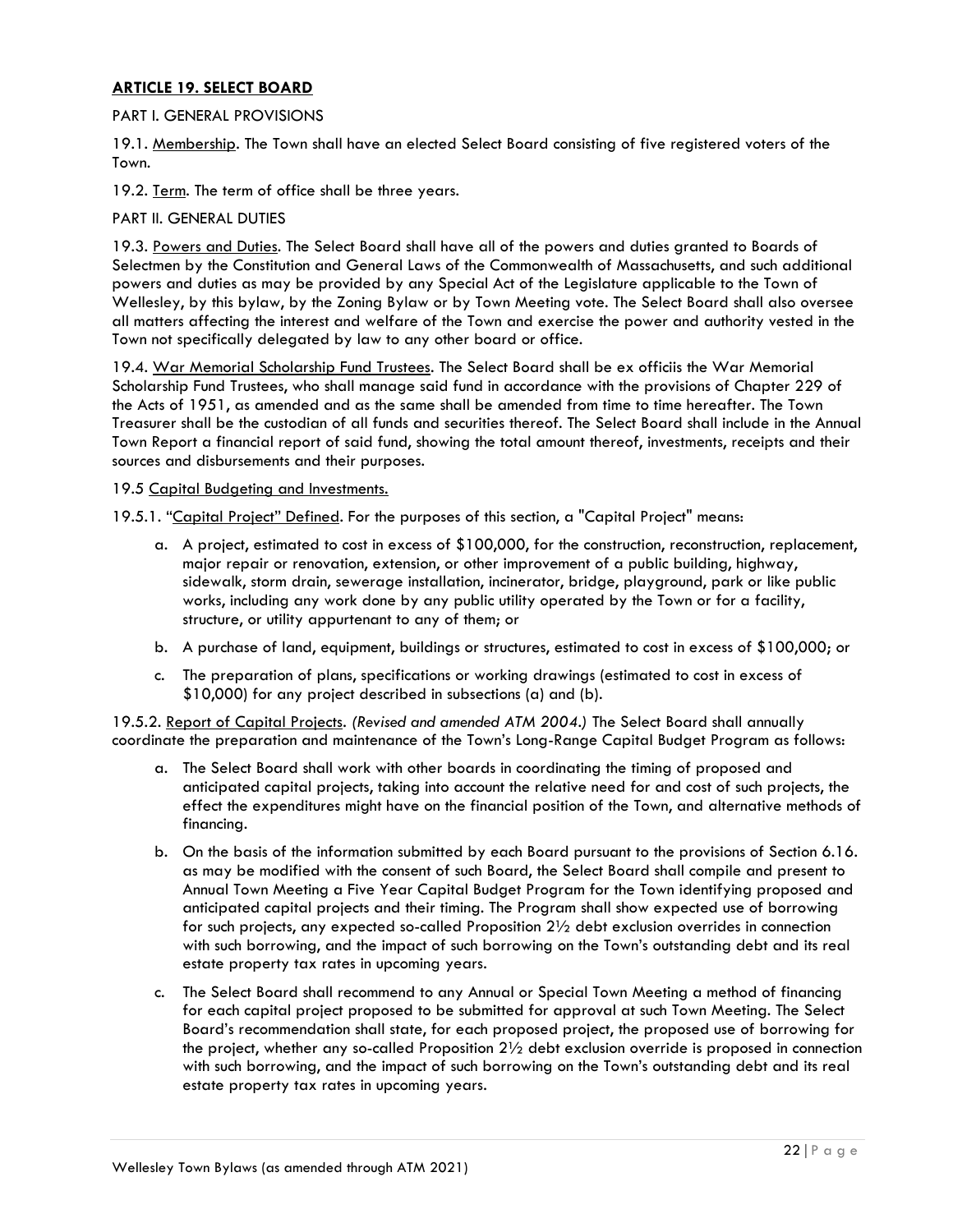## **ARTICLE 19. SELECT BOARD**

PART I. GENERAL PROVISIONS

19.1. Membership. The Town shall have an elected Select Board consisting of five registered voters of the Town.

19.2. Term. The term of office shall be three years.

PART II. GENERAL DUTIES

19.3. Powers and Duties. The Select Board shall have all of the powers and duties granted to Boards of Selectmen by the Constitution and General Laws of the Commonwealth of Massachusetts, and such additional powers and duties as may be provided by any Special Act of the Legislature applicable to the Town of Wellesley, by this bylaw, by the Zoning Bylaw or by Town Meeting vote. The Select Board shall also oversee all matters affecting the interest and welfare of the Town and exercise the power and authority vested in the Town not specifically delegated by law to any other board or office.

19.4. War Memorial Scholarship Fund Trustees. The Select Board shall be ex officiis the War Memorial Scholarship Fund Trustees, who shall manage said fund in accordance with the provisions of Chapter 229 of the Acts of 1951, as amended and as the same shall be amended from time to time hereafter. The Town Treasurer shall be the custodian of all funds and securities thereof. The Select Board shall include in the Annual Town Report a financial report of said fund, showing the total amount thereof, investments, receipts and their sources and disbursements and their purposes.

19.5 Capital Budgeting and Investments.

19.5.1. "Capital Project" Defined. For the purposes of this section, a "Capital Project" means:

a. A project, estimated to cost in excess of $100,000, for the construction, reconstruction, replacement, major repair or renovation, extension, or other improvement of a public building, highway, sidewalk, storm drain, sewerage installation, incinerator, bridge, playground, park or like public works, including any work done by any public utility operated by the Town or for a facility, structure, or utility appurtenant to any of them; or

b. A purchase of land, equipment, buildings or structures, estimated to cost in excess of $100,000; or

c. The preparation of plans, specifications or working drawings (estimated to cost in excess of $10,000) for any project described in subsections (a) and (b).

19.5.2. Report of Capital Projects. *(Revised and amended ATM 2004.)* The Select Board shall annually coordinate the preparation and maintenance of the Town's Long-Range Capital Budget Program as follows:

a. The Select Board shall work with other boards in coordinating the timing of proposed and anticipated capital projects, taking into account the relative need for and cost of such projects, the effect the expenditures might have on the financial position of the Town, and alternative methods of financing.

b. On the basis of the information submitted by each Board pursuant to the provisions of Section 6.16. as may be modified with the consent of such Board, the Select Board shall compile and present to Annual Town Meeting a Five Year Capital Budget Program for the Town identifying proposed and anticipated capital projects and their timing. The Program shall show expected use of borrowing for such projects, any expected so-called Proposition 2½ debt exclusion overrides in connection with such borrowing, and the impact of such borrowing on the Town's outstanding debt and its real estate property tax rates in upcoming years.

c. The Select Board shall recommend to any Annual or Special Town Meeting a method of financing for each capital project proposed to be submitted for approval at such Town Meeting. The Select Board's recommendation shall state, for each proposed project, the proposed use of borrowing for the project, whether any so-called Proposition 2½ debt exclusion override is proposed in connection with such borrowing, and the impact of such borrowing on the Town's outstanding debt and its real estate property tax rates in upcoming years.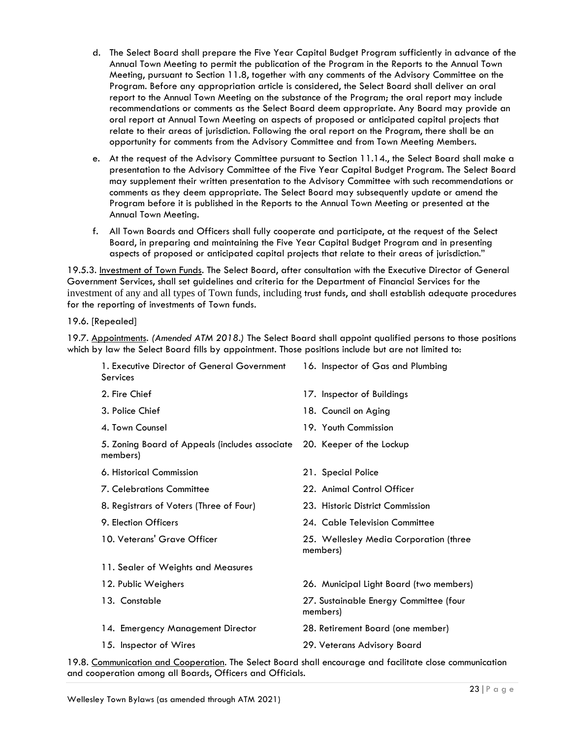d. The Select Board shall prepare the Five Year Capital Budget Program sufficiently in advance of the Annual Town Meeting to permit the publication of the Program in the Reports to the Annual Town Meeting, pursuant to Section 11.8, together with any comments of the Advisory Committee on the Program. Before any appropriation article is considered, the Select Board shall deliver an oral report to the Annual Town Meeting on the substance of the Program; the oral report may include recommendations or comments as the Select Board deem appropriate. Any Board may provide an oral report at Annual Town Meeting on aspects of proposed or anticipated capital projects that relate to their areas of jurisdiction. Following the oral report on the Program, there shall be an opportunity for comments from the Advisory Committee and from Town Meeting Members.

e. At the request of the Advisory Committee pursuant to Section 11.14., the Select Board shall make a presentation to the Advisory Committee of the Five Year Capital Budget Program. The Select Board may supplement their written presentation to the Advisory Committee with such recommendations or comments as they deem appropriate. The Select Board may subsequently update or amend the Program before it is published in the Reports to the Annual Town Meeting or presented at the Annual Town Meeting.

f. All Town Boards and Officers shall fully cooperate and participate, at the request of the Select Board, in preparing and maintaining the Five Year Capital Budget Program and in presenting aspects of proposed or anticipated capital projects that relate to their areas of jurisdiction."

19.5.3. Investment of Town Funds. The Select Board, after consultation with the Executive Director of General Government Services, shall set guidelines and criteria for the Department of Financial Services for the investment of any and all types of Town funds, including trust funds, and shall establish adequate procedures for the reporting of investments of Town funds.

19.6. [Repealed]

19.7. Appointments. *(Amended ATM 2018.)* The Select Board shall appoint qualified persons to those positions which by law the Select Board fills by appointment. Those positions include but are not limited to:

1. Executive Director of General Government Services
2. Fire Chief
3. Police Chief
4. Town Counsel
5. Zoning Board of Appeals (includes associate members)
6. Historical Commission
7. Celebrations Committee
8. Registrars of Voters (Three of Four)
9. Election Officers
10. Veterans' Grave Officer
11. Sealer of Weights and Measures
12. Public Weighers
13. Constable
14. Emergency Management Director
15. Inspector of Wires
16. Inspector of Gas and Plumbing
17. Inspector of Buildings
18. Council on Aging
19. Youth Commission
20. Keeper of the Lockup
21. Special Police
22. Animal Control Officer
23. Historic District Commission
24. Cable Television Committee
25. Wellesley Media Corporation (three members)
26. Municipal Light Board (two members)
27. Sustainable Energy Committee (four members)
28. Retirement Board (one member)
29. Veterans Advisory Board

19.8. Communication and Cooperation. The Select Board shall encourage and facilitate close communication and cooperation among all Boards, Officers and Officials.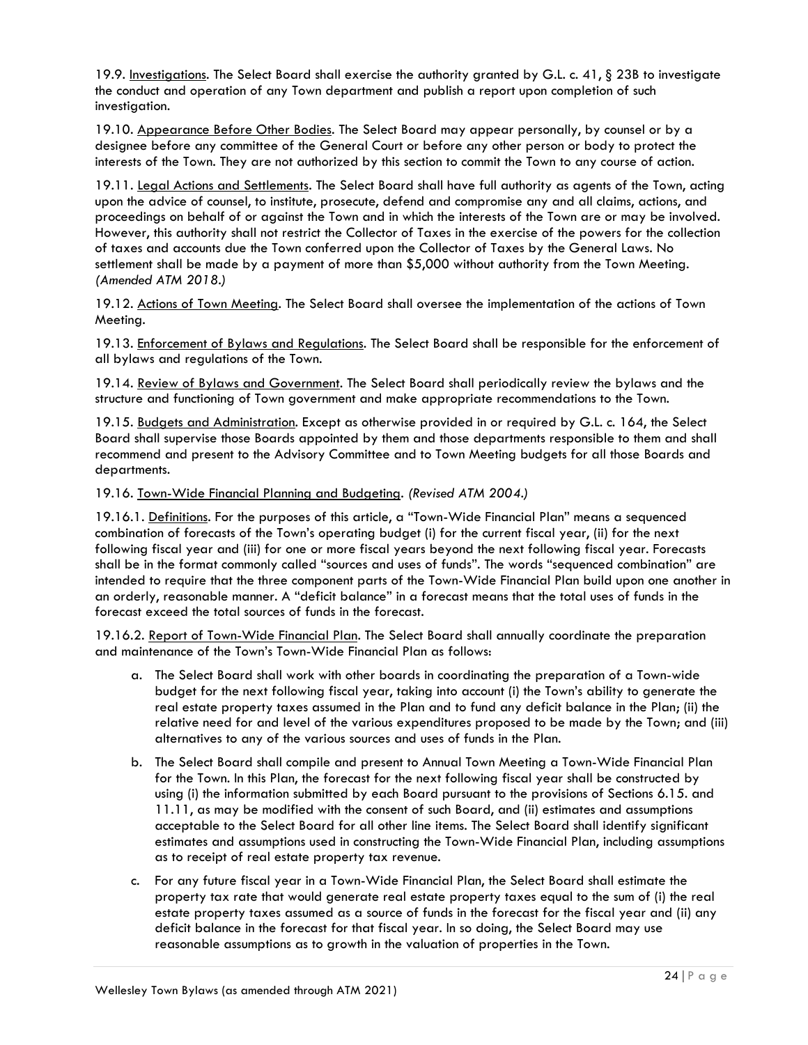19.9. <u>Investigations</u>. The Select Board shall exercise the authority granted by G.L. c. 41, § 23B to investigate the conduct and operation of any Town department and publish a report upon completion of such investigation.

19.10. <u>Appearance Before Other Bodies</u>. The Select Board may appear personally, by counsel or by a designee before any committee of the General Court or before any other person or body to protect the interests of the Town. They are not authorized by this section to commit the Town to any course of action.

19.11. <u>Legal Actions and Settlements</u>. The Select Board shall have full authority as agents of the Town, acting upon the advice of counsel, to institute, prosecute, defend and compromise any and all claims, actions, and proceedings on behalf of or against the Town and in which the interests of the Town are or may be involved. However, this authority shall not restrict the Collector of Taxes in the exercise of the powers for the collection of taxes and accounts due the Town conferred upon the Collector of Taxes by the General Laws. No settlement shall be made by a payment of more than $5,000 without authority from the Town Meeting. *(Amended ATM 2018.)*

19.12. <u>Actions of Town Meeting</u>. The Select Board shall oversee the implementation of the actions of Town Meeting.

19.13. <u>Enforcement of Bylaws and Regulations</u>. The Select Board shall be responsible for the enforcement of all bylaws and regulations of the Town.

19.14. <u>Review of Bylaws and Government</u>. The Select Board shall periodically review the bylaws and the structure and functioning of Town government and make appropriate recommendations to the Town.

19.15. <u>Budgets and Administration</u>. Except as otherwise provided in or required by G.L. c. 164, the Select Board shall supervise those Boards appointed by them and those departments responsible to them and shall recommend and present to the Advisory Committee and to Town Meeting budgets for all those Boards and departments.

19.16. <u>Town-Wide Financial Planning and Budgeting</u>. *(Revised ATM 2004.)*

19.16.1. <u>Definitions</u>. For the purposes of this article, a "Town-Wide Financial Plan" means a sequenced combination of forecasts of the Town's operating budget (i) for the current fiscal year, (ii) for the next following fiscal year and (iii) for one or more fiscal years beyond the next following fiscal year. Forecasts shall be in the format commonly called "sources and uses of funds". The words "sequenced combination" are intended to require that the three component parts of the Town-Wide Financial Plan build upon one another in an orderly, reasonable manner. A "deficit balance" in a forecast means that the total uses of funds in the forecast exceed the total sources of funds in the forecast.

19.16.2. <u>Report of Town-Wide Financial Plan</u>. The Select Board shall annually coordinate the preparation and maintenance of the Town's Town-Wide Financial Plan as follows:

a. The Select Board shall work with other boards in coordinating the preparation of a Town-wide budget for the next following fiscal year, taking into account (i) the Town's ability to generate the real estate property taxes assumed in the Plan and to fund any deficit balance in the Plan; (ii) the relative need for and level of the various expenditures proposed to be made by the Town; and (iii) alternatives to any of the various sources and uses of funds in the Plan.

b. The Select Board shall compile and present to Annual Town Meeting a Town-Wide Financial Plan for the Town. In this Plan, the forecast for the next following fiscal year shall be constructed by using (i) the information submitted by each Board pursuant to the provisions of Sections 6.15. and 11.11, as may be modified with the consent of such Board, and (ii) estimates and assumptions acceptable to the Select Board for all other line items. The Select Board shall identify significant estimates and assumptions used in constructing the Town-Wide Financial Plan, including assumptions as to receipt of real estate property tax revenue.

c. For any future fiscal year in a Town-Wide Financial Plan, the Select Board shall estimate the property tax rate that would generate real estate property taxes equal to the sum of (i) the real estate property taxes assumed as a source of funds in the forecast for the fiscal year and (ii) any deficit balance in the forecast for that fiscal year. In so doing, the Select Board may use reasonable assumptions as to growth in the valuation of properties in the Town.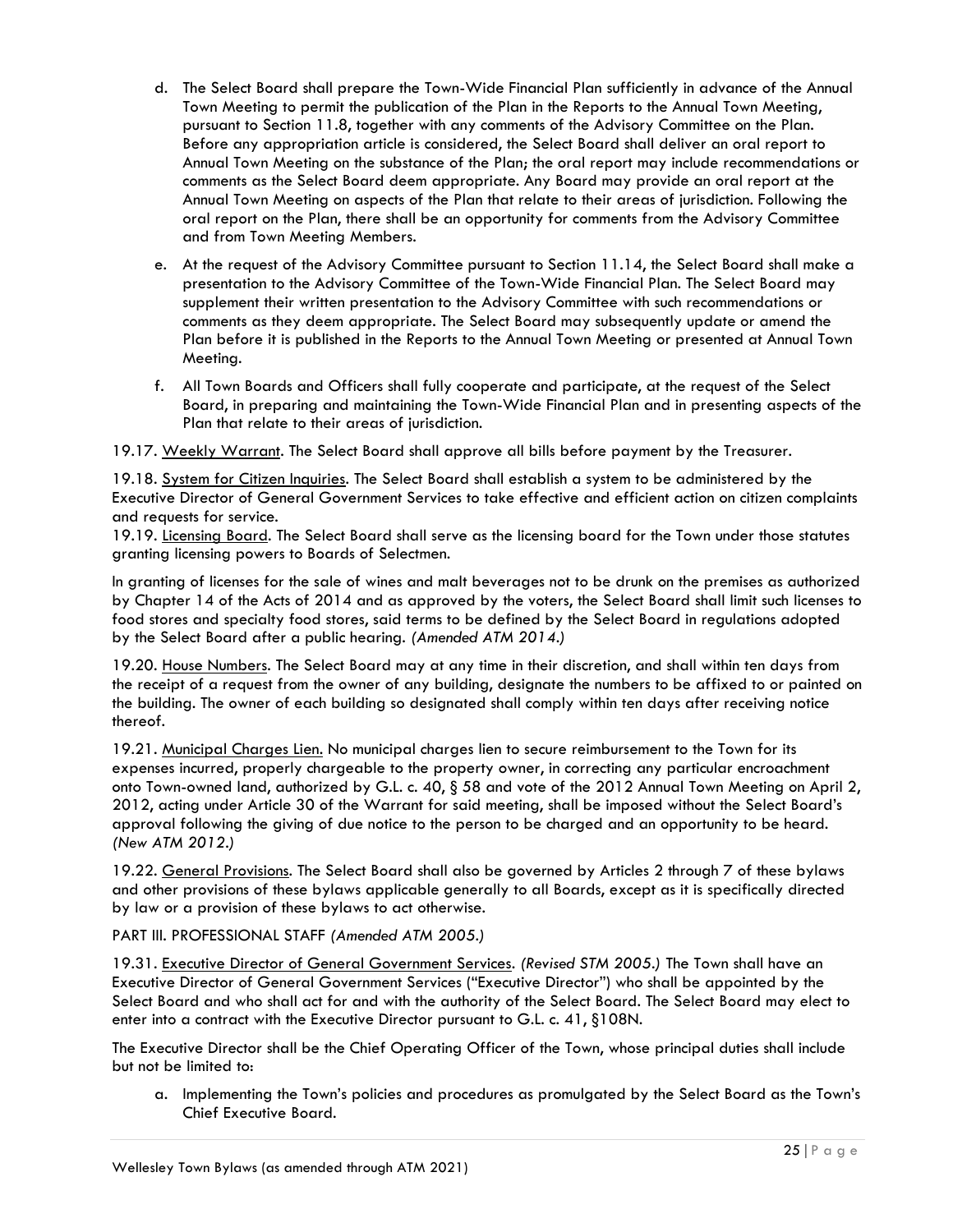d. The Select Board shall prepare the Town-Wide Financial Plan sufficiently in advance of the Annual Town Meeting to permit the publication of the Plan in the Reports to the Annual Town Meeting, pursuant to Section 11.8, together with any comments of the Advisory Committee on the Plan. Before any appropriation article is considered, the Select Board shall deliver an oral report to Annual Town Meeting on the substance of the Plan; the oral report may include recommendations or comments as the Select Board deem appropriate. Any Board may provide an oral report at the Annual Town Meeting on aspects of the Plan that relate to their areas of jurisdiction. Following the oral report on the Plan, there shall be an opportunity for comments from the Advisory Committee and from Town Meeting Members.

e. At the request of the Advisory Committee pursuant to Section 11.14, the Select Board shall make a presentation to the Advisory Committee of the Town-Wide Financial Plan. The Select Board may supplement their written presentation to the Advisory Committee with such recommendations or comments as they deem appropriate. The Select Board may subsequently update or amend the Plan before it is published in the Reports to the Annual Town Meeting or presented at Annual Town Meeting.

f. All Town Boards and Officers shall fully cooperate and participate, at the request of the Select Board, in preparing and maintaining the Town-Wide Financial Plan and in presenting aspects of the Plan that relate to their areas of jurisdiction.

19.17. Weekly Warrant. The Select Board shall approve all bills before payment by the Treasurer.

19.18. System for Citizen Inquiries. The Select Board shall establish a system to be administered by the Executive Director of General Government Services to take effective and efficient action on citizen complaints and requests for service.

19.19. Licensing Board. The Select Board shall serve as the licensing board for the Town under those statutes granting licensing powers to Boards of Selectmen.

In granting of licenses for the sale of wines and malt beverages not to be drunk on the premises as authorized by Chapter 14 of the Acts of 2014 and as approved by the voters, the Select Board shall limit such licenses to food stores and specialty food stores, said terms to be defined by the Select Board in regulations adopted by the Select Board after a public hearing. *(Amended ATM 2014.)*

19.20. House Numbers. The Select Board may at any time in their discretion, and shall within ten days from the receipt of a request from the owner of any building, designate the numbers to be affixed to or painted on the building. The owner of each building so designated shall comply within ten days after receiving notice thereof.

19.21. Municipal Charges Lien. No municipal charges lien to secure reimbursement to the Town for its expenses incurred, properly chargeable to the property owner, in correcting any particular encroachment onto Town-owned land, authorized by G.L. c. 40, § 58 and vote of the 2012 Annual Town Meeting on April 2, 2012, acting under Article 30 of the Warrant for said meeting, shall be imposed without the Select Board's approval following the giving of due notice to the person to be charged and an opportunity to be heard. *(New ATM 2012.)*

19.22. General Provisions. The Select Board shall also be governed by Articles 2 through 7 of these bylaws and other provisions of these bylaws applicable generally to all Boards, except as it is specifically directed by law or a provision of these bylaws to act otherwise.

PART III. PROFESSIONAL STAFF *(Amended ATM 2005.)*

19.31. Executive Director of General Government Services. *(Revised STM 2005.)* The Town shall have an Executive Director of General Government Services ("Executive Director") who shall be appointed by the Select Board and who shall act for and with the authority of the Select Board. The Select Board may elect to enter into a contract with the Executive Director pursuant to G.L. c. 41, §108N.

The Executive Director shall be the Chief Operating Officer of the Town, whose principal duties shall include but not be limited to:

a. Implementing the Town's policies and procedures as promulgated by the Select Board as the Town's Chief Executive Board.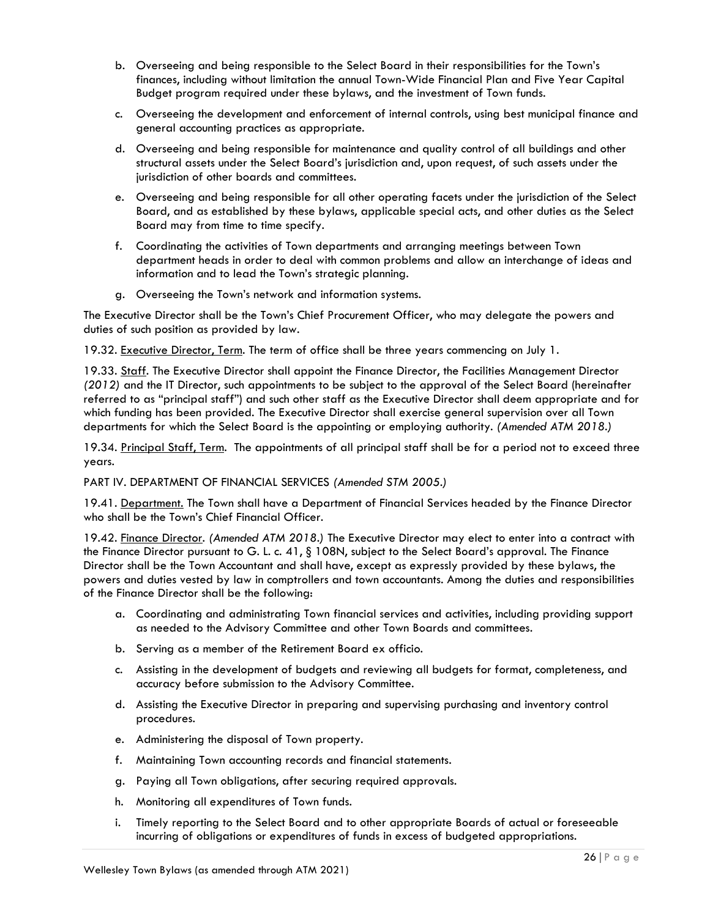b. Overseeing and being responsible to the Select Board in their responsibilities for the Town's finances, including without limitation the annual Town-Wide Financial Plan and Five Year Capital Budget program required under these bylaws, and the investment of Town funds.

c. Overseeing the development and enforcement of internal controls, using best municipal finance and general accounting practices as appropriate.

d. Overseeing and being responsible for maintenance and quality control of all buildings and other structural assets under the Select Board's jurisdiction and, upon request, of such assets under the jurisdiction of other boards and committees.

e. Overseeing and being responsible for all other operating facets under the jurisdiction of the Select Board, and as established by these bylaws, applicable special acts, and other duties as the Select Board may from time to time specify.

f. Coordinating the activities of Town departments and arranging meetings between Town department heads in order to deal with common problems and allow an interchange of ideas and information and to lead the Town's strategic planning.

g. Overseeing the Town's network and information systems.

The Executive Director shall be the Town's Chief Procurement Officer, who may delegate the powers and duties of such position as provided by law.

19.32. Executive Director, Term. The term of office shall be three years commencing on July 1.

19.33. Staff. The Executive Director shall appoint the Finance Director, the Facilities Management Director *(2012)* and the IT Director, such appointments to be subject to the approval of the Select Board (hereinafter referred to as "principal staff") and such other staff as the Executive Director shall deem appropriate and for which funding has been provided. The Executive Director shall exercise general supervision over all Town departments for which the Select Board is the appointing or employing authority. *(Amended ATM 2018.)*

19.34. Principal Staff, Term. The appointments of all principal staff shall be for a period not to exceed three years.

PART IV. DEPARTMENT OF FINANCIAL SERVICES *(Amended STM 2005.)*

19.41. Department. The Town shall have a Department of Financial Services headed by the Finance Director who shall be the Town's Chief Financial Officer.

19.42. Finance Director. *(Amended ATM 2018.)* The Executive Director may elect to enter into a contract with the Finance Director pursuant to G. L. c. 41, § 108N, subject to the Select Board's approval. The Finance Director shall be the Town Accountant and shall have, except as expressly provided by these bylaws, the powers and duties vested by law in comptrollers and town accountants. Among the duties and responsibilities of the Finance Director shall be the following:

a. Coordinating and administrating Town financial services and activities, including providing support as needed to the Advisory Committee and other Town Boards and committees.

b. Serving as a member of the Retirement Board ex officio.

c. Assisting in the development of budgets and reviewing all budgets for format, completeness, and accuracy before submission to the Advisory Committee.

d. Assisting the Executive Director in preparing and supervising purchasing and inventory control procedures.

e. Administering the disposal of Town property.

f. Maintaining Town accounting records and financial statements.

g. Paying all Town obligations, after securing required approvals.

h. Monitoring all expenditures of Town funds.

i. Timely reporting to the Select Board and to other appropriate Boards of actual or foreseeable incurring of obligations or expenditures of funds in excess of budgeted appropriations.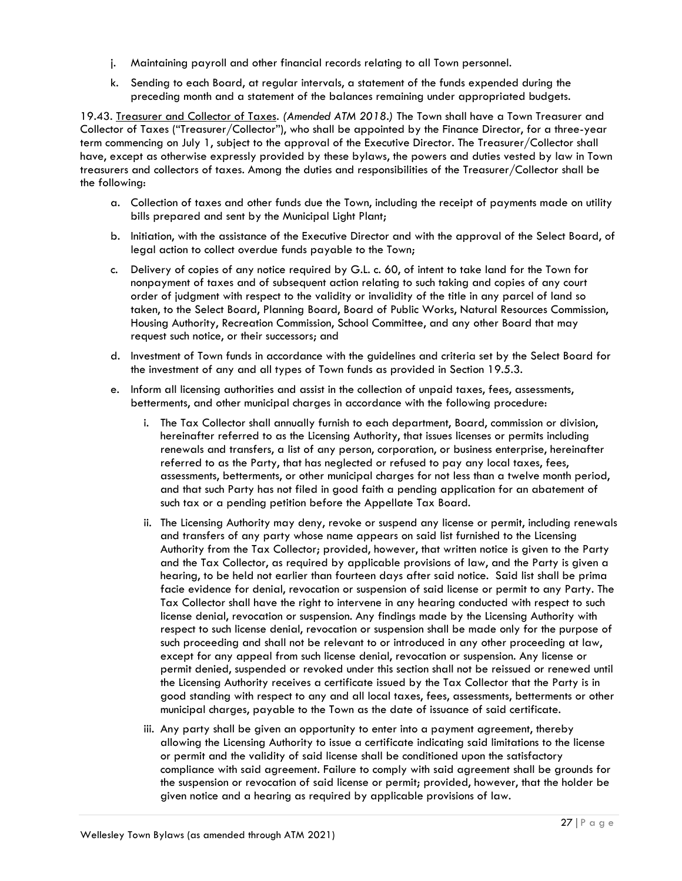j. Maintaining payroll and other financial records relating to all Town personnel.

k. Sending to each Board, at regular intervals, a statement of the funds expended during the preceding month and a statement of the balances remaining under appropriated budgets.

19.43. <u>Treasurer and Collector of Taxes</u>. *(Amended ATM 2018.)* The Town shall have a Town Treasurer and Collector of Taxes ("Treasurer/Collector"), who shall be appointed by the Finance Director, for a three-year term commencing on July 1, subject to the approval of the Executive Director. The Treasurer/Collector shall have, except as otherwise expressly provided by these bylaws, the powers and duties vested by law in Town treasurers and collectors of taxes. Among the duties and responsibilities of the Treasurer/Collector shall be the following:

a. Collection of taxes and other funds due the Town, including the receipt of payments made on utility bills prepared and sent by the Municipal Light Plant;

b. Initiation, with the assistance of the Executive Director and with the approval of the Select Board, of legal action to collect overdue funds payable to the Town;

c. Delivery of copies of any notice required by G.L. c. 60, of intent to take land for the Town for nonpayment of taxes and of subsequent action relating to such taking and copies of any court order of judgment with respect to the validity or invalidity of the title in any parcel of land so taken, to the Select Board, Planning Board, Board of Public Works, Natural Resources Commission, Housing Authority, Recreation Commission, School Committee, and any other Board that may request such notice, or their successors; and

d. Investment of Town funds in accordance with the guidelines and criteria set by the Select Board for the investment of any and all types of Town funds as provided in Section 19.5.3.

e. Inform all licensing authorities and assist in the collection of unpaid taxes, fees, assessments, betterments, and other municipal charges in accordance with the following procedure:

   i. The Tax Collector shall annually furnish to each department, Board, commission or division, hereinafter referred to as the Licensing Authority, that issues licenses or permits including renewals and transfers, a list of any person, corporation, or business enterprise, hereinafter referred to as the Party, that has neglected or refused to pay any local taxes, fees, assessments, betterments, or other municipal charges for not less than a twelve month period, and that such Party has not filed in good faith a pending application for an abatement of such tax or a pending petition before the Appellate Tax Board.

   ii. The Licensing Authority may deny, revoke or suspend any license or permit, including renewals and transfers of any party whose name appears on said list furnished to the Licensing Authority from the Tax Collector; provided, however, that written notice is given to the Party and the Tax Collector, as required by applicable provisions of law, and the Party is given a hearing, to be held not earlier than fourteen days after said notice. Said list shall be prima facie evidence for denial, revocation or suspension of said license or permit to any Party. The Tax Collector shall have the right to intervene in any hearing conducted with respect to such license denial, revocation or suspension. Any findings made by the Licensing Authority with respect to such license denial, revocation or suspension shall be made only for the purpose of such proceeding and shall not be relevant to or introduced in any other proceeding at law, except for any appeal from such license denial, revocation or suspension. Any license or permit denied, suspended or revoked under this section shall not be reissued or renewed until the Licensing Authority receives a certificate issued by the Tax Collector that the Party is in good standing with respect to any and all local taxes, fees, assessments, betterments or other municipal charges, payable to the Town as the date of issuance of said certificate.

   iii. Any party shall be given an opportunity to enter into a payment agreement, thereby allowing the Licensing Authority to issue a certificate indicating said limitations to the license or permit and the validity of said license shall be conditioned upon the satisfactory compliance with said agreement. Failure to comply with said agreement shall be grounds for the suspension or revocation of said license or permit; provided, however, that the holder be given notice and a hearing as required by applicable provisions of law.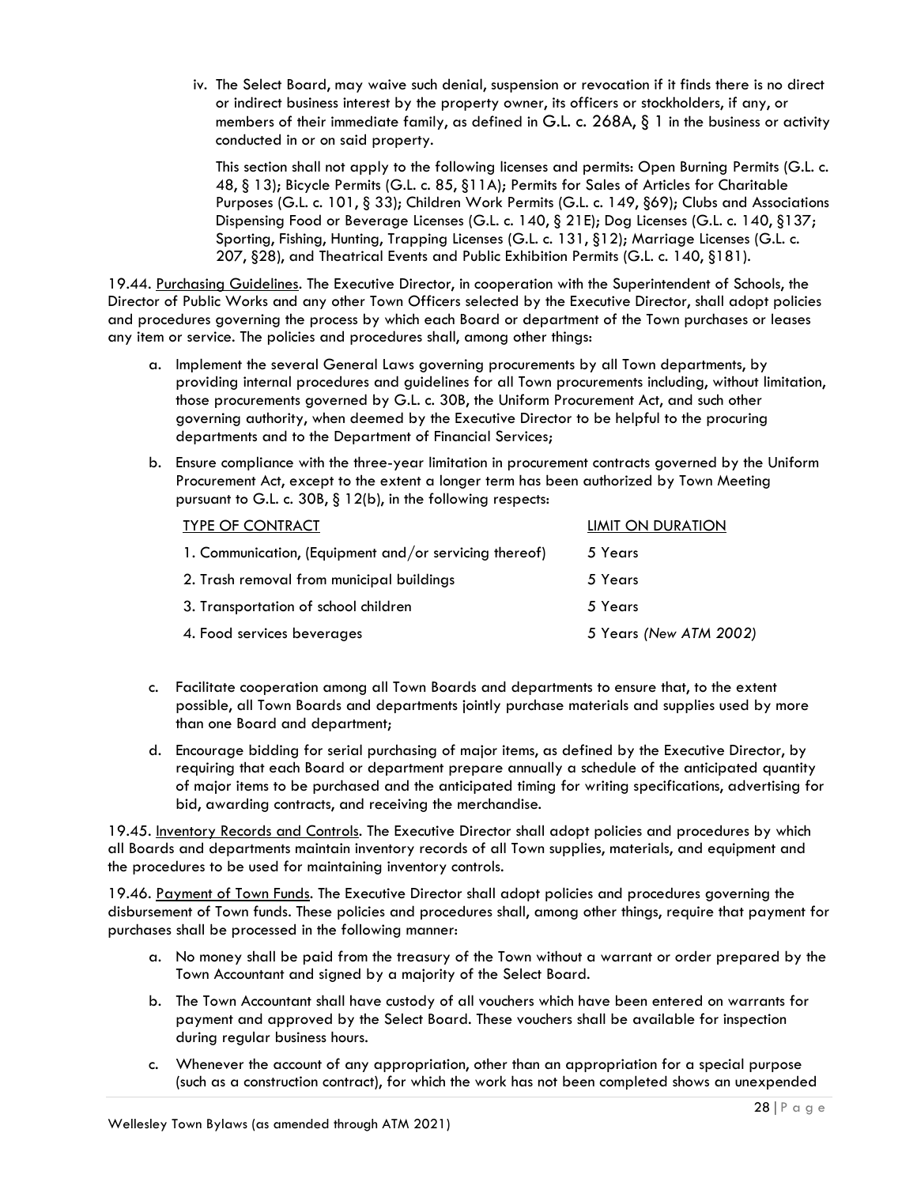iv. The Select Board, may waive such denial, suspension or revocation if it finds there is no direct or indirect business interest by the property owner, its officers or stockholders, if any, or members of their immediate family, as defined in G.L. c. 268A, § 1 in the business or activity conducted in or on said property.

This section shall not apply to the following licenses and permits: Open Burning Permits (G.L. c. 48, § 13); Bicycle Permits (G.L. c. 85, §11A); Permits for Sales of Articles for Charitable Purposes (G.L. c. 101, § 33); Children Work Permits (G.L. c. 149, §69); Clubs and Associations Dispensing Food or Beverage Licenses (G.L. c. 140, § 21E); Dog Licenses (G.L. c. 140, §137; Sporting, Fishing, Hunting, Trapping Licenses (G.L. c. 131, §12); Marriage Licenses (G.L. c. 207, §28), and Theatrical Events and Public Exhibition Permits (G.L. c. 140, §181).

19.44. Purchasing Guidelines. The Executive Director, in cooperation with the Superintendent of Schools, the Director of Public Works and any other Town Officers selected by the Executive Director, shall adopt policies and procedures governing the process by which each Board or department of the Town purchases or leases any item or service. The policies and procedures shall, among other things:

a. Implement the several General Laws governing procurements by all Town departments, by providing internal procedures and guidelines for all Town procurements including, without limitation, those procurements governed by G.L. c. 30B, the Uniform Procurement Act, and such other governing authority, when deemed by the Executive Director to be helpful to the procuring departments and to the Department of Financial Services;

b. Ensure compliance with the three-year limitation in procurement contracts governed by the Uniform Procurement Act, except to the extent a longer term has been authorized by Town Meeting pursuant to G.L. c. 30B, § 12(b), in the following respects:

| TYPE OF CONTRACT | LIMIT ON DURATION |
|---|---|
| 1. Communication, (Equipment and/or servicing thereof) | 5 Years |
| 2. Trash removal from municipal buildings | 5 Years |
| 3. Transportation of school children | 5 Years |
| 4. Food services beverages | 5 Years *(New ATM 2002)* |

c. Facilitate cooperation among all Town Boards and departments to ensure that, to the extent possible, all Town Boards and departments jointly purchase materials and supplies used by more than one Board and department;

d. Encourage bidding for serial purchasing of major items, as defined by the Executive Director, by requiring that each Board or department prepare annually a schedule of the anticipated quantity of major items to be purchased and the anticipated timing for writing specifications, advertising for bid, awarding contracts, and receiving the merchandise.

19.45. Inventory Records and Controls. The Executive Director shall adopt policies and procedures by which all Boards and departments maintain inventory records of all Town supplies, materials, and equipment and the procedures to be used for maintaining inventory controls.

19.46. Payment of Town Funds. The Executive Director shall adopt policies and procedures governing the disbursement of Town funds. These policies and procedures shall, among other things, require that payment for purchases shall be processed in the following manner:

a. No money shall be paid from the treasury of the Town without a warrant or order prepared by the Town Accountant and signed by a majority of the Select Board.

b. The Town Accountant shall have custody of all vouchers which have been entered on warrants for payment and approved by the Select Board. These vouchers shall be available for inspection during regular business hours.

c. Whenever the account of any appropriation, other than an appropriation for a special purpose (such as a construction contract), for which the work has not been completed shows an unexpended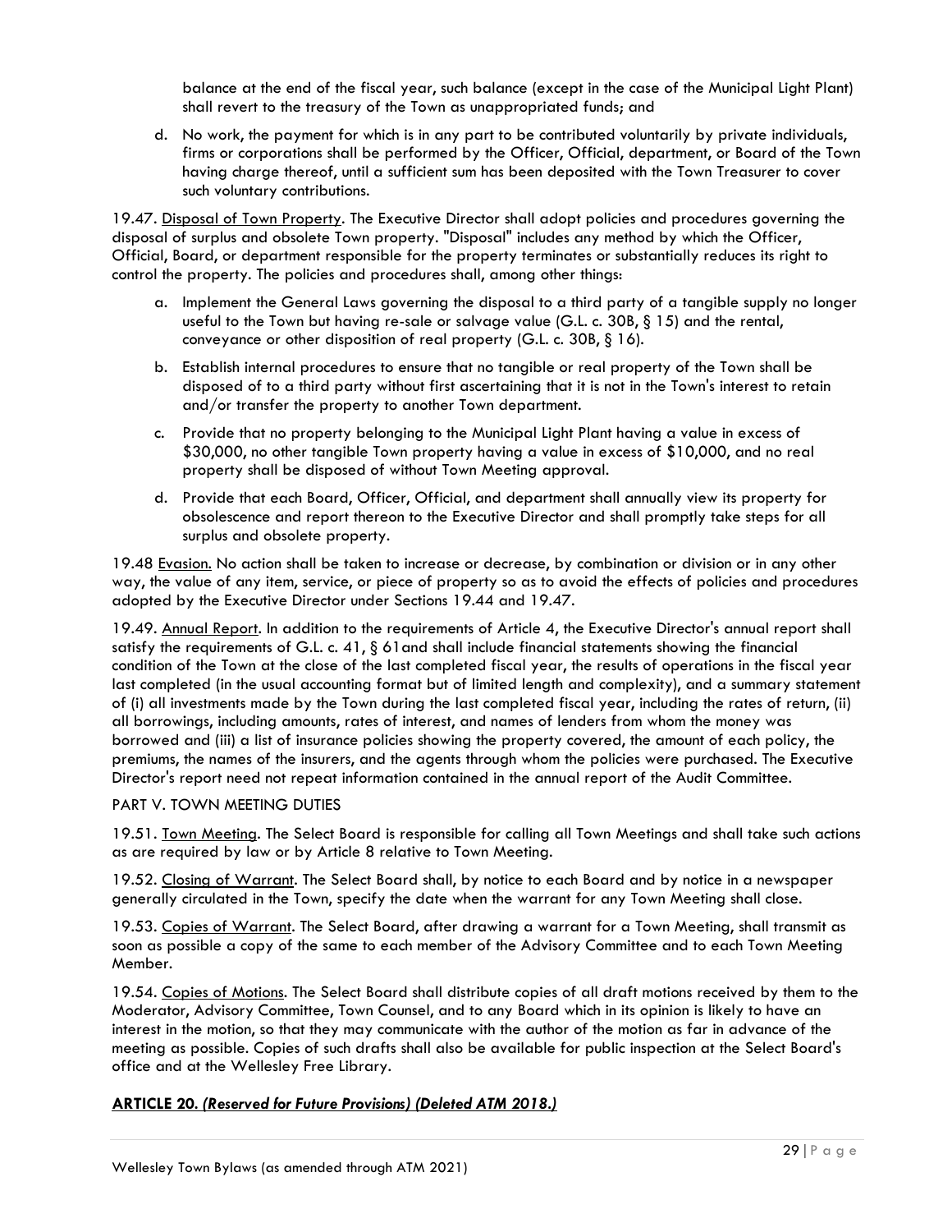balance at the end of the fiscal year, such balance (except in the case of the Municipal Light Plant) shall revert to the treasury of the Town as unappropriated funds; and

d. No work, the payment for which is in any part to be contributed voluntarily by private individuals, firms or corporations shall be performed by the Officer, Official, department, or Board of the Town having charge thereof, until a sufficient sum has been deposited with the Town Treasurer to cover such voluntary contributions.

19.47. Disposal of Town Property. The Executive Director shall adopt policies and procedures governing the disposal of surplus and obsolete Town property. "Disposal" includes any method by which the Officer, Official, Board, or department responsible for the property terminates or substantially reduces its right to control the property. The policies and procedures shall, among other things:

a. Implement the General Laws governing the disposal to a third party of a tangible supply no longer useful to the Town but having re-sale or salvage value (G.L. c. 30B, § 15) and the rental, conveyance or other disposition of real property (G.L. c. 30B, § 16).

b. Establish internal procedures to ensure that no tangible or real property of the Town shall be disposed of to a third party without first ascertaining that it is not in the Town's interest to retain and/or transfer the property to another Town department.

c. Provide that no property belonging to the Municipal Light Plant having a value in excess of $30,000, no other tangible Town property having a value in excess of $10,000, and no real property shall be disposed of without Town Meeting approval.

d. Provide that each Board, Officer, Official, and department shall annually view its property for obsolescence and report thereon to the Executive Director and shall promptly take steps for all surplus and obsolete property.

19.48 Evasion. No action shall be taken to increase or decrease, by combination or division or in any other way, the value of any item, service, or piece of property so as to avoid the effects of policies and procedures adopted by the Executive Director under Sections 19.44 and 19.47.

19.49. Annual Report. In addition to the requirements of Article 4, the Executive Director's annual report shall satisfy the requirements of G.L. c. 41, § 61and shall include financial statements showing the financial condition of the Town at the close of the last completed fiscal year, the results of operations in the fiscal year last completed (in the usual accounting format but of limited length and complexity), and a summary statement of (i) all investments made by the Town during the last completed fiscal year, including the rates of return, (ii) all borrowings, including amounts, rates of interest, and names of lenders from whom the money was borrowed and (iii) a list of insurance policies showing the property covered, the amount of each policy, the premiums, the names of the insurers, and the agents through whom the policies were purchased. The Executive Director's report need not repeat information contained in the annual report of the Audit Committee.

PART V. TOWN MEETING DUTIES

19.51. Town Meeting. The Select Board is responsible for calling all Town Meetings and shall take such actions as are required by law or by Article 8 relative to Town Meeting.

19.52. Closing of Warrant. The Select Board shall, by notice to each Board and by notice in a newspaper generally circulated in the Town, specify the date when the warrant for any Town Meeting shall close.

19.53. Copies of Warrant. The Select Board, after drawing a warrant for a Town Meeting, shall transmit as soon as possible a copy of the same to each member of the Advisory Committee and to each Town Meeting Member.

19.54. Copies of Motions. The Select Board shall distribute copies of all draft motions received by them to the Moderator, Advisory Committee, Town Counsel, and to any Board which in its opinion is likely to have an interest in the motion, so that they may communicate with the author of the motion as far in advance of the meeting as possible. Copies of such drafts shall also be available for public inspection at the Select Board's office and at the Wellesley Free Library.

## ARTICLE 20. *(Reserved for Future Provisions) (Deleted ATM 2018.)*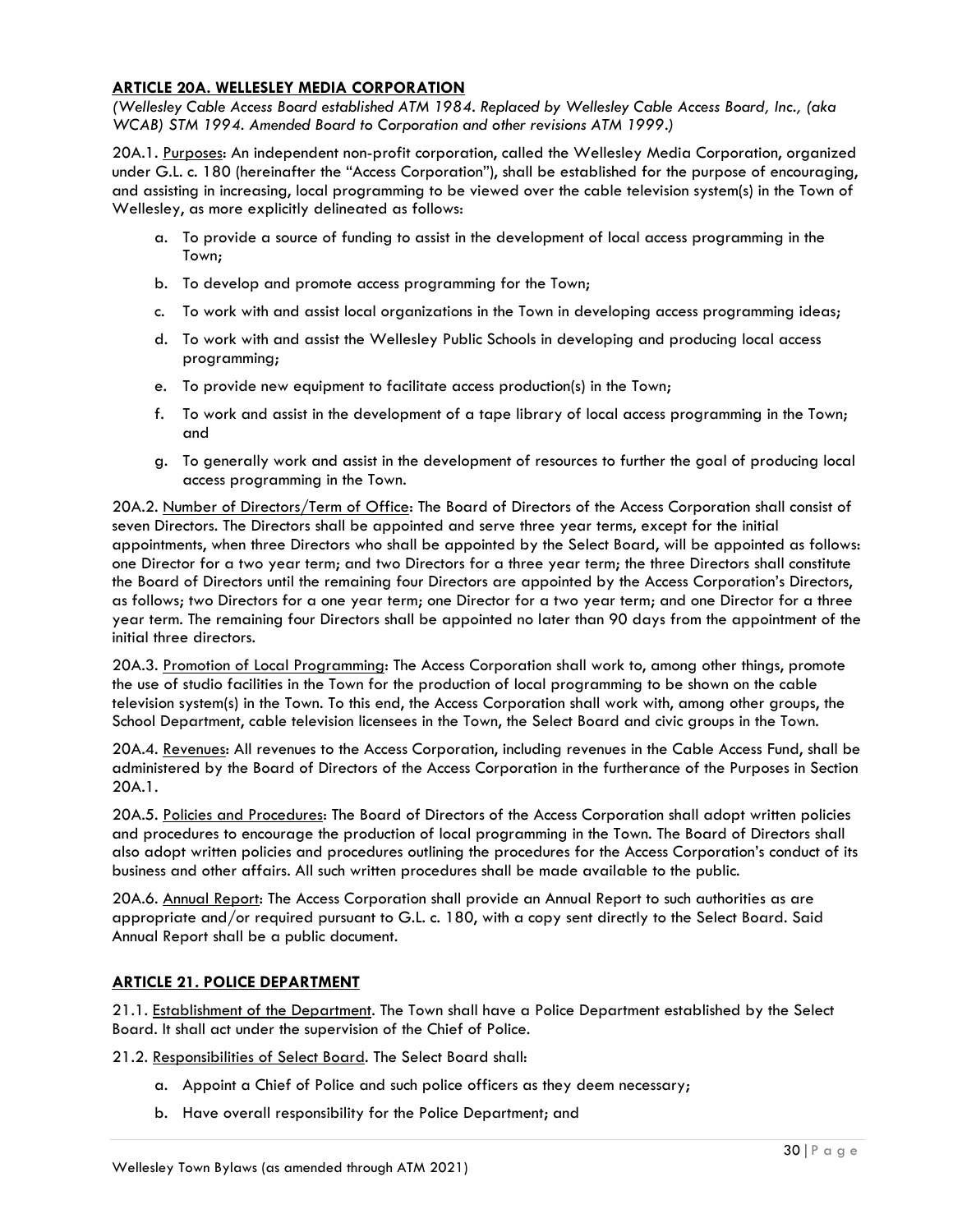## ARTICLE 20A. WELLESLEY MEDIA CORPORATION

*(Wellesley Cable Access Board established ATM 1984. Replaced by Wellesley Cable Access Board, Inc., (aka WCAB) STM 1994. Amended Board to Corporation and other revisions ATM 1999.)*

20A.1. Purposes: An independent non-profit corporation, called the Wellesley Media Corporation, organized under G.L. c. 180 (hereinafter the "Access Corporation"), shall be established for the purpose of encouraging, and assisting in increasing, local programming to be viewed over the cable television system(s) in the Town of Wellesley, as more explicitly delineated as follows:

a. To provide a source of funding to assist in the development of local access programming in the Town;
b. To develop and promote access programming for the Town;
c. To work with and assist local organizations in the Town in developing access programming ideas;
d. To work with and assist the Wellesley Public Schools in developing and producing local access programming;
e. To provide new equipment to facilitate access production(s) in the Town;
f. To work and assist in the development of a tape library of local access programming in the Town; and
g. To generally work and assist in the development of resources to further the goal of producing local access programming in the Town.

20A.2. Number of Directors/Term of Office: The Board of Directors of the Access Corporation shall consist of seven Directors. The Directors shall be appointed and serve three year terms, except for the initial appointments, when three Directors who shall be appointed by the Select Board, will be appointed as follows: one Director for a two year term; and two Directors for a three year term; the three Directors shall constitute the Board of Directors until the remaining four Directors are appointed by the Access Corporation's Directors, as follows; two Directors for a one year term; one Director for a two year term; and one Director for a three year term. The remaining four Directors shall be appointed no later than 90 days from the appointment of the initial three directors.

20A.3. Promotion of Local Programming: The Access Corporation shall work to, among other things, promote the use of studio facilities in the Town for the production of local programming to be shown on the cable television system(s) in the Town. To this end, the Access Corporation shall work with, among other groups, the School Department, cable television licensees in the Town, the Select Board and civic groups in the Town.

20A.4. Revenues: All revenues to the Access Corporation, including revenues in the Cable Access Fund, shall be administered by the Board of Directors of the Access Corporation in the furtherance of the Purposes in Section 20A.1.

20A.5. Policies and Procedures: The Board of Directors of the Access Corporation shall adopt written policies and procedures to encourage the production of local programming in the Town. The Board of Directors shall also adopt written policies and procedures outlining the procedures for the Access Corporation's conduct of its business and other affairs. All such written procedures shall be made available to the public.

20A.6. Annual Report: The Access Corporation shall provide an Annual Report to such authorities as are appropriate and/or required pursuant to G.L. c. 180, with a copy sent directly to the Select Board. Said Annual Report shall be a public document.

## ARTICLE 21. POLICE DEPARTMENT

21.1. Establishment of the Department. The Town shall have a Police Department established by the Select Board. It shall act under the supervision of the Chief of Police.

21.2. Responsibilities of Select Board. The Select Board shall:

a. Appoint a Chief of Police and such police officers as they deem necessary;
b. Have overall responsibility for the Police Department; and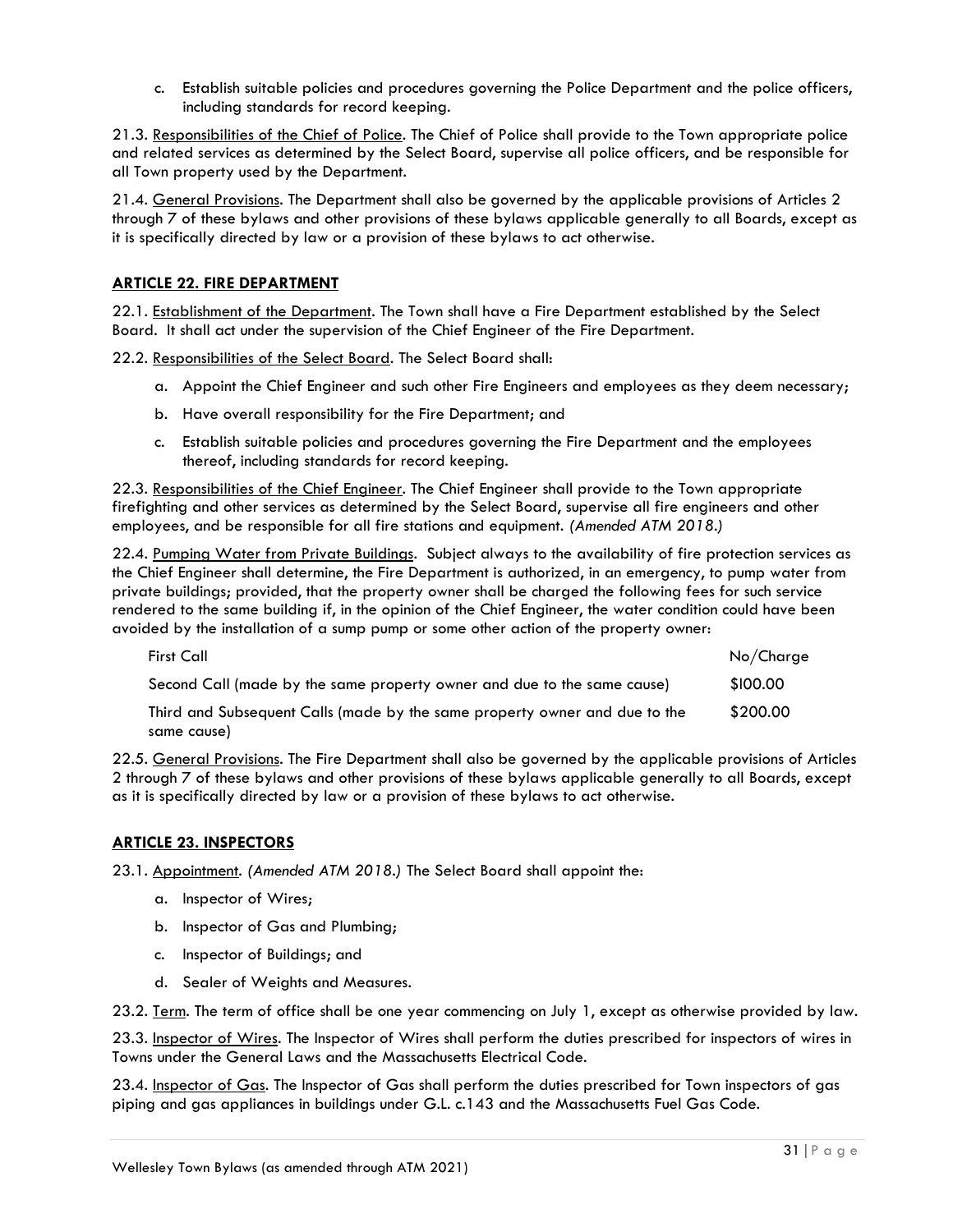c. Establish suitable policies and procedures governing the Police Department and the police officers, including standards for record keeping.

21.3. Responsibilities of the Chief of Police. The Chief of Police shall provide to the Town appropriate police and related services as determined by the Select Board, supervise all police officers, and be responsible for all Town property used by the Department.

21.4. General Provisions. The Department shall also be governed by the applicable provisions of Articles 2 through 7 of these bylaws and other provisions of these bylaws applicable generally to all Boards, except as it is specifically directed by law or a provision of these bylaws to act otherwise.

## ARTICLE 22. FIRE DEPARTMENT

22.1. Establishment of the Department. The Town shall have a Fire Department established by the Select Board. It shall act under the supervision of the Chief Engineer of the Fire Department.

22.2. Responsibilities of the Select Board. The Select Board shall:

a. Appoint the Chief Engineer and such other Fire Engineers and employees as they deem necessary;

b. Have overall responsibility for the Fire Department; and

c. Establish suitable policies and procedures governing the Fire Department and the employees thereof, including standards for record keeping.

22.3. Responsibilities of the Chief Engineer. The Chief Engineer shall provide to the Town appropriate firefighting and other services as determined by the Select Board, supervise all fire engineers and other employees, and be responsible for all fire stations and equipment. *(Amended ATM 2018.)*

22.4. Pumping Water from Private Buildings. Subject always to the availability of fire protection services as the Chief Engineer shall determine, the Fire Department is authorized, in an emergency, to pump water from private buildings; provided, that the property owner shall be charged the following fees for such service rendered to the same building if, in the opinion of the Chief Engineer, the water condition could have been avoided by the installation of a sump pump or some other action of the property owner:

| | |
|---|---|
| First Call | No/Charge |
| Second Call (made by the same property owner and due to the same cause) | $100.00 |
| Third and Subsequent Calls (made by the same property owner and due to the same cause) | $200.00 |

22.5. General Provisions. The Fire Department shall also be governed by the applicable provisions of Articles 2 through 7 of these bylaws and other provisions of these bylaws applicable generally to all Boards, except as it is specifically directed by law or a provision of these bylaws to act otherwise.

## ARTICLE 23. INSPECTORS

23.1. Appointment. *(Amended ATM 2018.)* The Select Board shall appoint the:

a. Inspector of Wires;

b. Inspector of Gas and Plumbing;

c. Inspector of Buildings; and

d. Sealer of Weights and Measures.

23.2. Term. The term of office shall be one year commencing on July 1, except as otherwise provided by law.

23.3. Inspector of Wires. The Inspector of Wires shall perform the duties prescribed for inspectors of wires in Towns under the General Laws and the Massachusetts Electrical Code.

23.4. Inspector of Gas. The Inspector of Gas shall perform the duties prescribed for Town inspectors of gas piping and gas appliances in buildings under G.L. c.143 and the Massachusetts Fuel Gas Code.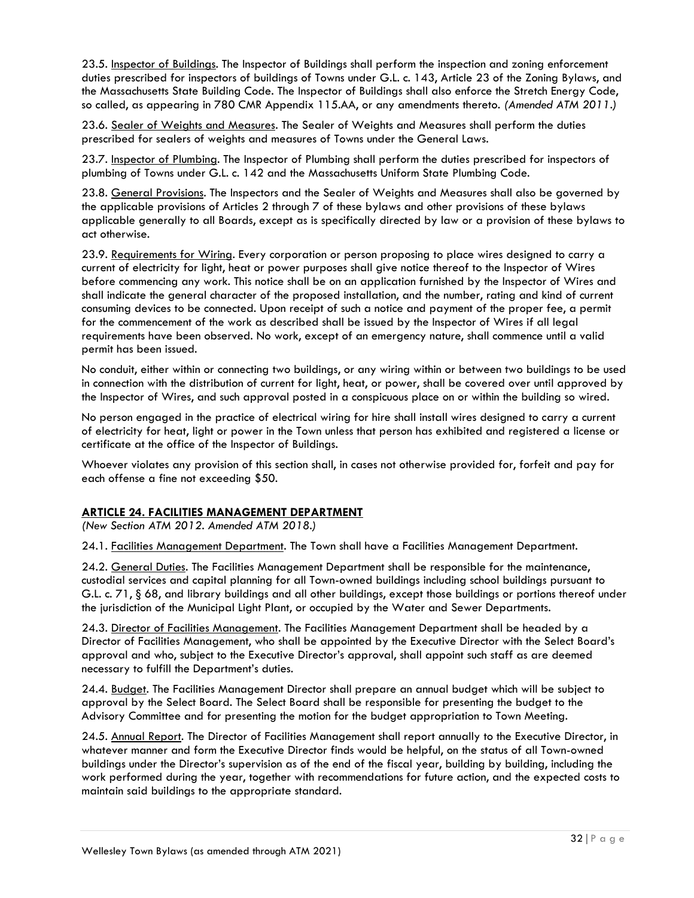23.5. <u>Inspector of Buildings</u>. The Inspector of Buildings shall perform the inspection and zoning enforcement duties prescribed for inspectors of buildings of Towns under G.L. c. 143, Article 23 of the Zoning Bylaws, and the Massachusetts State Building Code. The Inspector of Buildings shall also enforce the Stretch Energy Code, so called, as appearing in 780 CMR Appendix 115.AA, or any amendments thereto. *(Amended ATM 2011.)*

23.6. <u>Sealer of Weights and Measures</u>. The Sealer of Weights and Measures shall perform the duties prescribed for sealers of weights and measures of Towns under the General Laws.

23.7. <u>Inspector of Plumbing</u>. The Inspector of Plumbing shall perform the duties prescribed for inspectors of plumbing of Towns under G.L. c. 142 and the Massachusetts Uniform State Plumbing Code.

23.8. <u>General Provisions</u>. The Inspectors and the Sealer of Weights and Measures shall also be governed by the applicable provisions of Articles 2 through 7 of these bylaws and other provisions of these bylaws applicable generally to all Boards, except as is specifically directed by law or a provision of these bylaws to act otherwise.

23.9. <u>Requirements for Wiring</u>. Every corporation or person proposing to place wires designed to carry a current of electricity for light, heat or power purposes shall give notice thereof to the Inspector of Wires before commencing any work. This notice shall be on an application furnished by the Inspector of Wires and shall indicate the general character of the proposed installation, and the number, rating and kind of current consuming devices to be connected. Upon receipt of such a notice and payment of the proper fee, a permit for the commencement of the work as described shall be issued by the Inspector of Wires if all legal requirements have been observed. No work, except of an emergency nature, shall commence until a valid permit has been issued.

No conduit, either within or connecting two buildings, or any wiring within or between two buildings to be used in connection with the distribution of current for light, heat, or power, shall be covered over until approved by the Inspector of Wires, and such approval posted in a conspicuous place on or within the building so wired.

No person engaged in the practice of electrical wiring for hire shall install wires designed to carry a current of electricity for heat, light or power in the Town unless that person has exhibited and registered a license or certificate at the office of the Inspector of Buildings.

Whoever violates any provision of this section shall, in cases not otherwise provided for, forfeit and pay for each offense a fine not exceeding $50.

## ARTICLE 24. FACILITIES MANAGEMENT DEPARTMENT

*(New Section ATM 2012. Amended ATM 2018.)*

24.1. <u>Facilities Management Department</u>. The Town shall have a Facilities Management Department.

24.2. <u>General Duties</u>. The Facilities Management Department shall be responsible for the maintenance, custodial services and capital planning for all Town-owned buildings including school buildings pursuant to G.L. c. 71, § 68, and library buildings and all other buildings, except those buildings or portions thereof under the jurisdiction of the Municipal Light Plant, or occupied by the Water and Sewer Departments.

24.3. <u>Director of Facilities Management</u>. The Facilities Management Department shall be headed by a Director of Facilities Management, who shall be appointed by the Executive Director with the Select Board's approval and who, subject to the Executive Director's approval, shall appoint such staff as are deemed necessary to fulfill the Department's duties.

24.4. <u>Budget</u>. The Facilities Management Director shall prepare an annual budget which will be subject to approval by the Select Board. The Select Board shall be responsible for presenting the budget to the Advisory Committee and for presenting the motion for the budget appropriation to Town Meeting.

24.5. <u>Annual Report</u>. The Director of Facilities Management shall report annually to the Executive Director, in whatever manner and form the Executive Director finds would be helpful, on the status of all Town-owned buildings under the Director's supervision as of the end of the fiscal year, building by building, including the work performed during the year, together with recommendations for future action, and the expected costs to maintain said buildings to the appropriate standard.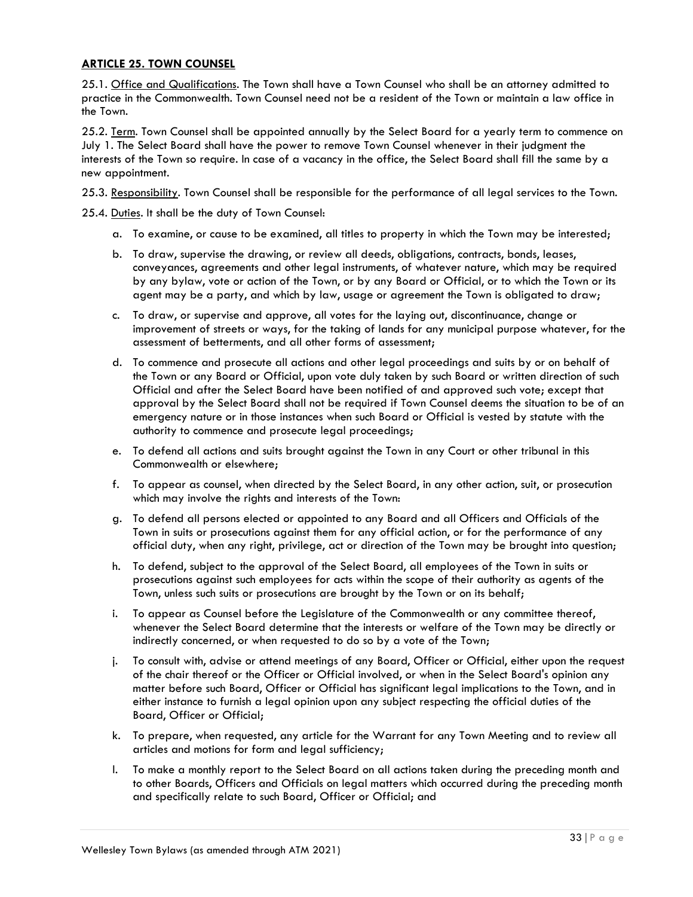## ARTICLE 25. TOWN COUNSEL

25.1. Office and Qualifications. The Town shall have a Town Counsel who shall be an attorney admitted to practice in the Commonwealth. Town Counsel need not be a resident of the Town or maintain a law office in the Town.

25.2. Term. Town Counsel shall be appointed annually by the Select Board for a yearly term to commence on July 1. The Select Board shall have the power to remove Town Counsel whenever in their judgment the interests of the Town so require. In case of a vacancy in the office, the Select Board shall fill the same by a new appointment.

25.3. Responsibility. Town Counsel shall be responsible for the performance of all legal services to the Town.

25.4. Duties. It shall be the duty of Town Counsel:

a. To examine, or cause to be examined, all titles to property in which the Town may be interested;

b. To draw, supervise the drawing, or review all deeds, obligations, contracts, bonds, leases, conveyances, agreements and other legal instruments, of whatever nature, which may be required by any bylaw, vote or action of the Town, or by any Board or Official, or to which the Town or its agent may be a party, and which by law, usage or agreement the Town is obligated to draw;

c. To draw, or supervise and approve, all votes for the laying out, discontinuance, change or improvement of streets or ways, for the taking of lands for any municipal purpose whatever, for the assessment of betterments, and all other forms of assessment;

d. To commence and prosecute all actions and other legal proceedings and suits by or on behalf of the Town or any Board or Official, upon vote duly taken by such Board or written direction of such Official and after the Select Board have been notified of and approved such vote; except that approval by the Select Board shall not be required if Town Counsel deems the situation to be of an emergency nature or in those instances when such Board or Official is vested by statute with the authority to commence and prosecute legal proceedings;

e. To defend all actions and suits brought against the Town in any Court or other tribunal in this Commonwealth or elsewhere;

f. To appear as counsel, when directed by the Select Board, in any other action, suit, or prosecution which may involve the rights and interests of the Town:

g. To defend all persons elected or appointed to any Board and all Officers and Officials of the Town in suits or prosecutions against them for any official action, or for the performance of any official duty, when any right, privilege, act or direction of the Town may be brought into question;

h. To defend, subject to the approval of the Select Board, all employees of the Town in suits or prosecutions against such employees for acts within the scope of their authority as agents of the Town, unless such suits or prosecutions are brought by the Town or on its behalf;

i. To appear as Counsel before the Legislature of the Commonwealth or any committee thereof, whenever the Select Board determine that the interests or welfare of the Town may be directly or indirectly concerned, or when requested to do so by a vote of the Town;

j. To consult with, advise or attend meetings of any Board, Officer or Official, either upon the request of the chair thereof or the Officer or Official involved, or when in the Select Board's opinion any matter before such Board, Officer or Official has significant legal implications to the Town, and in either instance to furnish a legal opinion upon any subject respecting the official duties of the Board, Officer or Official;

k. To prepare, when requested, any article for the Warrant for any Town Meeting and to review all articles and motions for form and legal sufficiency;

l. To make a monthly report to the Select Board on all actions taken during the preceding month and to other Boards, Officers and Officials on legal matters which occurred during the preceding month and specifically relate to such Board, Officer or Official; and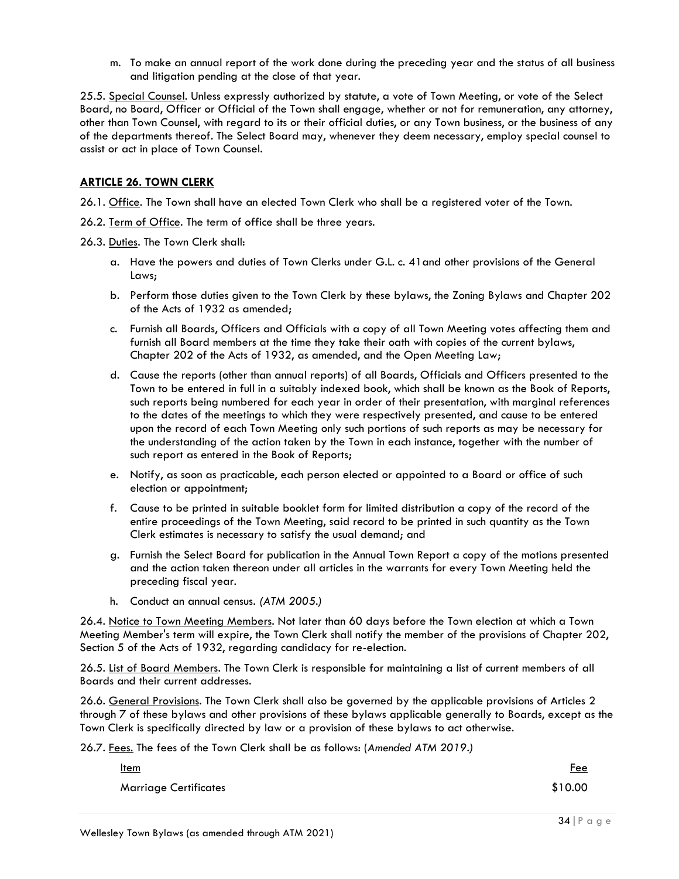m. To make an annual report of the work done during the preceding year and the status of all business and litigation pending at the close of that year.

25.5. Special Counsel. Unless expressly authorized by statute, a vote of Town Meeting, or vote of the Select Board, no Board, Officer or Official of the Town shall engage, whether or not for remuneration, any attorney, other than Town Counsel, with regard to its or their official duties, or any Town business, or the business of any of the departments thereof. The Select Board may, whenever they deem necessary, employ special counsel to assist or act in place of Town Counsel.

## ARTICLE 26. TOWN CLERK

26.1. Office. The Town shall have an elected Town Clerk who shall be a registered voter of the Town.

26.2. Term of Office. The term of office shall be three years.

26.3. Duties. The Town Clerk shall:

a. Have the powers and duties of Town Clerks under G.L. c. 41and other provisions of the General Laws;

b. Perform those duties given to the Town Clerk by these bylaws, the Zoning Bylaws and Chapter 202 of the Acts of 1932 as amended;

c. Furnish all Boards, Officers and Officials with a copy of all Town Meeting votes affecting them and furnish all Board members at the time they take their oath with copies of the current bylaws, Chapter 202 of the Acts of 1932, as amended, and the Open Meeting Law;

d. Cause the reports (other than annual reports) of all Boards, Officials and Officers presented to the Town to be entered in full in a suitably indexed book, which shall be known as the Book of Reports, such reports being numbered for each year in order of their presentation, with marginal references to the dates of the meetings to which they were respectively presented, and cause to be entered upon the record of each Town Meeting only such portions of such reports as may be necessary for the understanding of the action taken by the Town in each instance, together with the number of such report as entered in the Book of Reports;

e. Notify, as soon as practicable, each person elected or appointed to a Board or office of such election or appointment;

f. Cause to be printed in suitable booklet form for limited distribution a copy of the record of the entire proceedings of the Town Meeting, said record to be printed in such quantity as the Town Clerk estimates is necessary to satisfy the usual demand; and

g. Furnish the Select Board for publication in the Annual Town Report a copy of the motions presented and the action taken thereon under all articles in the warrants for every Town Meeting held the preceding fiscal year.

h. Conduct an annual census. *(ATM 2005.)*

26.4. Notice to Town Meeting Members. Not later than 60 days before the Town election at which a Town Meeting Member's term will expire, the Town Clerk shall notify the member of the provisions of Chapter 202, Section 5 of the Acts of 1932, regarding candidacy for re-election.

26.5. List of Board Members. The Town Clerk is responsible for maintaining a list of current members of all Boards and their current addresses.

26.6. General Provisions. The Town Clerk shall also be governed by the applicable provisions of Articles 2 through 7 of these bylaws and other provisions of these bylaws applicable generally to Boards, except as the Town Clerk is specifically directed by law or a provision of these bylaws to act otherwise.

26.7. Fees. The fees of the Town Clerk shall be as follows: (*Amended ATM 2019.)*

| Item | Fee |
|---|---|
| Marriage Certificates | $10.00 |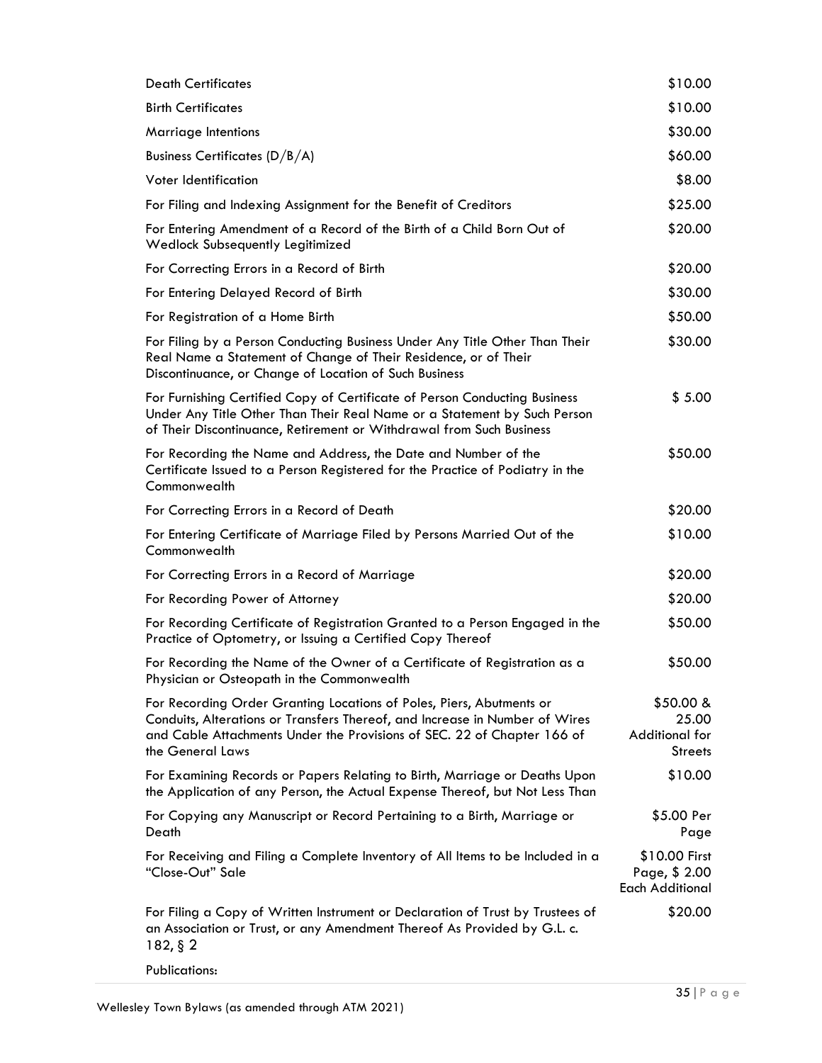| | |
|---|---|
| Death Certificates | $10.00 |
| Birth Certificates | $10.00 |
| Marriage Intentions | $30.00 |
| Business Certificates (D/B/A) | $60.00 |
| Voter Identification | $8.00 |
| For Filing and Indexing Assignment for the Benefit of Creditors | $25.00 |
| For Entering Amendment of a Record of the Birth of a Child Born Out of Wedlock Subsequently Legitimized | $20.00 |
| For Correcting Errors in a Record of Birth | $20.00 |
| For Entering Delayed Record of Birth | $30.00 |
| For Registration of a Home Birth | $50.00 |
| For Filing by a Person Conducting Business Under Any Title Other Than Their Real Name a Statement of Change of Their Residence, or of Their Discontinuance, or Change of Location of Such Business | $30.00 |
| For Furnishing Certified Copy of Certificate of Person Conducting Business Under Any Title Other Than Their Real Name or a Statement by Such Person of Their Discontinuance, Retirement or Withdrawal from Such Business | $ 5.00 |
| For Recording the Name and Address, the Date and Number of the Certificate Issued to a Person Registered for the Practice of Podiatry in the Commonwealth | $50.00 |
| For Correcting Errors in a Record of Death | $20.00 |
| For Entering Certificate of Marriage Filed by Persons Married Out of the Commonwealth | $10.00 |
| For Correcting Errors in a Record of Marriage | $20.00 |
| For Recording Power of Attorney | $20.00 |
| For Recording Certificate of Registration Granted to a Person Engaged in the Practice of Optometry, or Issuing a Certified Copy Thereof | $50.00 |
| For Recording the Name of the Owner of a Certificate of Registration as a Physician or Osteopath in the Commonwealth | $50.00 |
| For Recording Order Granting Locations of Poles, Piers, Abutments or Conduits, Alterations or Transfers Thereof, and Increase in Number of Wires and Cable Attachments Under the Provisions of SEC. 22 of Chapter 166 of the General Laws | $50.00 & 25.00 Additional for Streets |
| For Examining Records or Papers Relating to Birth, Marriage or Deaths Upon the Application of any Person, the Actual Expense Thereof, but Not Less Than | $10.00 |
| For Copying any Manuscript or Record Pertaining to a Birth, Marriage or Death | $5.00 Per Page |
| For Receiving and Filing a Complete Inventory of All Items to be Included in a "Close-Out" Sale | $10.00 First Page, $ 2.00 Each Additional |
| For Filing a Copy of Written Instrument or Declaration of Trust by Trustees of an Association or Trust, or any Amendment Thereof As Provided by G.L. c. 182, § 2 | $20.00 |

Publications: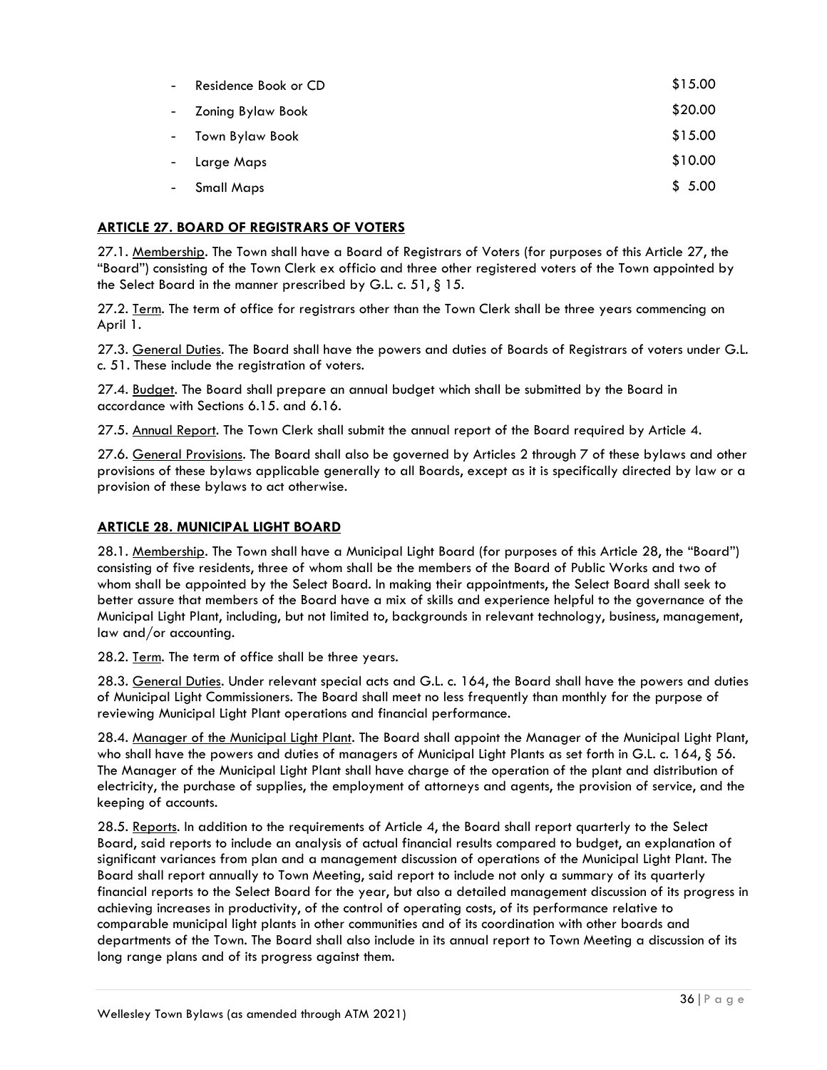- Residence Book or CD $15.00
- Zoning Bylaw Book $20.00
- Town Bylaw Book $15.00
- Large Maps $10.00
- Small Maps $ 5.00

## ARTICLE 27. BOARD OF REGISTRARS OF VOTERS

27.1. Membership. The Town shall have a Board of Registrars of Voters (for purposes of this Article 27, the "Board") consisting of the Town Clerk ex officio and three other registered voters of the Town appointed by the Select Board in the manner prescribed by G.L. c. 51, § 15.

27.2. Term. The term of office for registrars other than the Town Clerk shall be three years commencing on April 1.

27.3. General Duties. The Board shall have the powers and duties of Boards of Registrars of voters under G.L. c. 51. These include the registration of voters.

27.4. Budget. The Board shall prepare an annual budget which shall be submitted by the Board in accordance with Sections 6.15. and 6.16.

27.5. Annual Report. The Town Clerk shall submit the annual report of the Board required by Article 4.

27.6. General Provisions. The Board shall also be governed by Articles 2 through 7 of these bylaws and other provisions of these bylaws applicable generally to all Boards, except as it is specifically directed by law or a provision of these bylaws to act otherwise.

## ARTICLE 28. MUNICIPAL LIGHT BOARD

28.1. Membership. The Town shall have a Municipal Light Board (for purposes of this Article 28, the "Board") consisting of five residents, three of whom shall be the members of the Board of Public Works and two of whom shall be appointed by the Select Board. In making their appointments, the Select Board shall seek to better assure that members of the Board have a mix of skills and experience helpful to the governance of the Municipal Light Plant, including, but not limited to, backgrounds in relevant technology, business, management, law and/or accounting.

28.2. Term. The term of office shall be three years.

28.3. General Duties. Under relevant special acts and G.L. c. 164, the Board shall have the powers and duties of Municipal Light Commissioners. The Board shall meet no less frequently than monthly for the purpose of reviewing Municipal Light Plant operations and financial performance.

28.4. Manager of the Municipal Light Plant. The Board shall appoint the Manager of the Municipal Light Plant, who shall have the powers and duties of managers of Municipal Light Plants as set forth in G.L. c. 164, § 56. The Manager of the Municipal Light Plant shall have charge of the operation of the plant and distribution of electricity, the purchase of supplies, the employment of attorneys and agents, the provision of service, and the keeping of accounts.

28.5. Reports. In addition to the requirements of Article 4, the Board shall report quarterly to the Select Board, said reports to include an analysis of actual financial results compared to budget, an explanation of significant variances from plan and a management discussion of operations of the Municipal Light Plant. The Board shall report annually to Town Meeting, said report to include not only a summary of its quarterly financial reports to the Select Board for the year, but also a detailed management discussion of its progress in achieving increases in productivity, of the control of operating costs, of its performance relative to comparable municipal light plants in other communities and of its coordination with other boards and departments of the Town. The Board shall also include in its annual report to Town Meeting a discussion of its long range plans and of its progress against them.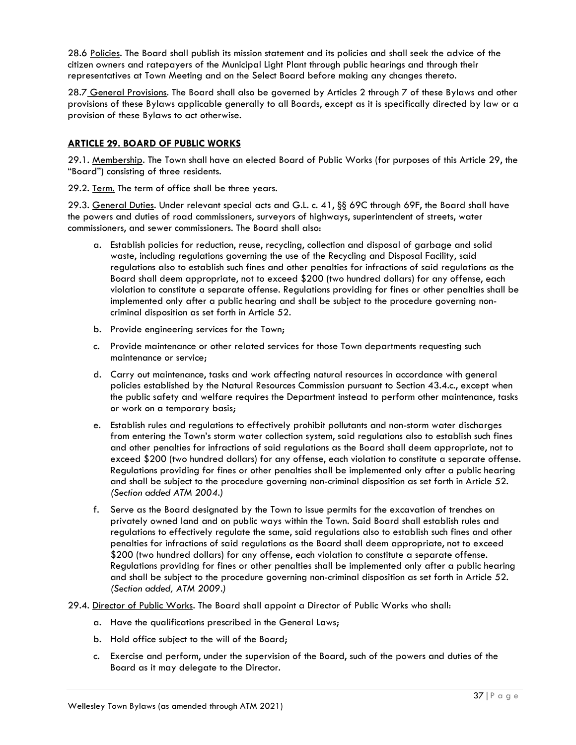28.6 Policies. The Board shall publish its mission statement and its policies and shall seek the advice of the citizen owners and ratepayers of the Municipal Light Plant through public hearings and through their representatives at Town Meeting and on the Select Board before making any changes thereto.

28.7 General Provisions. The Board shall also be governed by Articles 2 through 7 of these Bylaws and other provisions of these Bylaws applicable generally to all Boards, except as it is specifically directed by law or a provision of these Bylaws to act otherwise.

## ARTICLE 29. BOARD OF PUBLIC WORKS

29.1. Membership. The Town shall have an elected Board of Public Works (for purposes of this Article 29, the "Board") consisting of three residents.

29.2. Term. The term of office shall be three years.

29.3. General Duties. Under relevant special acts and G.L. c. 41, §§ 69C through 69F, the Board shall have the powers and duties of road commissioners, surveyors of highways, superintendent of streets, water commissioners, and sewer commissioners. The Board shall also:

a. Establish policies for reduction, reuse, recycling, collection and disposal of garbage and solid waste, including regulations governing the use of the Recycling and Disposal Facility, said regulations also to establish such fines and other penalties for infractions of said regulations as the Board shall deem appropriate, not to exceed $200 (two hundred dollars) for any offense, each violation to constitute a separate offense. Regulations providing for fines or other penalties shall be implemented only after a public hearing and shall be subject to the procedure governing non-criminal disposition as set forth in Article 52.

b. Provide engineering services for the Town;

c. Provide maintenance or other related services for those Town departments requesting such maintenance or service;

d. Carry out maintenance, tasks and work affecting natural resources in accordance with general policies established by the Natural Resources Commission pursuant to Section 43.4.c., except when the public safety and welfare requires the Department instead to perform other maintenance, tasks or work on a temporary basis;

e. Establish rules and regulations to effectively prohibit pollutants and non-storm water discharges from entering the Town's storm water collection system, said regulations also to establish such fines and other penalties for infractions of said regulations as the Board shall deem appropriate, not to exceed $200 (two hundred dollars) for any offense, each violation to constitute a separate offense. Regulations providing for fines or other penalties shall be implemented only after a public hearing and shall be subject to the procedure governing non-criminal disposition as set forth in Article 52. *(Section added ATM 2004.)*

f. Serve as the Board designated by the Town to issue permits for the excavation of trenches on privately owned land and on public ways within the Town. Said Board shall establish rules and regulations to effectively regulate the same, said regulations also to establish such fines and other penalties for infractions of said regulations as the Board shall deem appropriate, not to exceed $200 (two hundred dollars) for any offense, each violation to constitute a separate offense. Regulations providing for fines or other penalties shall be implemented only after a public hearing and shall be subject to the procedure governing non-criminal disposition as set forth in Article 52. *(Section added, ATM 2009.)*

29.4. Director of Public Works. The Board shall appoint a Director of Public Works who shall:

a. Have the qualifications prescribed in the General Laws;

b. Hold office subject to the will of the Board;

c. Exercise and perform, under the supervision of the Board, such of the powers and duties of the Board as it may delegate to the Director.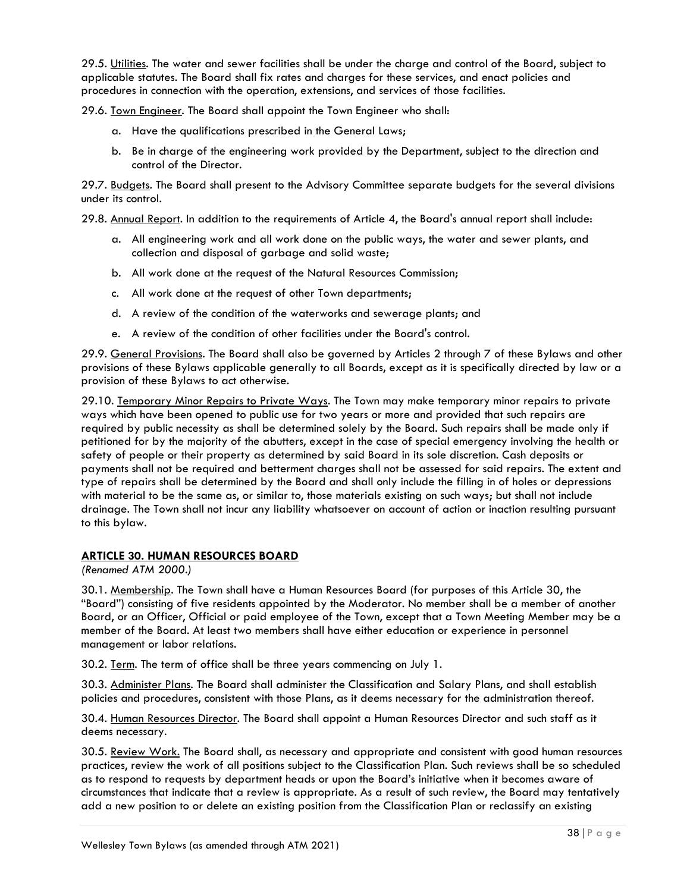29.5. Utilities. The water and sewer facilities shall be under the charge and control of the Board, subject to applicable statutes. The Board shall fix rates and charges for these services, and enact policies and procedures in connection with the operation, extensions, and services of those facilities.

29.6. Town Engineer. The Board shall appoint the Town Engineer who shall:

a. Have the qualifications prescribed in the General Laws;

b. Be in charge of the engineering work provided by the Department, subject to the direction and control of the Director.

29.7. Budgets. The Board shall present to the Advisory Committee separate budgets for the several divisions under its control.

29.8. Annual Report. In addition to the requirements of Article 4, the Board's annual report shall include:

a. All engineering work and all work done on the public ways, the water and sewer plants, and collection and disposal of garbage and solid waste;

b. All work done at the request of the Natural Resources Commission;

c. All work done at the request of other Town departments;

d. A review of the condition of the waterworks and sewerage plants; and

e. A review of the condition of other facilities under the Board's control.

29.9. General Provisions. The Board shall also be governed by Articles 2 through 7 of these Bylaws and other provisions of these Bylaws applicable generally to all Boards, except as it is specifically directed by law or a provision of these Bylaws to act otherwise.

29.10. Temporary Minor Repairs to Private Ways. The Town may make temporary minor repairs to private ways which have been opened to public use for two years or more and provided that such repairs are required by public necessity as shall be determined solely by the Board. Such repairs shall be made only if petitioned for by the majority of the abutters, except in the case of special emergency involving the health or safety of people or their property as determined by said Board in its sole discretion. Cash deposits or payments shall not be required and betterment charges shall not be assessed for said repairs. The extent and type of repairs shall be determined by the Board and shall only include the filling in of holes or depressions with material to be the same as, or similar to, those materials existing on such ways; but shall not include drainage. The Town shall not incur any liability whatsoever on account of action or inaction resulting pursuant to this bylaw.

## ARTICLE 30. HUMAN RESOURCES BOARD

*(Renamed ATM 2000.)*

30.1. Membership. The Town shall have a Human Resources Board (for purposes of this Article 30, the "Board") consisting of five residents appointed by the Moderator. No member shall be a member of another Board, or an Officer, Official or paid employee of the Town, except that a Town Meeting Member may be a member of the Board. At least two members shall have either education or experience in personnel management or labor relations.

30.2. Term. The term of office shall be three years commencing on July 1.

30.3. Administer Plans. The Board shall administer the Classification and Salary Plans, and shall establish policies and procedures, consistent with those Plans, as it deems necessary for the administration thereof.

30.4. Human Resources Director. The Board shall appoint a Human Resources Director and such staff as it deems necessary.

30.5. Review Work. The Board shall, as necessary and appropriate and consistent with good human resources practices, review the work of all positions subject to the Classification Plan. Such reviews shall be so scheduled as to respond to requests by department heads or upon the Board's initiative when it becomes aware of circumstances that indicate that a review is appropriate. As a result of such review, the Board may tentatively add a new position to or delete an existing position from the Classification Plan or reclassify an existing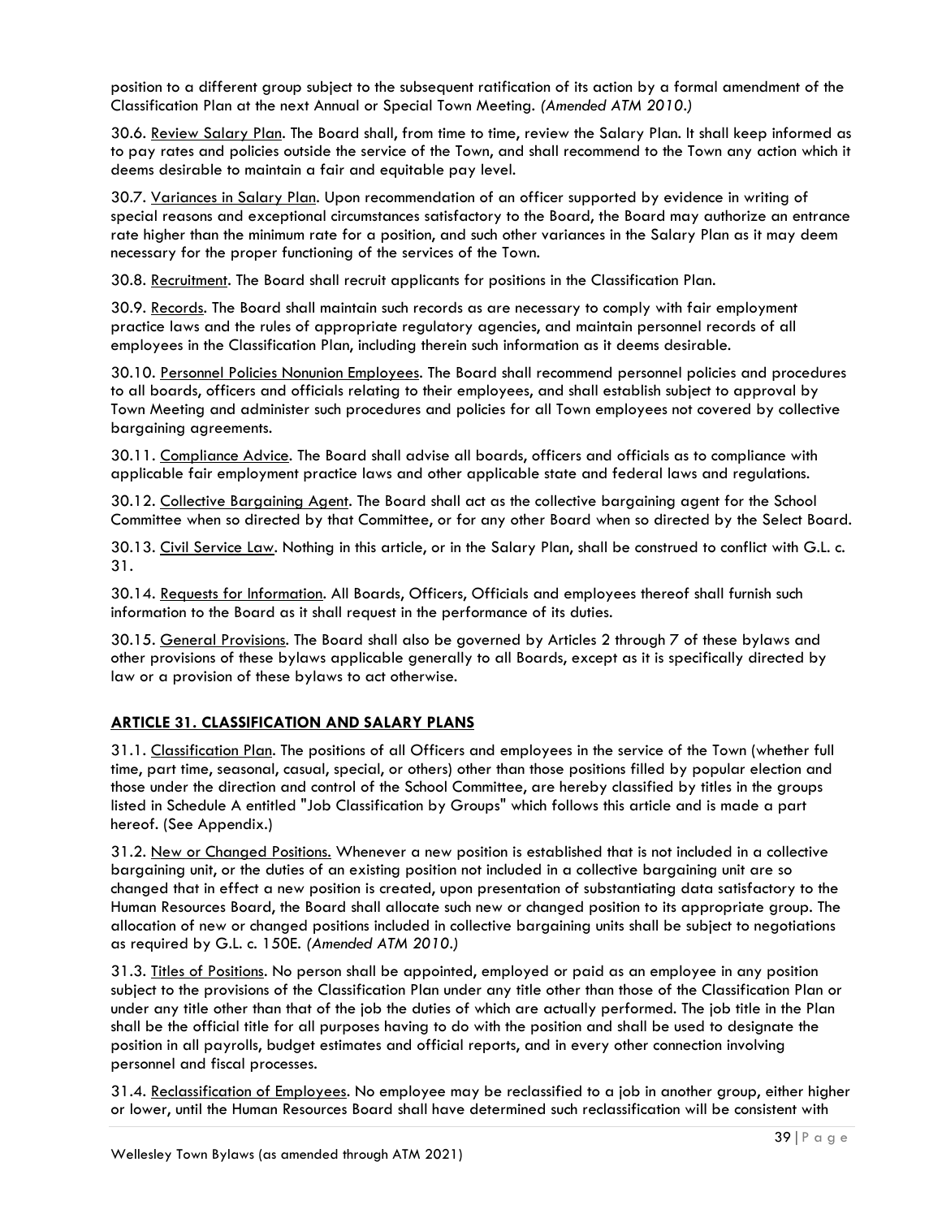position to a different group subject to the subsequent ratification of its action by a formal amendment of the Classification Plan at the next Annual or Special Town Meeting. *(Amended ATM 2010.)*

30.6. Review Salary Plan. The Board shall, from time to time, review the Salary Plan. It shall keep informed as to pay rates and policies outside the service of the Town, and shall recommend to the Town any action which it deems desirable to maintain a fair and equitable pay level.

30.7. Variances in Salary Plan. Upon recommendation of an officer supported by evidence in writing of special reasons and exceptional circumstances satisfactory to the Board, the Board may authorize an entrance rate higher than the minimum rate for a position, and such other variances in the Salary Plan as it may deem necessary for the proper functioning of the services of the Town.

30.8. Recruitment. The Board shall recruit applicants for positions in the Classification Plan.

30.9. Records. The Board shall maintain such records as are necessary to comply with fair employment practice laws and the rules of appropriate regulatory agencies, and maintain personnel records of all employees in the Classification Plan, including therein such information as it deems desirable.

30.10. Personnel Policies Nonunion Employees. The Board shall recommend personnel policies and procedures to all boards, officers and officials relating to their employees, and shall establish subject to approval by Town Meeting and administer such procedures and policies for all Town employees not covered by collective bargaining agreements.

30.11. Compliance Advice. The Board shall advise all boards, officers and officials as to compliance with applicable fair employment practice laws and other applicable state and federal laws and regulations.

30.12. Collective Bargaining Agent. The Board shall act as the collective bargaining agent for the School Committee when so directed by that Committee, or for any other Board when so directed by the Select Board.

30.13. Civil Service Law. Nothing in this article, or in the Salary Plan, shall be construed to conflict with G.L. c. 31.

30.14. Requests for Information. All Boards, Officers, Officials and employees thereof shall furnish such information to the Board as it shall request in the performance of its duties.

30.15. General Provisions. The Board shall also be governed by Articles 2 through 7 of these bylaws and other provisions of these bylaws applicable generally to all Boards, except as it is specifically directed by law or a provision of these bylaws to act otherwise.

## ARTICLE 31. CLASSIFICATION AND SALARY PLANS

31.1. Classification Plan. The positions of all Officers and employees in the service of the Town (whether full time, part time, seasonal, casual, special, or others) other than those positions filled by popular election and those under the direction and control of the School Committee, are hereby classified by titles in the groups listed in Schedule A entitled "Job Classification by Groups" which follows this article and is made a part hereof. (See Appendix.)

31.2. New or Changed Positions. Whenever a new position is established that is not included in a collective bargaining unit, or the duties of an existing position not included in a collective bargaining unit are so changed that in effect a new position is created, upon presentation of substantiating data satisfactory to the Human Resources Board, the Board shall allocate such new or changed position to its appropriate group. The allocation of new or changed positions included in collective bargaining units shall be subject to negotiations as required by G.L. c. 150E. *(Amended ATM 2010.)*

31.3. Titles of Positions. No person shall be appointed, employed or paid as an employee in any position subject to the provisions of the Classification Plan under any title other than those of the Classification Plan or under any title other than that of the job the duties of which are actually performed. The job title in the Plan shall be the official title for all purposes having to do with the position and shall be used to designate the position in all payrolls, budget estimates and official reports, and in every other connection involving personnel and fiscal processes.

31.4. Reclassification of Employees. No employee may be reclassified to a job in another group, either higher or lower, until the Human Resources Board shall have determined such reclassification will be consistent with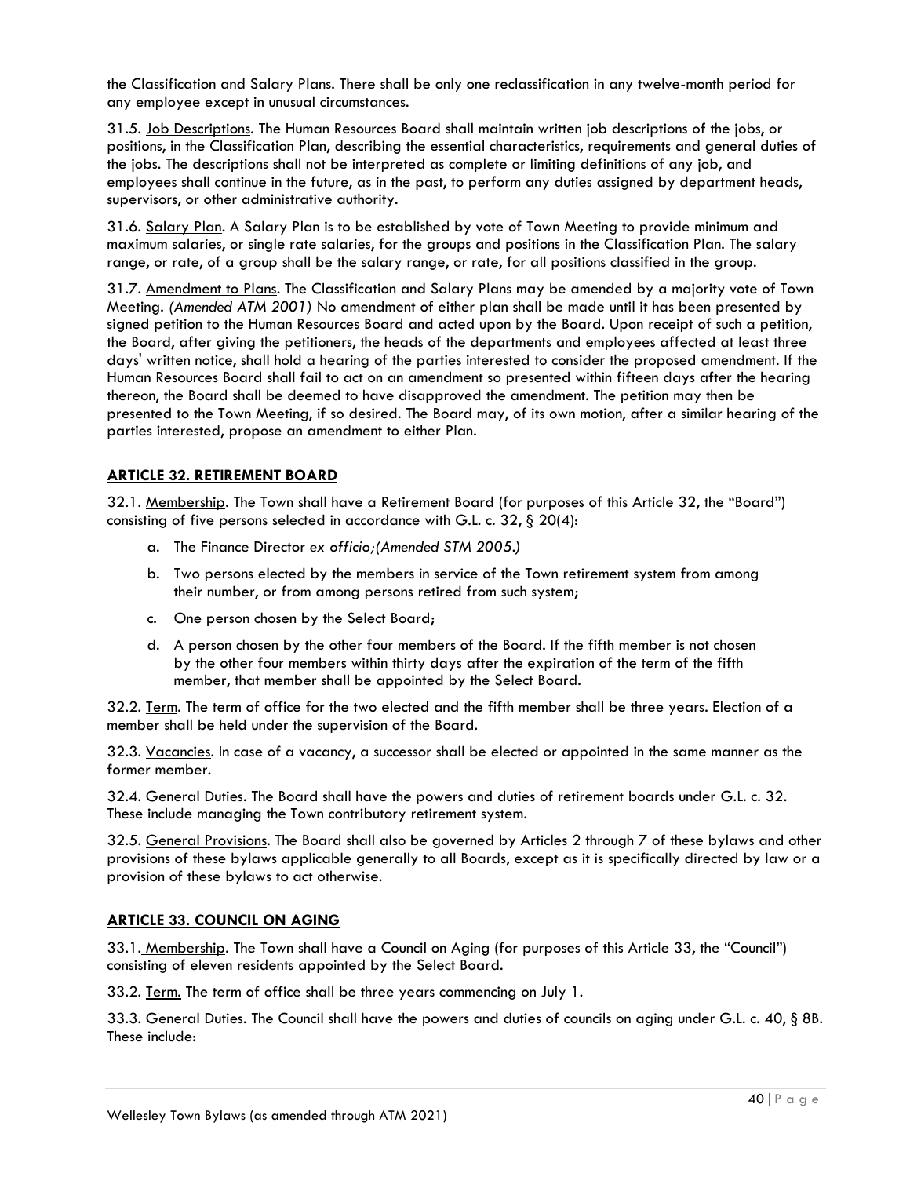the Classification and Salary Plans. There shall be only one reclassification in any twelve-month period for any employee except in unusual circumstances.

31.5. Job Descriptions. The Human Resources Board shall maintain written job descriptions of the jobs, or positions, in the Classification Plan, describing the essential characteristics, requirements and general duties of the jobs. The descriptions shall not be interpreted as complete or limiting definitions of any job, and employees shall continue in the future, as in the past, to perform any duties assigned by department heads, supervisors, or other administrative authority.

31.6. Salary Plan. A Salary Plan is to be established by vote of Town Meeting to provide minimum and maximum salaries, or single rate salaries, for the groups and positions in the Classification Plan. The salary range, or rate, of a group shall be the salary range, or rate, for all positions classified in the group.

31.7. Amendment to Plans. The Classification and Salary Plans may be amended by a majority vote of Town Meeting. *(Amended ATM 2001)* No amendment of either plan shall be made until it has been presented by signed petition to the Human Resources Board and acted upon by the Board. Upon receipt of such a petition, the Board, after giving the petitioners, the heads of the departments and employees affected at least three days' written notice, shall hold a hearing of the parties interested to consider the proposed amendment. If the Human Resources Board shall fail to act on an amendment so presented within fifteen days after the hearing thereon, the Board shall be deemed to have disapproved the amendment. The petition may then be presented to the Town Meeting, if so desired. The Board may, of its own motion, after a similar hearing of the parties interested, propose an amendment to either Plan.

## ARTICLE 32. RETIREMENT BOARD

32.1. Membership. The Town shall have a Retirement Board (for purposes of this Article 32, the "Board") consisting of five persons selected in accordance with G.L. c. 32, § 20(4):

a. The Finance Director *ex officio;(Amended STM 2005.)*

b. Two persons elected by the members in service of the Town retirement system from among their number, or from among persons retired from such system;

c. One person chosen by the Select Board;

d. A person chosen by the other four members of the Board. If the fifth member is not chosen by the other four members within thirty days after the expiration of the term of the fifth member, that member shall be appointed by the Select Board.

32.2. Term. The term of office for the two elected and the fifth member shall be three years. Election of a member shall be held under the supervision of the Board.

32.3. Vacancies. In case of a vacancy, a successor shall be elected or appointed in the same manner as the former member.

32.4. General Duties. The Board shall have the powers and duties of retirement boards under G.L. c. 32. These include managing the Town contributory retirement system.

32.5. General Provisions. The Board shall also be governed by Articles 2 through 7 of these bylaws and other provisions of these bylaws applicable generally to all Boards, except as it is specifically directed by law or a provision of these bylaws to act otherwise.

## ARTICLE 33. COUNCIL ON AGING

33.1. Membership. The Town shall have a Council on Aging (for purposes of this Article 33, the "Council") consisting of eleven residents appointed by the Select Board.

33.2. Term. The term of office shall be three years commencing on July 1.

33.3. General Duties. The Council shall have the powers and duties of councils on aging under G.L. c. 40, § 8B. These include: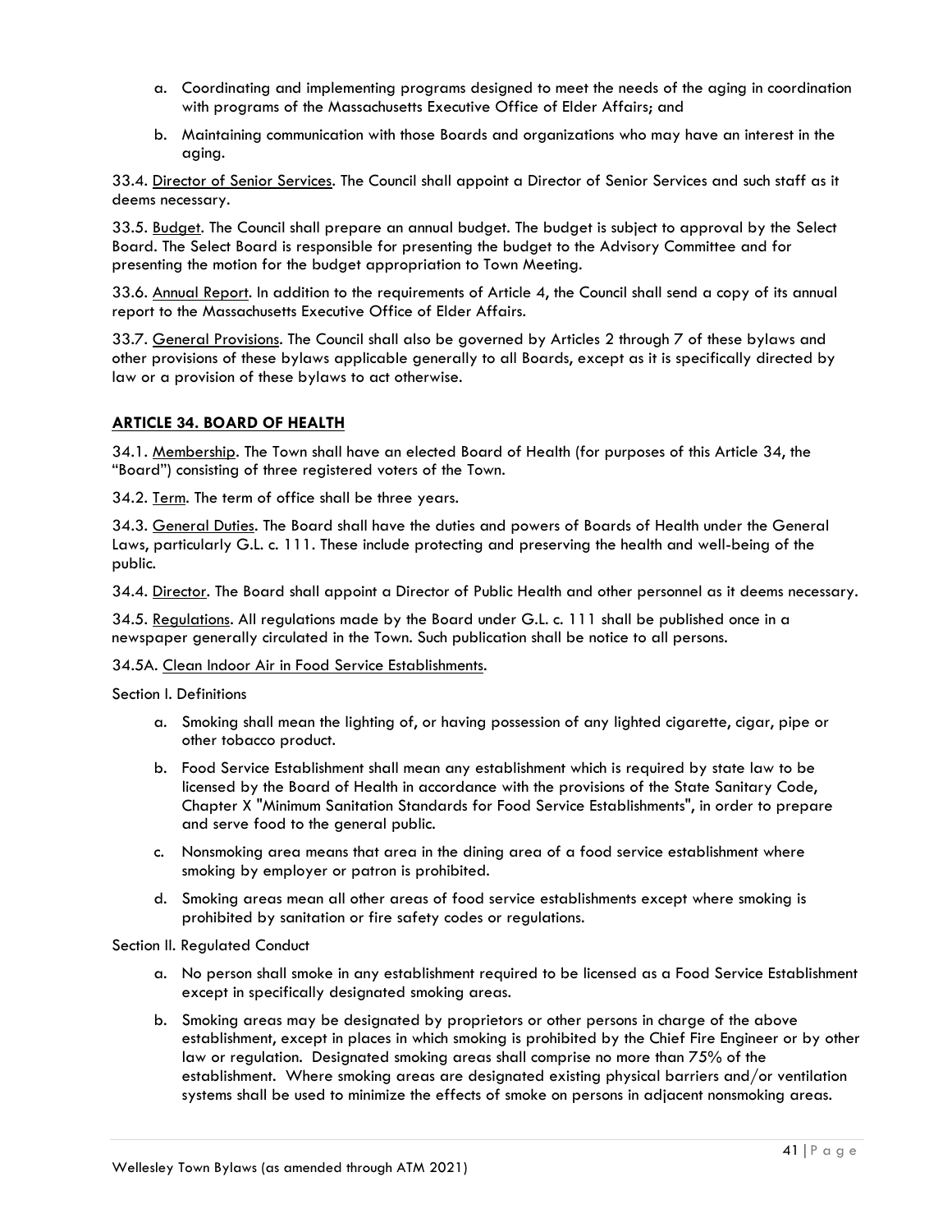a. Coordinating and implementing programs designed to meet the needs of the aging in coordination with programs of the Massachusetts Executive Office of Elder Affairs; and

b. Maintaining communication with those Boards and organizations who may have an interest in the aging.

33.4. Director of Senior Services. The Council shall appoint a Director of Senior Services and such staff as it deems necessary.

33.5. Budget. The Council shall prepare an annual budget. The budget is subject to approval by the Select Board. The Select Board is responsible for presenting the budget to the Advisory Committee and for presenting the motion for the budget appropriation to Town Meeting.

33.6. Annual Report. In addition to the requirements of Article 4, the Council shall send a copy of its annual report to the Massachusetts Executive Office of Elder Affairs.

33.7. General Provisions. The Council shall also be governed by Articles 2 through 7 of these bylaws and other provisions of these bylaws applicable generally to all Boards, except as it is specifically directed by law or a provision of these bylaws to act otherwise.

## ARTICLE 34. BOARD OF HEALTH

34.1. Membership. The Town shall have an elected Board of Health (for purposes of this Article 34, the "Board") consisting of three registered voters of the Town.

34.2. Term. The term of office shall be three years.

34.3. General Duties. The Board shall have the duties and powers of Boards of Health under the General Laws, particularly G.L. c. 111. These include protecting and preserving the health and well-being of the public.

34.4. Director. The Board shall appoint a Director of Public Health and other personnel as it deems necessary.

34.5. Regulations. All regulations made by the Board under G.L. c. 111 shall be published once in a newspaper generally circulated in the Town. Such publication shall be notice to all persons.

34.5A. Clean Indoor Air in Food Service Establishments.

Section I. Definitions

a. Smoking shall mean the lighting of, or having possession of any lighted cigarette, cigar, pipe or other tobacco product.

b. Food Service Establishment shall mean any establishment which is required by state law to be licensed by the Board of Health in accordance with the provisions of the State Sanitary Code, Chapter X "Minimum Sanitation Standards for Food Service Establishments", in order to prepare and serve food to the general public.

c. Nonsmoking area means that area in the dining area of a food service establishment where smoking by employer or patron is prohibited.

d. Smoking areas mean all other areas of food service establishments except where smoking is prohibited by sanitation or fire safety codes or regulations.

Section II. Regulated Conduct

a. No person shall smoke in any establishment required to be licensed as a Food Service Establishment except in specifically designated smoking areas.

b. Smoking areas may be designated by proprietors or other persons in charge of the above establishment, except in places in which smoking is prohibited by the Chief Fire Engineer or by other law or regulation. Designated smoking areas shall comprise no more than 75% of the establishment. Where smoking areas are designated existing physical barriers and/or ventilation systems shall be used to minimize the effects of smoke on persons in adjacent nonsmoking areas.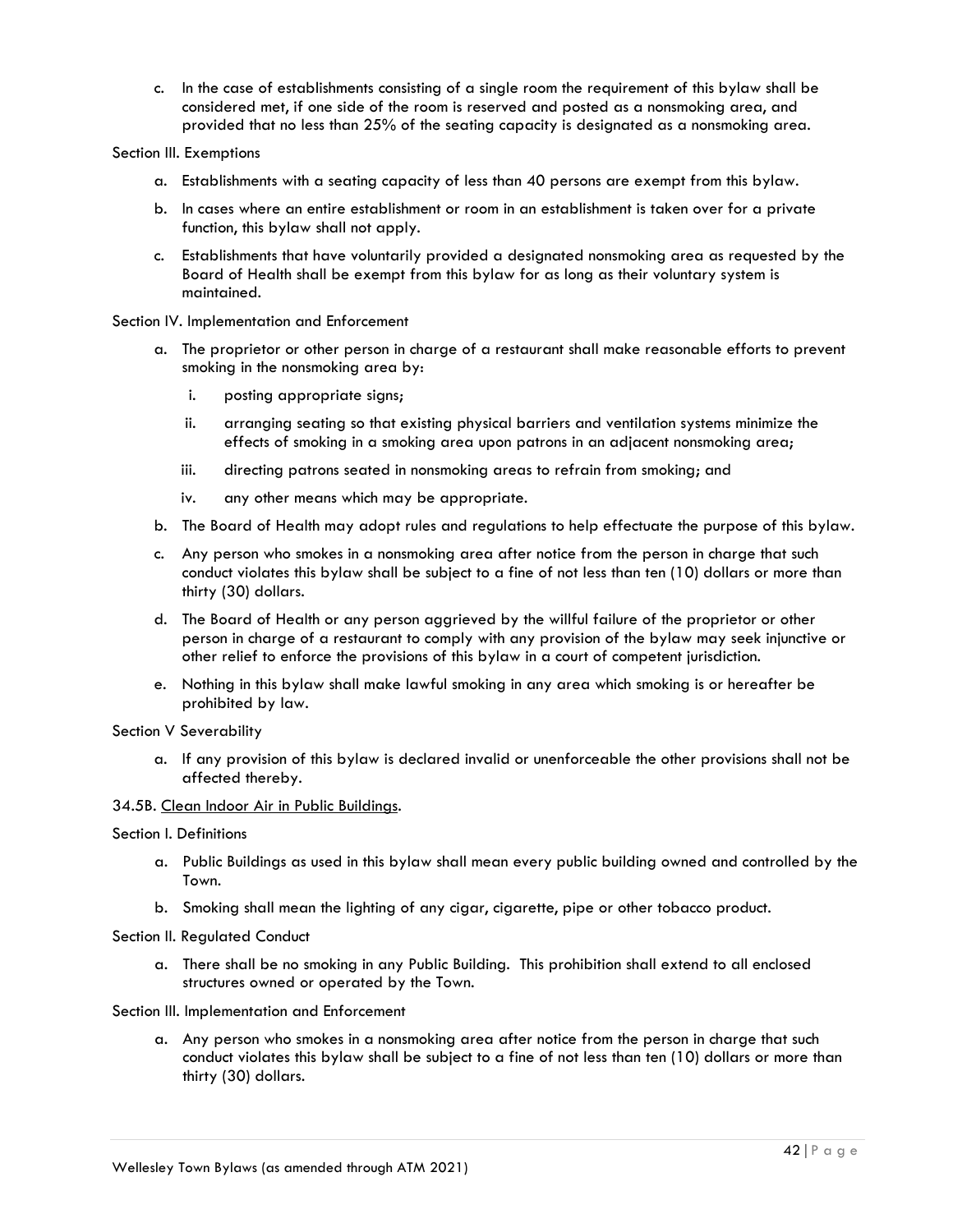c. In the case of establishments consisting of a single room the requirement of this bylaw shall be considered met, if one side of the room is reserved and posted as a nonsmoking area, and provided that no less than 25% of the seating capacity is designated as a nonsmoking area.

Section III. Exemptions

a. Establishments with a seating capacity of less than 40 persons are exempt from this bylaw.

b. In cases where an entire establishment or room in an establishment is taken over for a private function, this bylaw shall not apply.

c. Establishments that have voluntarily provided a designated nonsmoking area as requested by the Board of Health shall be exempt from this bylaw for as long as their voluntary system is maintained.

Section IV. Implementation and Enforcement

a. The proprietor or other person in charge of a restaurant shall make reasonable efforts to prevent smoking in the nonsmoking area by:

   i. posting appropriate signs;

   ii. arranging seating so that existing physical barriers and ventilation systems minimize the effects of smoking in a smoking area upon patrons in an adjacent nonsmoking area;

   iii. directing patrons seated in nonsmoking areas to refrain from smoking; and

   iv. any other means which may be appropriate.

b. The Board of Health may adopt rules and regulations to help effectuate the purpose of this bylaw.

c. Any person who smokes in a nonsmoking area after notice from the person in charge that such conduct violates this bylaw shall be subject to a fine of not less than ten (10) dollars or more than thirty (30) dollars.

d. The Board of Health or any person aggrieved by the willful failure of the proprietor or other person in charge of a restaurant to comply with any provision of the bylaw may seek injunctive or other relief to enforce the provisions of this bylaw in a court of competent jurisdiction.

e. Nothing in this bylaw shall make lawful smoking in any area which smoking is or hereafter be prohibited by law.

Section V Severability

a. If any provision of this bylaw is declared invalid or unenforceable the other provisions shall not be affected thereby.

34.5B. Clean Indoor Air in Public Buildings.

Section I. Definitions

a. Public Buildings as used in this bylaw shall mean every public building owned and controlled by the Town.

b. Smoking shall mean the lighting of any cigar, cigarette, pipe or other tobacco product.

Section II. Regulated Conduct

a. There shall be no smoking in any Public Building. This prohibition shall extend to all enclosed structures owned or operated by the Town.

Section III. Implementation and Enforcement

a. Any person who smokes in a nonsmoking area after notice from the person in charge that such conduct violates this bylaw shall be subject to a fine of not less than ten (10) dollars or more than thirty (30) dollars.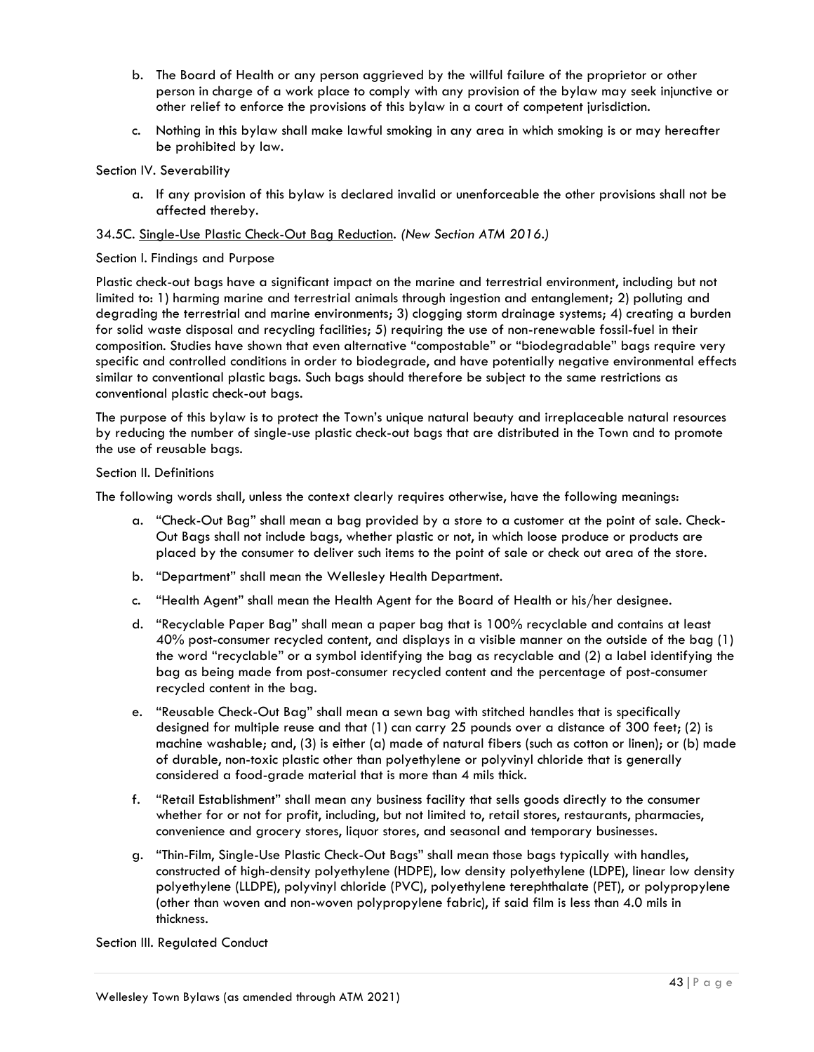b. The Board of Health or any person aggrieved by the willful failure of the proprietor or other person in charge of a work place to comply with any provision of the bylaw may seek injunctive or other relief to enforce the provisions of this bylaw in a court of competent jurisdiction.

c. Nothing in this bylaw shall make lawful smoking in any area in which smoking is or may hereafter be prohibited by law.

Section IV. Severability

a. If any provision of this bylaw is declared invalid or unenforceable the other provisions shall not be affected thereby.

34.5C. Single-Use Plastic Check-Out Bag Reduction. *(New Section ATM 2016.)*

Section I. Findings and Purpose

Plastic check-out bags have a significant impact on the marine and terrestrial environment, including but not limited to: 1) harming marine and terrestrial animals through ingestion and entanglement; 2) polluting and degrading the terrestrial and marine environments; 3) clogging storm drainage systems; 4) creating a burden for solid waste disposal and recycling facilities; 5) requiring the use of non-renewable fossil-fuel in their composition. Studies have shown that even alternative "compostable" or "biodegradable" bags require very specific and controlled conditions in order to biodegrade, and have potentially negative environmental effects similar to conventional plastic bags. Such bags should therefore be subject to the same restrictions as conventional plastic check-out bags.

The purpose of this bylaw is to protect the Town's unique natural beauty and irreplaceable natural resources by reducing the number of single-use plastic check-out bags that are distributed in the Town and to promote the use of reusable bags.

Section II. Definitions

The following words shall, unless the context clearly requires otherwise, have the following meanings:

a. "Check-Out Bag" shall mean a bag provided by a store to a customer at the point of sale. Check-Out Bags shall not include bags, whether plastic or not, in which loose produce or products are placed by the consumer to deliver such items to the point of sale or check out area of the store.

b. "Department" shall mean the Wellesley Health Department.

c. "Health Agent" shall mean the Health Agent for the Board of Health or his/her designee.

d. "Recyclable Paper Bag" shall mean a paper bag that is 100% recyclable and contains at least 40% post-consumer recycled content, and displays in a visible manner on the outside of the bag (1) the word "recyclable" or a symbol identifying the bag as recyclable and (2) a label identifying the bag as being made from post-consumer recycled content and the percentage of post-consumer recycled content in the bag.

e. "Reusable Check-Out Bag" shall mean a sewn bag with stitched handles that is specifically designed for multiple reuse and that (1) can carry 25 pounds over a distance of 300 feet; (2) is machine washable; and, (3) is either (a) made of natural fibers (such as cotton or linen); or (b) made of durable, non-toxic plastic other than polyethylene or polyvinyl chloride that is generally considered a food-grade material that is more than 4 mils thick.

f. "Retail Establishment" shall mean any business facility that sells goods directly to the consumer whether for or not for profit, including, but not limited to, retail stores, restaurants, pharmacies, convenience and grocery stores, liquor stores, and seasonal and temporary businesses.

g. "Thin-Film, Single-Use Plastic Check-Out Bags" shall mean those bags typically with handles, constructed of high-density polyethylene (HDPE), low density polyethylene (LDPE), linear low density polyethylene (LLDPE), polyvinyl chloride (PVC), polyethylene terephthalate (PET), or polypropylene (other than woven and non-woven polypropylene fabric), if said film is less than 4.0 mils in thickness.

Section III. Regulated Conduct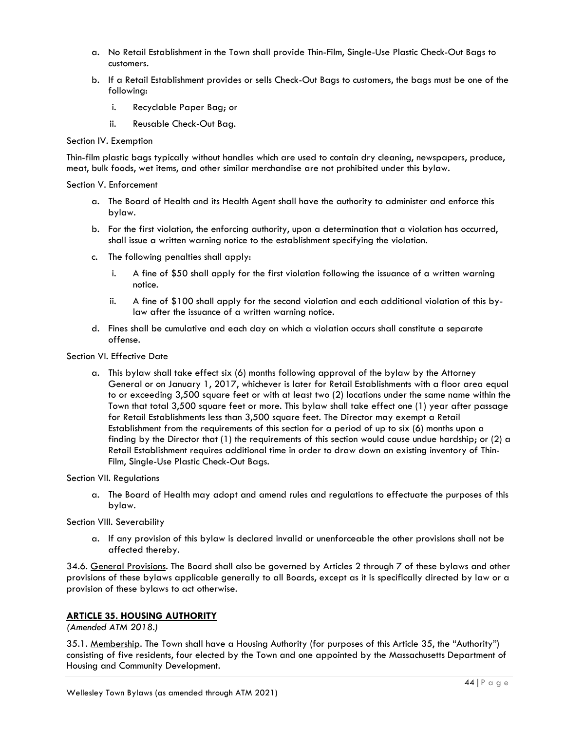a. No Retail Establishment in the Town shall provide Thin-Film, Single-Use Plastic Check-Out Bags to customers.

b. If a Retail Establishment provides or sells Check-Out Bags to customers, the bags must be one of the following:

   i. Recyclable Paper Bag; or

   ii. Reusable Check-Out Bag.

Section IV. Exemption

Thin-film plastic bags typically without handles which are used to contain dry cleaning, newspapers, produce, meat, bulk foods, wet items, and other similar merchandise are not prohibited under this bylaw.

Section V. Enforcement

a. The Board of Health and its Health Agent shall have the authority to administer and enforce this bylaw.

b. For the first violation, the enforcing authority, upon a determination that a violation has occurred, shall issue a written warning notice to the establishment specifying the violation.

c. The following penalties shall apply:

   i. A fine of $50 shall apply for the first violation following the issuance of a written warning notice.

   ii. A fine of $100 shall apply for the second violation and each additional violation of this by-law after the issuance of a written warning notice.

d. Fines shall be cumulative and each day on which a violation occurs shall constitute a separate offense.

Section VI. Effective Date

a. This bylaw shall take effect six (6) months following approval of the bylaw by the Attorney General or on January 1, 2017, whichever is later for Retail Establishments with a floor area equal to or exceeding 3,500 square feet or with at least two (2) locations under the same name within the Town that total 3,500 square feet or more. This bylaw shall take effect one (1) year after passage for Retail Establishments less than 3,500 square feet. The Director may exempt a Retail Establishment from the requirements of this section for a period of up to six (6) months upon a finding by the Director that (1) the requirements of this section would cause undue hardship; or (2) a Retail Establishment requires additional time in order to draw down an existing inventory of Thin-Film, Single-Use Plastic Check-Out Bags.

Section VII. Regulations

a. The Board of Health may adopt and amend rules and regulations to effectuate the purposes of this bylaw.

Section VIII. Severability

a. If any provision of this bylaw is declared invalid or unenforceable the other provisions shall not be affected thereby.

34.6. General Provisions. The Board shall also be governed by Articles 2 through 7 of these bylaws and other provisions of these bylaws applicable generally to all Boards, except as it is specifically directed by law or a provision of these bylaws to act otherwise.

## ARTICLE 35. HOUSING AUTHORITY

*(Amended ATM 2018.)*

35.1. Membership. The Town shall have a Housing Authority (for purposes of this Article 35, the "Authority") consisting of five residents, four elected by the Town and one appointed by the Massachusetts Department of Housing and Community Development.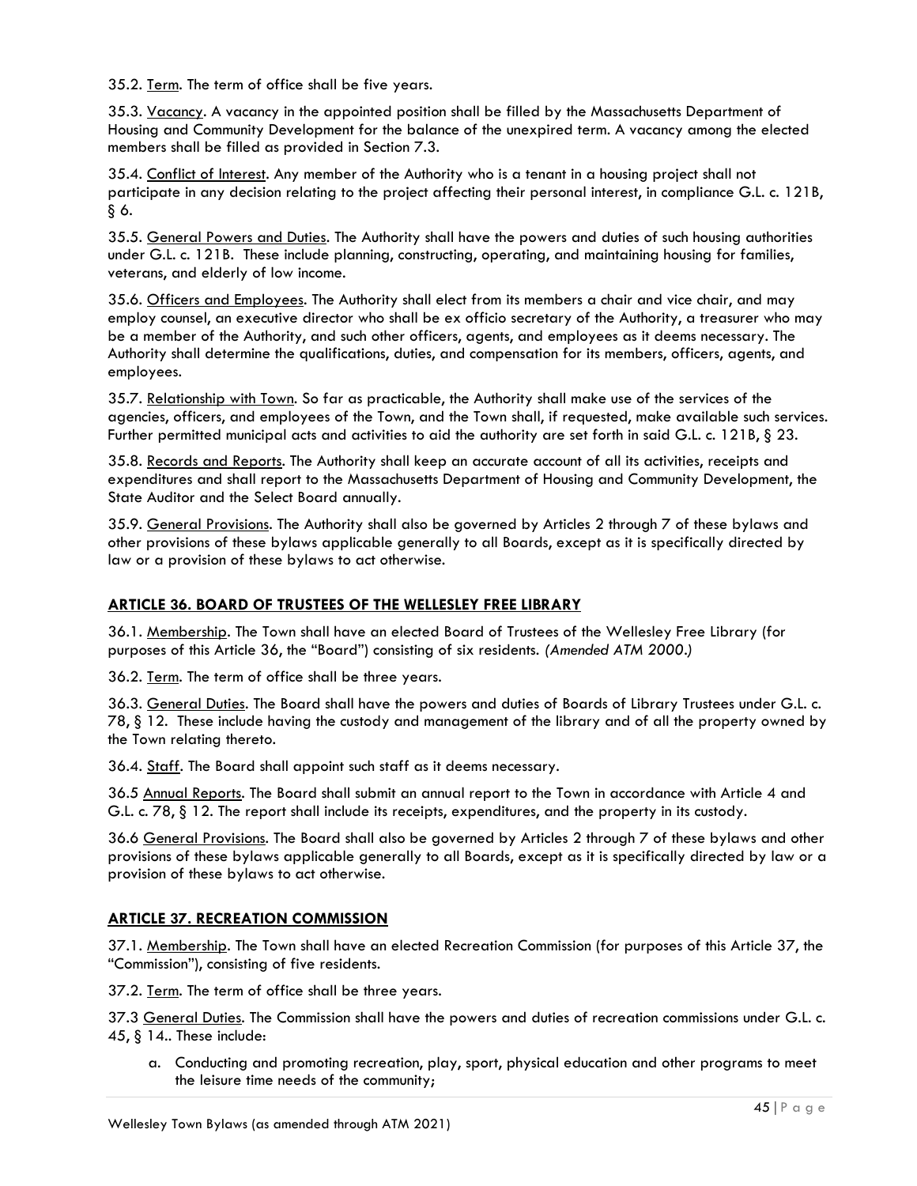35.2. <u>Term</u>. The term of office shall be five years.

35.3. <u>Vacancy</u>. A vacancy in the appointed position shall be filled by the Massachusetts Department of Housing and Community Development for the balance of the unexpired term. A vacancy among the elected members shall be filled as provided in Section 7.3.

35.4. <u>Conflict of Interest</u>. Any member of the Authority who is a tenant in a housing project shall not participate in any decision relating to the project affecting their personal interest, in compliance G.L. c. 121B, § 6.

35.5. <u>General Powers and Duties</u>. The Authority shall have the powers and duties of such housing authorities under G.L. c. 121B. These include planning, constructing, operating, and maintaining housing for families, veterans, and elderly of low income.

35.6. <u>Officers and Employees</u>. The Authority shall elect from its members a chair and vice chair, and may employ counsel, an executive director who shall be ex officio secretary of the Authority, a treasurer who may be a member of the Authority, and such other officers, agents, and employees as it deems necessary. The Authority shall determine the qualifications, duties, and compensation for its members, officers, agents, and employees.

35.7. <u>Relationship with Town</u>. So far as practicable, the Authority shall make use of the services of the agencies, officers, and employees of the Town, and the Town shall, if requested, make available such services. Further permitted municipal acts and activities to aid the authority are set forth in said G.L. c. 121B, § 23.

35.8. <u>Records and Reports</u>. The Authority shall keep an accurate account of all its activities, receipts and expenditures and shall report to the Massachusetts Department of Housing and Community Development, the State Auditor and the Select Board annually.

35.9. <u>General Provisions</u>. The Authority shall also be governed by Articles 2 through 7 of these bylaws and other provisions of these bylaws applicable generally to all Boards, except as it is specifically directed by law or a provision of these bylaws to act otherwise.

## ARTICLE 36. BOARD OF TRUSTEES OF THE WELLESLEY FREE LIBRARY

36.1. <u>Membership</u>. The Town shall have an elected Board of Trustees of the Wellesley Free Library (for purposes of this Article 36, the "Board") consisting of six residents. *(Amended ATM 2000.)*

36.2. <u>Term</u>. The term of office shall be three years.

36.3. <u>General Duties</u>. The Board shall have the powers and duties of Boards of Library Trustees under G.L. c. 78, § 12. These include having the custody and management of the library and of all the property owned by the Town relating thereto.

36.4. <u>Staff</u>. The Board shall appoint such staff as it deems necessary.

36.5 <u>Annual Reports</u>. The Board shall submit an annual report to the Town in accordance with Article 4 and G.L. c. 78, § 12. The report shall include its receipts, expenditures, and the property in its custody.

36.6 <u>General Provisions</u>. The Board shall also be governed by Articles 2 through 7 of these bylaws and other provisions of these bylaws applicable generally to all Boards, except as it is specifically directed by law or a provision of these bylaws to act otherwise.

## ARTICLE 37. RECREATION COMMISSION

37.1. <u>Membership</u>. The Town shall have an elected Recreation Commission (for purposes of this Article 37, the "Commission"), consisting of five residents.

37.2. <u>Term</u>. The term of office shall be three years.

37.3 <u>General Duties</u>. The Commission shall have the powers and duties of recreation commissions under G.L. c. 45, § 14.. These include:

a. Conducting and promoting recreation, play, sport, physical education and other programs to meet the leisure time needs of the community;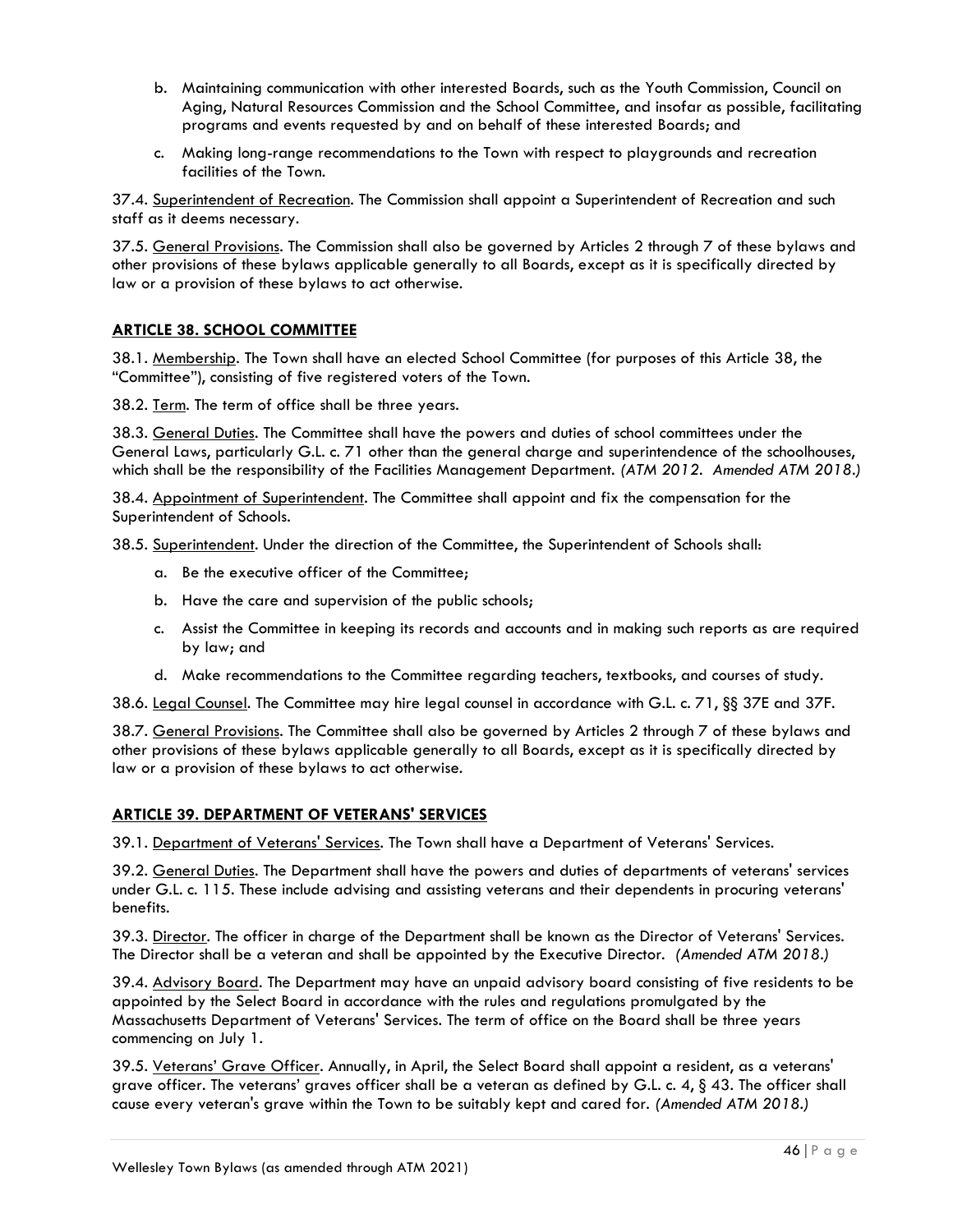b. Maintaining communication with other interested Boards, such as the Youth Commission, Council on Aging, Natural Resources Commission and the School Committee, and insofar as possible, facilitating programs and events requested by and on behalf of these interested Boards; and

c. Making long-range recommendations to the Town with respect to playgrounds and recreation facilities of the Town.

37.4. Superintendent of Recreation. The Commission shall appoint a Superintendent of Recreation and such staff as it deems necessary.

37.5. General Provisions. The Commission shall also be governed by Articles 2 through 7 of these bylaws and other provisions of these bylaws applicable generally to all Boards, except as it is specifically directed by law or a provision of these bylaws to act otherwise.

## ARTICLE 38. SCHOOL COMMITTEE

38.1. Membership. The Town shall have an elected School Committee (for purposes of this Article 38, the "Committee"), consisting of five registered voters of the Town.

38.2. Term. The term of office shall be three years.

38.3. General Duties. The Committee shall have the powers and duties of school committees under the General Laws, particularly G.L. c. 71 other than the general charge and superintendence of the schoolhouses, which shall be the responsibility of the Facilities Management Department. *(ATM 2012. Amended ATM 2018.)*

38.4. Appointment of Superintendent. The Committee shall appoint and fix the compensation for the Superintendent of Schools.

38.5. Superintendent. Under the direction of the Committee, the Superintendent of Schools shall:

a. Be the executive officer of the Committee;

b. Have the care and supervision of the public schools;

c. Assist the Committee in keeping its records and accounts and in making such reports as are required by law; and

d. Make recommendations to the Committee regarding teachers, textbooks, and courses of study.

38.6. Legal Counsel. The Committee may hire legal counsel in accordance with G.L. c. 71, §§ 37E and 37F.

38.7. General Provisions. The Committee shall also be governed by Articles 2 through 7 of these bylaws and other provisions of these bylaws applicable generally to all Boards, except as it is specifically directed by law or a provision of these bylaws to act otherwise.

## ARTICLE 39. DEPARTMENT OF VETERANS' SERVICES

39.1. Department of Veterans' Services. The Town shall have a Department of Veterans' Services.

39.2. General Duties. The Department shall have the powers and duties of departments of veterans' services under G.L. c. 115. These include advising and assisting veterans and their dependents in procuring veterans' benefits.

39.3. Director. The officer in charge of the Department shall be known as the Director of Veterans' Services. The Director shall be a veteran and shall be appointed by the Executive Director. *(Amended ATM 2018.)*

39.4. Advisory Board. The Department may have an unpaid advisory board consisting of five residents to be appointed by the Select Board in accordance with the rules and regulations promulgated by the Massachusetts Department of Veterans' Services. The term of office on the Board shall be three years commencing on July 1.

39.5. Veterans' Grave Officer. Annually, in April, the Select Board shall appoint a resident, as a veterans' grave officer. The veterans' graves officer shall be a veteran as defined by G.L. c. 4, § 43. The officer shall cause every veteran's grave within the Town to be suitably kept and cared for. *(Amended ATM 2018.)*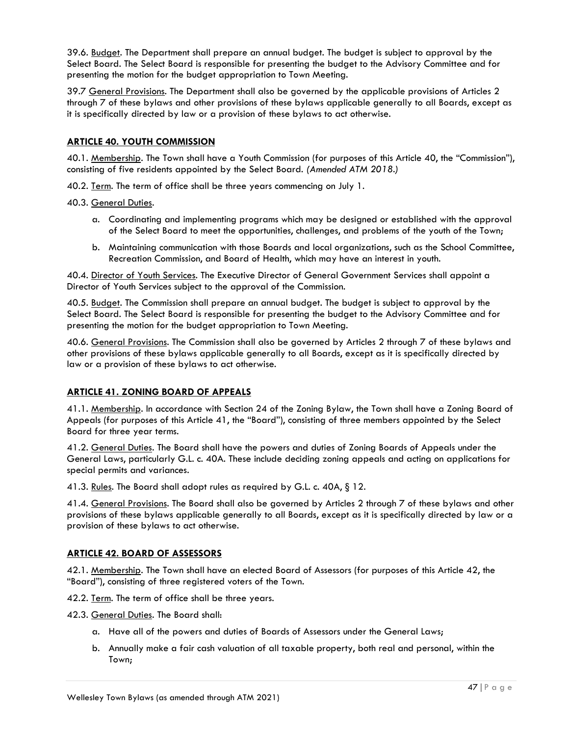39.6. Budget. The Department shall prepare an annual budget. The budget is subject to approval by the Select Board. The Select Board is responsible for presenting the budget to the Advisory Committee and for presenting the motion for the budget appropriation to Town Meeting.

39.7 General Provisions. The Department shall also be governed by the applicable provisions of Articles 2 through 7 of these bylaws and other provisions of these bylaws applicable generally to all Boards, except as it is specifically directed by law or a provision of these bylaws to act otherwise.

## ARTICLE 40. YOUTH COMMISSION

40.1. Membership. The Town shall have a Youth Commission (for purposes of this Article 40, the "Commission"), consisting of five residents appointed by the Select Board. *(Amended ATM 2018.)*

40.2. Term. The term of office shall be three years commencing on July 1.

40.3. General Duties.

a. Coordinating and implementing programs which may be designed or established with the approval of the Select Board to meet the opportunities, challenges, and problems of the youth of the Town;

b. Maintaining communication with those Boards and local organizations, such as the School Committee, Recreation Commission, and Board of Health, which may have an interest in youth.

40.4. Director of Youth Services. The Executive Director of General Government Services shall appoint a Director of Youth Services subject to the approval of the Commission.

40.5. Budget. The Commission shall prepare an annual budget. The budget is subject to approval by the Select Board. The Select Board is responsible for presenting the budget to the Advisory Committee and for presenting the motion for the budget appropriation to Town Meeting.

40.6. General Provisions. The Commission shall also be governed by Articles 2 through 7 of these bylaws and other provisions of these bylaws applicable generally to all Boards, except as it is specifically directed by law or a provision of these bylaws to act otherwise.

## ARTICLE 41. ZONING BOARD OF APPEALS

41.1. Membership. In accordance with Section 24 of the Zoning Bylaw, the Town shall have a Zoning Board of Appeals (for purposes of this Article 41, the "Board"), consisting of three members appointed by the Select Board for three year terms.

41.2. General Duties. The Board shall have the powers and duties of Zoning Boards of Appeals under the General Laws, particularly G.L. c. 40A. These include deciding zoning appeals and acting on applications for special permits and variances.

41.3. Rules. The Board shall adopt rules as required by G.L. c. 40A, § 12.

41.4. General Provisions. The Board shall also be governed by Articles 2 through 7 of these bylaws and other provisions of these bylaws applicable generally to all Boards, except as it is specifically directed by law or a provision of these bylaws to act otherwise.

## ARTICLE 42. BOARD OF ASSESSORS

42.1. Membership. The Town shall have an elected Board of Assessors (for purposes of this Article 42, the "Board"), consisting of three registered voters of the Town.

42.2. Term. The term of office shall be three years.

42.3. General Duties. The Board shall:

a. Have all of the powers and duties of Boards of Assessors under the General Laws;

b. Annually make a fair cash valuation of all taxable property, both real and personal, within the Town;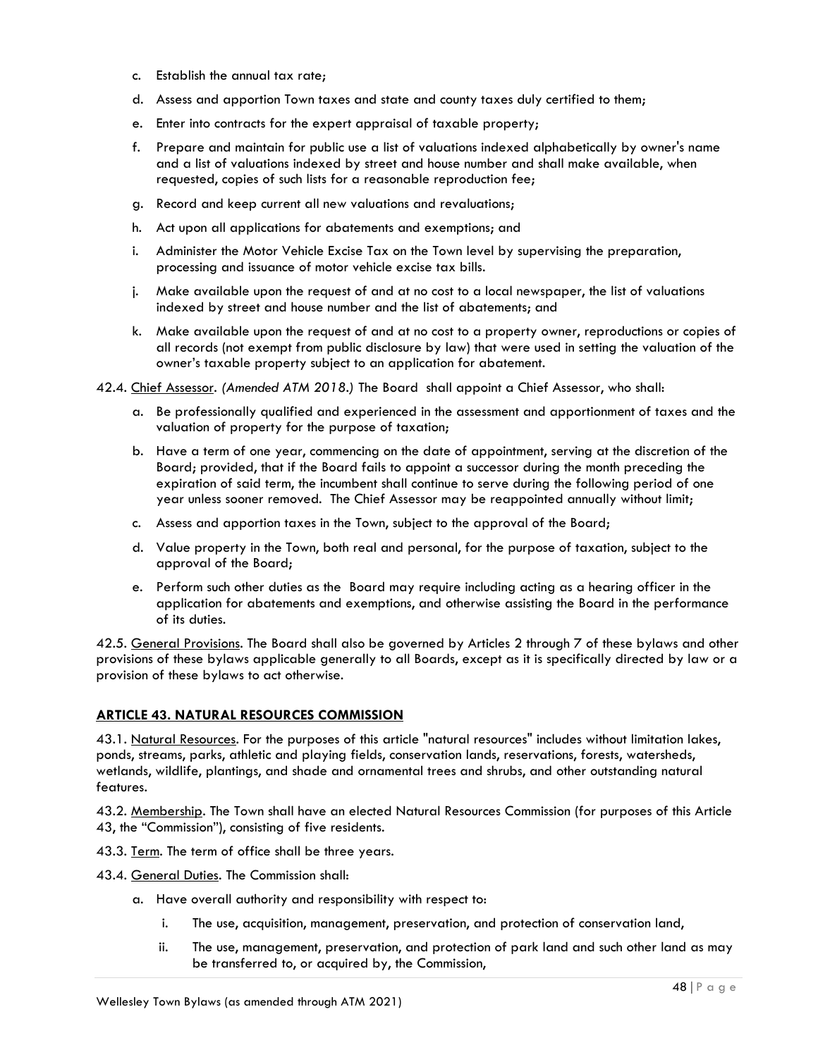c. Establish the annual tax rate;

d. Assess and apportion Town taxes and state and county taxes duly certified to them;

e. Enter into contracts for the expert appraisal of taxable property;

f. Prepare and maintain for public use a list of valuations indexed alphabetically by owner's name and a list of valuations indexed by street and house number and shall make available, when requested, copies of such lists for a reasonable reproduction fee;

g. Record and keep current all new valuations and revaluations;

h. Act upon all applications for abatements and exemptions; and

i. Administer the Motor Vehicle Excise Tax on the Town level by supervising the preparation, processing and issuance of motor vehicle excise tax bills.

j. Make available upon the request of and at no cost to a local newspaper, the list of valuations indexed by street and house number and the list of abatements; and

k. Make available upon the request of and at no cost to a property owner, reproductions or copies of all records (not exempt from public disclosure by law) that were used in setting the valuation of the owner's taxable property subject to an application for abatement.

42.4. Chief Assessor. *(Amended ATM 2018.)* The Board shall appoint a Chief Assessor, who shall:

a. Be professionally qualified and experienced in the assessment and apportionment of taxes and the valuation of property for the purpose of taxation;

b. Have a term of one year, commencing on the date of appointment, serving at the discretion of the Board; provided, that if the Board fails to appoint a successor during the month preceding the expiration of said term, the incumbent shall continue to serve during the following period of one year unless sooner removed. The Chief Assessor may be reappointed annually without limit;

c. Assess and apportion taxes in the Town, subject to the approval of the Board;

d. Value property in the Town, both real and personal, for the purpose of taxation, subject to the approval of the Board;

e. Perform such other duties as the Board may require including acting as a hearing officer in the application for abatements and exemptions, and otherwise assisting the Board in the performance of its duties.

42.5. General Provisions. The Board shall also be governed by Articles 2 through 7 of these bylaws and other provisions of these bylaws applicable generally to all Boards, except as it is specifically directed by law or a provision of these bylaws to act otherwise.

## ARTICLE 43. NATURAL RESOURCES COMMISSION

43.1. Natural Resources. For the purposes of this article "natural resources" includes without limitation lakes, ponds, streams, parks, athletic and playing fields, conservation lands, reservations, forests, watersheds, wetlands, wildlife, plantings, and shade and ornamental trees and shrubs, and other outstanding natural features.

43.2. Membership. The Town shall have an elected Natural Resources Commission (for purposes of this Article 43, the "Commission"), consisting of five residents.

43.3. Term. The term of office shall be three years.

43.4. General Duties. The Commission shall:

a. Have overall authority and responsibility with respect to:

   i. The use, acquisition, management, preservation, and protection of conservation land,

   ii. The use, management, preservation, and protection of park land and such other land as may be transferred to, or acquired by, the Commission,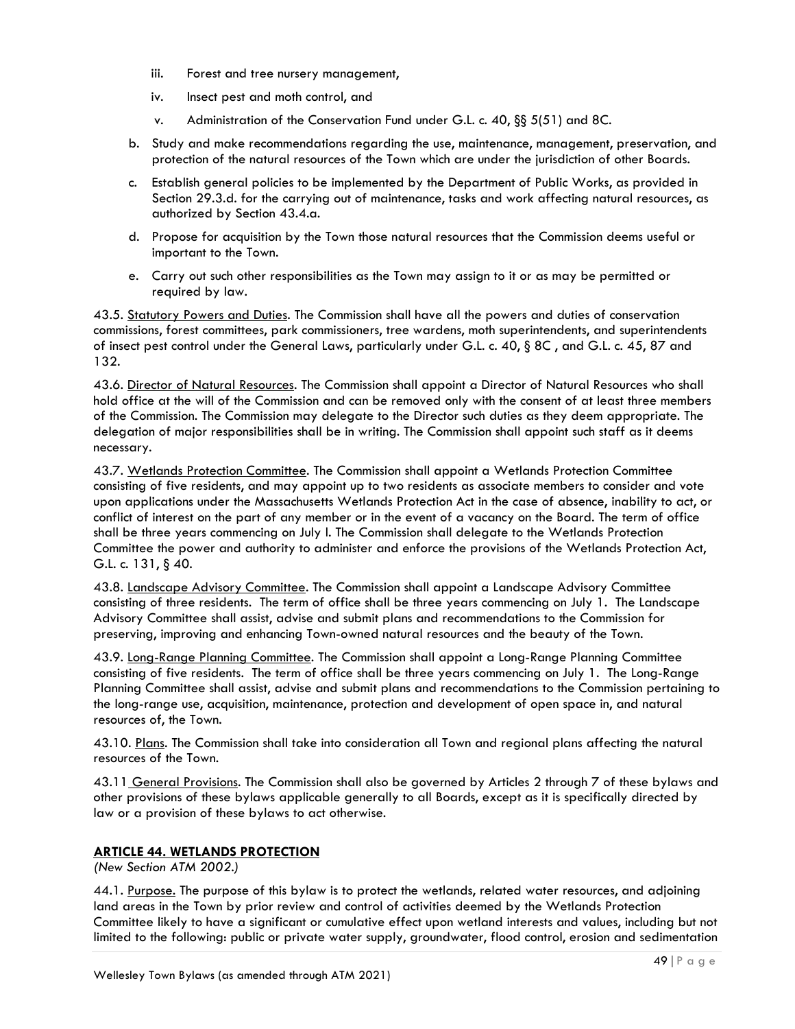iii. Forest and tree nursery management,

iv. Insect pest and moth control, and

v. Administration of the Conservation Fund under G.L. c. 40, §§ 5(51) and 8C.

b. Study and make recommendations regarding the use, maintenance, management, preservation, and protection of the natural resources of the Town which are under the jurisdiction of other Boards.

c. Establish general policies to be implemented by the Department of Public Works, as provided in Section 29.3.d. for the carrying out of maintenance, tasks and work affecting natural resources, as authorized by Section 43.4.a.

d. Propose for acquisition by the Town those natural resources that the Commission deems useful or important to the Town.

e. Carry out such other responsibilities as the Town may assign to it or as may be permitted or required by law.

43.5. Statutory Powers and Duties. The Commission shall have all the powers and duties of conservation commissions, forest committees, park commissioners, tree wardens, moth superintendents, and superintendents of insect pest control under the General Laws, particularly under G.L. c. 40, § 8C , and G.L. c. 45, 87 and 132.

43.6. Director of Natural Resources. The Commission shall appoint a Director of Natural Resources who shall hold office at the will of the Commission and can be removed only with the consent of at least three members of the Commission. The Commission may delegate to the Director such duties as they deem appropriate. The delegation of major responsibilities shall be in writing. The Commission shall appoint such staff as it deems necessary.

43.7. Wetlands Protection Committee. The Commission shall appoint a Wetlands Protection Committee consisting of five residents, and may appoint up to two residents as associate members to consider and vote upon applications under the Massachusetts Wetlands Protection Act in the case of absence, inability to act, or conflict of interest on the part of any member or in the event of a vacancy on the Board. The term of office shall be three years commencing on July l. The Commission shall delegate to the Wetlands Protection Committee the power and authority to administer and enforce the provisions of the Wetlands Protection Act, G.L. c. 131, § 40.

43.8. Landscape Advisory Committee. The Commission shall appoint a Landscape Advisory Committee consisting of three residents. The term of office shall be three years commencing on July 1. The Landscape Advisory Committee shall assist, advise and submit plans and recommendations to the Commission for preserving, improving and enhancing Town-owned natural resources and the beauty of the Town.

43.9. Long-Range Planning Committee. The Commission shall appoint a Long-Range Planning Committee consisting of five residents. The term of office shall be three years commencing on July 1. The Long-Range Planning Committee shall assist, advise and submit plans and recommendations to the Commission pertaining to the long-range use, acquisition, maintenance, protection and development of open space in, and natural resources of, the Town.

43.10. Plans. The Commission shall take into consideration all Town and regional plans affecting the natural resources of the Town.

43.11 General Provisions. The Commission shall also be governed by Articles 2 through 7 of these bylaws and other provisions of these bylaws applicable generally to all Boards, except as it is specifically directed by law or a provision of these bylaws to act otherwise.

## ARTICLE 44. WETLANDS PROTECTION

*(New Section ATM 2002.)*

44.1. Purpose. The purpose of this bylaw is to protect the wetlands, related water resources, and adjoining land areas in the Town by prior review and control of activities deemed by the Wetlands Protection Committee likely to have a significant or cumulative effect upon wetland interests and values, including but not limited to the following: public or private water supply, groundwater, flood control, erosion and sedimentation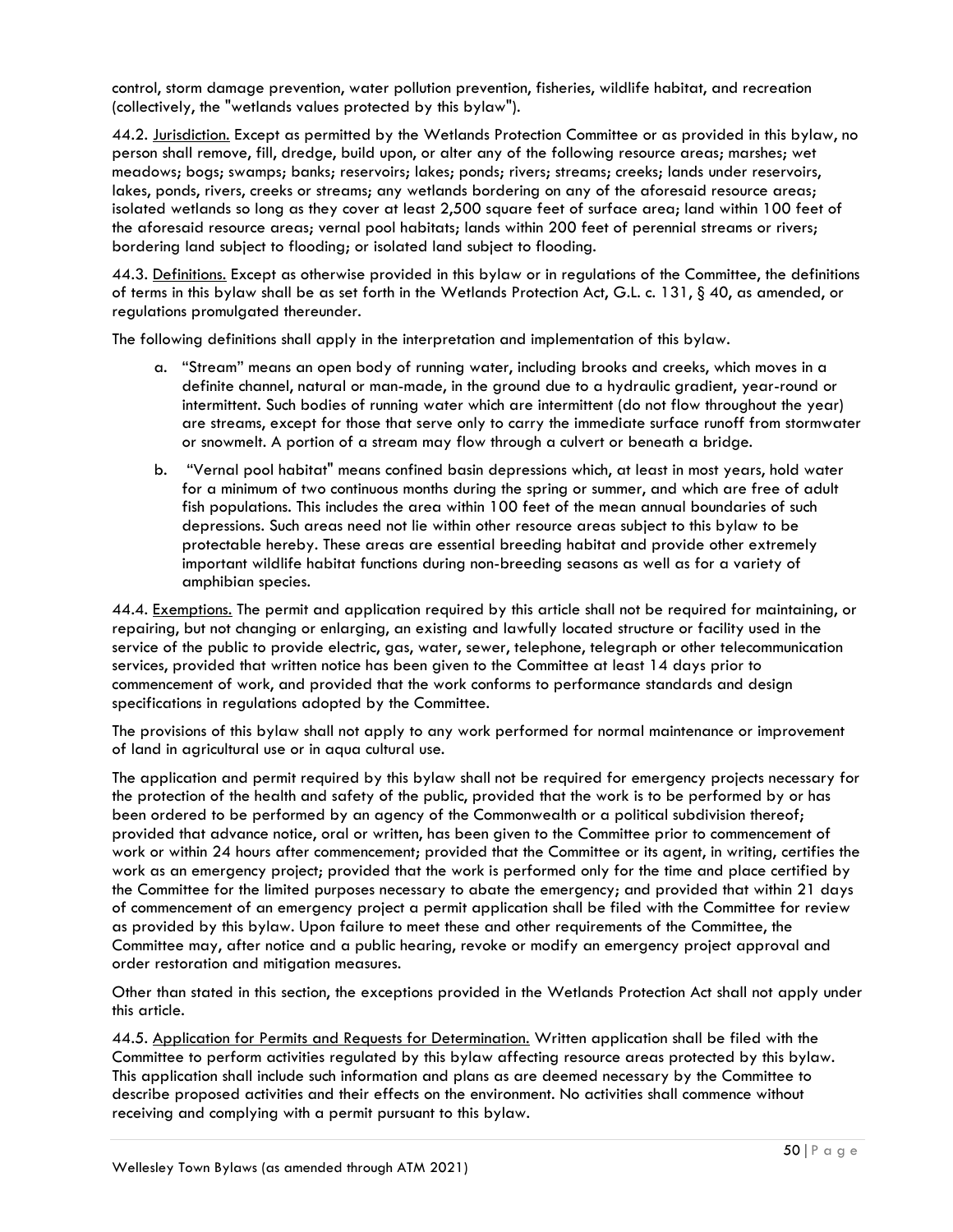control, storm damage prevention, water pollution prevention, fisheries, wildlife habitat, and recreation (collectively, the "wetlands values protected by this bylaw").

44.2. <u>Jurisdiction.</u> Except as permitted by the Wetlands Protection Committee or as provided in this bylaw, no person shall remove, fill, dredge, build upon, or alter any of the following resource areas; marshes; wet meadows; bogs; swamps; banks; reservoirs; lakes; ponds; rivers; streams; creeks; lands under reservoirs, lakes, ponds, rivers, creeks or streams; any wetlands bordering on any of the aforesaid resource areas; isolated wetlands so long as they cover at least 2,500 square feet of surface area; land within 100 feet of the aforesaid resource areas; vernal pool habitats; lands within 200 feet of perennial streams or rivers; bordering land subject to flooding; or isolated land subject to flooding.

44.3. <u>Definitions.</u> Except as otherwise provided in this bylaw or in regulations of the Committee, the definitions of terms in this bylaw shall be as set forth in the Wetlands Protection Act, G.L. c. 131, § 40, as amended, or regulations promulgated thereunder.

The following definitions shall apply in the interpretation and implementation of this bylaw.

a. "Stream" means an open body of running water, including brooks and creeks, which moves in a definite channel, natural or man-made, in the ground due to a hydraulic gradient, year-round or intermittent. Such bodies of running water which are intermittent (do not flow throughout the year) are streams, except for those that serve only to carry the immediate surface runoff from stormwater or snowmelt. A portion of a stream may flow through a culvert or beneath a bridge.

b. "Vernal pool habitat" means confined basin depressions which, at least in most years, hold water for a minimum of two continuous months during the spring or summer, and which are free of adult fish populations. This includes the area within 100 feet of the mean annual boundaries of such depressions. Such areas need not lie within other resource areas subject to this bylaw to be protectable hereby. These areas are essential breeding habitat and provide other extremely important wildlife habitat functions during non-breeding seasons as well as for a variety of amphibian species.

44.4. <u>Exemptions.</u> The permit and application required by this article shall not be required for maintaining, or repairing, but not changing or enlarging, an existing and lawfully located structure or facility used in the service of the public to provide electric, gas, water, sewer, telephone, telegraph or other telecommunication services, provided that written notice has been given to the Committee at least 14 days prior to commencement of work, and provided that the work conforms to performance standards and design specifications in regulations adopted by the Committee.

The provisions of this bylaw shall not apply to any work performed for normal maintenance or improvement of land in agricultural use or in aqua cultural use.

The application and permit required by this bylaw shall not be required for emergency projects necessary for the protection of the health and safety of the public, provided that the work is to be performed by or has been ordered to be performed by an agency of the Commonwealth or a political subdivision thereof; provided that advance notice, oral or written, has been given to the Committee prior to commencement of work or within 24 hours after commencement; provided that the Committee or its agent, in writing, certifies the work as an emergency project; provided that the work is performed only for the time and place certified by the Committee for the limited purposes necessary to abate the emergency; and provided that within 21 days of commencement of an emergency project a permit application shall be filed with the Committee for review as provided by this bylaw. Upon failure to meet these and other requirements of the Committee, the Committee may, after notice and a public hearing, revoke or modify an emergency project approval and order restoration and mitigation measures.

Other than stated in this section, the exceptions provided in the Wetlands Protection Act shall not apply under this article.

44.5. <u>Application for Permits and Requests for Determination.</u> Written application shall be filed with the Committee to perform activities regulated by this bylaw affecting resource areas protected by this bylaw. This application shall include such information and plans as are deemed necessary by the Committee to describe proposed activities and their effects on the environment. No activities shall commence without receiving and complying with a permit pursuant to this bylaw.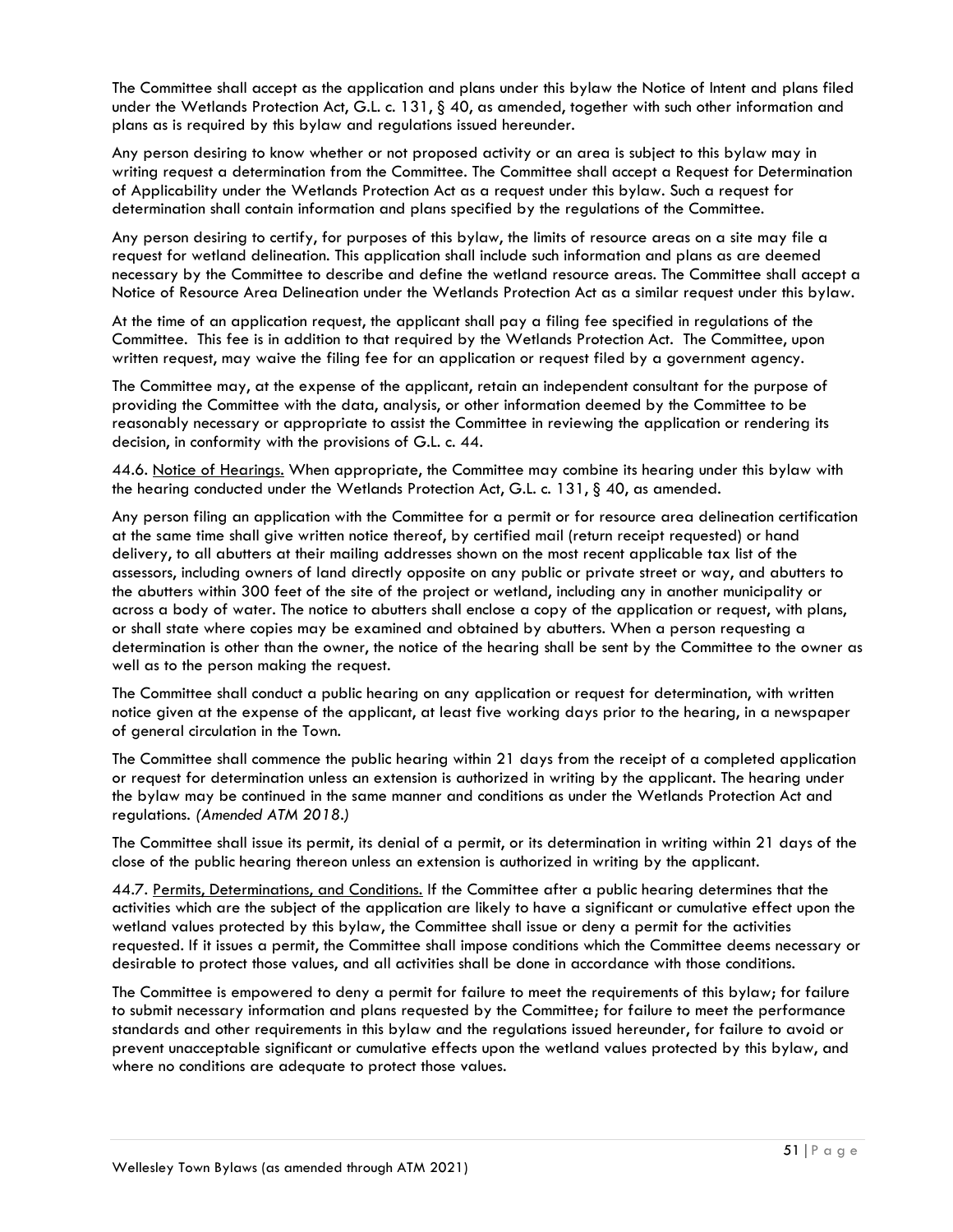The Committee shall accept as the application and plans under this bylaw the Notice of Intent and plans filed under the Wetlands Protection Act, G.L. c. 131, § 40, as amended, together with such other information and plans as is required by this bylaw and regulations issued hereunder.

Any person desiring to know whether or not proposed activity or an area is subject to this bylaw may in writing request a determination from the Committee. The Committee shall accept a Request for Determination of Applicability under the Wetlands Protection Act as a request under this bylaw. Such a request for determination shall contain information and plans specified by the regulations of the Committee.

Any person desiring to certify, for purposes of this bylaw, the limits of resource areas on a site may file a request for wetland delineation. This application shall include such information and plans as are deemed necessary by the Committee to describe and define the wetland resource areas. The Committee shall accept a Notice of Resource Area Delineation under the Wetlands Protection Act as a similar request under this bylaw.

At the time of an application request, the applicant shall pay a filing fee specified in regulations of the Committee. This fee is in addition to that required by the Wetlands Protection Act. The Committee, upon written request, may waive the filing fee for an application or request filed by a government agency.

The Committee may, at the expense of the applicant, retain an independent consultant for the purpose of providing the Committee with the data, analysis, or other information deemed by the Committee to be reasonably necessary or appropriate to assist the Committee in reviewing the application or rendering its decision, in conformity with the provisions of G.L. c. 44.

44.6. Notice of Hearings. When appropriate, the Committee may combine its hearing under this bylaw with the hearing conducted under the Wetlands Protection Act, G.L. c. 131, § 40, as amended.

Any person filing an application with the Committee for a permit or for resource area delineation certification at the same time shall give written notice thereof, by certified mail (return receipt requested) or hand delivery, to all abutters at their mailing addresses shown on the most recent applicable tax list of the assessors, including owners of land directly opposite on any public or private street or way, and abutters to the abutters within 300 feet of the site of the project or wetland, including any in another municipality or across a body of water. The notice to abutters shall enclose a copy of the application or request, with plans, or shall state where copies may be examined and obtained by abutters. When a person requesting a determination is other than the owner, the notice of the hearing shall be sent by the Committee to the owner as well as to the person making the request.

The Committee shall conduct a public hearing on any application or request for determination, with written notice given at the expense of the applicant, at least five working days prior to the hearing, in a newspaper of general circulation in the Town.

The Committee shall commence the public hearing within 21 days from the receipt of a completed application or request for determination unless an extension is authorized in writing by the applicant. The hearing under the bylaw may be continued in the same manner and conditions as under the Wetlands Protection Act and regulations. *(Amended ATM 2018.)*

The Committee shall issue its permit, its denial of a permit, or its determination in writing within 21 days of the close of the public hearing thereon unless an extension is authorized in writing by the applicant.

44.7. Permits, Determinations, and Conditions. If the Committee after a public hearing determines that the activities which are the subject of the application are likely to have a significant or cumulative effect upon the wetland values protected by this bylaw, the Committee shall issue or deny a permit for the activities requested. If it issues a permit, the Committee shall impose conditions which the Committee deems necessary or desirable to protect those values, and all activities shall be done in accordance with those conditions.

The Committee is empowered to deny a permit for failure to meet the requirements of this bylaw; for failure to submit necessary information and plans requested by the Committee; for failure to meet the performance standards and other requirements in this bylaw and the regulations issued hereunder, for failure to avoid or prevent unacceptable significant or cumulative effects upon the wetland values protected by this bylaw, and where no conditions are adequate to protect those values.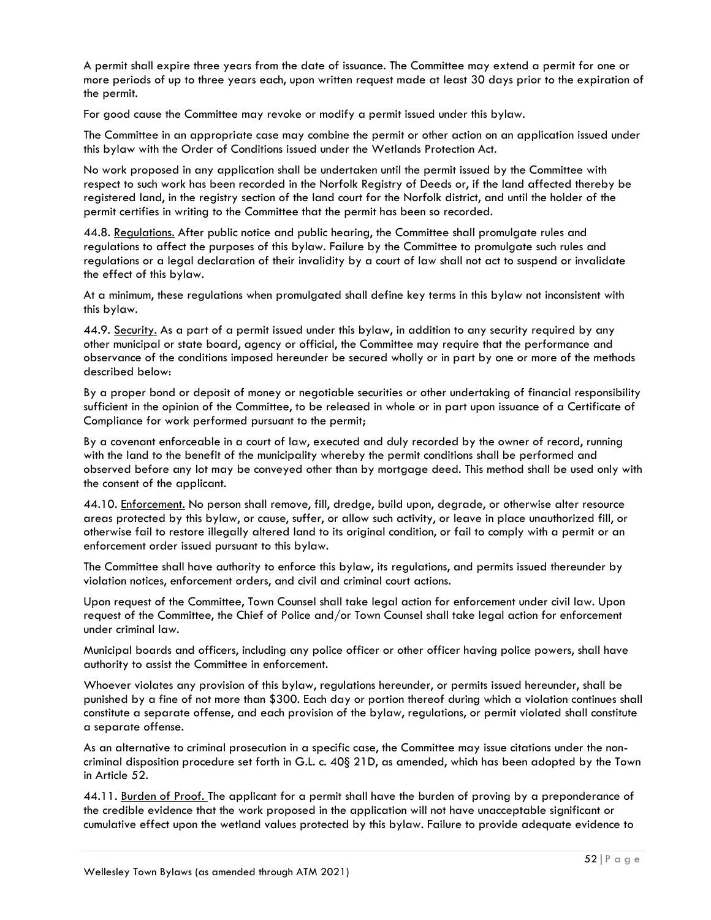A permit shall expire three years from the date of issuance. The Committee may extend a permit for one or more periods of up to three years each, upon written request made at least 30 days prior to the expiration of the permit.

For good cause the Committee may revoke or modify a permit issued under this bylaw.

The Committee in an appropriate case may combine the permit or other action on an application issued under this bylaw with the Order of Conditions issued under the Wetlands Protection Act.

No work proposed in any application shall be undertaken until the permit issued by the Committee with respect to such work has been recorded in the Norfolk Registry of Deeds or, if the land affected thereby be registered land, in the registry section of the land court for the Norfolk district, and until the holder of the permit certifies in writing to the Committee that the permit has been so recorded.

44.8. Regulations. After public notice and public hearing, the Committee shall promulgate rules and regulations to affect the purposes of this bylaw. Failure by the Committee to promulgate such rules and regulations or a legal declaration of their invalidity by a court of law shall not act to suspend or invalidate the effect of this bylaw.

At a minimum, these regulations when promulgated shall define key terms in this bylaw not inconsistent with this bylaw.

44.9. Security. As a part of a permit issued under this bylaw, in addition to any security required by any other municipal or state board, agency or official, the Committee may require that the performance and observance of the conditions imposed hereunder be secured wholly or in part by one or more of the methods described below:

By a proper bond or deposit of money or negotiable securities or other undertaking of financial responsibility sufficient in the opinion of the Committee, to be released in whole or in part upon issuance of a Certificate of Compliance for work performed pursuant to the permit;

By a covenant enforceable in a court of law, executed and duly recorded by the owner of record, running with the land to the benefit of the municipality whereby the permit conditions shall be performed and observed before any lot may be conveyed other than by mortgage deed. This method shall be used only with the consent of the applicant.

44.10. Enforcement. No person shall remove, fill, dredge, build upon, degrade, or otherwise alter resource areas protected by this bylaw, or cause, suffer, or allow such activity, or leave in place unauthorized fill, or otherwise fail to restore illegally altered land to its original condition, or fail to comply with a permit or an enforcement order issued pursuant to this bylaw.

The Committee shall have authority to enforce this bylaw, its regulations, and permits issued thereunder by violation notices, enforcement orders, and civil and criminal court actions.

Upon request of the Committee, Town Counsel shall take legal action for enforcement under civil law. Upon request of the Committee, the Chief of Police and/or Town Counsel shall take legal action for enforcement under criminal law.

Municipal boards and officers, including any police officer or other officer having police powers, shall have authority to assist the Committee in enforcement.

Whoever violates any provision of this bylaw, regulations hereunder, or permits issued hereunder, shall be punished by a fine of not more than $300. Each day or portion thereof during which a violation continues shall constitute a separate offense, and each provision of the bylaw, regulations, or permit violated shall constitute a separate offense.

As an alternative to criminal prosecution in a specific case, the Committee may issue citations under the non-criminal disposition procedure set forth in G.L. c. 40§ 21D, as amended, which has been adopted by the Town in Article 52.

44.11. Burden of Proof. The applicant for a permit shall have the burden of proving by a preponderance of the credible evidence that the work proposed in the application will not have unacceptable significant or cumulative effect upon the wetland values protected by this bylaw. Failure to provide adequate evidence to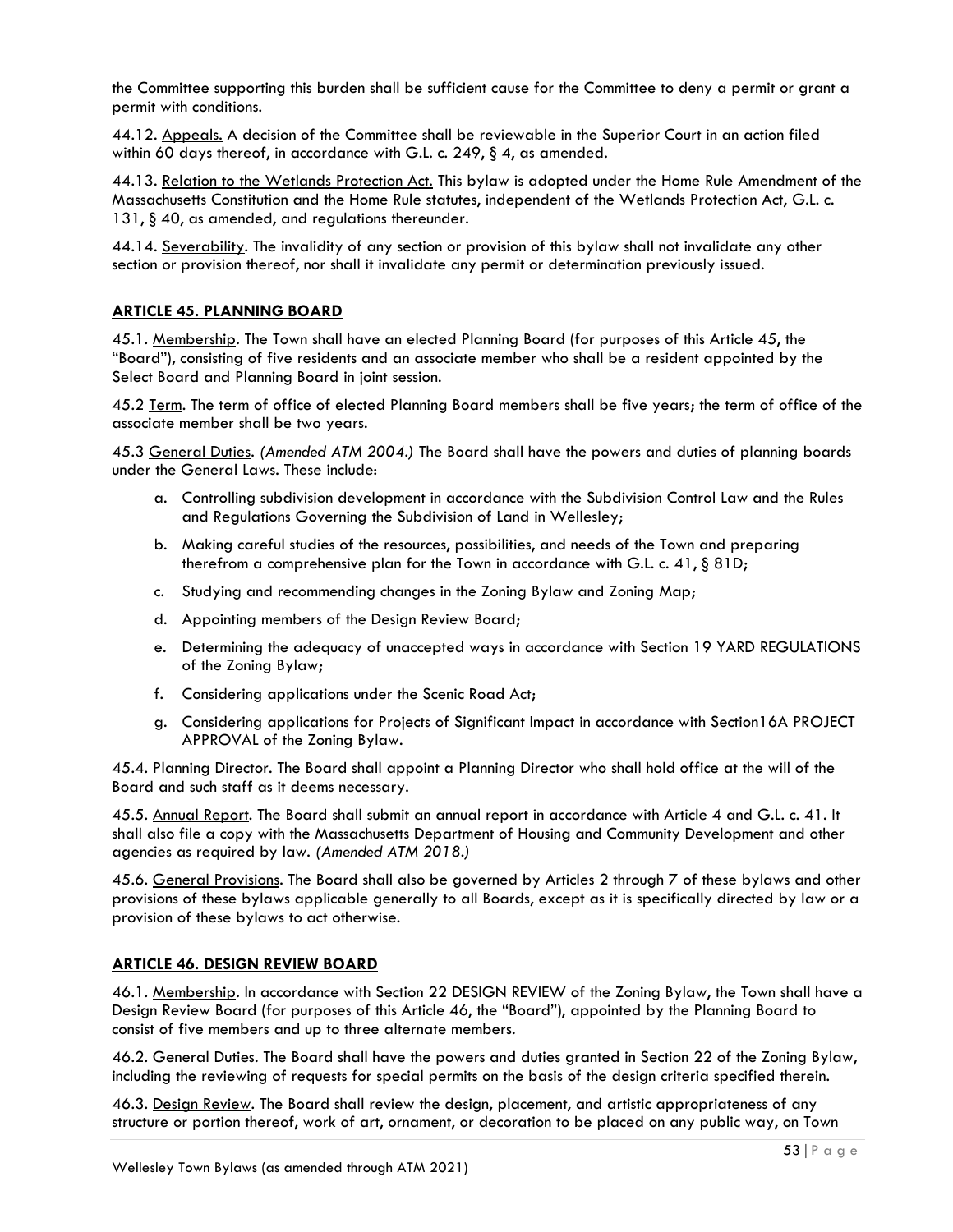the Committee supporting this burden shall be sufficient cause for the Committee to deny a permit or grant a permit with conditions.

44.12. Appeals. A decision of the Committee shall be reviewable in the Superior Court in an action filed within 60 days thereof, in accordance with G.L. c. 249, § 4, as amended.

44.13. Relation to the Wetlands Protection Act. This bylaw is adopted under the Home Rule Amendment of the Massachusetts Constitution and the Home Rule statutes, independent of the Wetlands Protection Act, G.L. c. 131, § 40, as amended, and regulations thereunder.

44.14. Severability. The invalidity of any section or provision of this bylaw shall not invalidate any other section or provision thereof, nor shall it invalidate any permit or determination previously issued.

## ARTICLE 45. PLANNING BOARD

45.1. Membership. The Town shall have an elected Planning Board (for purposes of this Article 45, the "Board"), consisting of five residents and an associate member who shall be a resident appointed by the Select Board and Planning Board in joint session.

45.2 Term. The term of office of elected Planning Board members shall be five years; the term of office of the associate member shall be two years.

45.3 General Duties. *(Amended ATM 2004.)* The Board shall have the powers and duties of planning boards under the General Laws. These include:

a. Controlling subdivision development in accordance with the Subdivision Control Law and the Rules and Regulations Governing the Subdivision of Land in Wellesley;

b. Making careful studies of the resources, possibilities, and needs of the Town and preparing therefrom a comprehensive plan for the Town in accordance with G.L. c. 41, § 81D;

c. Studying and recommending changes in the Zoning Bylaw and Zoning Map;

d. Appointing members of the Design Review Board;

e. Determining the adequacy of unaccepted ways in accordance with Section 19 YARD REGULATIONS of the Zoning Bylaw;

f. Considering applications under the Scenic Road Act;

g. Considering applications for Projects of Significant Impact in accordance with Section16A PROJECT APPROVAL of the Zoning Bylaw.

45.4. Planning Director. The Board shall appoint a Planning Director who shall hold office at the will of the Board and such staff as it deems necessary.

45.5. Annual Report. The Board shall submit an annual report in accordance with Article 4 and G.L. c. 41. It shall also file a copy with the Massachusetts Department of Housing and Community Development and other agencies as required by law. *(Amended ATM 2018.)*

45.6. General Provisions. The Board shall also be governed by Articles 2 through 7 of these bylaws and other provisions of these bylaws applicable generally to all Boards, except as it is specifically directed by law or a provision of these bylaws to act otherwise.

## ARTICLE 46. DESIGN REVIEW BOARD

46.1. Membership. In accordance with Section 22 DESIGN REVIEW of the Zoning Bylaw, the Town shall have a Design Review Board (for purposes of this Article 46, the "Board"), appointed by the Planning Board to consist of five members and up to three alternate members.

46.2. General Duties. The Board shall have the powers and duties granted in Section 22 of the Zoning Bylaw, including the reviewing of requests for special permits on the basis of the design criteria specified therein.

46.3. Design Review. The Board shall review the design, placement, and artistic appropriateness of any structure or portion thereof, work of art, ornament, or decoration to be placed on any public way, on Town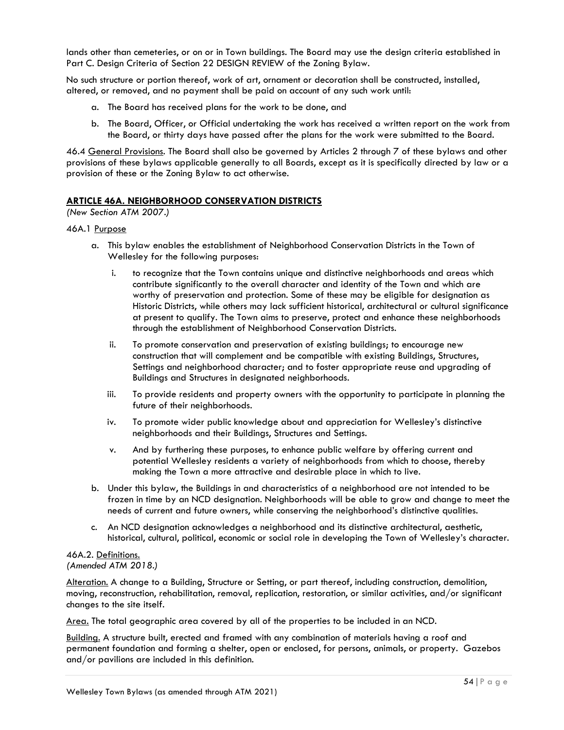lands other than cemeteries, or on or in Town buildings. The Board may use the design criteria established in Part C. Design Criteria of Section 22 DESIGN REVIEW of the Zoning Bylaw.

No such structure or portion thereof, work of art, ornament or decoration shall be constructed, installed, altered, or removed, and no payment shall be paid on account of any such work until:

a. The Board has received plans for the work to be done, and

b. The Board, Officer, or Official undertaking the work has received a written report on the work from the Board, or thirty days have passed after the plans for the work were submitted to the Board.

46.4 General Provisions. The Board shall also be governed by Articles 2 through 7 of these bylaws and other provisions of these bylaws applicable generally to all Boards, except as it is specifically directed by law or a provision of these or the Zoning Bylaw to act otherwise.

## ARTICLE 46A. NEIGHBORHOOD CONSERVATION DISTRICTS

*(New Section ATM 2007.)*

46A.1 Purpose

a. This bylaw enables the establishment of Neighborhood Conservation Districts in the Town of Wellesley for the following purposes:

   i. to recognize that the Town contains unique and distinctive neighborhoods and areas which contribute significantly to the overall character and identity of the Town and which are worthy of preservation and protection. Some of these may be eligible for designation as Historic Districts, while others may lack sufficient historical, architectural or cultural significance at present to qualify. The Town aims to preserve, protect and enhance these neighborhoods through the establishment of Neighborhood Conservation Districts.

   ii. To promote conservation and preservation of existing buildings; to encourage new construction that will complement and be compatible with existing Buildings, Structures, Settings and neighborhood character; and to foster appropriate reuse and upgrading of Buildings and Structures in designated neighborhoods.

   iii. To provide residents and property owners with the opportunity to participate in planning the future of their neighborhoods.

   iv. To promote wider public knowledge about and appreciation for Wellesley's distinctive neighborhoods and their Buildings, Structures and Settings.

   v. And by furthering these purposes, to enhance public welfare by offering current and potential Wellesley residents a variety of neighborhoods from which to choose, thereby making the Town a more attractive and desirable place in which to live.

b. Under this bylaw, the Buildings in and characteristics of a neighborhood are not intended to be frozen in time by an NCD designation. Neighborhoods will be able to grow and change to meet the needs of current and future owners, while conserving the neighborhood's distinctive qualities.

c. An NCD designation acknowledges a neighborhood and its distinctive architectural, aesthetic, historical, cultural, political, economic or social role in developing the Town of Wellesley's character.

46A.2. Definitions.
*(Amended ATM 2018.)*

Alteration. A change to a Building, Structure or Setting, or part thereof, including construction, demolition, moving, reconstruction, rehabilitation, removal, replication, restoration, or similar activities, and/or significant changes to the site itself.

Area. The total geographic area covered by all of the properties to be included in an NCD.

Building. A structure built, erected and framed with any combination of materials having a roof and permanent foundation and forming a shelter, open or enclosed, for persons, animals, or property. Gazebos and/or pavilions are included in this definition.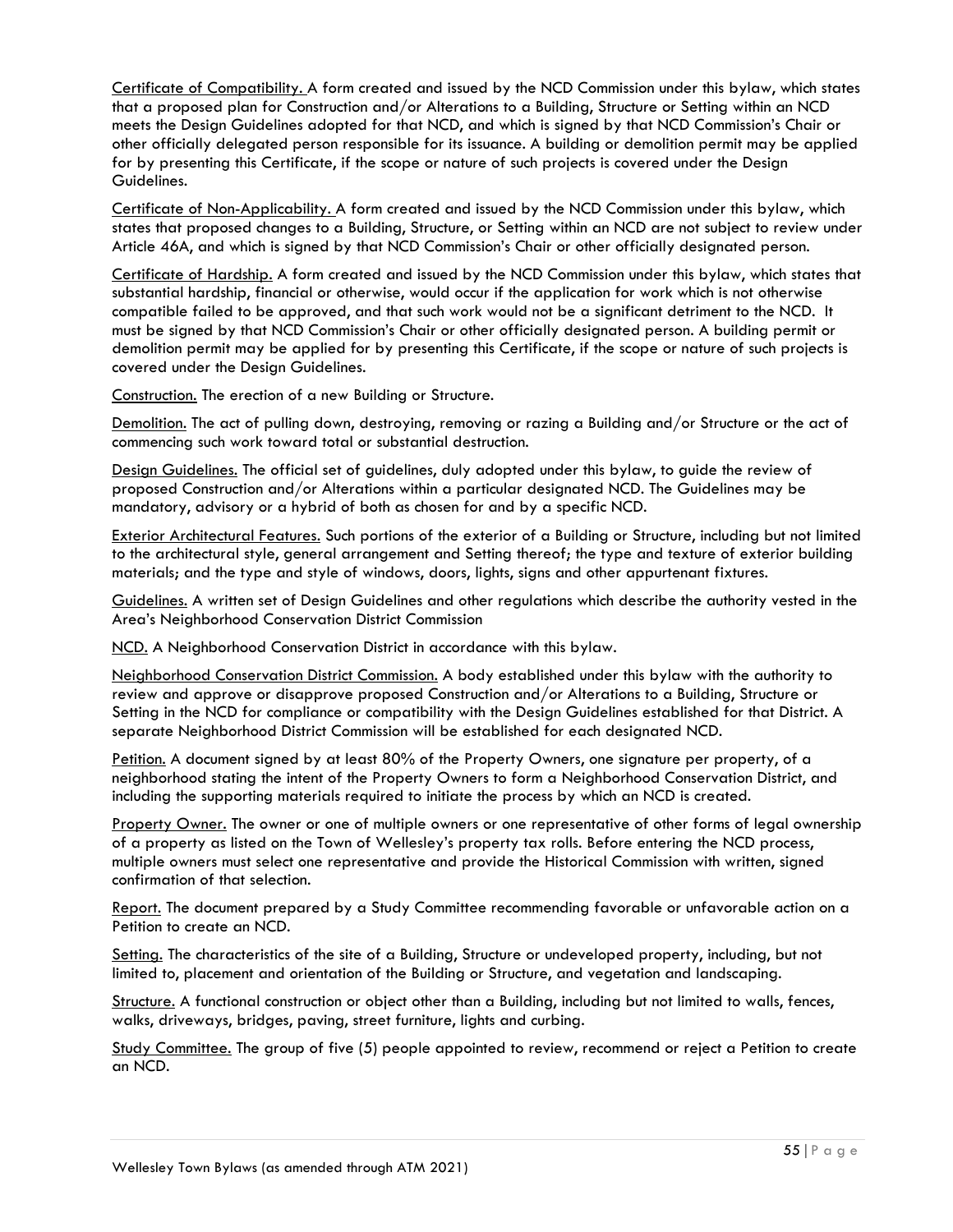Certificate of Compatibility. A form created and issued by the NCD Commission under this bylaw, which states that a proposed plan for Construction and/or Alterations to a Building, Structure or Setting within an NCD meets the Design Guidelines adopted for that NCD, and which is signed by that NCD Commission's Chair or other officially delegated person responsible for its issuance. A building or demolition permit may be applied for by presenting this Certificate, if the scope or nature of such projects is covered under the Design Guidelines.

Certificate of Non-Applicability. A form created and issued by the NCD Commission under this bylaw, which states that proposed changes to a Building, Structure, or Setting within an NCD are not subject to review under Article 46A, and which is signed by that NCD Commission's Chair or other officially designated person.

Certificate of Hardship. A form created and issued by the NCD Commission under this bylaw, which states that substantial hardship, financial or otherwise, would occur if the application for work which is not otherwise compatible failed to be approved, and that such work would not be a significant detriment to the NCD. It must be signed by that NCD Commission's Chair or other officially designated person. A building permit or demolition permit may be applied for by presenting this Certificate, if the scope or nature of such projects is covered under the Design Guidelines.

Construction. The erection of a new Building or Structure.

Demolition. The act of pulling down, destroying, removing or razing a Building and/or Structure or the act of commencing such work toward total or substantial destruction.

Design Guidelines. The official set of guidelines, duly adopted under this bylaw, to guide the review of proposed Construction and/or Alterations within a particular designated NCD. The Guidelines may be mandatory, advisory or a hybrid of both as chosen for and by a specific NCD.

Exterior Architectural Features. Such portions of the exterior of a Building or Structure, including but not limited to the architectural style, general arrangement and Setting thereof; the type and texture of exterior building materials; and the type and style of windows, doors, lights, signs and other appurtenant fixtures.

Guidelines. A written set of Design Guidelines and other regulations which describe the authority vested in the Area's Neighborhood Conservation District Commission

NCD. A Neighborhood Conservation District in accordance with this bylaw.

Neighborhood Conservation District Commission. A body established under this bylaw with the authority to review and approve or disapprove proposed Construction and/or Alterations to a Building, Structure or Setting in the NCD for compliance or compatibility with the Design Guidelines established for that District. A separate Neighborhood District Commission will be established for each designated NCD.

Petition. A document signed by at least 80% of the Property Owners, one signature per property, of a neighborhood stating the intent of the Property Owners to form a Neighborhood Conservation District, and including the supporting materials required to initiate the process by which an NCD is created.

Property Owner. The owner or one of multiple owners or one representative of other forms of legal ownership of a property as listed on the Town of Wellesley's property tax rolls. Before entering the NCD process, multiple owners must select one representative and provide the Historical Commission with written, signed confirmation of that selection.

Report. The document prepared by a Study Committee recommending favorable or unfavorable action on a Petition to create an NCD.

Setting. The characteristics of the site of a Building, Structure or undeveloped property, including, but not limited to, placement and orientation of the Building or Structure, and vegetation and landscaping.

Structure. A functional construction or object other than a Building, including but not limited to walls, fences, walks, driveways, bridges, paving, street furniture, lights and curbing.

Study Committee. The group of five (5) people appointed to review, recommend or reject a Petition to create an NCD.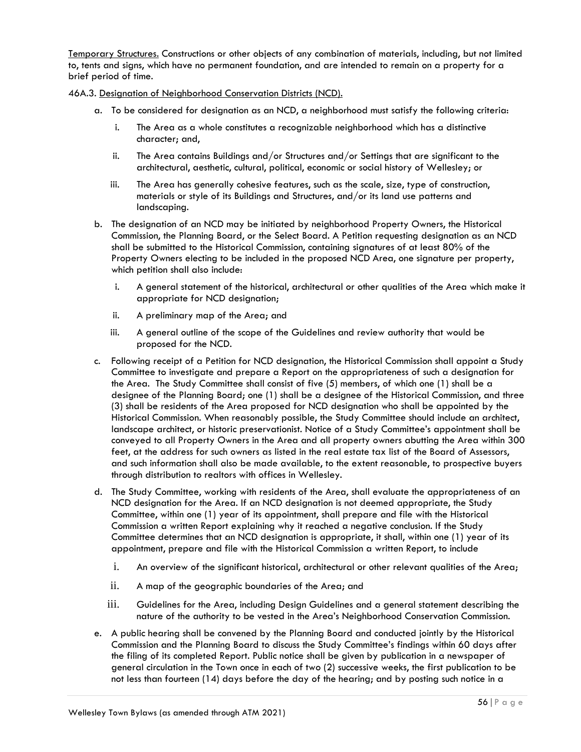<u>Temporary Structures.</u> Constructions or other objects of any combination of materials, including, but not limited to, tents and signs, which have no permanent foundation, and are intended to remain on a property for a brief period of time.

46A.3. <u>Designation of Neighborhood Conservation Districts (NCD).</u>

a. To be considered for designation as an NCD, a neighborhood must satisfy the following criteria:

   i. The Area as a whole constitutes a recognizable neighborhood which has a distinctive character; and,

   ii. The Area contains Buildings and/or Structures and/or Settings that are significant to the architectural, aesthetic, cultural, political, economic or social history of Wellesley; or

   iii. The Area has generally cohesive features, such as the scale, size, type of construction, materials or style of its Buildings and Structures, and/or its land use patterns and landscaping.

b. The designation of an NCD may be initiated by neighborhood Property Owners, the Historical Commission, the Planning Board, or the Select Board. A Petition requesting designation as an NCD shall be submitted to the Historical Commission, containing signatures of at least 80% of the Property Owners electing to be included in the proposed NCD Area, one signature per property, which petition shall also include:

   i. A general statement of the historical, architectural or other qualities of the Area which make it appropriate for NCD designation;

   ii. A preliminary map of the Area; and

   iii. A general outline of the scope of the Guidelines and review authority that would be proposed for the NCD.

c. Following receipt of a Petition for NCD designation, the Historical Commission shall appoint a Study Committee to investigate and prepare a Report on the appropriateness of such a designation for the Area. The Study Committee shall consist of five (5) members, of which one (1) shall be a designee of the Planning Board; one (1) shall be a designee of the Historical Commission, and three (3) shall be residents of the Area proposed for NCD designation who shall be appointed by the Historical Commission. When reasonably possible, the Study Committee should include an architect, landscape architect, or historic preservationist. Notice of a Study Committee's appointment shall be conveyed to all Property Owners in the Area and all property owners abutting the Area within 300 feet, at the address for such owners as listed in the real estate tax list of the Board of Assessors, and such information shall also be made available, to the extent reasonable, to prospective buyers through distribution to realtors with offices in Wellesley.

d. The Study Committee, working with residents of the Area, shall evaluate the appropriateness of an NCD designation for the Area. If an NCD designation is not deemed appropriate, the Study Committee, within one (1) year of its appointment, shall prepare and file with the Historical Commission a written Report explaining why it reached a negative conclusion. If the Study Committee determines that an NCD designation is appropriate, it shall, within one (1) year of its appointment, prepare and file with the Historical Commission a written Report, to include

   i. An overview of the significant historical, architectural or other relevant qualities of the Area;

   ii. A map of the geographic boundaries of the Area; and

   iii. Guidelines for the Area, including Design Guidelines and a general statement describing the nature of the authority to be vested in the Area's Neighborhood Conservation Commission.

e. A public hearing shall be convened by the Planning Board and conducted jointly by the Historical Commission and the Planning Board to discuss the Study Committee's findings within 60 days after the filing of its completed Report. Public notice shall be given by publication in a newspaper of general circulation in the Town once in each of two (2) successive weeks, the first publication to be not less than fourteen (14) days before the day of the hearing; and by posting such notice in a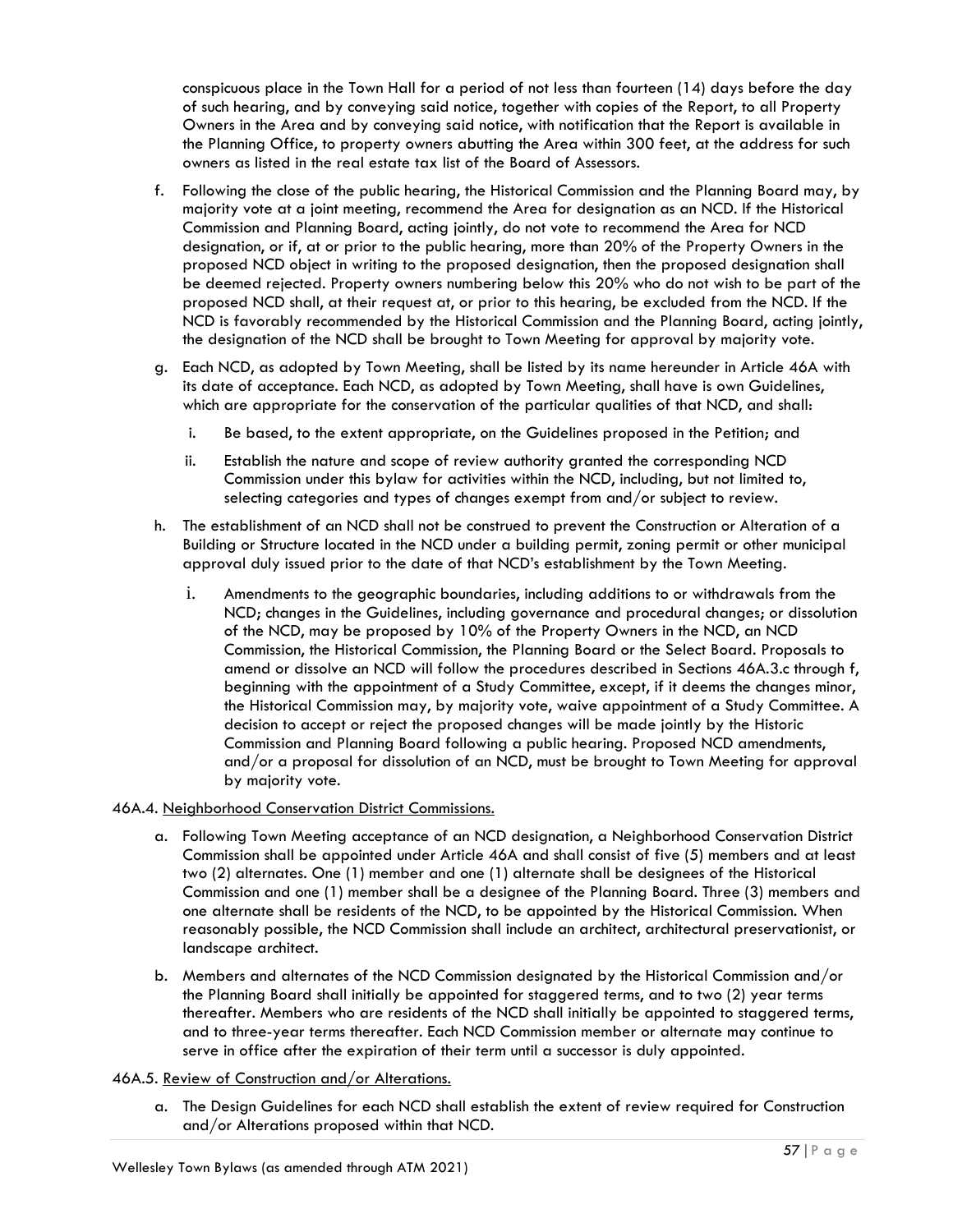conspicuous place in the Town Hall for a period of not less than fourteen (14) days before the day of such hearing, and by conveying said notice, together with copies of the Report, to all Property Owners in the Area and by conveying said notice, with notification that the Report is available in the Planning Office, to property owners abutting the Area within 300 feet, at the address for such owners as listed in the real estate tax list of the Board of Assessors.

f. Following the close of the public hearing, the Historical Commission and the Planning Board may, by majority vote at a joint meeting, recommend the Area for designation as an NCD. If the Historical Commission and Planning Board, acting jointly, do not vote to recommend the Area for NCD designation, or if, at or prior to the public hearing, more than 20% of the Property Owners in the proposed NCD object in writing to the proposed designation, then the proposed designation shall be deemed rejected. Property owners numbering below this 20% who do not wish to be part of the proposed NCD shall, at their request at, or prior to this hearing, be excluded from the NCD. If the NCD is favorably recommended by the Historical Commission and the Planning Board, acting jointly, the designation of the NCD shall be brought to Town Meeting for approval by majority vote.

g. Each NCD, as adopted by Town Meeting, shall be listed by its name hereunder in Article 46A with its date of acceptance. Each NCD, as adopted by Town Meeting, shall have is own Guidelines, which are appropriate for the conservation of the particular qualities of that NCD, and shall:

   i. Be based, to the extent appropriate, on the Guidelines proposed in the Petition; and

   ii. Establish the nature and scope of review authority granted the corresponding NCD Commission under this bylaw for activities within the NCD, including, but not limited to, selecting categories and types of changes exempt from and/or subject to review.

h. The establishment of an NCD shall not be construed to prevent the Construction or Alteration of a Building or Structure located in the NCD under a building permit, zoning permit or other municipal approval duly issued prior to the date of that NCD's establishment by the Town Meeting.

   i. Amendments to the geographic boundaries, including additions to or withdrawals from the NCD; changes in the Guidelines, including governance and procedural changes; or dissolution of the NCD, may be proposed by 10% of the Property Owners in the NCD, an NCD Commission, the Historical Commission, the Planning Board or the Select Board. Proposals to amend or dissolve an NCD will follow the procedures described in Sections 46A.3.c through f, beginning with the appointment of a Study Committee, except, if it deems the changes minor, the Historical Commission may, by majority vote, waive appointment of a Study Committee. A decision to accept or reject the proposed changes will be made jointly by the Historic Commission and Planning Board following a public hearing. Proposed NCD amendments, and/or a proposal for dissolution of an NCD, must be brought to Town Meeting for approval by majority vote.

46A.4. Neighborhood Conservation District Commissions.

a. Following Town Meeting acceptance of an NCD designation, a Neighborhood Conservation District Commission shall be appointed under Article 46A and shall consist of five (5) members and at least two (2) alternates. One (1) member and one (1) alternate shall be designees of the Historical Commission and one (1) member shall be a designee of the Planning Board. Three (3) members and one alternate shall be residents of the NCD, to be appointed by the Historical Commission. When reasonably possible, the NCD Commission shall include an architect, architectural preservationist, or landscape architect.

b. Members and alternates of the NCD Commission designated by the Historical Commission and/or the Planning Board shall initially be appointed for staggered terms, and to two (2) year terms thereafter. Members who are residents of the NCD shall initially be appointed to staggered terms, and to three-year terms thereafter. Each NCD Commission member or alternate may continue to serve in office after the expiration of their term until a successor is duly appointed.

46A.5. Review of Construction and/or Alterations.

a. The Design Guidelines for each NCD shall establish the extent of review required for Construction and/or Alterations proposed within that NCD.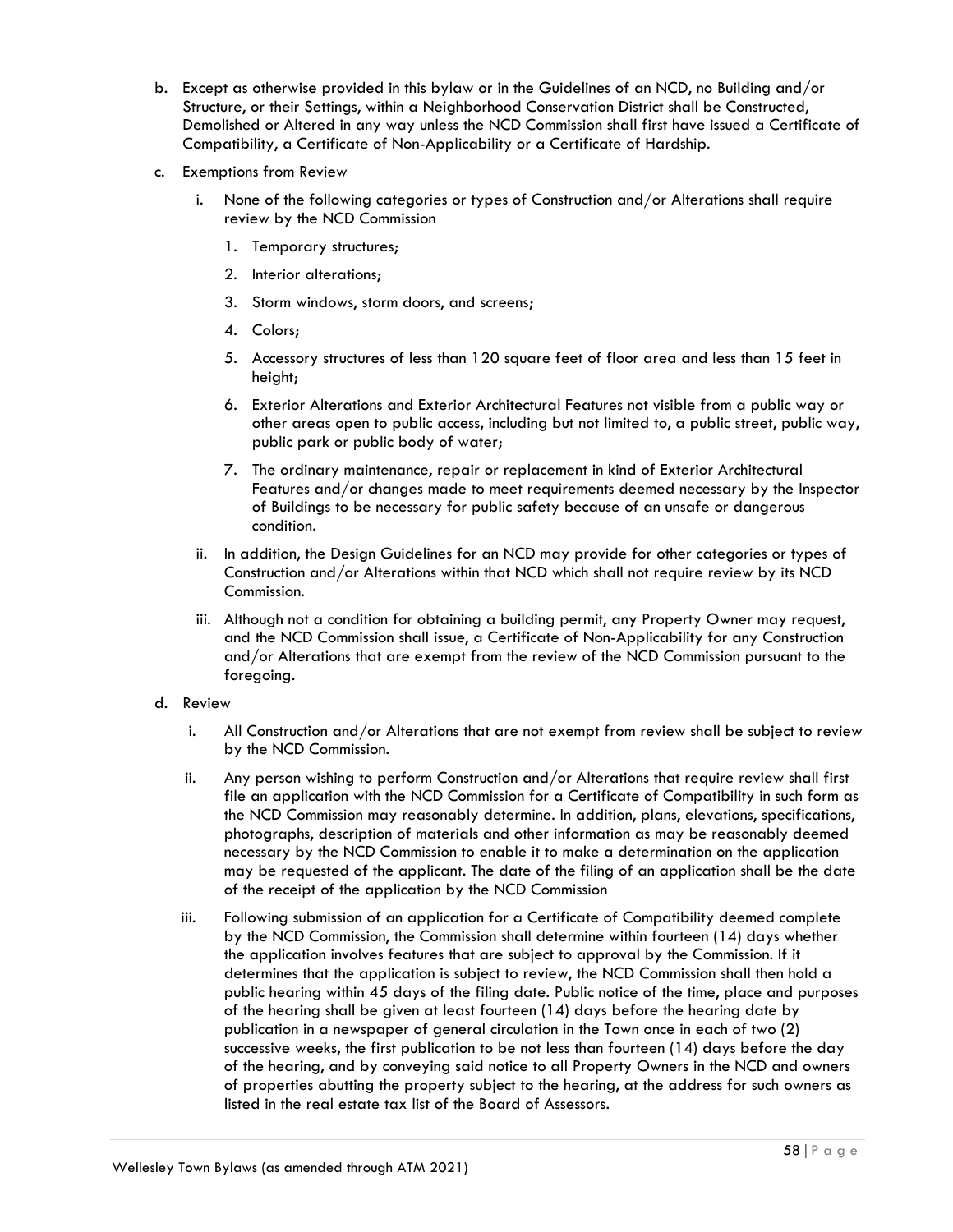b. Except as otherwise provided in this bylaw or in the Guidelines of an NCD, no Building and/or Structure, or their Settings, within a Neighborhood Conservation District shall be Constructed, Demolished or Altered in any way unless the NCD Commission shall first have issued a Certificate of Compatibility, a Certificate of Non-Applicability or a Certificate of Hardship.

c. Exemptions from Review

   i. None of the following categories or types of Construction and/or Alterations shall require review by the NCD Commission

      1. Temporary structures;
      2. Interior alterations;
      3. Storm windows, storm doors, and screens;
      4. Colors;
      5. Accessory structures of less than 120 square feet of floor area and less than 15 feet in height;
      6. Exterior Alterations and Exterior Architectural Features not visible from a public way or other areas open to public access, including but not limited to, a public street, public way, public park or public body of water;
      7. The ordinary maintenance, repair or replacement in kind of Exterior Architectural Features and/or changes made to meet requirements deemed necessary by the Inspector of Buildings to be necessary for public safety because of an unsafe or dangerous condition.

   ii. In addition, the Design Guidelines for an NCD may provide for other categories or types of Construction and/or Alterations within that NCD which shall not require review by its NCD Commission.

   iii. Although not a condition for obtaining a building permit, any Property Owner may request, and the NCD Commission shall issue, a Certificate of Non-Applicability for any Construction and/or Alterations that are exempt from the review of the NCD Commission pursuant to the foregoing.

d. Review

   i. All Construction and/or Alterations that are not exempt from review shall be subject to review by the NCD Commission.

   ii. Any person wishing to perform Construction and/or Alterations that require review shall first file an application with the NCD Commission for a Certificate of Compatibility in such form as the NCD Commission may reasonably determine. In addition, plans, elevations, specifications, photographs, description of materials and other information as may be reasonably deemed necessary by the NCD Commission to enable it to make a determination on the application may be requested of the applicant. The date of the filing of an application shall be the date of the receipt of the application by the NCD Commission

   iii. Following submission of an application for a Certificate of Compatibility deemed complete by the NCD Commission, the Commission shall determine within fourteen (14) days whether the application involves features that are subject to approval by the Commission. If it determines that the application is subject to review, the NCD Commission shall then hold a public hearing within 45 days of the filing date. Public notice of the time, place and purposes of the hearing shall be given at least fourteen (14) days before the hearing date by publication in a newspaper of general circulation in the Town once in each of two (2) successive weeks, the first publication to be not less than fourteen (14) days before the day of the hearing, and by conveying said notice to all Property Owners in the NCD and owners of properties abutting the property subject to the hearing, at the address for such owners as listed in the real estate tax list of the Board of Assessors.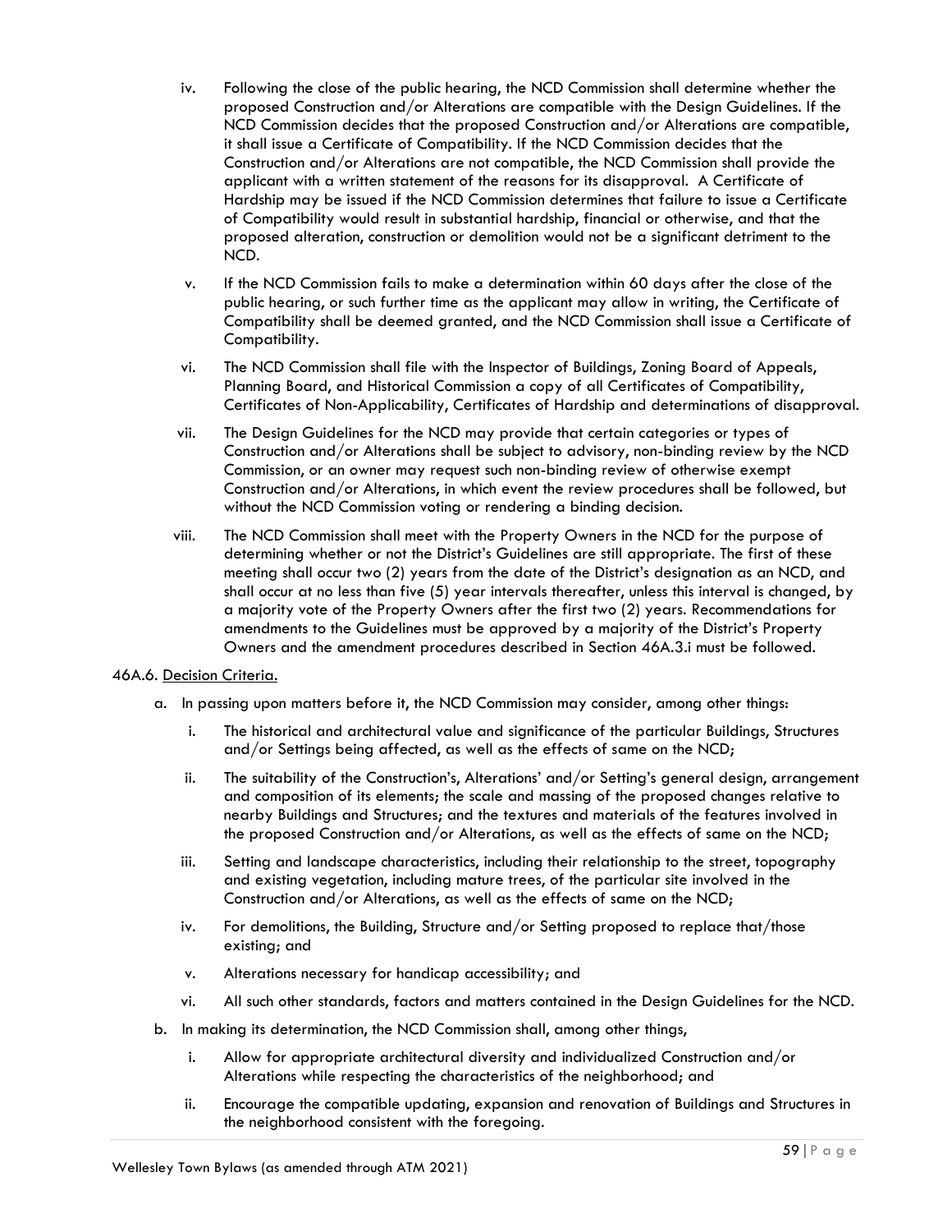iv. Following the close of the public hearing, the NCD Commission shall determine whether the proposed Construction and/or Alterations are compatible with the Design Guidelines. If the NCD Commission decides that the proposed Construction and/or Alterations are compatible, it shall issue a Certificate of Compatibility. If the NCD Commission decides that the Construction and/or Alterations are not compatible, the NCD Commission shall provide the applicant with a written statement of the reasons for its disapproval. A Certificate of Hardship may be issued if the NCD Commission determines that failure to issue a Certificate of Compatibility would result in substantial hardship, financial or otherwise, and that the proposed alteration, construction or demolition would not be a significant detriment to the NCD.

v. If the NCD Commission fails to make a determination within 60 days after the close of the public hearing, or such further time as the applicant may allow in writing, the Certificate of Compatibility shall be deemed granted, and the NCD Commission shall issue a Certificate of Compatibility.

vi. The NCD Commission shall file with the Inspector of Buildings, Zoning Board of Appeals, Planning Board, and Historical Commission a copy of all Certificates of Compatibility, Certificates of Non-Applicability, Certificates of Hardship and determinations of disapproval.

vii. The Design Guidelines for the NCD may provide that certain categories or types of Construction and/or Alterations shall be subject to advisory, non-binding review by the NCD Commission, or an owner may request such non-binding review of otherwise exempt Construction and/or Alterations, in which event the review procedures shall be followed, but without the NCD Commission voting or rendering a binding decision.

viii. The NCD Commission shall meet with the Property Owners in the NCD for the purpose of determining whether or not the District's Guidelines are still appropriate. The first of these meeting shall occur two (2) years from the date of the District's designation as an NCD, and shall occur at no less than five (5) year intervals thereafter, unless this interval is changed, by a majority vote of the Property Owners after the first two (2) years. Recommendations for amendments to the Guidelines must be approved by a majority of the District's Property Owners and the amendment procedures described in Section 46A.3.i must be followed.

46A.6. Decision Criteria.

a. In passing upon matters before it, the NCD Commission may consider, among other things:

   i. The historical and architectural value and significance of the particular Buildings, Structures and/or Settings being affected, as well as the effects of same on the NCD;

   ii. The suitability of the Construction's, Alterations' and/or Setting's general design, arrangement and composition of its elements; the scale and massing of the proposed changes relative to nearby Buildings and Structures; and the textures and materials of the features involved in the proposed Construction and/or Alterations, as well as the effects of same on the NCD;

   iii. Setting and landscape characteristics, including their relationship to the street, topography and existing vegetation, including mature trees, of the particular site involved in the Construction and/or Alterations, as well as the effects of same on the NCD;

   iv. For demolitions, the Building, Structure and/or Setting proposed to replace that/those existing; and

   v. Alterations necessary for handicap accessibility; and

   vi. All such other standards, factors and matters contained in the Design Guidelines for the NCD.

b. In making its determination, the NCD Commission shall, among other things,

   i. Allow for appropriate architectural diversity and individualized Construction and/or Alterations while respecting the characteristics of the neighborhood; and

   ii. Encourage the compatible updating, expansion and renovation of Buildings and Structures in the neighborhood consistent with the foregoing.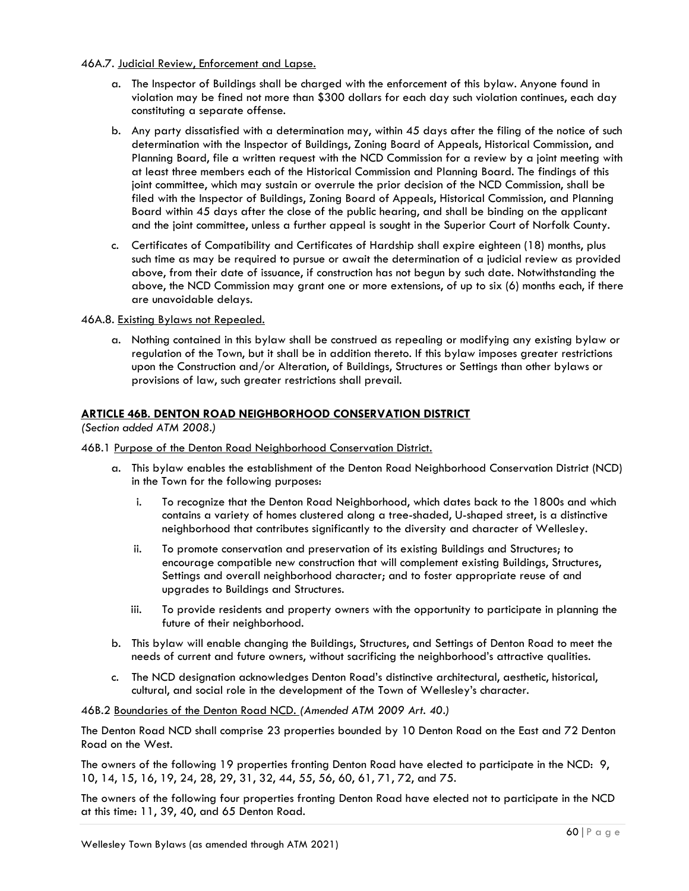46A.7. Judicial Review, Enforcement and Lapse.

a. The Inspector of Buildings shall be charged with the enforcement of this bylaw. Anyone found in violation may be fined not more than $300 dollars for each day such violation continues, each day constituting a separate offense.

b. Any party dissatisfied with a determination may, within 45 days after the filing of the notice of such determination with the Inspector of Buildings, Zoning Board of Appeals, Historical Commission, and Planning Board, file a written request with the NCD Commission for a review by a joint meeting with at least three members each of the Historical Commission and Planning Board. The findings of this joint committee, which may sustain or overrule the prior decision of the NCD Commission, shall be filed with the Inspector of Buildings, Zoning Board of Appeals, Historical Commission, and Planning Board within 45 days after the close of the public hearing, and shall be binding on the applicant and the joint committee, unless a further appeal is sought in the Superior Court of Norfolk County.

c. Certificates of Compatibility and Certificates of Hardship shall expire eighteen (18) months, plus such time as may be required to pursue or await the determination of a judicial review as provided above, from their date of issuance, if construction has not begun by such date. Notwithstanding the above, the NCD Commission may grant one or more extensions, of up to six (6) months each, if there are unavoidable delays.

46A.8. Existing Bylaws not Repealed.

a. Nothing contained in this bylaw shall be construed as repealing or modifying any existing bylaw or regulation of the Town, but it shall be in addition thereto. If this bylaw imposes greater restrictions upon the Construction and/or Alteration, of Buildings, Structures or Settings than other bylaws or provisions of law, such greater restrictions shall prevail.

## ARTICLE 46B. DENTON ROAD NEIGHBORHOOD CONSERVATION DISTRICT

*(Section added ATM 2008.)*

46B.1 Purpose of the Denton Road Neighborhood Conservation District.

a. This bylaw enables the establishment of the Denton Road Neighborhood Conservation District (NCD) in the Town for the following purposes:

   i. To recognize that the Denton Road Neighborhood, which dates back to the 1800s and which contains a variety of homes clustered along a tree-shaded, U-shaped street, is a distinctive neighborhood that contributes significantly to the diversity and character of Wellesley.

   ii. To promote conservation and preservation of its existing Buildings and Structures; to encourage compatible new construction that will complement existing Buildings, Structures, Settings and overall neighborhood character; and to foster appropriate reuse of and upgrades to Buildings and Structures.

   iii. To provide residents and property owners with the opportunity to participate in planning the future of their neighborhood.

b. This bylaw will enable changing the Buildings, Structures, and Settings of Denton Road to meet the needs of current and future owners, without sacrificing the neighborhood's attractive qualities.

c. The NCD designation acknowledges Denton Road's distinctive architectural, aesthetic, historical, cultural, and social role in the development of the Town of Wellesley's character.

46B.2 Boundaries of the Denton Road NCD. *(Amended ATM 2009 Art. 40.)*

The Denton Road NCD shall comprise 23 properties bounded by 10 Denton Road on the East and 72 Denton Road on the West.

The owners of the following 19 properties fronting Denton Road have elected to participate in the NCD: 9, 10, 14, 15, 16, 19, 24, 28, 29, 31, 32, 44, 55, 56, 60, 61, 71, 72, and 75.

The owners of the following four properties fronting Denton Road have elected not to participate in the NCD at this time: 11, 39, 40, and 65 Denton Road.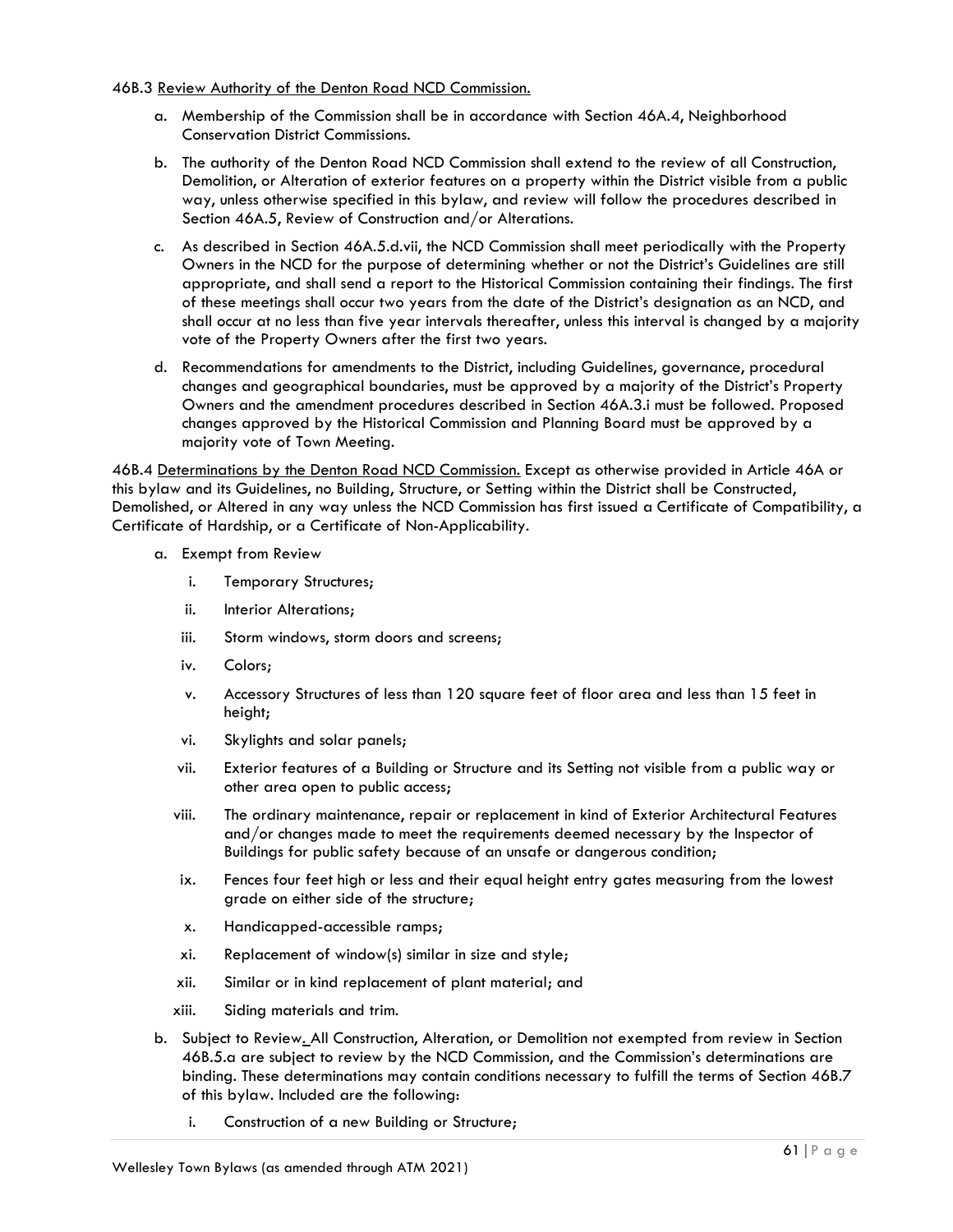46B.3 <u>Review Authority of the Denton Road NCD Commission.</u>

a. Membership of the Commission shall be in accordance with Section 46A.4, Neighborhood Conservation District Commissions.

b. The authority of the Denton Road NCD Commission shall extend to the review of all Construction, Demolition, or Alteration of exterior features on a property within the District visible from a public way, unless otherwise specified in this bylaw, and review will follow the procedures described in Section 46A.5, Review of Construction and/or Alterations.

c. As described in Section 46A.5.d.vii, the NCD Commission shall meet periodically with the Property Owners in the NCD for the purpose of determining whether or not the District's Guidelines are still appropriate, and shall send a report to the Historical Commission containing their findings. The first of these meetings shall occur two years from the date of the District's designation as an NCD, and shall occur at no less than five year intervals thereafter, unless this interval is changed by a majority vote of the Property Owners after the first two years.

d. Recommendations for amendments to the District, including Guidelines, governance, procedural changes and geographical boundaries, must be approved by a majority of the District's Property Owners and the amendment procedures described in Section 46A.3.i must be followed. Proposed changes approved by the Historical Commission and Planning Board must be approved by a majority vote of Town Meeting.

46B.4 <u>Determinations by the Denton Road NCD Commission.</u> Except as otherwise provided in Article 46A or this bylaw and its Guidelines, no Building, Structure, or Setting within the District shall be Constructed, Demolished, or Altered in any way unless the NCD Commission has first issued a Certificate of Compatibility, a Certificate of Hardship, or a Certificate of Non-Applicability.

a. Exempt from Review

   i. Temporary Structures;

   ii. Interior Alterations;

   iii. Storm windows, storm doors and screens;

   iv. Colors;

   v. Accessory Structures of less than 120 square feet of floor area and less than 15 feet in height;

   vi. Skylights and solar panels;

   vii. Exterior features of a Building or Structure and its Setting not visible from a public way or other area open to public access;

   viii. The ordinary maintenance, repair or replacement in kind of Exterior Architectural Features and/or changes made to meet the requirements deemed necessary by the Inspector of Buildings for public safety because of an unsafe or dangerous condition;

   ix. Fences four feet high or less and their equal height entry gates measuring from the lowest grade on either side of the structure;

   x. Handicapped-accessible ramps;

   xi. Replacement of window(s) similar in size and style;

   xii. Similar or in kind replacement of plant material; and

   xiii. Siding materials and trim.

b. Subject to Review. All Construction, Alteration, or Demolition not exempted from review in Section 46B.5.a are subject to review by the NCD Commission, and the Commission's determinations are binding. These determinations may contain conditions necessary to fulfill the terms of Section 46B.7 of this bylaw. Included are the following:

   i. Construction of a new Building or Structure;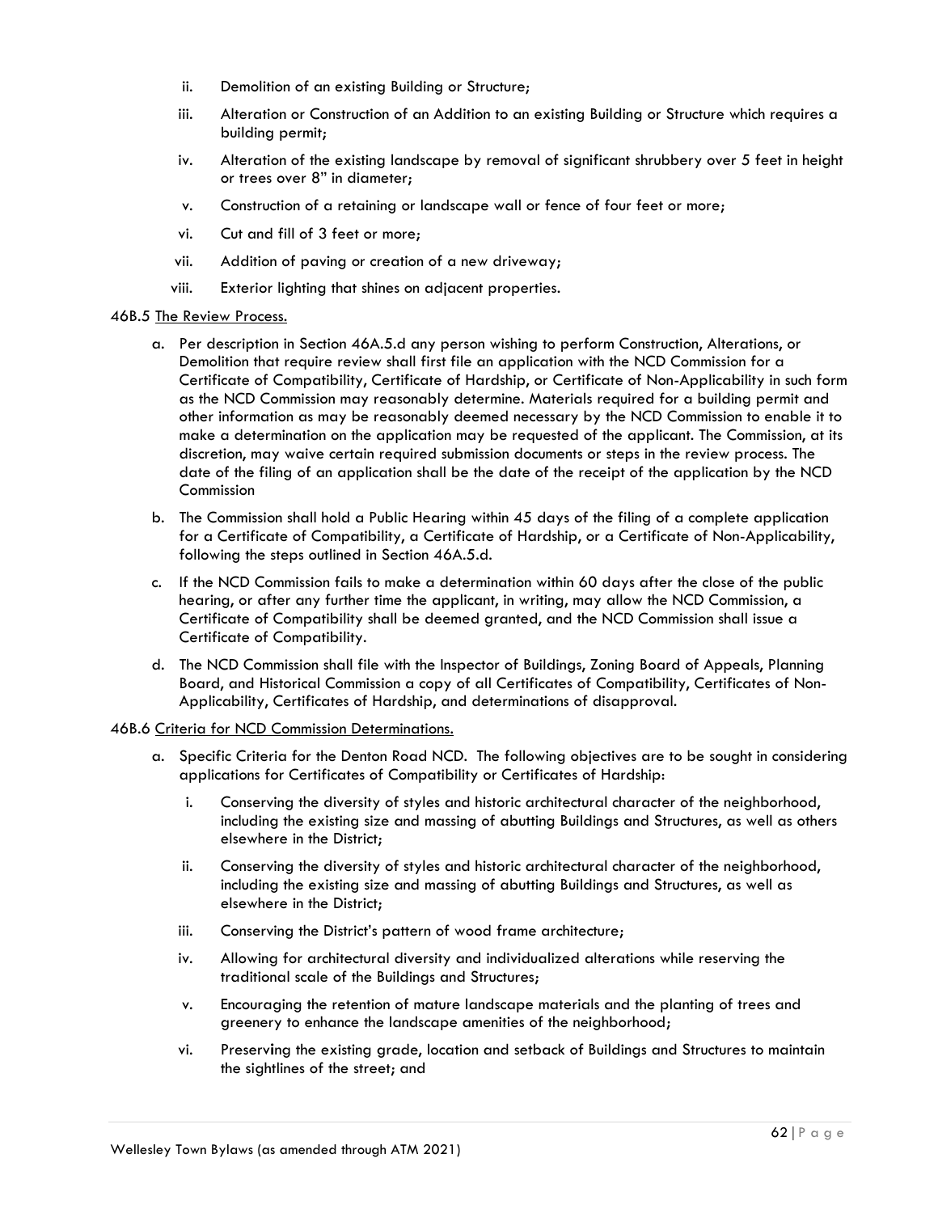- ii. Demolition of an existing Building or Structure;
- iii. Alteration or Construction of an Addition to an existing Building or Structure which requires a building permit;
- iv. Alteration of the existing landscape by removal of significant shrubbery over 5 feet in height or trees over 8" in diameter;
- v. Construction of a retaining or landscape wall or fence of four feet or more;
- vi. Cut and fill of 3 feet or more;
- vii. Addition of paving or creation of a new driveway;
- viii. Exterior lighting that shines on adjacent properties.

46B.5 The Review Process.

a. Per description in Section 46A.5.d any person wishing to perform Construction, Alterations, or Demolition that require review shall first file an application with the NCD Commission for a Certificate of Compatibility, Certificate of Hardship, or Certificate of Non-Applicability in such form as the NCD Commission may reasonably determine. Materials required for a building permit and other information as may be reasonably deemed necessary by the NCD Commission to enable it to make a determination on the application may be requested of the applicant. The Commission, at its discretion, may waive certain required submission documents or steps in the review process. The date of the filing of an application shall be the date of the receipt of the application by the NCD Commission

b. The Commission shall hold a Public Hearing within 45 days of the filing of a complete application for a Certificate of Compatibility, a Certificate of Hardship, or a Certificate of Non-Applicability, following the steps outlined in Section 46A.5.d.

c. If the NCD Commission fails to make a determination within 60 days after the close of the public hearing, or after any further time the applicant, in writing, may allow the NCD Commission, a Certificate of Compatibility shall be deemed granted, and the NCD Commission shall issue a Certificate of Compatibility.

d. The NCD Commission shall file with the Inspector of Buildings, Zoning Board of Appeals, Planning Board, and Historical Commission a copy of all Certificates of Compatibility, Certificates of Non-Applicability, Certificates of Hardship, and determinations of disapproval.

46B.6 Criteria for NCD Commission Determinations.

a. Specific Criteria for the Denton Road NCD. The following objectives are to be sought in considering applications for Certificates of Compatibility or Certificates of Hardship:

- i. Conserving the diversity of styles and historic architectural character of the neighborhood, including the existing size and massing of abutting Buildings and Structures, as well as others elsewhere in the District;
- ii. Conserving the diversity of styles and historic architectural character of the neighborhood, including the existing size and massing of abutting Buildings and Structures, as well as elsewhere in the District;
- iii. Conserving the District's pattern of wood frame architecture;
- iv. Allowing for architectural diversity and individualized alterations while reserving the traditional scale of the Buildings and Structures;
- v. Encouraging the retention of mature landscape materials and the planting of trees and greenery to enhance the landscape amenities of the neighborhood;
- vi. Preserving the existing grade, location and setback of Buildings and Structures to maintain the sightlines of the street; and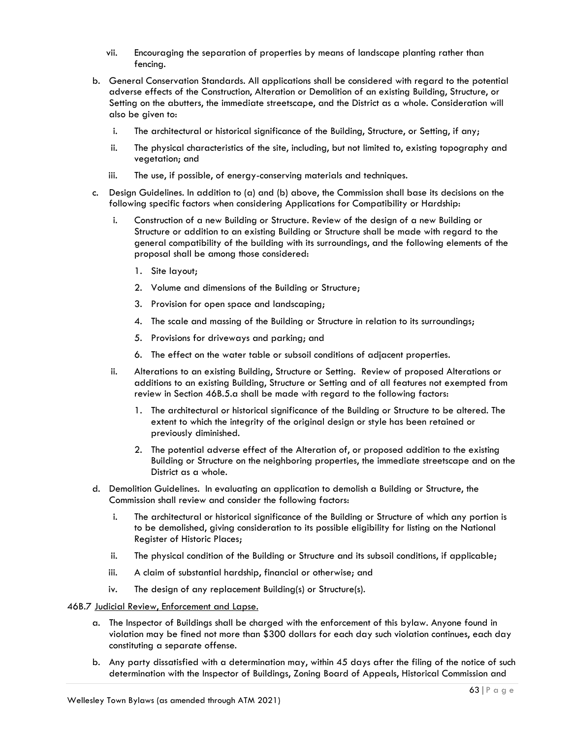vii. Encouraging the separation of properties by means of landscape planting rather than fencing.

b. General Conservation Standards. All applications shall be considered with regard to the potential adverse effects of the Construction, Alteration or Demolition of an existing Building, Structure, or Setting on the abutters, the immediate streetscape, and the District as a whole. Consideration will also be given to:

   i. The architectural or historical significance of the Building, Structure, or Setting, if any;

   ii. The physical characteristics of the site, including, but not limited to, existing topography and vegetation; and

   iii. The use, if possible, of energy-conserving materials and techniques.

c. Design Guidelines. In addition to (a) and (b) above, the Commission shall base its decisions on the following specific factors when considering Applications for Compatibility or Hardship:

   i. Construction of a new Building or Structure. Review of the design of a new Building or Structure or addition to an existing Building or Structure shall be made with regard to the general compatibility of the building with its surroundings, and the following elements of the proposal shall be among those considered:

      1. Site layout;

      2. Volume and dimensions of the Building or Structure;

      3. Provision for open space and landscaping;

      4. The scale and massing of the Building or Structure in relation to its surroundings;

      5. Provisions for driveways and parking; and

      6. The effect on the water table or subsoil conditions of adjacent properties.

   ii. Alterations to an existing Building, Structure or Setting. Review of proposed Alterations or additions to an existing Building, Structure or Setting and of all features not exempted from review in Section 46B.5.a shall be made with regard to the following factors:

      1. The architectural or historical significance of the Building or Structure to be altered. The extent to which the integrity of the original design or style has been retained or previously diminished.

      2. The potential adverse effect of the Alteration of, or proposed addition to the existing Building or Structure on the neighboring properties, the immediate streetscape and on the District as a whole.

d. Demolition Guidelines. In evaluating an application to demolish a Building or Structure, the Commission shall review and consider the following factors:

   i. The architectural or historical significance of the Building or Structure of which any portion is to be demolished, giving consideration to its possible eligibility for listing on the National Register of Historic Places;

   ii. The physical condition of the Building or Structure and its subsoil conditions, if applicable;

   iii. A claim of substantial hardship, financial or otherwise; and

   iv. The design of any replacement Building(s) or Structure(s).

46B.7 Judicial Review, Enforcement and Lapse.

a. The Inspector of Buildings shall be charged with the enforcement of this bylaw. Anyone found in violation may be fined not more than $300 dollars for each day such violation continues, each day constituting a separate offense.

b. Any party dissatisfied with a determination may, within 45 days after the filing of the notice of such determination with the Inspector of Buildings, Zoning Board of Appeals, Historical Commission and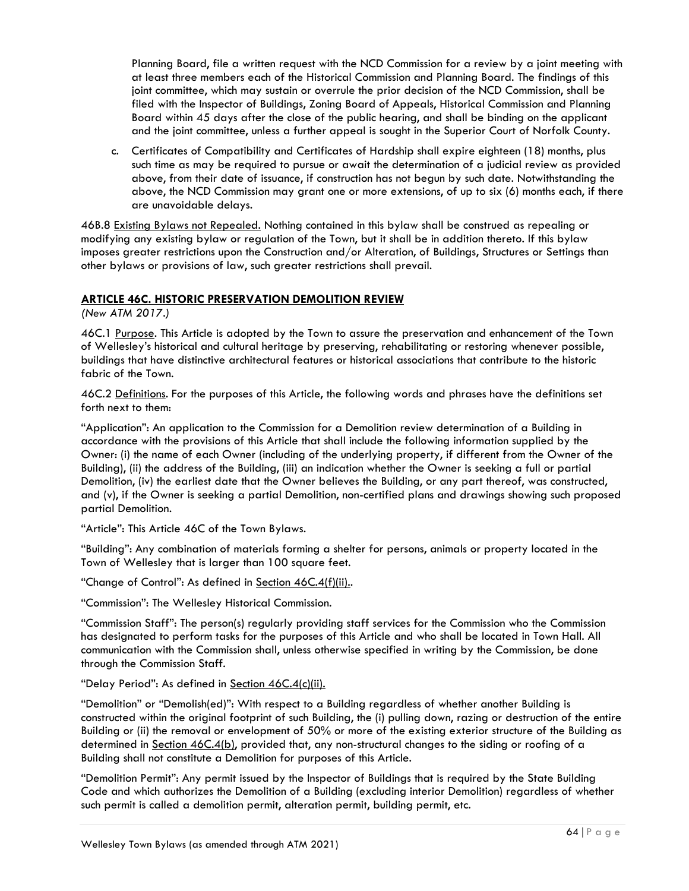Planning Board, file a written request with the NCD Commission for a review by a joint meeting with at least three members each of the Historical Commission and Planning Board. The findings of this joint committee, which may sustain or overrule the prior decision of the NCD Commission, shall be filed with the Inspector of Buildings, Zoning Board of Appeals, Historical Commission and Planning Board within 45 days after the close of the public hearing, and shall be binding on the applicant and the joint committee, unless a further appeal is sought in the Superior Court of Norfolk County.

c. Certificates of Compatibility and Certificates of Hardship shall expire eighteen (18) months, plus such time as may be required to pursue or await the determination of a judicial review as provided above, from their date of issuance, if construction has not begun by such date. Notwithstanding the above, the NCD Commission may grant one or more extensions, of up to six (6) months each, if there are unavoidable delays.

46B.8 Existing Bylaws not Repealed. Nothing contained in this bylaw shall be construed as repealing or modifying any existing bylaw or regulation of the Town, but it shall be in addition thereto. If this bylaw imposes greater restrictions upon the Construction and/or Alteration, of Buildings, Structures or Settings than other bylaws or provisions of law, such greater restrictions shall prevail.

## ARTICLE 46C. HISTORIC PRESERVATION DEMOLITION REVIEW

*(New ATM 2017.)*

46C.1 Purpose. This Article is adopted by the Town to assure the preservation and enhancement of the Town of Wellesley's historical and cultural heritage by preserving, rehabilitating or restoring whenever possible, buildings that have distinctive architectural features or historical associations that contribute to the historic fabric of the Town.

46C.2 Definitions. For the purposes of this Article, the following words and phrases have the definitions set forth next to them:

"Application": An application to the Commission for a Demolition review determination of a Building in accordance with the provisions of this Article that shall include the following information supplied by the Owner: (i) the name of each Owner (including of the underlying property, if different from the Owner of the Building), (ii) the address of the Building, (iii) an indication whether the Owner is seeking a full or partial Demolition, (iv) the earliest date that the Owner believes the Building, or any part thereof, was constructed, and (v), if the Owner is seeking a partial Demolition, non-certified plans and drawings showing such proposed partial Demolition.

"Article": This Article 46C of the Town Bylaws.

"Building": Any combination of materials forming a shelter for persons, animals or property located in the Town of Wellesley that is larger than 100 square feet.

"Change of Control": As defined in Section 46C.4(f)(ii)..

"Commission": The Wellesley Historical Commission.

"Commission Staff": The person(s) regularly providing staff services for the Commission who the Commission has designated to perform tasks for the purposes of this Article and who shall be located in Town Hall. All communication with the Commission shall, unless otherwise specified in writing by the Commission, be done through the Commission Staff.

"Delay Period": As defined in Section 46C.4(c)(ii).

"Demolition" or "Demolish(ed)": With respect to a Building regardless of whether another Building is constructed within the original footprint of such Building, the (i) pulling down, razing or destruction of the entire Building or (ii) the removal or envelopment of 50% or more of the existing exterior structure of the Building as determined in Section 46C.4(b), provided that, any non-structural changes to the siding or roofing of a Building shall not constitute a Demolition for purposes of this Article.

"Demolition Permit": Any permit issued by the Inspector of Buildings that is required by the State Building Code and which authorizes the Demolition of a Building (excluding interior Demolition) regardless of whether such permit is called a demolition permit, alteration permit, building permit, etc.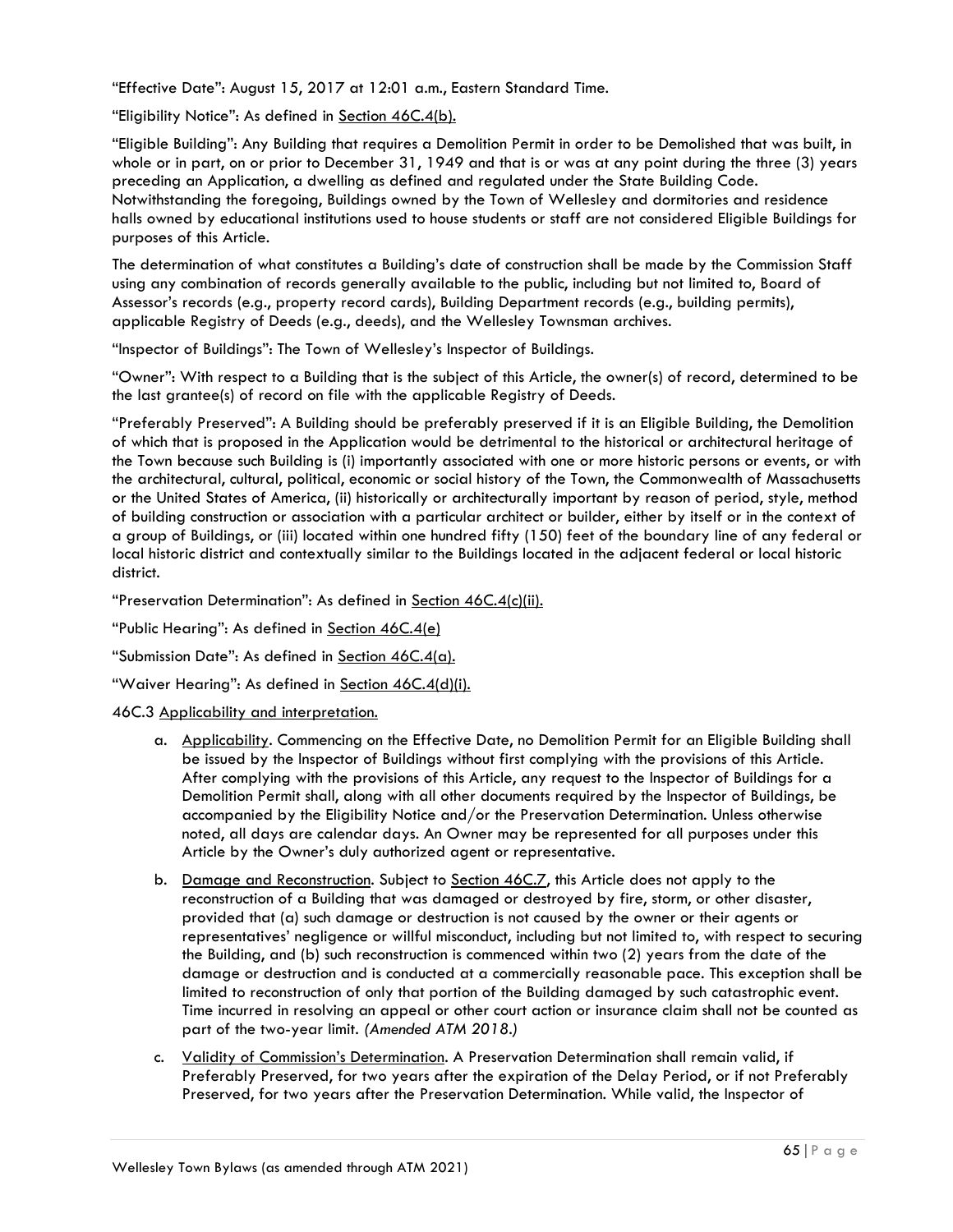"Effective Date": August 15, 2017 at 12:01 a.m., Eastern Standard Time.

"Eligibility Notice": As defined in Section 46C.4(b).

"Eligible Building": Any Building that requires a Demolition Permit in order to be Demolished that was built, in whole or in part, on or prior to December 31, 1949 and that is or was at any point during the three (3) years preceding an Application, a dwelling as defined and regulated under the State Building Code. Notwithstanding the foregoing, Buildings owned by the Town of Wellesley and dormitories and residence halls owned by educational institutions used to house students or staff are not considered Eligible Buildings for purposes of this Article.

The determination of what constitutes a Building's date of construction shall be made by the Commission Staff using any combination of records generally available to the public, including but not limited to, Board of Assessor's records (e.g., property record cards), Building Department records (e.g., building permits), applicable Registry of Deeds (e.g., deeds), and the Wellesley Townsman archives.

"Inspector of Buildings": The Town of Wellesley's Inspector of Buildings.

"Owner": With respect to a Building that is the subject of this Article, the owner(s) of record, determined to be the last grantee(s) of record on file with the applicable Registry of Deeds.

"Preferably Preserved": A Building should be preferably preserved if it is an Eligible Building, the Demolition of which that is proposed in the Application would be detrimental to the historical or architectural heritage of the Town because such Building is (i) importantly associated with one or more historic persons or events, or with the architectural, cultural, political, economic or social history of the Town, the Commonwealth of Massachusetts or the United States of America, (ii) historically or architecturally important by reason of period, style, method of building construction or association with a particular architect or builder, either by itself or in the context of a group of Buildings, or (iii) located within one hundred fifty (150) feet of the boundary line of any federal or local historic district and contextually similar to the Buildings located in the adjacent federal or local historic district.

"Preservation Determination": As defined in Section 46C.4(c)(ii).

"Public Hearing": As defined in Section 46C.4(e)

"Submission Date": As defined in Section 46C.4(a).

"Waiver Hearing": As defined in Section 46C.4(d)(i).

46C.3 Applicability and interpretation.

a. Applicability. Commencing on the Effective Date, no Demolition Permit for an Eligible Building shall be issued by the Inspector of Buildings without first complying with the provisions of this Article. After complying with the provisions of this Article, any request to the Inspector of Buildings for a Demolition Permit shall, along with all other documents required by the Inspector of Buildings, be accompanied by the Eligibility Notice and/or the Preservation Determination. Unless otherwise noted, all days are calendar days. An Owner may be represented for all purposes under this Article by the Owner's duly authorized agent or representative.

b. Damage and Reconstruction. Subject to Section 46C.7, this Article does not apply to the reconstruction of a Building that was damaged or destroyed by fire, storm, or other disaster, provided that (a) such damage or destruction is not caused by the owner or their agents or representatives' negligence or willful misconduct, including but not limited to, with respect to securing the Building, and (b) such reconstruction is commenced within two (2) years from the date of the damage or destruction and is conducted at a commercially reasonable pace. This exception shall be limited to reconstruction of only that portion of the Building damaged by such catastrophic event. Time incurred in resolving an appeal or other court action or insurance claim shall not be counted as part of the two-year limit. *(Amended ATM 2018.)*

c. Validity of Commission's Determination. A Preservation Determination shall remain valid, if Preferably Preserved, for two years after the expiration of the Delay Period, or if not Preferably Preserved, for two years after the Preservation Determination. While valid, the Inspector of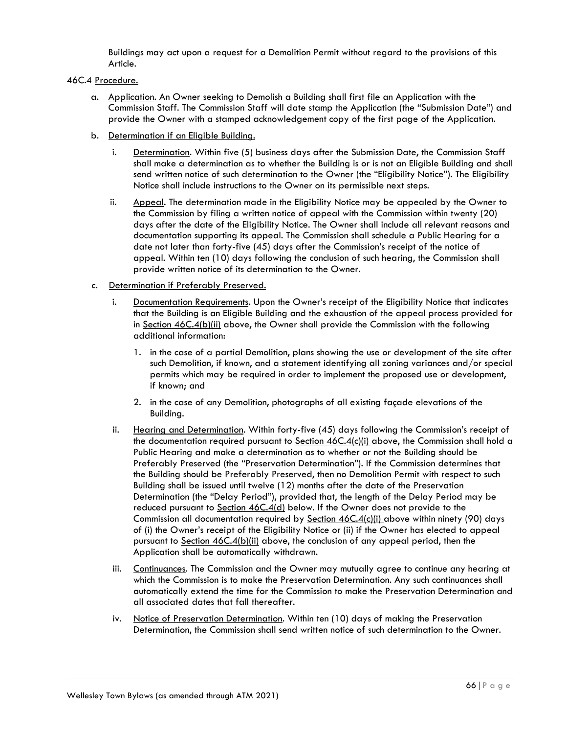Buildings may act upon a request for a Demolition Permit without regard to the provisions of this Article.

46C.4 Procedure.

a. Application. An Owner seeking to Demolish a Building shall first file an Application with the Commission Staff. The Commission Staff will date stamp the Application (the "Submission Date") and provide the Owner with a stamped acknowledgement copy of the first page of the Application.

b. Determination if an Eligible Building.

   i. Determination. Within five (5) business days after the Submission Date, the Commission Staff shall make a determination as to whether the Building is or is not an Eligible Building and shall send written notice of such determination to the Owner (the "Eligibility Notice"). The Eligibility Notice shall include instructions to the Owner on its permissible next steps.

   ii. Appeal. The determination made in the Eligibility Notice may be appealed by the Owner to the Commission by filing a written notice of appeal with the Commission within twenty (20) days after the date of the Eligibility Notice. The Owner shall include all relevant reasons and documentation supporting its appeal. The Commission shall schedule a Public Hearing for a date not later than forty-five (45) days after the Commission's receipt of the notice of appeal. Within ten (10) days following the conclusion of such hearing, the Commission shall provide written notice of its determination to the Owner.

c. Determination if Preferably Preserved.

   i. Documentation Requirements. Upon the Owner's receipt of the Eligibility Notice that indicates that the Building is an Eligible Building and the exhaustion of the appeal process provided for in Section 46C.4(b)(ii) above, the Owner shall provide the Commission with the following additional information:

      1. in the case of a partial Demolition, plans showing the use or development of the site after such Demolition, if known, and a statement identifying all zoning variances and/or special permits which may be required in order to implement the proposed use or development, if known; and

      2. in the case of any Demolition, photographs of all existing façade elevations of the Building.

   ii. Hearing and Determination. Within forty-five (45) days following the Commission's receipt of the documentation required pursuant to Section 46C.4(c)(i) above, the Commission shall hold a Public Hearing and make a determination as to whether or not the Building should be Preferably Preserved (the "Preservation Determination"). If the Commission determines that the Building should be Preferably Preserved, then no Demolition Permit with respect to such Building shall be issued until twelve (12) months after the date of the Preservation Determination (the "Delay Period"), provided that, the length of the Delay Period may be reduced pursuant to Section 46C.4(d) below. If the Owner does not provide to the Commission all documentation required by Section 46C.4(c)(i) above within ninety (90) days of (i) the Owner's receipt of the Eligibility Notice or (ii) if the Owner has elected to appeal pursuant to Section 46C.4(b)(ii) above, the conclusion of any appeal period, then the Application shall be automatically withdrawn.

   iii. Continuances. The Commission and the Owner may mutually agree to continue any hearing at which the Commission is to make the Preservation Determination. Any such continuances shall automatically extend the time for the Commission to make the Preservation Determination and all associated dates that fall thereafter.

   iv. Notice of Preservation Determination. Within ten (10) days of making the Preservation Determination, the Commission shall send written notice of such determination to the Owner.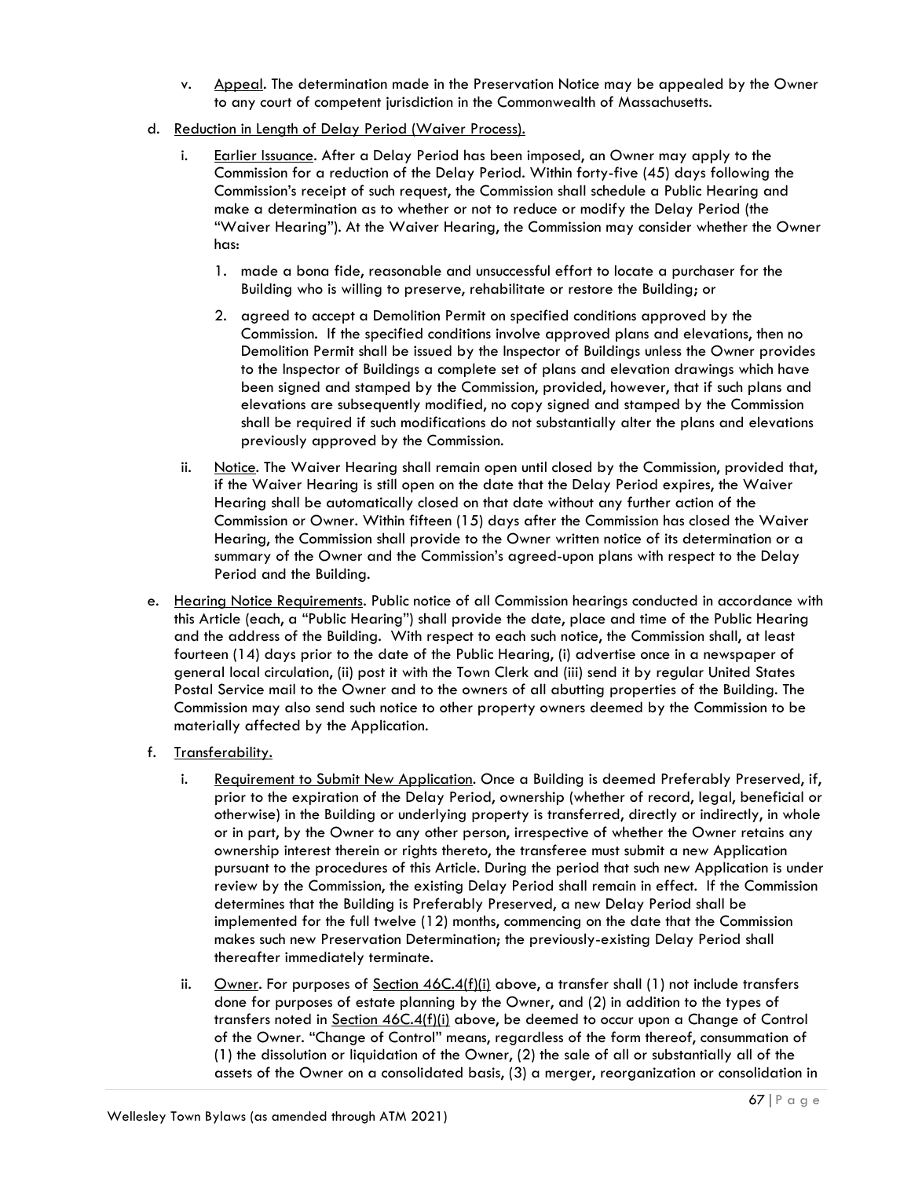v. Appeal. The determination made in the Preservation Notice may be appealed by the Owner to any court of competent jurisdiction in the Commonwealth of Massachusetts.

d. Reduction in Length of Delay Period (Waiver Process).

   i. Earlier Issuance. After a Delay Period has been imposed, an Owner may apply to the Commission for a reduction of the Delay Period. Within forty-five (45) days following the Commission's receipt of such request, the Commission shall schedule a Public Hearing and make a determination as to whether or not to reduce or modify the Delay Period (the "Waiver Hearing"). At the Waiver Hearing, the Commission may consider whether the Owner has:

      1. made a bona fide, reasonable and unsuccessful effort to locate a purchaser for the Building who is willing to preserve, rehabilitate or restore the Building; or

      2. agreed to accept a Demolition Permit on specified conditions approved by the Commission. If the specified conditions involve approved plans and elevations, then no Demolition Permit shall be issued by the Inspector of Buildings unless the Owner provides to the Inspector of Buildings a complete set of plans and elevation drawings which have been signed and stamped by the Commission, provided, however, that if such plans and elevations are subsequently modified, no copy signed and stamped by the Commission shall be required if such modifications do not substantially alter the plans and elevations previously approved by the Commission.

   ii. Notice. The Waiver Hearing shall remain open until closed by the Commission, provided that, if the Waiver Hearing is still open on the date that the Delay Period expires, the Waiver Hearing shall be automatically closed on that date without any further action of the Commission or Owner. Within fifteen (15) days after the Commission has closed the Waiver Hearing, the Commission shall provide to the Owner written notice of its determination or a summary of the Owner and the Commission's agreed-upon plans with respect to the Delay Period and the Building.

e. Hearing Notice Requirements. Public notice of all Commission hearings conducted in accordance with this Article (each, a "Public Hearing") shall provide the date, place and time of the Public Hearing and the address of the Building. With respect to each such notice, the Commission shall, at least fourteen (14) days prior to the date of the Public Hearing, (i) advertise once in a newspaper of general local circulation, (ii) post it with the Town Clerk and (iii) send it by regular United States Postal Service mail to the Owner and to the owners of all abutting properties of the Building. The Commission may also send such notice to other property owners deemed by the Commission to be materially affected by the Application.

f. Transferability.

   i. Requirement to Submit New Application. Once a Building is deemed Preferably Preserved, if, prior to the expiration of the Delay Period, ownership (whether of record, legal, beneficial or otherwise) in the Building or underlying property is transferred, directly or indirectly, in whole or in part, by the Owner to any other person, irrespective of whether the Owner retains any ownership interest therein or rights thereto, the transferee must submit a new Application pursuant to the procedures of this Article. During the period that such new Application is under review by the Commission, the existing Delay Period shall remain in effect. If the Commission determines that the Building is Preferably Preserved, a new Delay Period shall be implemented for the full twelve (12) months, commencing on the date that the Commission makes such new Preservation Determination; the previously-existing Delay Period shall thereafter immediately terminate.

   ii. Owner. For purposes of Section 46C.4(f)(i) above, a transfer shall (1) not include transfers done for purposes of estate planning by the Owner, and (2) in addition to the types of transfers noted in Section 46C.4(f)(i) above, be deemed to occur upon a Change of Control of the Owner. "Change of Control" means, regardless of the form thereof, consummation of (1) the dissolution or liquidation of the Owner, (2) the sale of all or substantially all of the assets of the Owner on a consolidated basis, (3) a merger, reorganization or consolidation in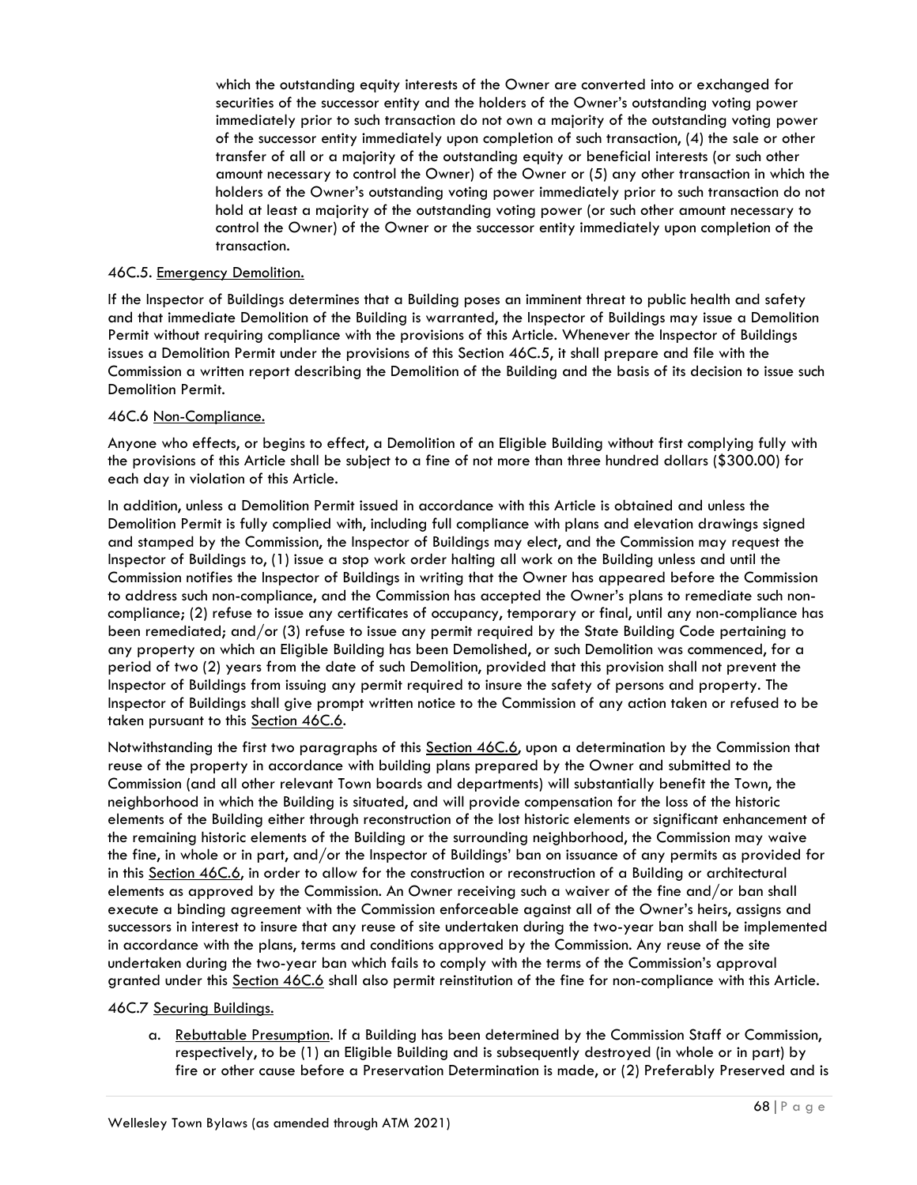which the outstanding equity interests of the Owner are converted into or exchanged for securities of the successor entity and the holders of the Owner's outstanding voting power immediately prior to such transaction do not own a majority of the outstanding voting power of the successor entity immediately upon completion of such transaction, (4) the sale or other transfer of all or a majority of the outstanding equity or beneficial interests (or such other amount necessary to control the Owner) of the Owner or (5) any other transaction in which the holders of the Owner's outstanding voting power immediately prior to such transaction do not hold at least a majority of the outstanding voting power (or such other amount necessary to control the Owner) of the Owner or the successor entity immediately upon completion of the transaction.

46C.5. Emergency Demolition.

If the Inspector of Buildings determines that a Building poses an imminent threat to public health and safety and that immediate Demolition of the Building is warranted, the Inspector of Buildings may issue a Demolition Permit without requiring compliance with the provisions of this Article. Whenever the Inspector of Buildings issues a Demolition Permit under the provisions of this Section 46C.5, it shall prepare and file with the Commission a written report describing the Demolition of the Building and the basis of its decision to issue such Demolition Permit.

46C.6 Non-Compliance.

Anyone who effects, or begins to effect, a Demolition of an Eligible Building without first complying fully with the provisions of this Article shall be subject to a fine of not more than three hundred dollars ($300.00) for each day in violation of this Article.

In addition, unless a Demolition Permit issued in accordance with this Article is obtained and unless the Demolition Permit is fully complied with, including full compliance with plans and elevation drawings signed and stamped by the Commission, the Inspector of Buildings may elect, and the Commission may request the Inspector of Buildings to, (1) issue a stop work order halting all work on the Building unless and until the Commission notifies the Inspector of Buildings in writing that the Owner has appeared before the Commission to address such non-compliance, and the Commission has accepted the Owner's plans to remediate such non-compliance; (2) refuse to issue any certificates of occupancy, temporary or final, until any non-compliance has been remediated; and/or (3) refuse to issue any permit required by the State Building Code pertaining to any property on which an Eligible Building has been Demolished, or such Demolition was commenced, for a period of two (2) years from the date of such Demolition, provided that this provision shall not prevent the Inspector of Buildings from issuing any permit required to insure the safety of persons and property. The Inspector of Buildings shall give prompt written notice to the Commission of any action taken or refused to be taken pursuant to this Section 46C.6.

Notwithstanding the first two paragraphs of this Section 46C.6, upon a determination by the Commission that reuse of the property in accordance with building plans prepared by the Owner and submitted to the Commission (and all other relevant Town boards and departments) will substantially benefit the Town, the neighborhood in which the Building is situated, and will provide compensation for the loss of the historic elements of the Building either through reconstruction of the lost historic elements or significant enhancement of the remaining historic elements of the Building or the surrounding neighborhood, the Commission may waive the fine, in whole or in part, and/or the Inspector of Buildings' ban on issuance of any permits as provided for in this Section 46C.6, in order to allow for the construction or reconstruction of a Building or architectural elements as approved by the Commission. An Owner receiving such a waiver of the fine and/or ban shall execute a binding agreement with the Commission enforceable against all of the Owner's heirs, assigns and successors in interest to insure that any reuse of site undertaken during the two-year ban shall be implemented in accordance with the plans, terms and conditions approved by the Commission. Any reuse of the site undertaken during the two-year ban which fails to comply with the terms of the Commission's approval granted under this Section 46C.6 shall also permit reinstitution of the fine for non-compliance with this Article.

46C.7 Securing Buildings.

a. Rebuttable Presumption. If a Building has been determined by the Commission Staff or Commission, respectively, to be (1) an Eligible Building and is subsequently destroyed (in whole or in part) by fire or other cause before a Preservation Determination is made, or (2) Preferably Preserved and is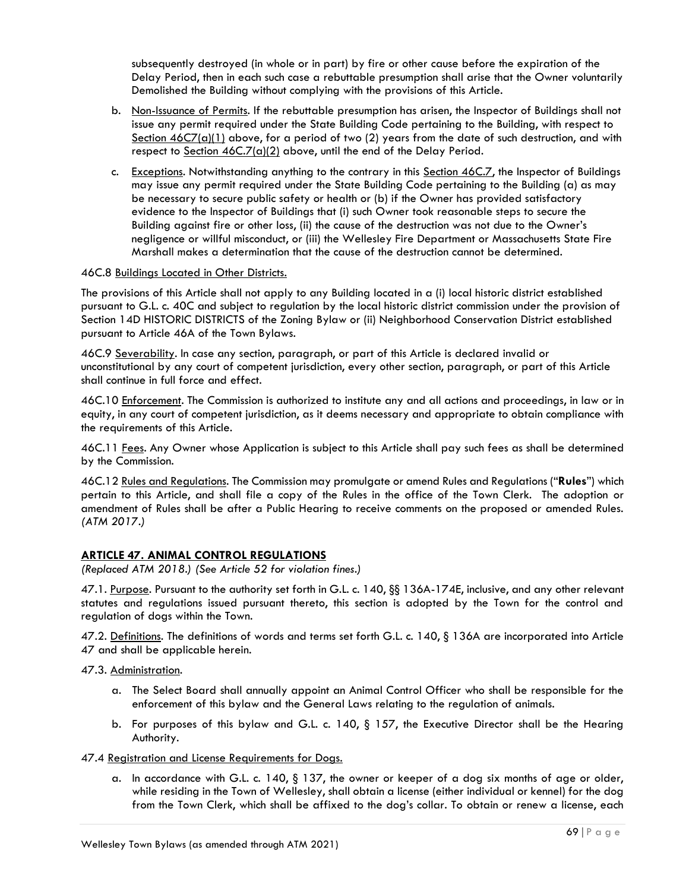subsequently destroyed (in whole or in part) by fire or other cause before the expiration of the Delay Period, then in each such case a rebuttable presumption shall arise that the Owner voluntarily Demolished the Building without complying with the provisions of this Article.

b. Non-Issuance of Permits. If the rebuttable presumption has arisen, the Inspector of Buildings shall not issue any permit required under the State Building Code pertaining to the Building, with respect to Section 46C7(a)(1) above, for a period of two (2) years from the date of such destruction, and with respect to Section 46C.7(a)(2) above, until the end of the Delay Period.

c. Exceptions. Notwithstanding anything to the contrary in this Section 46C.7, the Inspector of Buildings may issue any permit required under the State Building Code pertaining to the Building (a) as may be necessary to secure public safety or health or (b) if the Owner has provided satisfactory evidence to the Inspector of Buildings that (i) such Owner took reasonable steps to secure the Building against fire or other loss, (ii) the cause of the destruction was not due to the Owner's negligence or willful misconduct, or (iii) the Wellesley Fire Department or Massachusetts State Fire Marshall makes a determination that the cause of the destruction cannot be determined.

46C.8 Buildings Located in Other Districts.

The provisions of this Article shall not apply to any Building located in a (i) local historic district established pursuant to G.L. c. 40C and subject to regulation by the local historic district commission under the provision of Section 14D HISTORIC DISTRICTS of the Zoning Bylaw or (ii) Neighborhood Conservation District established pursuant to Article 46A of the Town Bylaws.

46C.9 Severability. In case any section, paragraph, or part of this Article is declared invalid or unconstitutional by any court of competent jurisdiction, every other section, paragraph, or part of this Article shall continue in full force and effect.

46C.10 Enforcement. The Commission is authorized to institute any and all actions and proceedings, in law or in equity, in any court of competent jurisdiction, as it deems necessary and appropriate to obtain compliance with the requirements of this Article.

46C.11 Fees. Any Owner whose Application is subject to this Article shall pay such fees as shall be determined by the Commission.

46C.12 Rules and Regulations. The Commission may promulgate or amend Rules and Regulations ("**Rules**") which pertain to this Article, and shall file a copy of the Rules in the office of the Town Clerk. The adoption or amendment of Rules shall be after a Public Hearing to receive comments on the proposed or amended Rules. *(ATM 2017.)*

## ARTICLE 47. ANIMAL CONTROL REGULATIONS

*(Replaced ATM 2018.) (See Article 52 for violation fines.)*

47.1. Purpose. Pursuant to the authority set forth in G.L. c. 140, §§ 136A-174E, inclusive, and any other relevant statutes and regulations issued pursuant thereto, this section is adopted by the Town for the control and regulation of dogs within the Town.

47.2. Definitions. The definitions of words and terms set forth G.L. c. 140, § 136A are incorporated into Article 47 and shall be applicable herein.

47.3. Administration.

a. The Select Board shall annually appoint an Animal Control Officer who shall be responsible for the enforcement of this bylaw and the General Laws relating to the regulation of animals.

b. For purposes of this bylaw and G.L. c. 140, § 157, the Executive Director shall be the Hearing Authority.

47.4 Registration and License Requirements for Dogs.

a. In accordance with G.L. c. 140, § 137, the owner or keeper of a dog six months of age or older, while residing in the Town of Wellesley, shall obtain a license (either individual or kennel) for the dog from the Town Clerk, which shall be affixed to the dog's collar. To obtain or renew a license, each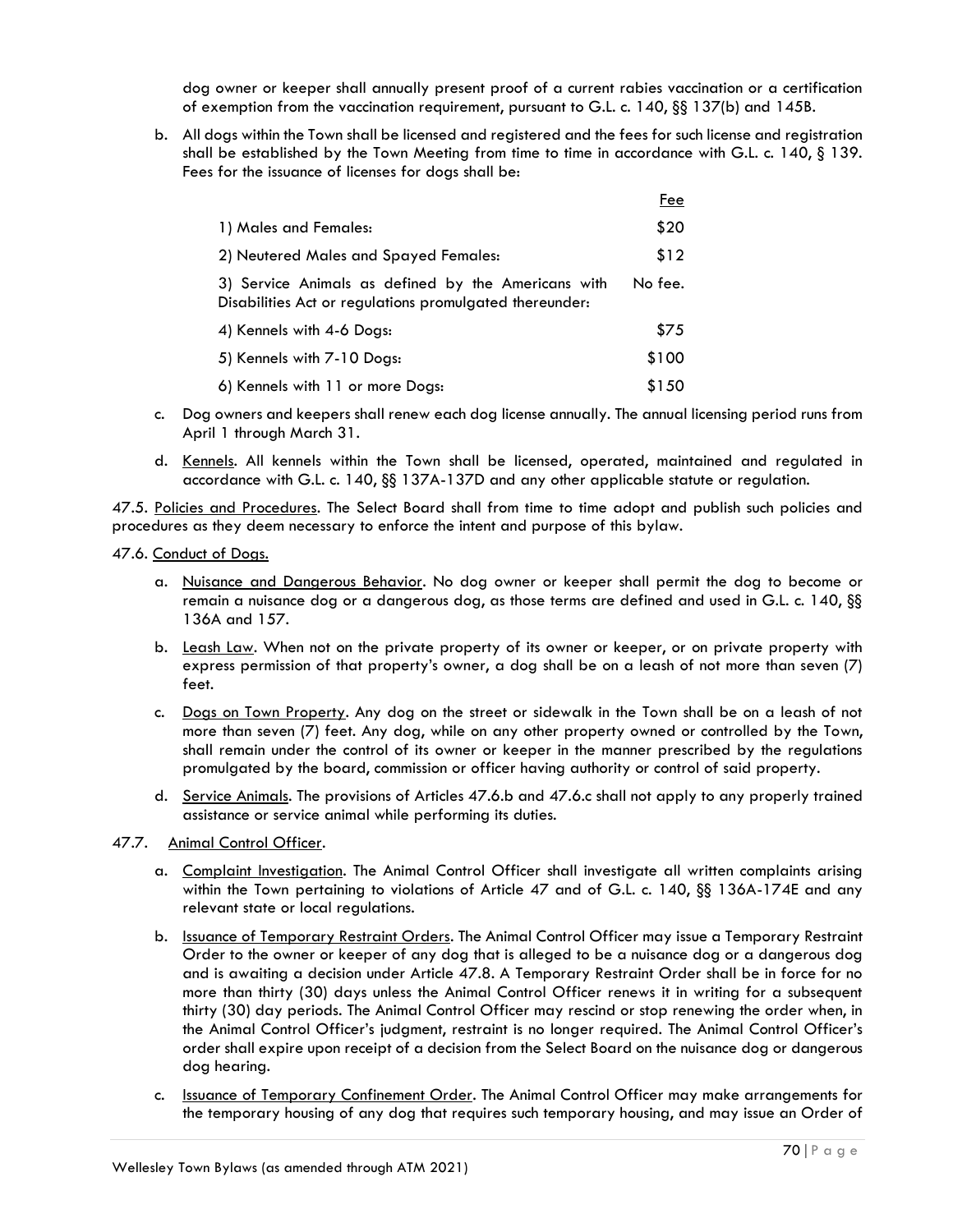dog owner or keeper shall annually present proof of a current rabies vaccination or a certification of exemption from the vaccination requirement, pursuant to G.L. c. 140, §§ 137(b) and 145B.

b. All dogs within the Town shall be licensed and registered and the fees for such license and registration shall be established by the Town Meeting from time to time in accordance with G.L. c. 140, § 139. Fees for the issuance of licenses for dogs shall be:

| | Fee |
|---|---|
| 1) Males and Females: | $20 |
| 2) Neutered Males and Spayed Females: | $12 |
| 3) Service Animals as defined by the Americans with Disabilities Act or regulations promulgated thereunder: | No fee. |
| 4) Kennels with 4-6 Dogs: | $75 |
| 5) Kennels with 7-10 Dogs: | $100 |
| 6) Kennels with 11 or more Dogs: | $150 |

c. Dog owners and keepers shall renew each dog license annually. The annual licensing period runs from April 1 through March 31.

d. Kennels. All kennels within the Town shall be licensed, operated, maintained and regulated in accordance with G.L. c. 140, §§ 137A-137D and any other applicable statute or regulation.

47.5. Policies and Procedures. The Select Board shall from time to time adopt and publish such policies and procedures as they deem necessary to enforce the intent and purpose of this bylaw.

47.6. Conduct of Dogs.

a. Nuisance and Dangerous Behavior. No dog owner or keeper shall permit the dog to become or remain a nuisance dog or a dangerous dog, as those terms are defined and used in G.L. c. 140, §§ 136A and 157.

b. Leash Law. When not on the private property of its owner or keeper, or on private property with express permission of that property's owner, a dog shall be on a leash of not more than seven (7) feet.

c. Dogs on Town Property. Any dog on the street or sidewalk in the Town shall be on a leash of not more than seven (7) feet. Any dog, while on any other property owned or controlled by the Town, shall remain under the control of its owner or keeper in the manner prescribed by the regulations promulgated by the board, commission or officer having authority or control of said property.

d. Service Animals. The provisions of Articles 47.6.b and 47.6.c shall not apply to any properly trained assistance or service animal while performing its duties.

47.7. Animal Control Officer.

a. Complaint Investigation. The Animal Control Officer shall investigate all written complaints arising within the Town pertaining to violations of Article 47 and of G.L. c. 140, §§ 136A-174E and any relevant state or local regulations.

b. Issuance of Temporary Restraint Orders. The Animal Control Officer may issue a Temporary Restraint Order to the owner or keeper of any dog that is alleged to be a nuisance dog or a dangerous dog and is awaiting a decision under Article 47.8. A Temporary Restraint Order shall be in force for no more than thirty (30) days unless the Animal Control Officer renews it in writing for a subsequent thirty (30) day periods. The Animal Control Officer may rescind or stop renewing the order when, in the Animal Control Officer's judgment, restraint is no longer required. The Animal Control Officer's order shall expire upon receipt of a decision from the Select Board on the nuisance dog or dangerous dog hearing.

c. Issuance of Temporary Confinement Order. The Animal Control Officer may make arrangements for the temporary housing of any dog that requires such temporary housing, and may issue an Order of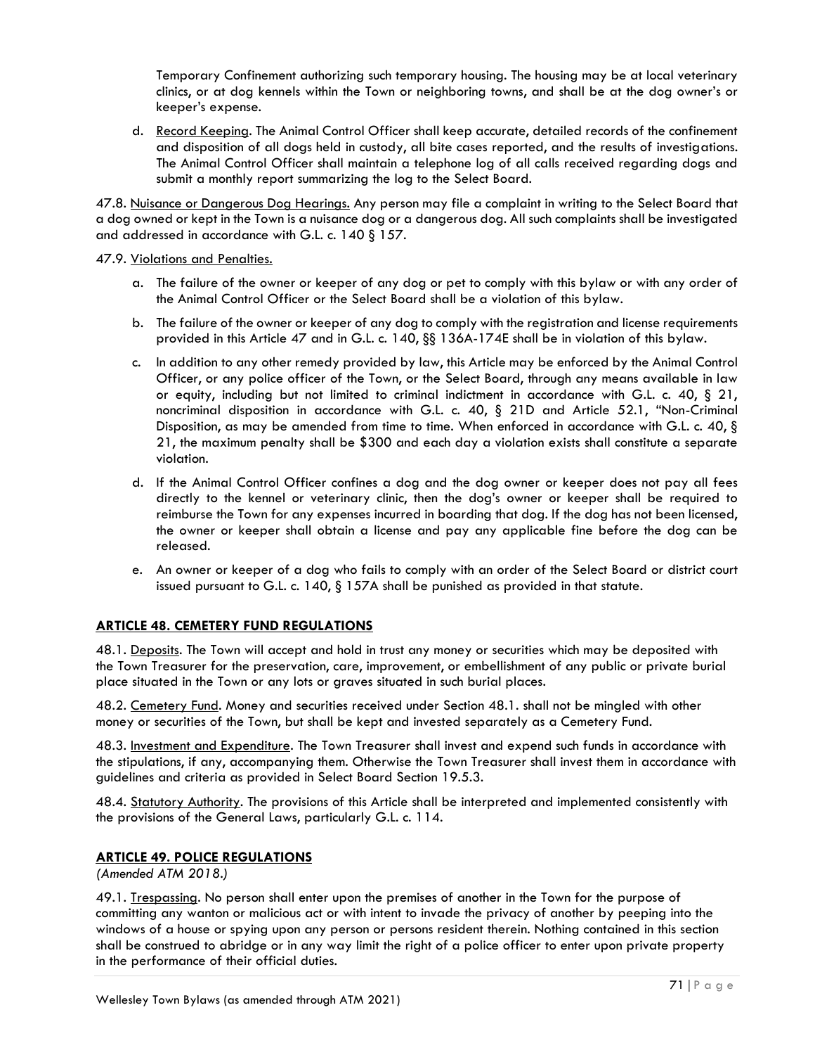Temporary Confinement authorizing such temporary housing. The housing may be at local veterinary clinics, or at dog kennels within the Town or neighboring towns, and shall be at the dog owner's or keeper's expense.

d. Record Keeping. The Animal Control Officer shall keep accurate, detailed records of the confinement and disposition of all dogs held in custody, all bite cases reported, and the results of investigations. The Animal Control Officer shall maintain a telephone log of all calls received regarding dogs and submit a monthly report summarizing the log to the Select Board.

47.8. Nuisance or Dangerous Dog Hearings. Any person may file a complaint in writing to the Select Board that a dog owned or kept in the Town is a nuisance dog or a dangerous dog. All such complaints shall be investigated and addressed in accordance with G.L. c. 140 § 157.

47.9. Violations and Penalties.

a. The failure of the owner or keeper of any dog or pet to comply with this bylaw or with any order of the Animal Control Officer or the Select Board shall be a violation of this bylaw.

b. The failure of the owner or keeper of any dog to comply with the registration and license requirements provided in this Article 47 and in G.L. c. 140, §§ 136A-174E shall be in violation of this bylaw.

c. In addition to any other remedy provided by law, this Article may be enforced by the Animal Control Officer, or any police officer of the Town, or the Select Board, through any means available in law or equity, including but not limited to criminal indictment in accordance with G.L. c. 40, § 21, noncriminal disposition in accordance with G.L. c. 40, § 21D and Article 52.1, "Non-Criminal Disposition, as may be amended from time to time. When enforced in accordance with G.L. c. 40, § 21, the maximum penalty shall be $300 and each day a violation exists shall constitute a separate violation.

d. If the Animal Control Officer confines a dog and the dog owner or keeper does not pay all fees directly to the kennel or veterinary clinic, then the dog's owner or keeper shall be required to reimburse the Town for any expenses incurred in boarding that dog. If the dog has not been licensed, the owner or keeper shall obtain a license and pay any applicable fine before the dog can be released.

e. An owner or keeper of a dog who fails to comply with an order of the Select Board or district court issued pursuant to G.L. c. 140, § 157A shall be punished as provided in that statute.

## ARTICLE 48. CEMETERY FUND REGULATIONS

48.1. Deposits. The Town will accept and hold in trust any money or securities which may be deposited with the Town Treasurer for the preservation, care, improvement, or embellishment of any public or private burial place situated in the Town or any lots or graves situated in such burial places.

48.2. Cemetery Fund. Money and securities received under Section 48.1. shall not be mingled with other money or securities of the Town, but shall be kept and invested separately as a Cemetery Fund.

48.3. Investment and Expenditure. The Town Treasurer shall invest and expend such funds in accordance with the stipulations, if any, accompanying them. Otherwise the Town Treasurer shall invest them in accordance with guidelines and criteria as provided in Select Board Section 19.5.3.

48.4. Statutory Authority. The provisions of this Article shall be interpreted and implemented consistently with the provisions of the General Laws, particularly G.L. c. 114.

## ARTICLE 49. POLICE REGULATIONS

*(Amended ATM 2018.)*

49.1. Trespassing. No person shall enter upon the premises of another in the Town for the purpose of committing any wanton or malicious act or with intent to invade the privacy of another by peeping into the windows of a house or spying upon any person or persons resident therein. Nothing contained in this section shall be construed to abridge or in any way limit the right of a police officer to enter upon private property in the performance of their official duties.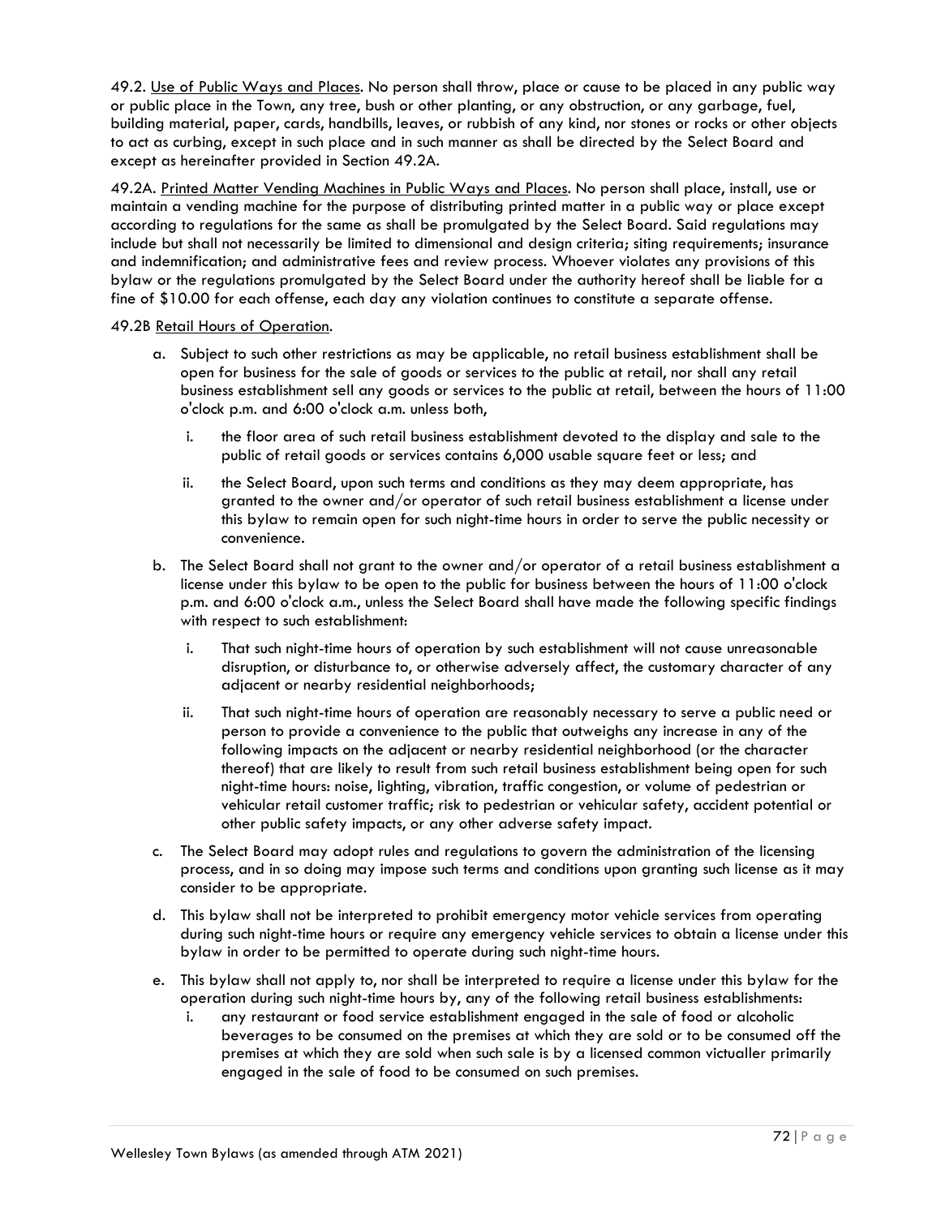49.2. <u>Use of Public Ways and Places</u>. No person shall throw, place or cause to be placed in any public way or public place in the Town, any tree, bush or other planting, or any obstruction, or any garbage, fuel, building material, paper, cards, handbills, leaves, or rubbish of any kind, nor stones or rocks or other objects to act as curbing, except in such place and in such manner as shall be directed by the Select Board and except as hereinafter provided in Section 49.2A.

49.2A. <u>Printed Matter Vending Machines in Public Ways and Places</u>. No person shall place, install, use or maintain a vending machine for the purpose of distributing printed matter in a public way or place except according to regulations for the same as shall be promulgated by the Select Board. Said regulations may include but shall not necessarily be limited to dimensional and design criteria; siting requirements; insurance and indemnification; and administrative fees and review process. Whoever violates any provisions of this bylaw or the regulations promulgated by the Select Board under the authority hereof shall be liable for a fine of $10.00 for each offense, each day any violation continues to constitute a separate offense.

49.2B <u>Retail Hours of Operation</u>.

a. Subject to such other restrictions as may be applicable, no retail business establishment shall be open for business for the sale of goods or services to the public at retail, nor shall any retail business establishment sell any goods or services to the public at retail, between the hours of 11:00 o'clock p.m. and 6:00 o'clock a.m. unless both,

   i. the floor area of such retail business establishment devoted to the display and sale to the public of retail goods or services contains 6,000 usable square feet or less; and

   ii. the Select Board, upon such terms and conditions as they may deem appropriate, has granted to the owner and/or operator of such retail business establishment a license under this bylaw to remain open for such night-time hours in order to serve the public necessity or convenience.

b. The Select Board shall not grant to the owner and/or operator of a retail business establishment a license under this bylaw to be open to the public for business between the hours of 11:00 o'clock p.m. and 6:00 o'clock a.m., unless the Select Board shall have made the following specific findings with respect to such establishment:

   i. That such night-time hours of operation by such establishment will not cause unreasonable disruption, or disturbance to, or otherwise adversely affect, the customary character of any adjacent or nearby residential neighborhoods;

   ii. That such night-time hours of operation are reasonably necessary to serve a public need or person to provide a convenience to the public that outweighs any increase in any of the following impacts on the adjacent or nearby residential neighborhood (or the character thereof) that are likely to result from such retail business establishment being open for such night-time hours: noise, lighting, vibration, traffic congestion, or volume of pedestrian or vehicular retail customer traffic; risk to pedestrian or vehicular safety, accident potential or other public safety impacts, or any other adverse safety impact.

c. The Select Board may adopt rules and regulations to govern the administration of the licensing process, and in so doing may impose such terms and conditions upon granting such license as it may consider to be appropriate.

d. This bylaw shall not be interpreted to prohibit emergency motor vehicle services from operating during such night-time hours or require any emergency vehicle services to obtain a license under this bylaw in order to be permitted to operate during such night-time hours.

e. This bylaw shall not apply to, nor shall be interpreted to require a license under this bylaw for the operation during such night-time hours by, any of the following retail business establishments:

   i. any restaurant or food service establishment engaged in the sale of food or alcoholic beverages to be consumed on the premises at which they are sold or to be consumed off the premises at which they are sold when such sale is by a licensed common victualler primarily engaged in the sale of food to be consumed on such premises.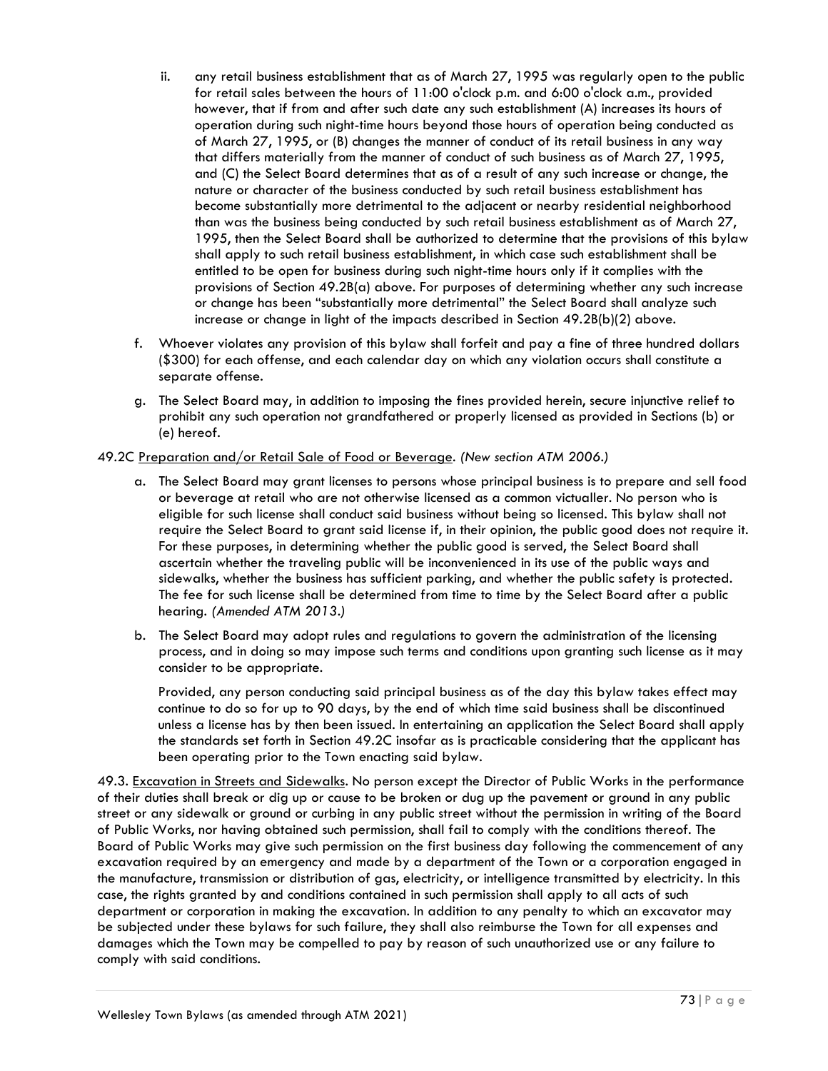ii. any retail business establishment that as of March 27, 1995 was regularly open to the public for retail sales between the hours of 11:00 o'clock p.m. and 6:00 o'clock a.m., provided however, that if from and after such date any such establishment (A) increases its hours of operation during such night-time hours beyond those hours of operation being conducted as of March 27, 1995, or (B) changes the manner of conduct of its retail business in any way that differs materially from the manner of conduct of such business as of March 27, 1995, and (C) the Select Board determines that as of a result of any such increase or change, the nature or character of the business conducted by such retail business establishment has become substantially more detrimental to the adjacent or nearby residential neighborhood than was the business being conducted by such retail business establishment as of March 27, 1995, then the Select Board shall be authorized to determine that the provisions of this bylaw shall apply to such retail business establishment, in which case such establishment shall be entitled to be open for business during such night-time hours only if it complies with the provisions of Section 49.2B(a) above. For purposes of determining whether any such increase or change has been "substantially more detrimental" the Select Board shall analyze such increase or change in light of the impacts described in Section 49.2B(b)(2) above.

f. Whoever violates any provision of this bylaw shall forfeit and pay a fine of three hundred dollars ($300) for each offense, and each calendar day on which any violation occurs shall constitute a separate offense.

g. The Select Board may, in addition to imposing the fines provided herein, secure injunctive relief to prohibit any such operation not grandfathered or properly licensed as provided in Sections (b) or (e) hereof.

49.2C Preparation and/or Retail Sale of Food or Beverage. *(New section ATM 2006.)*

a. The Select Board may grant licenses to persons whose principal business is to prepare and sell food or beverage at retail who are not otherwise licensed as a common victualler. No person who is eligible for such license shall conduct said business without being so licensed. This bylaw shall not require the Select Board to grant said license if, in their opinion, the public good does not require it. For these purposes, in determining whether the public good is served, the Select Board shall ascertain whether the traveling public will be inconvenienced in its use of the public ways and sidewalks, whether the business has sufficient parking, and whether the public safety is protected. The fee for such license shall be determined from time to time by the Select Board after a public hearing. *(Amended ATM 2013.)*

b. The Select Board may adopt rules and regulations to govern the administration of the licensing process, and in doing so may impose such terms and conditions upon granting such license as it may consider to be appropriate.

Provided, any person conducting said principal business as of the day this bylaw takes effect may continue to do so for up to 90 days, by the end of which time said business shall be discontinued unless a license has by then been issued. In entertaining an application the Select Board shall apply the standards set forth in Section 49.2C insofar as is practicable considering that the applicant has been operating prior to the Town enacting said bylaw.

49.3. Excavation in Streets and Sidewalks. No person except the Director of Public Works in the performance of their duties shall break or dig up or cause to be broken or dug up the pavement or ground in any public street or any sidewalk or ground or curbing in any public street without the permission in writing of the Board of Public Works, nor having obtained such permission, shall fail to comply with the conditions thereof. The Board of Public Works may give such permission on the first business day following the commencement of any excavation required by an emergency and made by a department of the Town or a corporation engaged in the manufacture, transmission or distribution of gas, electricity, or intelligence transmitted by electricity. In this case, the rights granted by and conditions contained in such permission shall apply to all acts of such department or corporation in making the excavation. In addition to any penalty to which an excavator may be subjected under these bylaws for such failure, they shall also reimburse the Town for all expenses and damages which the Town may be compelled to pay by reason of such unauthorized use or any failure to comply with said conditions.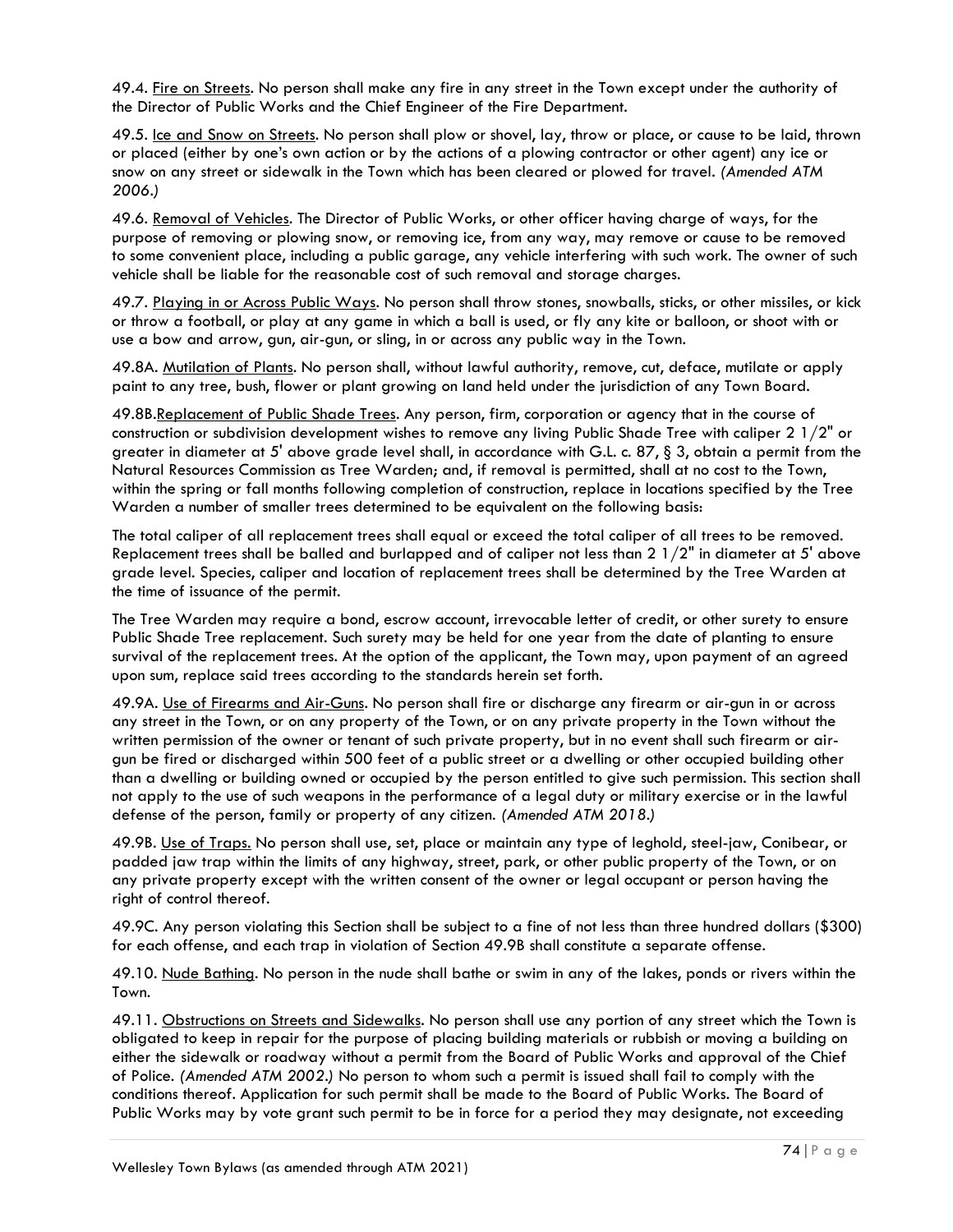49.4. <u>Fire on Streets</u>. No person shall make any fire in any street in the Town except under the authority of the Director of Public Works and the Chief Engineer of the Fire Department.

49.5. <u>Ice and Snow on Streets</u>. No person shall plow or shovel, lay, throw or place, or cause to be laid, thrown or placed (either by one's own action or by the actions of a plowing contractor or other agent) any ice or snow on any street or sidewalk in the Town which has been cleared or plowed for travel. *(Amended ATM 2006.)*

49.6. <u>Removal of Vehicles</u>. The Director of Public Works, or other officer having charge of ways, for the purpose of removing or plowing snow, or removing ice, from any way, may remove or cause to be removed to some convenient place, including a public garage, any vehicle interfering with such work. The owner of such vehicle shall be liable for the reasonable cost of such removal and storage charges.

49.7. <u>Playing in or Across Public Ways</u>. No person shall throw stones, snowballs, sticks, or other missiles, or kick or throw a football, or play at any game in which a ball is used, or fly any kite or balloon, or shoot with or use a bow and arrow, gun, air-gun, or sling, in or across any public way in the Town.

49.8A. <u>Mutilation of Plants</u>. No person shall, without lawful authority, remove, cut, deface, mutilate or apply paint to any tree, bush, flower or plant growing on land held under the jurisdiction of any Town Board.

49.8B.<u>Replacement of Public Shade Trees</u>. Any person, firm, corporation or agency that in the course of construction or subdivision development wishes to remove any living Public Shade Tree with caliper 2 1/2" or greater in diameter at 5' above grade level shall, in accordance with G.L. c. 87, § 3, obtain a permit from the Natural Resources Commission as Tree Warden; and, if removal is permitted, shall at no cost to the Town, within the spring or fall months following completion of construction, replace in locations specified by the Tree Warden a number of smaller trees determined to be equivalent on the following basis:

The total caliper of all replacement trees shall equal or exceed the total caliper of all trees to be removed. Replacement trees shall be balled and burlapped and of caliper not less than 2 1/2" in diameter at 5' above grade level. Species, caliper and location of replacement trees shall be determined by the Tree Warden at the time of issuance of the permit.

The Tree Warden may require a bond, escrow account, irrevocable letter of credit, or other surety to ensure Public Shade Tree replacement. Such surety may be held for one year from the date of planting to ensure survival of the replacement trees. At the option of the applicant, the Town may, upon payment of an agreed upon sum, replace said trees according to the standards herein set forth.

49.9A. <u>Use of Firearms and Air-Guns</u>. No person shall fire or discharge any firearm or air-gun in or across any street in the Town, or on any property of the Town, or on any private property in the Town without the written permission of the owner or tenant of such private property, but in no event shall such firearm or air-gun be fired or discharged within 500 feet of a public street or a dwelling or other occupied building other than a dwelling or building owned or occupied by the person entitled to give such permission. This section shall not apply to the use of such weapons in the performance of a legal duty or military exercise or in the lawful defense of the person, family or property of any citizen. *(Amended ATM 2018.)*

49.9B. <u>Use of Traps.</u> No person shall use, set, place or maintain any type of leghold, steel-jaw, Conibear, or padded jaw trap within the limits of any highway, street, park, or other public property of the Town, or on any private property except with the written consent of the owner or legal occupant or person having the right of control thereof.

49.9C. Any person violating this Section shall be subject to a fine of not less than three hundred dollars ($300) for each offense, and each trap in violation of Section 49.9B shall constitute a separate offense.

49.10. <u>Nude Bathing</u>. No person in the nude shall bathe or swim in any of the lakes, ponds or rivers within the Town.

49.11. <u>Obstructions on Streets and Sidewalks</u>. No person shall use any portion of any street which the Town is obligated to keep in repair for the purpose of placing building materials or rubbish or moving a building on either the sidewalk or roadway without a permit from the Board of Public Works and approval of the Chief of Police. *(Amended ATM 2002.)* No person to whom such a permit is issued shall fail to comply with the conditions thereof. Application for such permit shall be made to the Board of Public Works. The Board of Public Works may by vote grant such permit to be in force for a period they may designate, not exceeding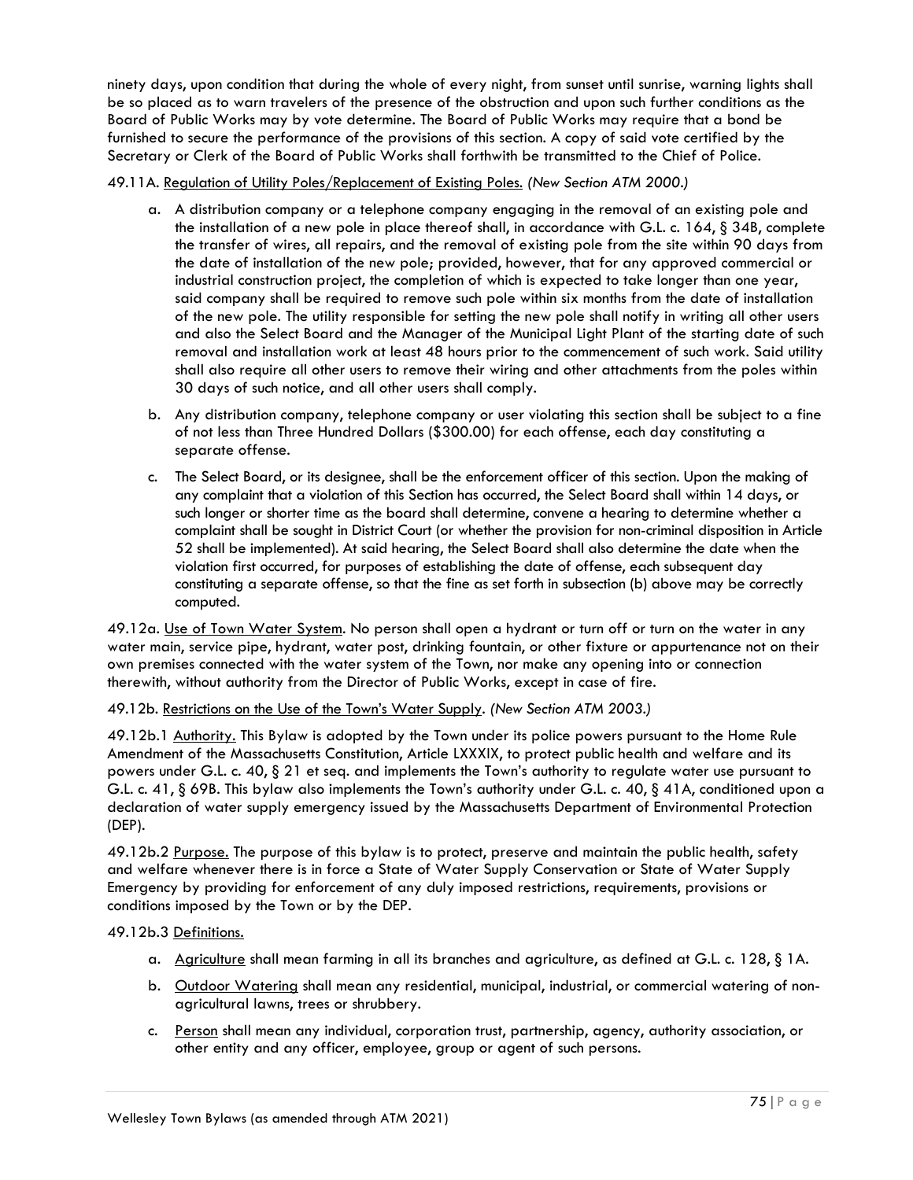ninety days, upon condition that during the whole of every night, from sunset until sunrise, warning lights shall be so placed as to warn travelers of the presence of the obstruction and upon such further conditions as the Board of Public Works may by vote determine. The Board of Public Works may require that a bond be furnished to secure the performance of the provisions of this section. A copy of said vote certified by the Secretary or Clerk of the Board of Public Works shall forthwith be transmitted to the Chief of Police.

49.11A. Regulation of Utility Poles/Replacement of Existing Poles. *(New Section ATM 2000.)*

a. A distribution company or a telephone company engaging in the removal of an existing pole and the installation of a new pole in place thereof shall, in accordance with G.L. c. 164, § 34B, complete the transfer of wires, all repairs, and the removal of existing pole from the site within 90 days from the date of installation of the new pole; provided, however, that for any approved commercial or industrial construction project, the completion of which is expected to take longer than one year, said company shall be required to remove such pole within six months from the date of installation of the new pole. The utility responsible for setting the new pole shall notify in writing all other users and also the Select Board and the Manager of the Municipal Light Plant of the starting date of such removal and installation work at least 48 hours prior to the commencement of such work. Said utility shall also require all other users to remove their wiring and other attachments from the poles within 30 days of such notice, and all other users shall comply.

b. Any distribution company, telephone company or user violating this section shall be subject to a fine of not less than Three Hundred Dollars ($300.00) for each offense, each day constituting a separate offense.

c. The Select Board, or its designee, shall be the enforcement officer of this section. Upon the making of any complaint that a violation of this Section has occurred, the Select Board shall within 14 days, or such longer or shorter time as the board shall determine, convene a hearing to determine whether a complaint shall be sought in District Court (or whether the provision for non-criminal disposition in Article 52 shall be implemented). At said hearing, the Select Board shall also determine the date when the violation first occurred, for purposes of establishing the date of offense, each subsequent day constituting a separate offense, so that the fine as set forth in subsection (b) above may be correctly computed.

49.12a. Use of Town Water System. No person shall open a hydrant or turn off or turn on the water in any water main, service pipe, hydrant, water post, drinking fountain, or other fixture or appurtenance not on their own premises connected with the water system of the Town, nor make any opening into or connection therewith, without authority from the Director of Public Works, except in case of fire.

49.12b. Restrictions on the Use of the Town's Water Supply. *(New Section ATM 2003.)*

49.12b.1 Authority. This Bylaw is adopted by the Town under its police powers pursuant to the Home Rule Amendment of the Massachusetts Constitution, Article LXXXIX, to protect public health and welfare and its powers under G.L. c. 40, § 21 et seq. and implements the Town's authority to regulate water use pursuant to G.L. c. 41, § 69B. This bylaw also implements the Town's authority under G.L. c. 40, § 41A, conditioned upon a declaration of water supply emergency issued by the Massachusetts Department of Environmental Protection (DEP).

49.12b.2 Purpose. The purpose of this bylaw is to protect, preserve and maintain the public health, safety and welfare whenever there is in force a State of Water Supply Conservation or State of Water Supply Emergency by providing for enforcement of any duly imposed restrictions, requirements, provisions or conditions imposed by the Town or by the DEP.

49.12b.3 Definitions.

a. Agriculture shall mean farming in all its branches and agriculture, as defined at G.L. c. 128, § 1A.

b. Outdoor Watering shall mean any residential, municipal, industrial, or commercial watering of non-agricultural lawns, trees or shrubbery.

c. Person shall mean any individual, corporation trust, partnership, agency, authority association, or other entity and any officer, employee, group or agent of such persons.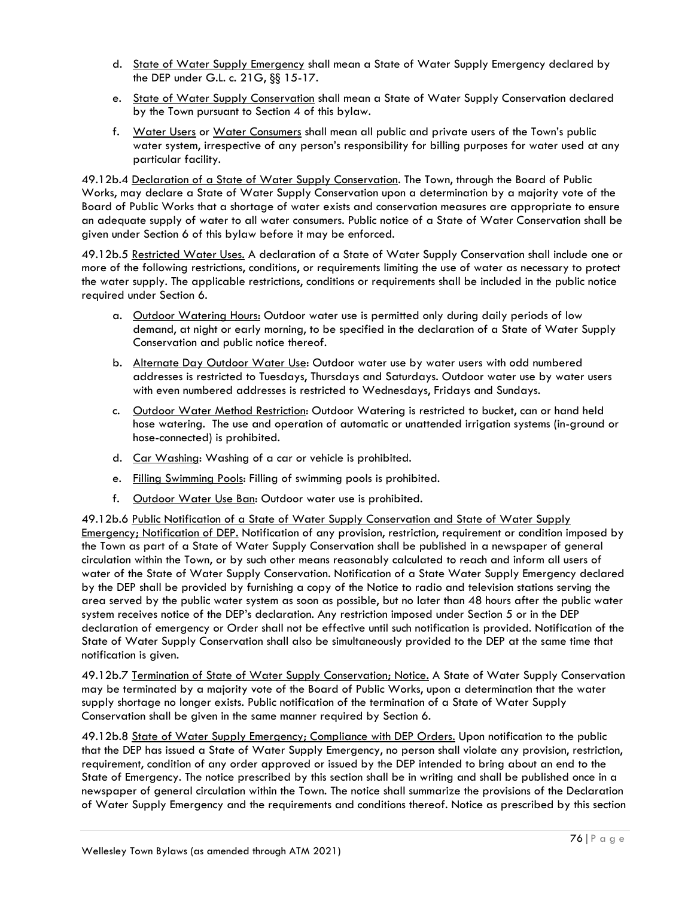d. State of Water Supply Emergency shall mean a State of Water Supply Emergency declared by the DEP under G.L. c. 21G, §§ 15-17.

e. State of Water Supply Conservation shall mean a State of Water Supply Conservation declared by the Town pursuant to Section 4 of this bylaw.

f. Water Users or Water Consumers shall mean all public and private users of the Town's public water system, irrespective of any person's responsibility for billing purposes for water used at any particular facility.

49.12b.4 Declaration of a State of Water Supply Conservation. The Town, through the Board of Public Works, may declare a State of Water Supply Conservation upon a determination by a majority vote of the Board of Public Works that a shortage of water exists and conservation measures are appropriate to ensure an adequate supply of water to all water consumers. Public notice of a State of Water Conservation shall be given under Section 6 of this bylaw before it may be enforced.

49.12b.5 Restricted Water Uses. A declaration of a State of Water Supply Conservation shall include one or more of the following restrictions, conditions, or requirements limiting the use of water as necessary to protect the water supply. The applicable restrictions, conditions or requirements shall be included in the public notice required under Section 6.

a. Outdoor Watering Hours: Outdoor water use is permitted only during daily periods of low demand, at night or early morning, to be specified in the declaration of a State of Water Supply Conservation and public notice thereof.

b. Alternate Day Outdoor Water Use: Outdoor water use by water users with odd numbered addresses is restricted to Tuesdays, Thursdays and Saturdays. Outdoor water use by water users with even numbered addresses is restricted to Wednesdays, Fridays and Sundays.

c. Outdoor Water Method Restriction: Outdoor Watering is restricted to bucket, can or hand held hose watering. The use and operation of automatic or unattended irrigation systems (in-ground or hose-connected) is prohibited.

d. Car Washing: Washing of a car or vehicle is prohibited.

e. Filling Swimming Pools: Filling of swimming pools is prohibited.

f. Outdoor Water Use Ban: Outdoor water use is prohibited.

49.12b.6 Public Notification of a State of Water Supply Conservation and State of Water Supply Emergency; Notification of DEP. Notification of any provision, restriction, requirement or condition imposed by the Town as part of a State of Water Supply Conservation shall be published in a newspaper of general circulation within the Town, or by such other means reasonably calculated to reach and inform all users of water of the State of Water Supply Conservation. Notification of a State Water Supply Emergency declared by the DEP shall be provided by furnishing a copy of the Notice to radio and television stations serving the area served by the public water system as soon as possible, but no later than 48 hours after the public water system receives notice of the DEP's declaration. Any restriction imposed under Section 5 or in the DEP declaration of emergency or Order shall not be effective until such notification is provided. Notification of the State of Water Supply Conservation shall also be simultaneously provided to the DEP at the same time that notification is given.

49.12b.7 Termination of State of Water Supply Conservation; Notice. A State of Water Supply Conservation may be terminated by a majority vote of the Board of Public Works, upon a determination that the water supply shortage no longer exists. Public notification of the termination of a State of Water Supply Conservation shall be given in the same manner required by Section 6.

49.12b.8 State of Water Supply Emergency; Compliance with DEP Orders. Upon notification to the public that the DEP has issued a State of Water Supply Emergency, no person shall violate any provision, restriction, requirement, condition of any order approved or issued by the DEP intended to bring about an end to the State of Emergency. The notice prescribed by this section shall be in writing and shall be published once in a newspaper of general circulation within the Town. The notice shall summarize the provisions of the Declaration of Water Supply Emergency and the requirements and conditions thereof. Notice as prescribed by this section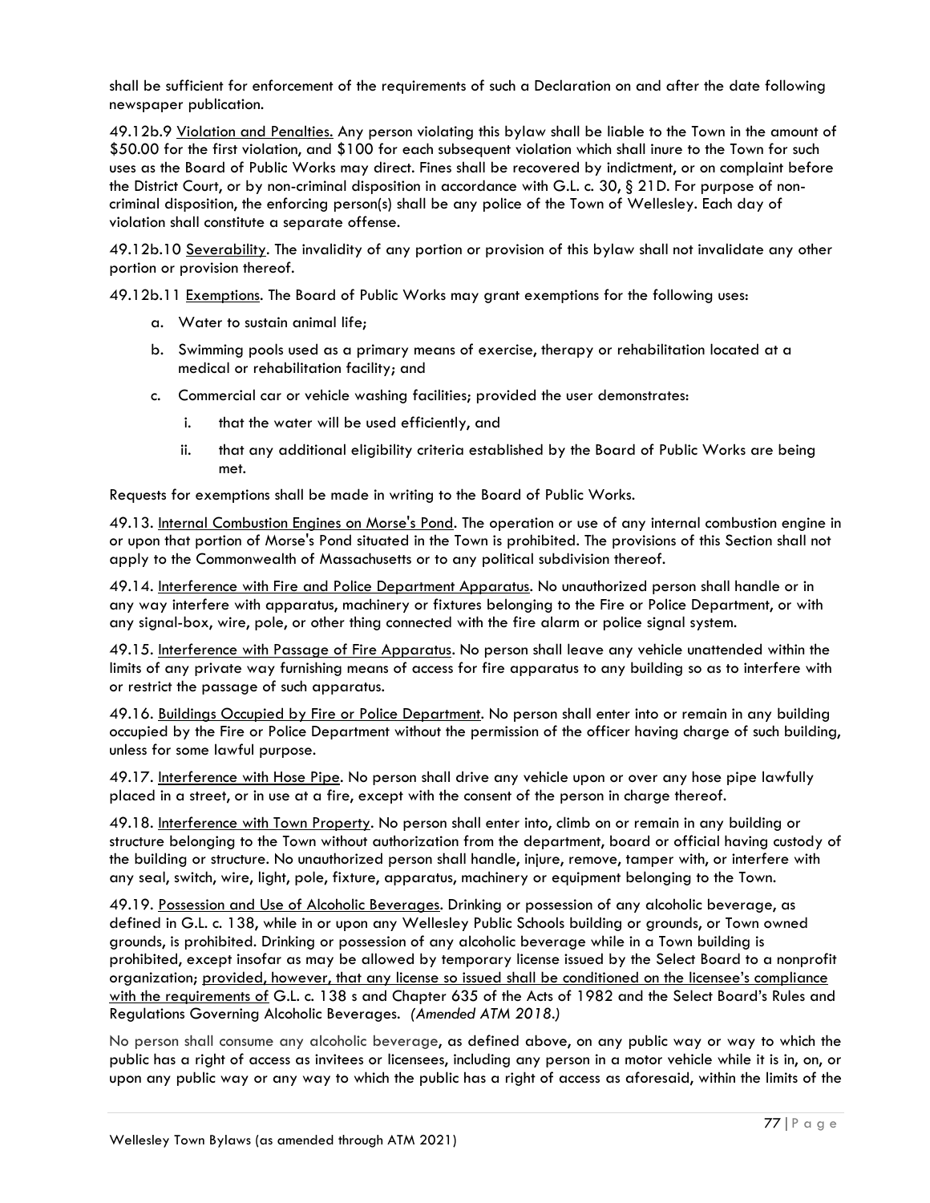shall be sufficient for enforcement of the requirements of such a Declaration on and after the date following newspaper publication.

49.12b.9 Violation and Penalties. Any person violating this bylaw shall be liable to the Town in the amount of $50.00 for the first violation, and $100 for each subsequent violation which shall inure to the Town for such uses as the Board of Public Works may direct. Fines shall be recovered by indictment, or on complaint before the District Court, or by non-criminal disposition in accordance with G.L. c. 30, § 21D. For purpose of non-criminal disposition, the enforcing person(s) shall be any police of the Town of Wellesley. Each day of violation shall constitute a separate offense.

49.12b.10 Severability. The invalidity of any portion or provision of this bylaw shall not invalidate any other portion or provision thereof.

49.12b.11 Exemptions. The Board of Public Works may grant exemptions for the following uses:

a. Water to sustain animal life;
b. Swimming pools used as a primary means of exercise, therapy or rehabilitation located at a medical or rehabilitation facility; and
c. Commercial car or vehicle washing facilities; provided the user demonstrates:
   i. that the water will be used efficiently, and
   ii. that any additional eligibility criteria established by the Board of Public Works are being met.

Requests for exemptions shall be made in writing to the Board of Public Works.

49.13. Internal Combustion Engines on Morse's Pond. The operation or use of any internal combustion engine in or upon that portion of Morse's Pond situated in the Town is prohibited. The provisions of this Section shall not apply to the Commonwealth of Massachusetts or to any political subdivision thereof.

49.14. Interference with Fire and Police Department Apparatus. No unauthorized person shall handle or in any way interfere with apparatus, machinery or fixtures belonging to the Fire or Police Department, or with any signal-box, wire, pole, or other thing connected with the fire alarm or police signal system.

49.15. Interference with Passage of Fire Apparatus. No person shall leave any vehicle unattended within the limits of any private way furnishing means of access for fire apparatus to any building so as to interfere with or restrict the passage of such apparatus.

49.16. Buildings Occupied by Fire or Police Department. No person shall enter into or remain in any building occupied by the Fire or Police Department without the permission of the officer having charge of such building, unless for some lawful purpose.

49.17. Interference with Hose Pipe. No person shall drive any vehicle upon or over any hose pipe lawfully placed in a street, or in use at a fire, except with the consent of the person in charge thereof.

49.18. Interference with Town Property. No person shall enter into, climb on or remain in any building or structure belonging to the Town without authorization from the department, board or official having custody of the building or structure. No unauthorized person shall handle, injure, remove, tamper with, or interfere with any seal, switch, wire, light, pole, fixture, apparatus, machinery or equipment belonging to the Town.

49.19. Possession and Use of Alcoholic Beverages. Drinking or possession of any alcoholic beverage, as defined in G.L. c. 138, while in or upon any Wellesley Public Schools building or grounds, or Town owned grounds, is prohibited. Drinking or possession of any alcoholic beverage while in a Town building is prohibited, except insofar as may be allowed by temporary license issued by the Select Board to a nonprofit organization; provided, however, that any license so issued shall be conditioned on the licensee's compliance with the requirements of G.L. c. 138 s and Chapter 635 of the Acts of 1982 and the Select Board's Rules and Regulations Governing Alcoholic Beverages. *(Amended ATM 2018.)*

No person shall consume any alcoholic beverage, as defined above, on any public way or way to which the public has a right of access as invitees or licensees, including any person in a motor vehicle while it is in, on, or upon any public way or any way to which the public has a right of access as aforesaid, within the limits of the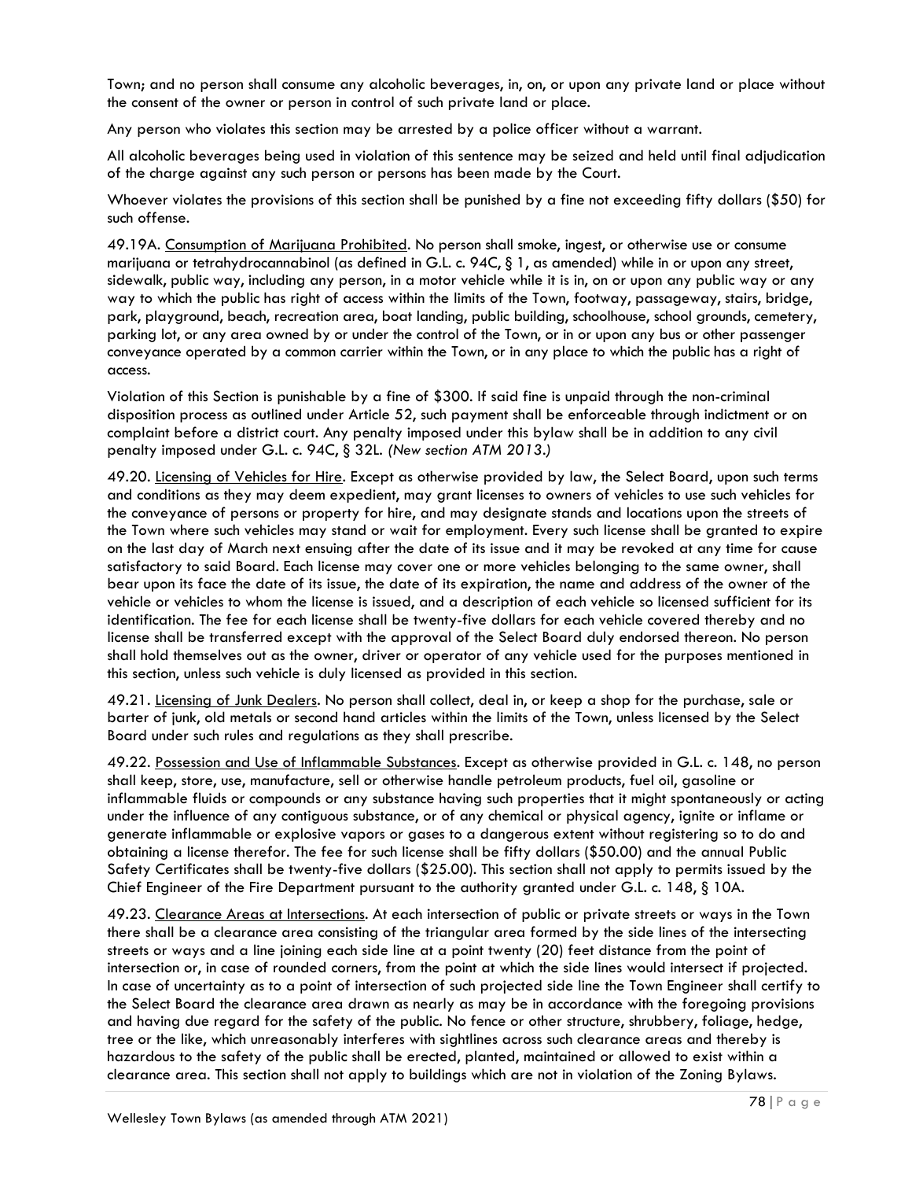Town; and no person shall consume any alcoholic beverages, in, on, or upon any private land or place without the consent of the owner or person in control of such private land or place.

Any person who violates this section may be arrested by a police officer without a warrant.

All alcoholic beverages being used in violation of this sentence may be seized and held until final adjudication of the charge against any such person or persons has been made by the Court.

Whoever violates the provisions of this section shall be punished by a fine not exceeding fifty dollars ($50) for such offense.

49.19A. Consumption of Marijuana Prohibited. No person shall smoke, ingest, or otherwise use or consume marijuana or tetrahydrocannabinol (as defined in G.L. c. 94C, § 1, as amended) while in or upon any street, sidewalk, public way, including any person, in a motor vehicle while it is in, on or upon any public way or any way to which the public has right of access within the limits of the Town, footway, passageway, stairs, bridge, park, playground, beach, recreation area, boat landing, public building, schoolhouse, school grounds, cemetery, parking lot, or any area owned by or under the control of the Town, or in or upon any bus or other passenger conveyance operated by a common carrier within the Town, or in any place to which the public has a right of access.

Violation of this Section is punishable by a fine of $300. If said fine is unpaid through the non-criminal disposition process as outlined under Article 52, such payment shall be enforceable through indictment or on complaint before a district court. Any penalty imposed under this bylaw shall be in addition to any civil penalty imposed under G.L. c. 94C, § 32L. *(New section ATM 2013.)*

49.20. Licensing of Vehicles for Hire. Except as otherwise provided by law, the Select Board, upon such terms and conditions as they may deem expedient, may grant licenses to owners of vehicles to use such vehicles for the conveyance of persons or property for hire, and may designate stands and locations upon the streets of the Town where such vehicles may stand or wait for employment. Every such license shall be granted to expire on the last day of March next ensuing after the date of its issue and it may be revoked at any time for cause satisfactory to said Board. Each license may cover one or more vehicles belonging to the same owner, shall bear upon its face the date of its issue, the date of its expiration, the name and address of the owner of the vehicle or vehicles to whom the license is issued, and a description of each vehicle so licensed sufficient for its identification. The fee for each license shall be twenty-five dollars for each vehicle covered thereby and no license shall be transferred except with the approval of the Select Board duly endorsed thereon. No person shall hold themselves out as the owner, driver or operator of any vehicle used for the purposes mentioned in this section, unless such vehicle is duly licensed as provided in this section.

49.21. Licensing of Junk Dealers. No person shall collect, deal in, or keep a shop for the purchase, sale or barter of junk, old metals or second hand articles within the limits of the Town, unless licensed by the Select Board under such rules and regulations as they shall prescribe.

49.22. Possession and Use of Inflammable Substances. Except as otherwise provided in G.L. c. 148, no person shall keep, store, use, manufacture, sell or otherwise handle petroleum products, fuel oil, gasoline or inflammable fluids or compounds or any substance having such properties that it might spontaneously or acting under the influence of any contiguous substance, or of any chemical or physical agency, ignite or inflame or generate inflammable or explosive vapors or gases to a dangerous extent without registering so to do and obtaining a license therefor. The fee for such license shall be fifty dollars ($50.00) and the annual Public Safety Certificates shall be twenty-five dollars ($25.00). This section shall not apply to permits issued by the Chief Engineer of the Fire Department pursuant to the authority granted under G.L. c. 148, § 10A.

49.23. Clearance Areas at Intersections. At each intersection of public or private streets or ways in the Town there shall be a clearance area consisting of the triangular area formed by the side lines of the intersecting streets or ways and a line joining each side line at a point twenty (20) feet distance from the point of intersection or, in case of rounded corners, from the point at which the side lines would intersect if projected. In case of uncertainty as to a point of intersection of such projected side line the Town Engineer shall certify to the Select Board the clearance area drawn as nearly as may be in accordance with the foregoing provisions and having due regard for the safety of the public. No fence or other structure, shrubbery, foliage, hedge, tree or the like, which unreasonably interferes with sightlines across such clearance areas and thereby is hazardous to the safety of the public shall be erected, planted, maintained or allowed to exist within a clearance area. This section shall not apply to buildings which are not in violation of the Zoning Bylaws.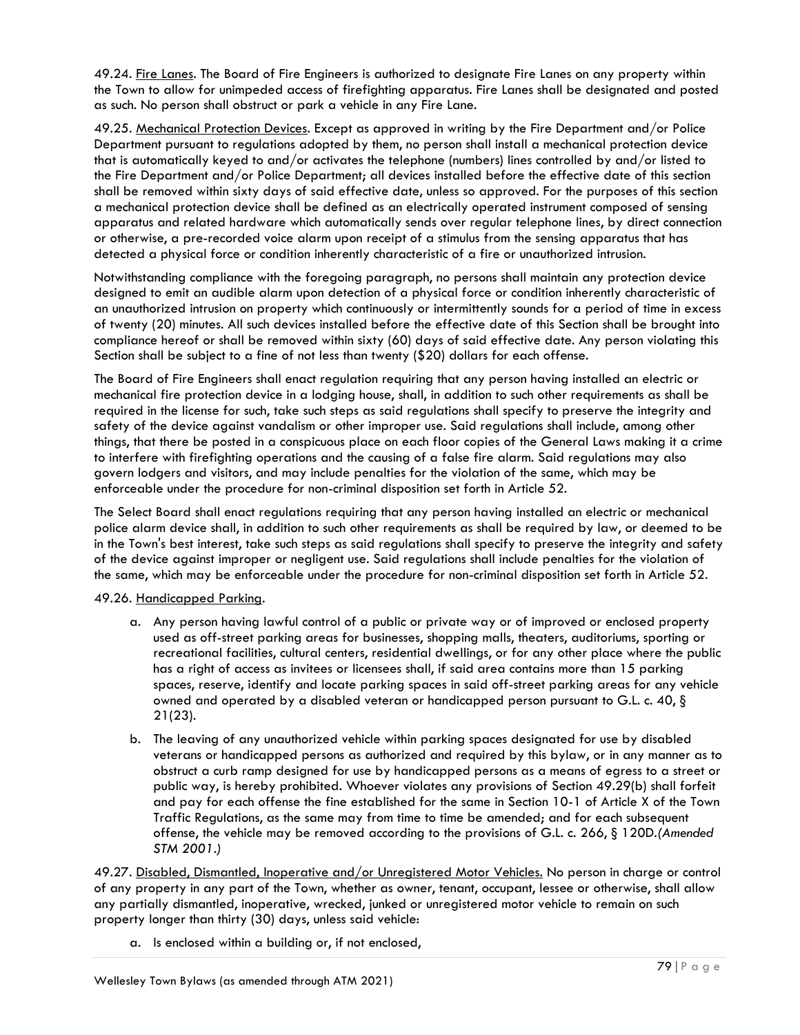49.24. <u>Fire Lanes</u>. The Board of Fire Engineers is authorized to designate Fire Lanes on any property within the Town to allow for unimpeded access of firefighting apparatus. Fire Lanes shall be designated and posted as such. No person shall obstruct or park a vehicle in any Fire Lane.

49.25. <u>Mechanical Protection Devices</u>. Except as approved in writing by the Fire Department and/or Police Department pursuant to regulations adopted by them, no person shall install a mechanical protection device that is automatically keyed to and/or activates the telephone (numbers) lines controlled by and/or listed to the Fire Department and/or Police Department; all devices installed before the effective date of this section shall be removed within sixty days of said effective date, unless so approved. For the purposes of this section a mechanical protection device shall be defined as an electrically operated instrument composed of sensing apparatus and related hardware which automatically sends over regular telephone lines, by direct connection or otherwise, a pre-recorded voice alarm upon receipt of a stimulus from the sensing apparatus that has detected a physical force or condition inherently characteristic of a fire or unauthorized intrusion.

Notwithstanding compliance with the foregoing paragraph, no persons shall maintain any protection device designed to emit an audible alarm upon detection of a physical force or condition inherently characteristic of an unauthorized intrusion on property which continuously or intermittently sounds for a period of time in excess of twenty (20) minutes. All such devices installed before the effective date of this Section shall be brought into compliance hereof or shall be removed within sixty (60) days of said effective date. Any person violating this Section shall be subject to a fine of not less than twenty ($20) dollars for each offense.

The Board of Fire Engineers shall enact regulation requiring that any person having installed an electric or mechanical fire protection device in a lodging house, shall, in addition to such other requirements as shall be required in the license for such, take such steps as said regulations shall specify to preserve the integrity and safety of the device against vandalism or other improper use. Said regulations shall include, among other things, that there be posted in a conspicuous place on each floor copies of the General Laws making it a crime to interfere with firefighting operations and the causing of a false fire alarm. Said regulations may also govern lodgers and visitors, and may include penalties for the violation of the same, which may be enforceable under the procedure for non-criminal disposition set forth in Article 52.

The Select Board shall enact regulations requiring that any person having installed an electric or mechanical police alarm device shall, in addition to such other requirements as shall be required by law, or deemed to be in the Town's best interest, take such steps as said regulations shall specify to preserve the integrity and safety of the device against improper or negligent use. Said regulations shall include penalties for the violation of the same, which may be enforceable under the procedure for non-criminal disposition set forth in Article 52.

49.26. <u>Handicapped Parking</u>.

a. Any person having lawful control of a public or private way or of improved or enclosed property used as off-street parking areas for businesses, shopping malls, theaters, auditoriums, sporting or recreational facilities, cultural centers, residential dwellings, or for any other place where the public has a right of access as invitees or licensees shall, if said area contains more than 15 parking spaces, reserve, identify and locate parking spaces in said off-street parking areas for any vehicle owned and operated by a disabled veteran or handicapped person pursuant to G.L. c. 40, § 21(23).

b. The leaving of any unauthorized vehicle within parking spaces designated for use by disabled veterans or handicapped persons as authorized and required by this bylaw, or in any manner as to obstruct a curb ramp designed for use by handicapped persons as a means of egress to a street or public way, is hereby prohibited. Whoever violates any provisions of Section 49.29(b) shall forfeit and pay for each offense the fine established for the same in Section 10-1 of Article X of the Town Traffic Regulations, as the same may from time to time be amended; and for each subsequent offense, the vehicle may be removed according to the provisions of G.L. c. 266, § 120D.*(Amended STM 2001.)*

49.27. <u>Disabled, Dismantled, Inoperative and/or Unregistered Motor Vehicles.</u> No person in charge or control of any property in any part of the Town, whether as owner, tenant, occupant, lessee or otherwise, shall allow any partially dismantled, inoperative, wrecked, junked or unregistered motor vehicle to remain on such property longer than thirty (30) days, unless said vehicle:

a. Is enclosed within a building or, if not enclosed,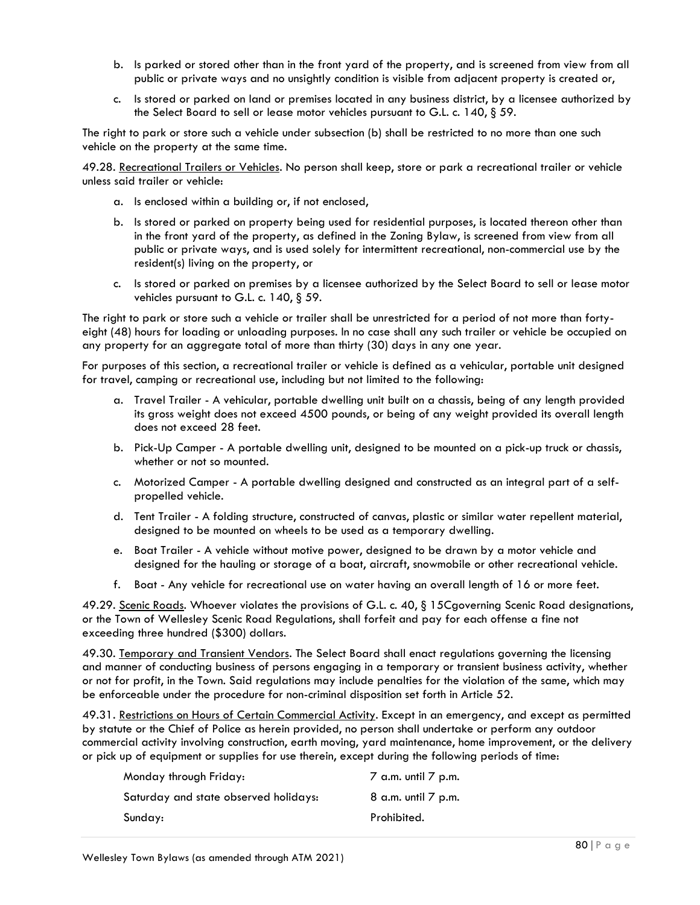b. Is parked or stored other than in the front yard of the property, and is screened from view from all public or private ways and no unsightly condition is visible from adjacent property is created or,

c. Is stored or parked on land or premises located in any business district, by a licensee authorized by the Select Board to sell or lease motor vehicles pursuant to G.L. c. 140, § 59.

The right to park or store such a vehicle under subsection (b) shall be restricted to no more than one such vehicle on the property at the same time.

49.28. Recreational Trailers or Vehicles. No person shall keep, store or park a recreational trailer or vehicle unless said trailer or vehicle:

a. Is enclosed within a building or, if not enclosed,

b. Is stored or parked on property being used for residential purposes, is located thereon other than in the front yard of the property, as defined in the Zoning Bylaw, is screened from view from all public or private ways, and is used solely for intermittent recreational, non-commercial use by the resident(s) living on the property, or

c. Is stored or parked on premises by a licensee authorized by the Select Board to sell or lease motor vehicles pursuant to G.L. c. 140, § 59.

The right to park or store such a vehicle or trailer shall be unrestricted for a period of not more than forty-eight (48) hours for loading or unloading purposes. In no case shall any such trailer or vehicle be occupied on any property for an aggregate total of more than thirty (30) days in any one year.

For purposes of this section, a recreational trailer or vehicle is defined as a vehicular, portable unit designed for travel, camping or recreational use, including but not limited to the following:

a. Travel Trailer - A vehicular, portable dwelling unit built on a chassis, being of any length provided its gross weight does not exceed 4500 pounds, or being of any weight provided its overall length does not exceed 28 feet.

b. Pick-Up Camper - A portable dwelling unit, designed to be mounted on a pick-up truck or chassis, whether or not so mounted.

c. Motorized Camper - A portable dwelling designed and constructed as an integral part of a self-propelled vehicle.

d. Tent Trailer - A folding structure, constructed of canvas, plastic or similar water repellent material, designed to be mounted on wheels to be used as a temporary dwelling.

e. Boat Trailer - A vehicle without motive power, designed to be drawn by a motor vehicle and designed for the hauling or storage of a boat, aircraft, snowmobile or other recreational vehicle.

f. Boat - Any vehicle for recreational use on water having an overall length of 16 or more feet.

49.29. Scenic Roads. Whoever violates the provisions of G.L. c. 40, § 15Cgoverning Scenic Road designations, or the Town of Wellesley Scenic Road Regulations, shall forfeit and pay for each offense a fine not exceeding three hundred ($300) dollars.

49.30. Temporary and Transient Vendors. The Select Board shall enact regulations governing the licensing and manner of conducting business of persons engaging in a temporary or transient business activity, whether or not for profit, in the Town. Said regulations may include penalties for the violation of the same, which may be enforceable under the procedure for non-criminal disposition set forth in Article 52.

49.31. Restrictions on Hours of Certain Commercial Activity. Except in an emergency, and except as permitted by statute or the Chief of Police as herein provided, no person shall undertake or perform any outdoor commercial activity involving construction, earth moving, yard maintenance, home improvement, or the delivery or pick up of equipment or supplies for use therein, except during the following periods of time:

| | |
|---|---|
| Monday through Friday: | 7 a.m. until 7 p.m. |
| Saturday and state observed holidays: | 8 a.m. until 7 p.m. |
| Sunday: | Prohibited. |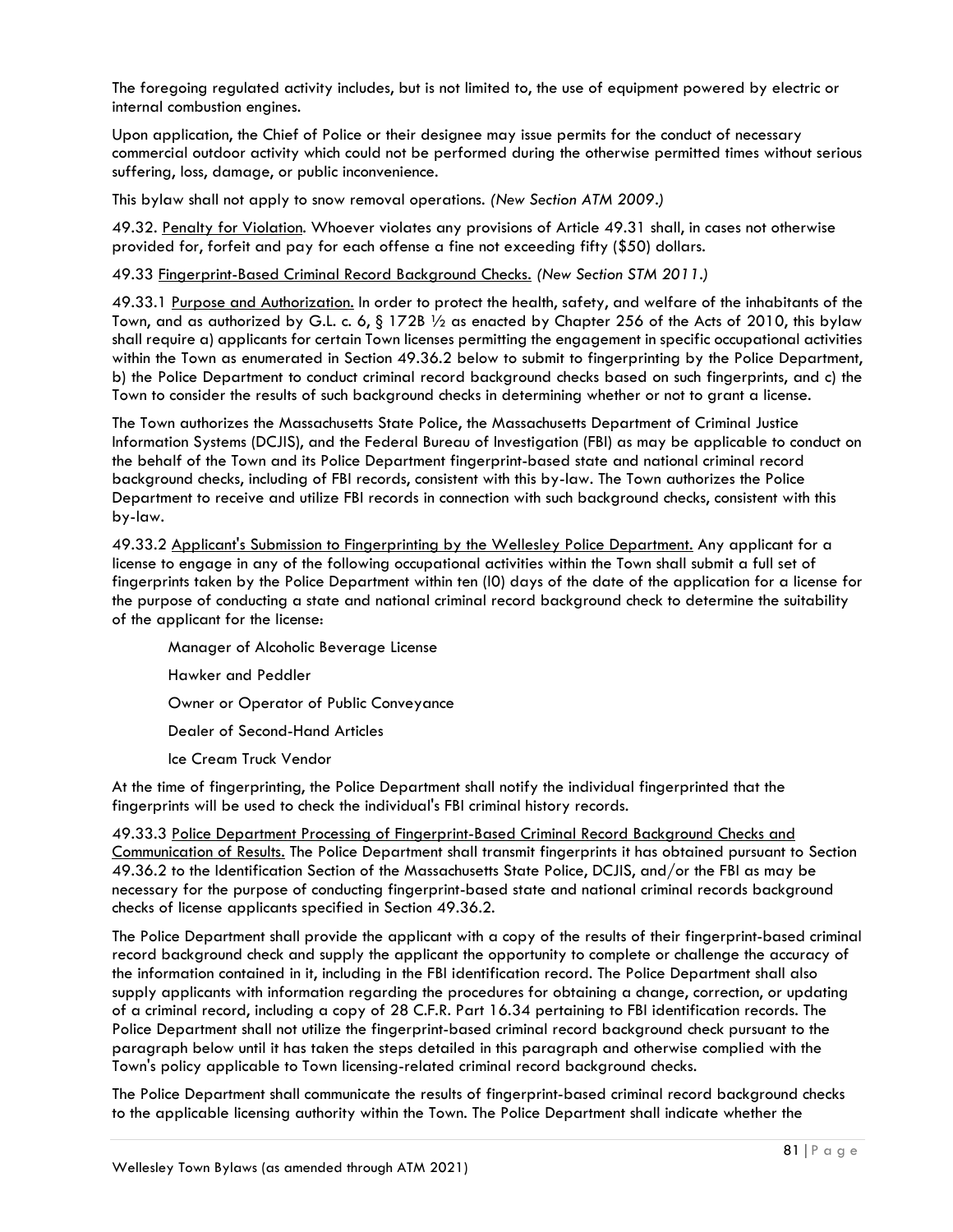The foregoing regulated activity includes, but is not limited to, the use of equipment powered by electric or internal combustion engines.

Upon application, the Chief of Police or their designee may issue permits for the conduct of necessary commercial outdoor activity which could not be performed during the otherwise permitted times without serious suffering, loss, damage, or public inconvenience.

This bylaw shall not apply to snow removal operations. *(New Section ATM 2009.)*

49.32. Penalty for Violation. Whoever violates any provisions of Article 49.31 shall, in cases not otherwise provided for, forfeit and pay for each offense a fine not exceeding fifty ($50) dollars.

49.33 Fingerprint-Based Criminal Record Background Checks. *(New Section STM 2011.)*

49.33.1 Purpose and Authorization. In order to protect the health, safety, and welfare of the inhabitants of the Town, and as authorized by G.L. c. 6, § 172B ½ as enacted by Chapter 256 of the Acts of 2010, this bylaw shall require a) applicants for certain Town licenses permitting the engagement in specific occupational activities within the Town as enumerated in Section 49.36.2 below to submit to fingerprinting by the Police Department, b) the Police Department to conduct criminal record background checks based on such fingerprints, and c) the Town to consider the results of such background checks in determining whether or not to grant a license.

The Town authorizes the Massachusetts State Police, the Massachusetts Department of Criminal Justice Information Systems (DCJIS), and the Federal Bureau of Investigation (FBI) as may be applicable to conduct on the behalf of the Town and its Police Department fingerprint-based state and national criminal record background checks, including of FBI records, consistent with this by-law. The Town authorizes the Police Department to receive and utilize FBI records in connection with such background checks, consistent with this by-law.

49.33.2 Applicant's Submission to Fingerprinting by the Wellesley Police Department. Any applicant for a license to engage in any of the following occupational activities within the Town shall submit a full set of fingerprints taken by the Police Department within ten (l0) days of the date of the application for a license for the purpose of conducting a state and national criminal record background check to determine the suitability of the applicant for the license:

Manager of Alcoholic Beverage License

Hawker and Peddler

Owner or Operator of Public Conveyance

Dealer of Second-Hand Articles

Ice Cream Truck Vendor

At the time of fingerprinting, the Police Department shall notify the individual fingerprinted that the fingerprints will be used to check the individual's FBI criminal history records.

49.33.3 Police Department Processing of Fingerprint-Based Criminal Record Background Checks and Communication of Results. The Police Department shall transmit fingerprints it has obtained pursuant to Section 49.36.2 to the Identification Section of the Massachusetts State Police, DCJIS, and/or the FBI as may be necessary for the purpose of conducting fingerprint-based state and national criminal records background checks of license applicants specified in Section 49.36.2.

The Police Department shall provide the applicant with a copy of the results of their fingerprint-based criminal record background check and supply the applicant the opportunity to complete or challenge the accuracy of the information contained in it, including in the FBI identification record. The Police Department shall also supply applicants with information regarding the procedures for obtaining a change, correction, or updating of a criminal record, including a copy of 28 C.F.R. Part 16.34 pertaining to FBI identification records. The Police Department shall not utilize the fingerprint-based criminal record background check pursuant to the paragraph below until it has taken the steps detailed in this paragraph and otherwise complied with the Town's policy applicable to Town licensing-related criminal record background checks.

The Police Department shall communicate the results of fingerprint-based criminal record background checks to the applicable licensing authority within the Town. The Police Department shall indicate whether the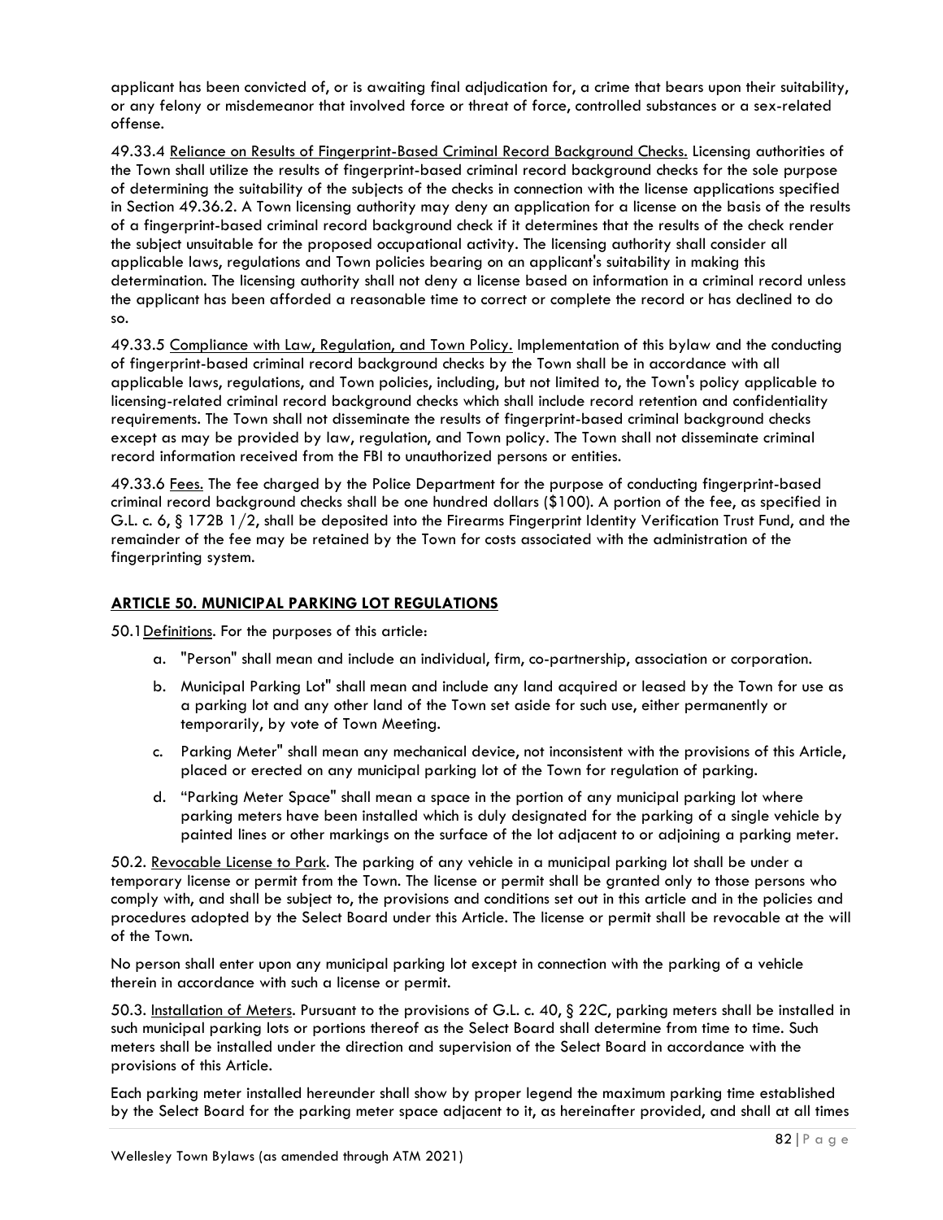applicant has been convicted of, or is awaiting final adjudication for, a crime that bears upon their suitability, or any felony or misdemeanor that involved force or threat of force, controlled substances or a sex-related offense.

49.33.4 Reliance on Results of Fingerprint-Based Criminal Record Background Checks. Licensing authorities of the Town shall utilize the results of fingerprint-based criminal record background checks for the sole purpose of determining the suitability of the subjects of the checks in connection with the license applications specified in Section 49.36.2. A Town licensing authority may deny an application for a license on the basis of the results of a fingerprint-based criminal record background check if it determines that the results of the check render the subject unsuitable for the proposed occupational activity. The licensing authority shall consider all applicable laws, regulations and Town policies bearing on an applicant's suitability in making this determination. The licensing authority shall not deny a license based on information in a criminal record unless the applicant has been afforded a reasonable time to correct or complete the record or has declined to do so.

49.33.5 Compliance with Law, Regulation, and Town Policy. Implementation of this bylaw and the conducting of fingerprint-based criminal record background checks by the Town shall be in accordance with all applicable laws, regulations, and Town policies, including, but not limited to, the Town's policy applicable to licensing-related criminal record background checks which shall include record retention and confidentiality requirements. The Town shall not disseminate the results of fingerprint-based criminal background checks except as may be provided by law, regulation, and Town policy. The Town shall not disseminate criminal record information received from the FBI to unauthorized persons or entities.

49.33.6 Fees. The fee charged by the Police Department for the purpose of conducting fingerprint-based criminal record background checks shall be one hundred dollars ($100). A portion of the fee, as specified in G.L. c. 6, § 172B 1/2, shall be deposited into the Firearms Fingerprint Identity Verification Trust Fund, and the remainder of the fee may be retained by the Town for costs associated with the administration of the fingerprinting system.

## ARTICLE 50. MUNICIPAL PARKING LOT REGULATIONS

50.1 Definitions. For the purposes of this article:

a. "Person" shall mean and include an individual, firm, co-partnership, association or corporation.

b. Municipal Parking Lot" shall mean and include any land acquired or leased by the Town for use as a parking lot and any other land of the Town set aside for such use, either permanently or temporarily, by vote of Town Meeting.

c. Parking Meter" shall mean any mechanical device, not inconsistent with the provisions of this Article, placed or erected on any municipal parking lot of the Town for regulation of parking.

d. "Parking Meter Space" shall mean a space in the portion of any municipal parking lot where parking meters have been installed which is duly designated for the parking of a single vehicle by painted lines or other markings on the surface of the lot adjacent to or adjoining a parking meter.

50.2. Revocable License to Park. The parking of any vehicle in a municipal parking lot shall be under a temporary license or permit from the Town. The license or permit shall be granted only to those persons who comply with, and shall be subject to, the provisions and conditions set out in this article and in the policies and procedures adopted by the Select Board under this Article. The license or permit shall be revocable at the will of the Town.

No person shall enter upon any municipal parking lot except in connection with the parking of a vehicle therein in accordance with such a license or permit.

50.3. Installation of Meters. Pursuant to the provisions of G.L. c. 40, § 22C, parking meters shall be installed in such municipal parking lots or portions thereof as the Select Board shall determine from time to time. Such meters shall be installed under the direction and supervision of the Select Board in accordance with the provisions of this Article.

Each parking meter installed hereunder shall show by proper legend the maximum parking time established by the Select Board for the parking meter space adjacent to it, as hereinafter provided, and shall at all times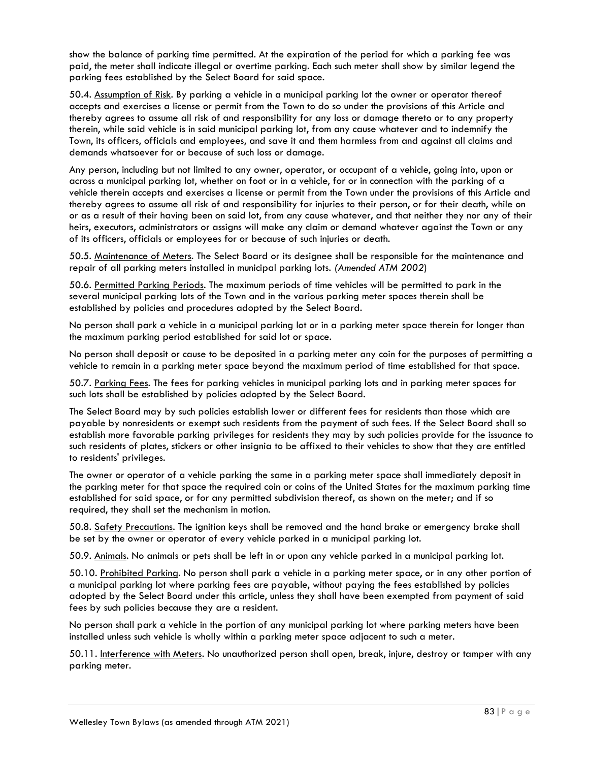show the balance of parking time permitted. At the expiration of the period for which a parking fee was paid, the meter shall indicate illegal or overtime parking. Each such meter shall show by similar legend the parking fees established by the Select Board for said space.

50.4. Assumption of Risk. By parking a vehicle in a municipal parking lot the owner or operator thereof accepts and exercises a license or permit from the Town to do so under the provisions of this Article and thereby agrees to assume all risk of and responsibility for any loss or damage thereto or to any property therein, while said vehicle is in said municipal parking lot, from any cause whatever and to indemnify the Town, its officers, officials and employees, and save it and them harmless from and against all claims and demands whatsoever for or because of such loss or damage.

Any person, including but not limited to any owner, operator, or occupant of a vehicle, going into, upon or across a municipal parking lot, whether on foot or in a vehicle, for or in connection with the parking of a vehicle therein accepts and exercises a license or permit from the Town under the provisions of this Article and thereby agrees to assume all risk of and responsibility for injuries to their person, or for their death, while on or as a result of their having been on said lot, from any cause whatever, and that neither they nor any of their heirs, executors, administrators or assigns will make any claim or demand whatever against the Town or any of its officers, officials or employees for or because of such injuries or death.

50.5. Maintenance of Meters. The Select Board or its designee shall be responsible for the maintenance and repair of all parking meters installed in municipal parking lots. *(Amended ATM 2002)*

50.6. Permitted Parking Periods. The maximum periods of time vehicles will be permitted to park in the several municipal parking lots of the Town and in the various parking meter spaces therein shall be established by policies and procedures adopted by the Select Board.

No person shall park a vehicle in a municipal parking lot or in a parking meter space therein for longer than the maximum parking period established for said lot or space.

No person shall deposit or cause to be deposited in a parking meter any coin for the purposes of permitting a vehicle to remain in a parking meter space beyond the maximum period of time established for that space.

50.7. Parking Fees. The fees for parking vehicles in municipal parking lots and in parking meter spaces for such lots shall be established by policies adopted by the Select Board.

The Select Board may by such policies establish lower or different fees for residents than those which are payable by nonresidents or exempt such residents from the payment of such fees. If the Select Board shall so establish more favorable parking privileges for residents they may by such policies provide for the issuance to such residents of plates, stickers or other insignia to be affixed to their vehicles to show that they are entitled to residents' privileges.

The owner or operator of a vehicle parking the same in a parking meter space shall immediately deposit in the parking meter for that space the required coin or coins of the United States for the maximum parking time established for said space, or for any permitted subdivision thereof, as shown on the meter; and if so required, they shall set the mechanism in motion.

50.8. Safety Precautions. The ignition keys shall be removed and the hand brake or emergency brake shall be set by the owner or operator of every vehicle parked in a municipal parking lot.

50.9. Animals. No animals or pets shall be left in or upon any vehicle parked in a municipal parking lot.

50.10. Prohibited Parking. No person shall park a vehicle in a parking meter space, or in any other portion of a municipal parking lot where parking fees are payable, without paying the fees established by policies adopted by the Select Board under this article, unless they shall have been exempted from payment of said fees by such policies because they are a resident.

No person shall park a vehicle in the portion of any municipal parking lot where parking meters have been installed unless such vehicle is wholly within a parking meter space adjacent to such a meter.

50.11. Interference with Meters. No unauthorized person shall open, break, injure, destroy or tamper with any parking meter.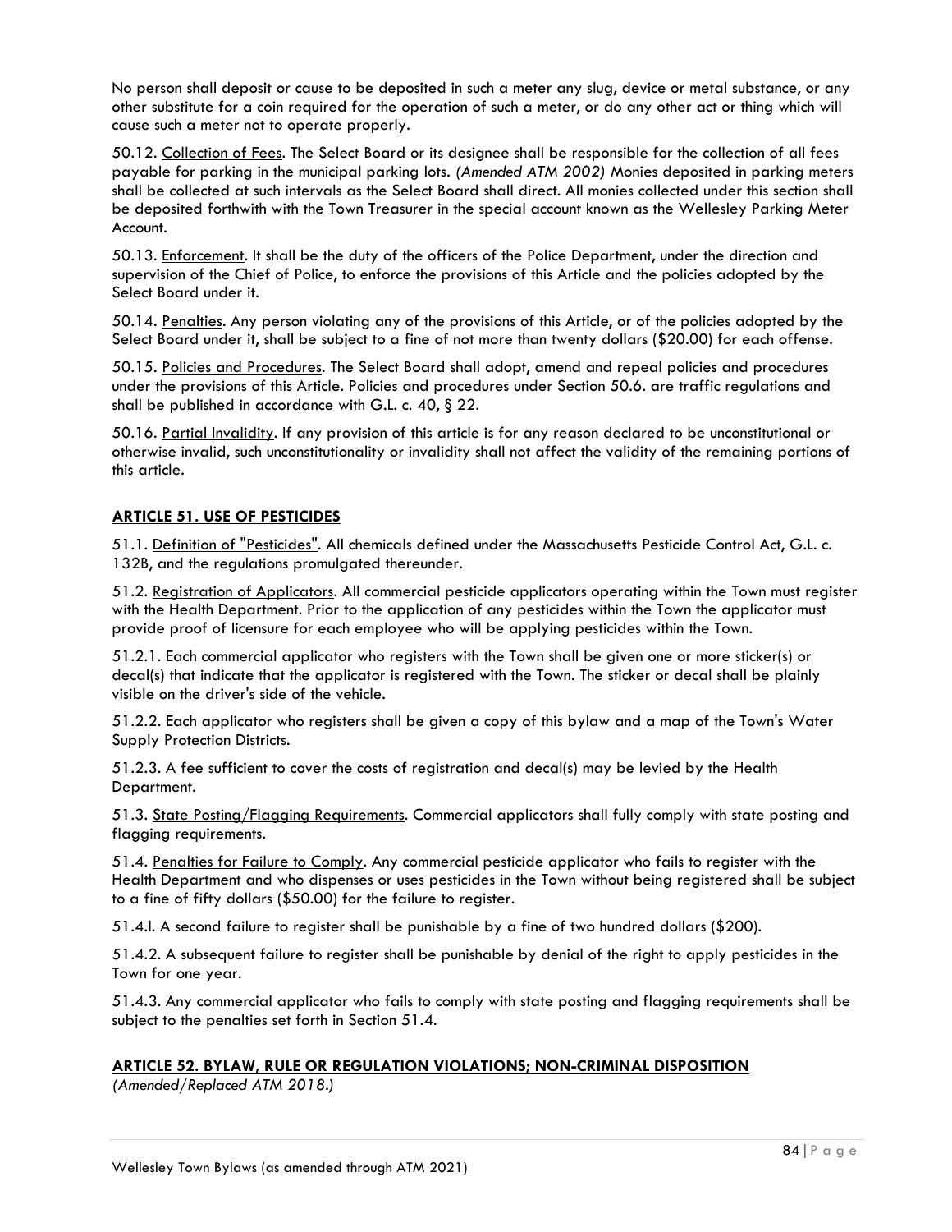No person shall deposit or cause to be deposited in such a meter any slug, device or metal substance, or any other substitute for a coin required for the operation of such a meter, or do any other act or thing which will cause such a meter not to operate properly.

50.12. Collection of Fees. The Select Board or its designee shall be responsible for the collection of all fees payable for parking in the municipal parking lots. *(Amended ATM 2002)* Monies deposited in parking meters shall be collected at such intervals as the Select Board shall direct. All monies collected under this section shall be deposited forthwith with the Town Treasurer in the special account known as the Wellesley Parking Meter Account.

50.13. Enforcement. It shall be the duty of the officers of the Police Department, under the direction and supervision of the Chief of Police, to enforce the provisions of this Article and the policies adopted by the Select Board under it.

50.14. Penalties. Any person violating any of the provisions of this Article, or of the policies adopted by the Select Board under it, shall be subject to a fine of not more than twenty dollars ($20.00) for each offense.

50.15. Policies and Procedures. The Select Board shall adopt, amend and repeal policies and procedures under the provisions of this Article. Policies and procedures under Section 50.6. are traffic regulations and shall be published in accordance with G.L. c. 40, § 22.

50.16. Partial Invalidity. If any provision of this article is for any reason declared to be unconstitutional or otherwise invalid, such unconstitutionality or invalidity shall not affect the validity of the remaining portions of this article.

## ARTICLE 51. USE OF PESTICIDES

51.1. Definition of "Pesticides". All chemicals defined under the Massachusetts Pesticide Control Act, G.L. c. 132B, and the regulations promulgated thereunder.

51.2. Registration of Applicators. All commercial pesticide applicators operating within the Town must register with the Health Department. Prior to the application of any pesticides within the Town the applicator must provide proof of licensure for each employee who will be applying pesticides within the Town.

51.2.1. Each commercial applicator who registers with the Town shall be given one or more sticker(s) or decal(s) that indicate that the applicator is registered with the Town. The sticker or decal shall be plainly visible on the driver's side of the vehicle.

51.2.2. Each applicator who registers shall be given a copy of this bylaw and a map of the Town's Water Supply Protection Districts.

51.2.3. A fee sufficient to cover the costs of registration and decal(s) may be levied by the Health Department.

51.3. State Posting/Flagging Requirements. Commercial applicators shall fully comply with state posting and flagging requirements.

51.4. Penalties for Failure to Comply. Any commercial pesticide applicator who fails to register with the Health Department and who dispenses or uses pesticides in the Town without being registered shall be subject to a fine of fifty dollars ($50.00) for the failure to register.

51.4.l. A second failure to register shall be punishable by a fine of two hundred dollars ($200).

51.4.2. A subsequent failure to register shall be punishable by denial of the right to apply pesticides in the Town for one year.

51.4.3. Any commercial applicator who fails to comply with state posting and flagging requirements shall be subject to the penalties set forth in Section 51.4.

## ARTICLE 52. BYLAW, RULE OR REGULATION VIOLATIONS; NON-CRIMINAL DISPOSITION

*(Amended/Replaced ATM 2018.)*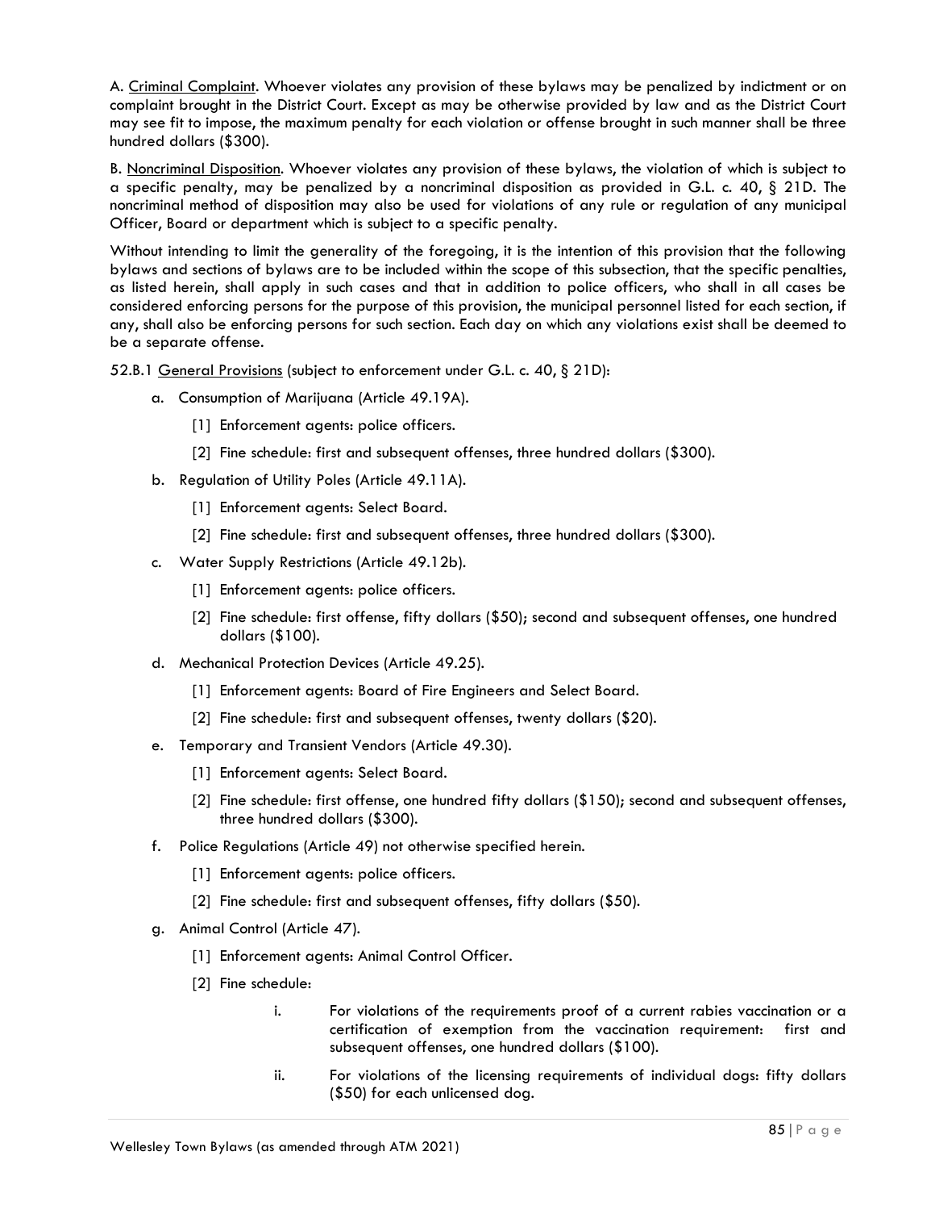A. <u>Criminal Complaint</u>. Whoever violates any provision of these bylaws may be penalized by indictment or on complaint brought in the District Court. Except as may be otherwise provided by law and as the District Court may see fit to impose, the maximum penalty for each violation or offense brought in such manner shall be three hundred dollars ($300).

B. <u>Noncriminal Disposition</u>. Whoever violates any provision of these bylaws, the violation of which is subject to a specific penalty, may be penalized by a noncriminal disposition as provided in G.L. c. 40, § 21D. The noncriminal method of disposition may also be used for violations of any rule or regulation of any municipal Officer, Board or department which is subject to a specific penalty.

Without intending to limit the generality of the foregoing, it is the intention of this provision that the following bylaws and sections of bylaws are to be included within the scope of this subsection, that the specific penalties, as listed herein, shall apply in such cases and that in addition to police officers, who shall in all cases be considered enforcing persons for the purpose of this provision, the municipal personnel listed for each section, if any, shall also be enforcing persons for such section. Each day on which any violations exist shall be deemed to be a separate offense.

52.B.1 <u>General Provisions</u> (subject to enforcement under G.L. c. 40, § 21D):

a. Consumption of Marijuana (Article 49.19A).
   - [1] Enforcement agents: police officers.
   - [2] Fine schedule: first and subsequent offenses, three hundred dollars ($300).

b. Regulation of Utility Poles (Article 49.11A).
   - [1] Enforcement agents: Select Board.
   - [2] Fine schedule: first and subsequent offenses, three hundred dollars ($300).

c. Water Supply Restrictions (Article 49.12b).
   - [1] Enforcement agents: police officers.
   - [2] Fine schedule: first offense, fifty dollars ($50); second and subsequent offenses, one hundred dollars ($100).

d. Mechanical Protection Devices (Article 49.25).
   - [1] Enforcement agents: Board of Fire Engineers and Select Board.
   - [2] Fine schedule: first and subsequent offenses, twenty dollars ($20).

e. Temporary and Transient Vendors (Article 49.30).
   - [1] Enforcement agents: Select Board.
   - [2] Fine schedule: first offense, one hundred fifty dollars ($150); second and subsequent offenses, three hundred dollars ($300).

f. Police Regulations (Article 49) not otherwise specified herein.
   - [1] Enforcement agents: police officers.
   - [2] Fine schedule: first and subsequent offenses, fifty dollars ($50).

g. Animal Control (Article 47).
   - [1] Enforcement agents: Animal Control Officer.
   - [2] Fine schedule:
     - i. For violations of the requirements proof of a current rabies vaccination or a certification of exemption from the vaccination requirement: first and subsequent offenses, one hundred dollars ($100).
     - ii. For violations of the licensing requirements of individual dogs: fifty dollars ($50) for each unlicensed dog.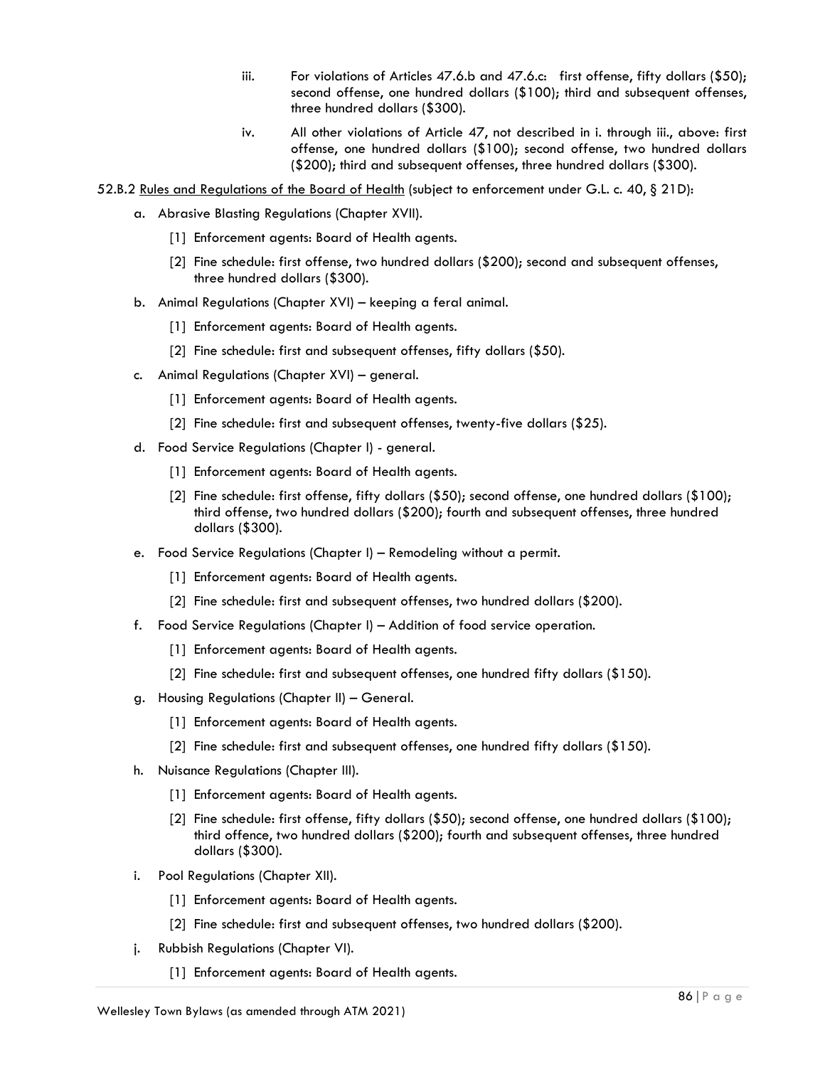iii. For violations of Articles 47.6.b and 47.6.c: first offense, fifty dollars ($50); second offense, one hundred dollars ($100); third and subsequent offenses, three hundred dollars ($300).

iv. All other violations of Article 47, not described in i. through iii., above: first offense, one hundred dollars ($100); second offense, two hundred dollars ($200); third and subsequent offenses, three hundred dollars ($300).

52.B.2 <u>Rules and Regulations of the Board of Health</u> (subject to enforcement under G.L. c. 40, § 21D):

a. Abrasive Blasting Regulations (Chapter XVII).

   [1] Enforcement agents: Board of Health agents.

   [2] Fine schedule: first offense, two hundred dollars ($200); second and subsequent offenses, three hundred dollars ($300).

b. Animal Regulations (Chapter XVI) – keeping a feral animal.

   [1] Enforcement agents: Board of Health agents.

   [2] Fine schedule: first and subsequent offenses, fifty dollars ($50).

c. Animal Regulations (Chapter XVI) – general.

   [1] Enforcement agents: Board of Health agents.

   [2] Fine schedule: first and subsequent offenses, twenty-five dollars ($25).

d. Food Service Regulations (Chapter I) - general.

   [1] Enforcement agents: Board of Health agents.

   [2] Fine schedule: first offense, fifty dollars ($50); second offense, one hundred dollars ($100); third offense, two hundred dollars ($200); fourth and subsequent offenses, three hundred dollars ($300).

e. Food Service Regulations (Chapter I) – Remodeling without a permit.

   [1] Enforcement agents: Board of Health agents.

   [2] Fine schedule: first and subsequent offenses, two hundred dollars ($200).

f. Food Service Regulations (Chapter I) – Addition of food service operation.

   [1] Enforcement agents: Board of Health agents.

   [2] Fine schedule: first and subsequent offenses, one hundred fifty dollars ($150).

g. Housing Regulations (Chapter II) – General.

   [1] Enforcement agents: Board of Health agents.

   [2] Fine schedule: first and subsequent offenses, one hundred fifty dollars ($150).

h. Nuisance Regulations (Chapter III).

   [1] Enforcement agents: Board of Health agents.

   [2] Fine schedule: first offense, fifty dollars ($50); second offense, one hundred dollars ($100); third offence, two hundred dollars ($200); fourth and subsequent offenses, three hundred dollars ($300).

i. Pool Regulations (Chapter XII).

   [1] Enforcement agents: Board of Health agents.

   [2] Fine schedule: first and subsequent offenses, two hundred dollars ($200).

j. Rubbish Regulations (Chapter VI).

   [1] Enforcement agents: Board of Health agents.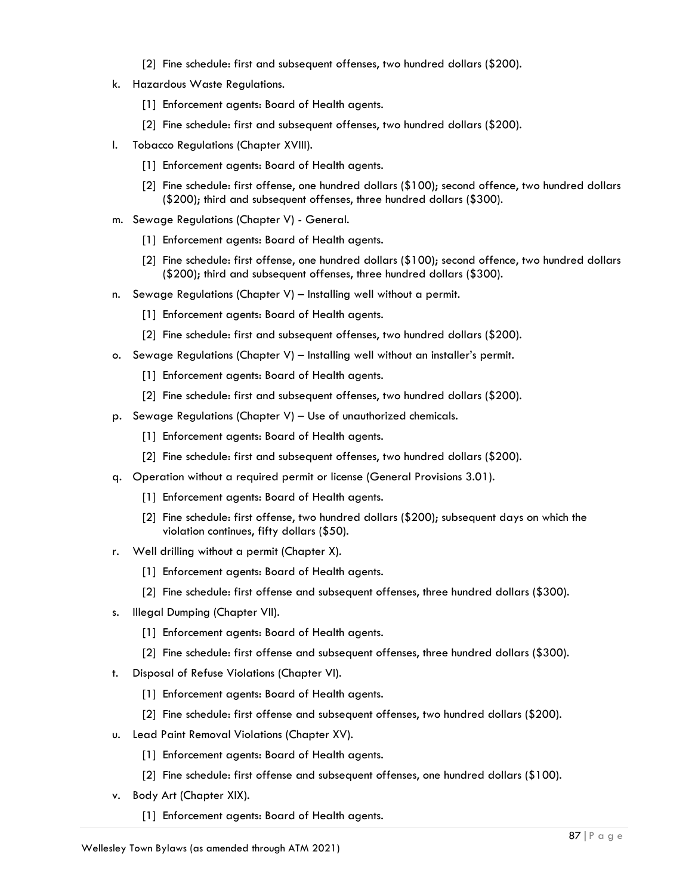[2] Fine schedule: first and subsequent offenses, two hundred dollars ($200).

k. Hazardous Waste Regulations.

   [1] Enforcement agents: Board of Health agents.

   [2] Fine schedule: first and subsequent offenses, two hundred dollars ($200).

l. Tobacco Regulations (Chapter XVIII).

   [1] Enforcement agents: Board of Health agents.

   [2] Fine schedule: first offense, one hundred dollars ($100); second offence, two hundred dollars ($200); third and subsequent offenses, three hundred dollars ($300).

m. Sewage Regulations (Chapter V) - General.

   [1] Enforcement agents: Board of Health agents.

   [2] Fine schedule: first offense, one hundred dollars ($100); second offence, two hundred dollars ($200); third and subsequent offenses, three hundred dollars ($300).

n. Sewage Regulations (Chapter V) – Installing well without a permit.

   [1] Enforcement agents: Board of Health agents.

   [2] Fine schedule: first and subsequent offenses, two hundred dollars ($200).

o. Sewage Regulations (Chapter V) – Installing well without an installer's permit.

   [1] Enforcement agents: Board of Health agents.

   [2] Fine schedule: first and subsequent offenses, two hundred dollars ($200).

p. Sewage Regulations (Chapter V) – Use of unauthorized chemicals.

   [1] Enforcement agents: Board of Health agents.

   [2] Fine schedule: first and subsequent offenses, two hundred dollars ($200).

q. Operation without a required permit or license (General Provisions 3.01).

   [1] Enforcement agents: Board of Health agents.

   [2] Fine schedule: first offense, two hundred dollars ($200); subsequent days on which the violation continues, fifty dollars ($50).

r. Well drilling without a permit (Chapter X).

   [1] Enforcement agents: Board of Health agents.

   [2] Fine schedule: first offense and subsequent offenses, three hundred dollars ($300).

s. Illegal Dumping (Chapter VII).

   [1] Enforcement agents: Board of Health agents.

   [2] Fine schedule: first offense and subsequent offenses, three hundred dollars ($300).

t. Disposal of Refuse Violations (Chapter VI).

   [1] Enforcement agents: Board of Health agents.

   [2] Fine schedule: first offense and subsequent offenses, two hundred dollars ($200).

u. Lead Paint Removal Violations (Chapter XV).

   [1] Enforcement agents: Board of Health agents.

   [2] Fine schedule: first offense and subsequent offenses, one hundred dollars ($100).

v. Body Art (Chapter XIX).

   [1] Enforcement agents: Board of Health agents.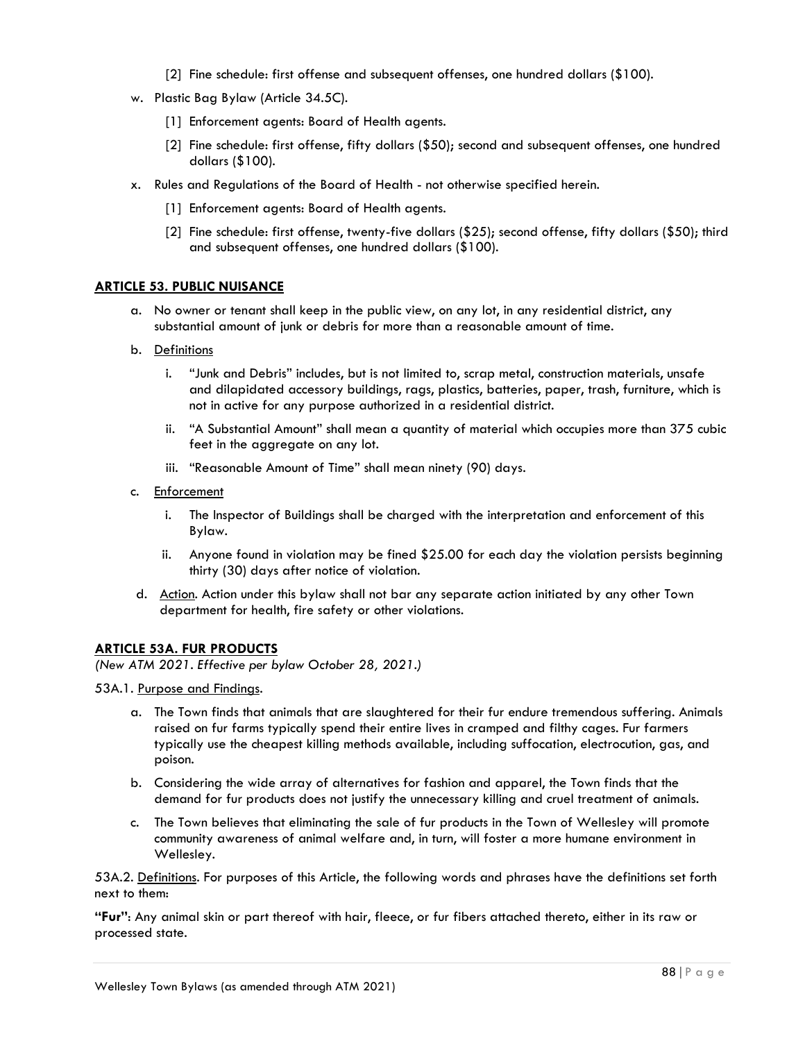[2] Fine schedule: first offense and subsequent offenses, one hundred dollars ($100).

w. Plastic Bag Bylaw (Article 34.5C).

[1] Enforcement agents: Board of Health agents.

[2] Fine schedule: first offense, fifty dollars ($50); second and subsequent offenses, one hundred dollars ($100).

x. Rules and Regulations of the Board of Health - not otherwise specified herein.

[1] Enforcement agents: Board of Health agents.

[2] Fine schedule: first offense, twenty-five dollars ($25); second offense, fifty dollars ($50); third and subsequent offenses, one hundred dollars ($100).

## ARTICLE 53. PUBLIC NUISANCE

a. No owner or tenant shall keep in the public view, on any lot, in any residential district, any substantial amount of junk or debris for more than a reasonable amount of time.

b. Definitions

i. "Junk and Debris" includes, but is not limited to, scrap metal, construction materials, unsafe and dilapidated accessory buildings, rags, plastics, batteries, paper, trash, furniture, which is not in active for any purpose authorized in a residential district.

ii. "A Substantial Amount" shall mean a quantity of material which occupies more than 375 cubic feet in the aggregate on any lot.

iii. "Reasonable Amount of Time" shall mean ninety (90) days.

c. Enforcement

i. The Inspector of Buildings shall be charged with the interpretation and enforcement of this Bylaw.

ii. Anyone found in violation may be fined $25.00 for each day the violation persists beginning thirty (30) days after notice of violation.

d. Action. Action under this bylaw shall not bar any separate action initiated by any other Town department for health, fire safety or other violations.

## ARTICLE 53A. FUR PRODUCTS

*(New ATM 2021. Effective per bylaw October 28, 2021.)*

53A.1. Purpose and Findings.

a. The Town finds that animals that are slaughtered for their fur endure tremendous suffering. Animals raised on fur farms typically spend their entire lives in cramped and filthy cages. Fur farmers typically use the cheapest killing methods available, including suffocation, electrocution, gas, and poison.

b. Considering the wide array of alternatives for fashion and apparel, the Town finds that the demand for fur products does not justify the unnecessary killing and cruel treatment of animals.

c. The Town believes that eliminating the sale of fur products in the Town of Wellesley will promote community awareness of animal welfare and, in turn, will foster a more humane environment in Wellesley.

53A.2. Definitions. For purposes of this Article, the following words and phrases have the definitions set forth next to them:

**"Fur"**: Any animal skin or part thereof with hair, fleece, or fur fibers attached thereto, either in its raw or processed state.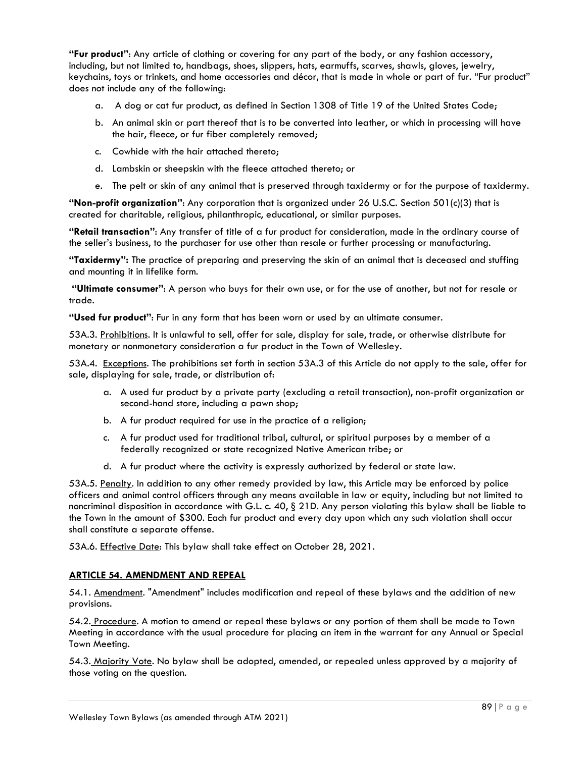**"Fur product"**: Any article of clothing or covering for any part of the body, or any fashion accessory, including, but not limited to, handbags, shoes, slippers, hats, earmuffs, scarves, shawls, gloves, jewelry, keychains, toys or trinkets, and home accessories and décor, that is made in whole or part of fur. "Fur product" does not include any of the following:

a. A dog or cat fur product, as defined in Section 1308 of Title 19 of the United States Code;

b. An animal skin or part thereof that is to be converted into leather, or which in processing will have the hair, fleece, or fur fiber completely removed;

c. Cowhide with the hair attached thereto;

d. Lambskin or sheepskin with the fleece attached thereto; or

e. The pelt or skin of any animal that is preserved through taxidermy or for the purpose of taxidermy.

**"Non-profit organization"**: Any corporation that is organized under 26 U.S.C. Section 501(c)(3) that is created for charitable, religious, philanthropic, educational, or similar purposes.

**"Retail transaction"**: Any transfer of title of a fur product for consideration, made in the ordinary course of the seller's business, to the purchaser for use other than resale or further processing or manufacturing.

**"Taxidermy":** The practice of preparing and preserving the skin of an animal that is deceased and stuffing and mounting it in lifelike form.

**"Ultimate consumer"**: A person who buys for their own use, or for the use of another, but not for resale or trade.

**"Used fur product"**: Fur in any form that has been worn or used by an ultimate consumer.

53A.3. Prohibitions. It is unlawful to sell, offer for sale, display for sale, trade, or otherwise distribute for monetary or nonmonetary consideration a fur product in the Town of Wellesley.

53A.4. Exceptions. The prohibitions set forth in section 53A.3 of this Article do not apply to the sale, offer for sale, displaying for sale, trade, or distribution of:

a. A used fur product by a private party (excluding a retail transaction), non-profit organization or second-hand store, including a pawn shop;

b. A fur product required for use in the practice of a religion;

c. A fur product used for traditional tribal, cultural, or spiritual purposes by a member of a federally recognized or state recognized Native American tribe; or

d. A fur product where the activity is expressly authorized by federal or state law.

53A.5. Penalty. In addition to any other remedy provided by law, this Article may be enforced by police officers and animal control officers through any means available in law or equity, including but not limited to noncriminal disposition in accordance with G.L. c. 40, § 21D. Any person violating this bylaw shall be liable to the Town in the amount of $300. Each fur product and every day upon which any such violation shall occur shall constitute a separate offense.

53A.6. Effective Date: This bylaw shall take effect on October 28, 2021.

## ARTICLE 54. AMENDMENT AND REPEAL

54.1. Amendment. "Amendment" includes modification and repeal of these bylaws and the addition of new provisions.

54.2. Procedure. A motion to amend or repeal these bylaws or any portion of them shall be made to Town Meeting in accordance with the usual procedure for placing an item in the warrant for any Annual or Special Town Meeting.

54.3. Majority Vote. No bylaw shall be adopted, amended, or repealed unless approved by a majority of those voting on the question.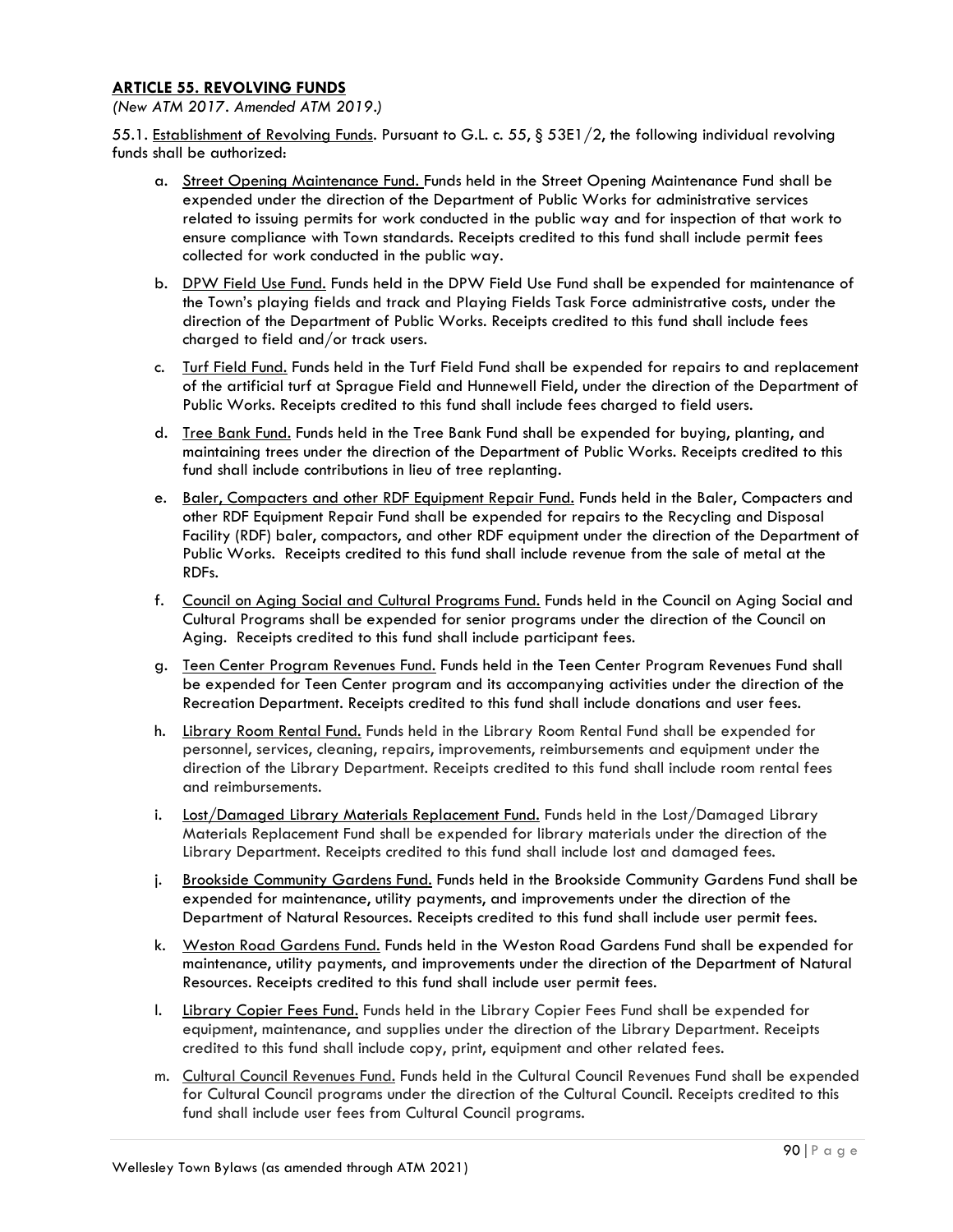## ARTICLE 55. REVOLVING FUNDS

*(New ATM 2017. Amended ATM 2019.)*

55.1. Establishment of Revolving Funds. Pursuant to G.L. c. 55, § 53E1/2, the following individual revolving funds shall be authorized:

a. Street Opening Maintenance Fund. Funds held in the Street Opening Maintenance Fund shall be expended under the direction of the Department of Public Works for administrative services related to issuing permits for work conducted in the public way and for inspection of that work to ensure compliance with Town standards. Receipts credited to this fund shall include permit fees collected for work conducted in the public way.

b. DPW Field Use Fund. Funds held in the DPW Field Use Fund shall be expended for maintenance of the Town's playing fields and track and Playing Fields Task Force administrative costs, under the direction of the Department of Public Works. Receipts credited to this fund shall include fees charged to field and/or track users.

c. Turf Field Fund. Funds held in the Turf Field Fund shall be expended for repairs to and replacement of the artificial turf at Sprague Field and Hunnewell Field, under the direction of the Department of Public Works. Receipts credited to this fund shall include fees charged to field users.

d. Tree Bank Fund. Funds held in the Tree Bank Fund shall be expended for buying, planting, and maintaining trees under the direction of the Department of Public Works. Receipts credited to this fund shall include contributions in lieu of tree replanting.

e. Baler, Compacters and other RDF Equipment Repair Fund. Funds held in the Baler, Compacters and other RDF Equipment Repair Fund shall be expended for repairs to the Recycling and Disposal Facility (RDF) baler, compactors, and other RDF equipment under the direction of the Department of Public Works. Receipts credited to this fund shall include revenue from the sale of metal at the RDFs.

f. Council on Aging Social and Cultural Programs Fund. Funds held in the Council on Aging Social and Cultural Programs shall be expended for senior programs under the direction of the Council on Aging. Receipts credited to this fund shall include participant fees.

g. Teen Center Program Revenues Fund. Funds held in the Teen Center Program Revenues Fund shall be expended for Teen Center program and its accompanying activities under the direction of the Recreation Department. Receipts credited to this fund shall include donations and user fees.

h. Library Room Rental Fund. Funds held in the Library Room Rental Fund shall be expended for personnel, services, cleaning, repairs, improvements, reimbursements and equipment under the direction of the Library Department. Receipts credited to this fund shall include room rental fees and reimbursements.

i. Lost/Damaged Library Materials Replacement Fund. Funds held in the Lost/Damaged Library Materials Replacement Fund shall be expended for library materials under the direction of the Library Department. Receipts credited to this fund shall include lost and damaged fees.

j. Brookside Community Gardens Fund. Funds held in the Brookside Community Gardens Fund shall be expended for maintenance, utility payments, and improvements under the direction of the Department of Natural Resources. Receipts credited to this fund shall include user permit fees.

k. Weston Road Gardens Fund. Funds held in the Weston Road Gardens Fund shall be expended for maintenance, utility payments, and improvements under the direction of the Department of Natural Resources. Receipts credited to this fund shall include user permit fees.

l. Library Copier Fees Fund. Funds held in the Library Copier Fees Fund shall be expended for equipment, maintenance, and supplies under the direction of the Library Department. Receipts credited to this fund shall include copy, print, equipment and other related fees.

m. Cultural Council Revenues Fund. Funds held in the Cultural Council Revenues Fund shall be expended for Cultural Council programs under the direction of the Cultural Council. Receipts credited to this fund shall include user fees from Cultural Council programs.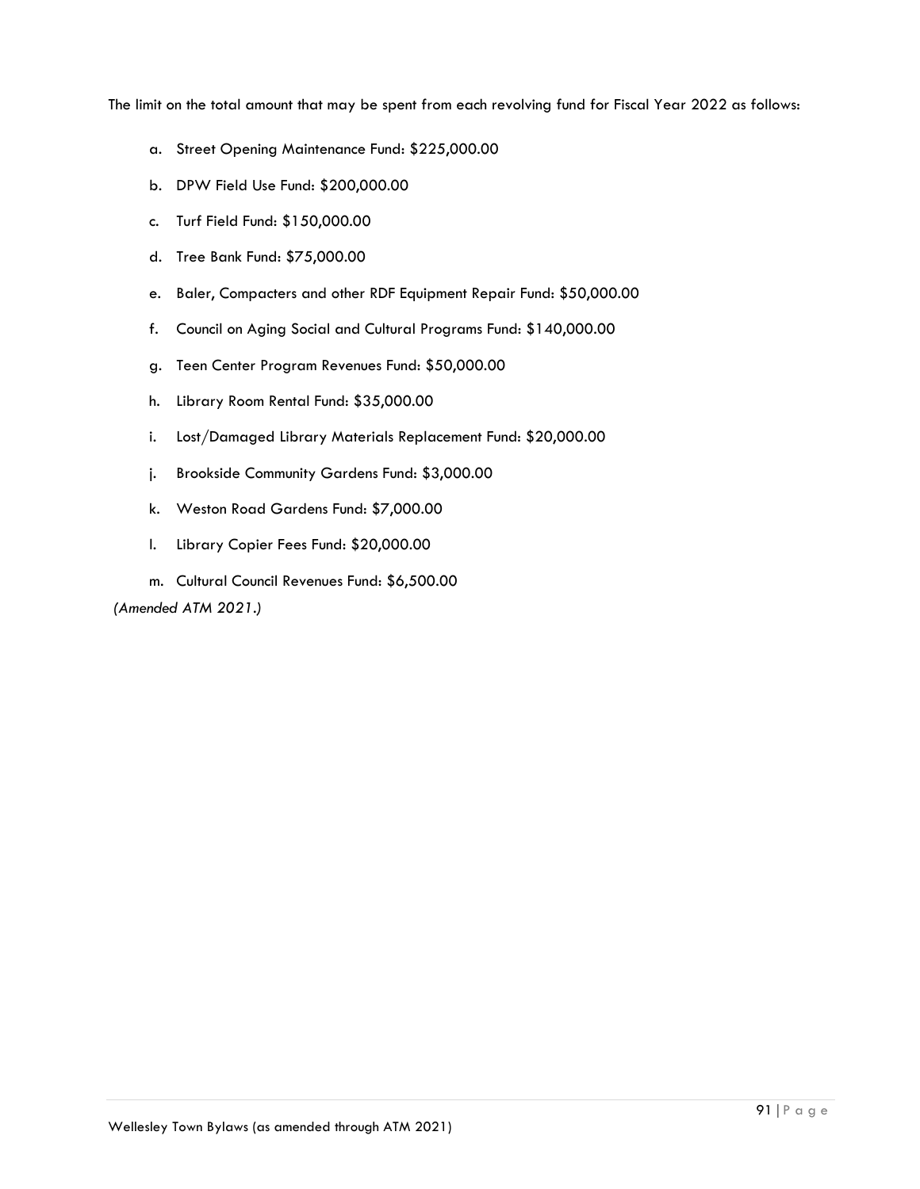The limit on the total amount that may be spent from each revolving fund for Fiscal Year 2022 as follows:

a. Street Opening Maintenance Fund: $225,000.00

b. DPW Field Use Fund: $200,000.00

c. Turf Field Fund: $150,000.00

d. Tree Bank Fund: $75,000.00

e. Baler, Compacters and other RDF Equipment Repair Fund: $50,000.00

f. Council on Aging Social and Cultural Programs Fund: $140,000.00

g. Teen Center Program Revenues Fund: $50,000.00

h. Library Room Rental Fund: $35,000.00

i. Lost/Damaged Library Materials Replacement Fund: $20,000.00

j. Brookside Community Gardens Fund: $3,000.00

k. Weston Road Gardens Fund: $7,000.00

l. Library Copier Fees Fund: $20,000.00

m. Cultural Council Revenues Fund: $6,500.00

*(Amended ATM 2021.)*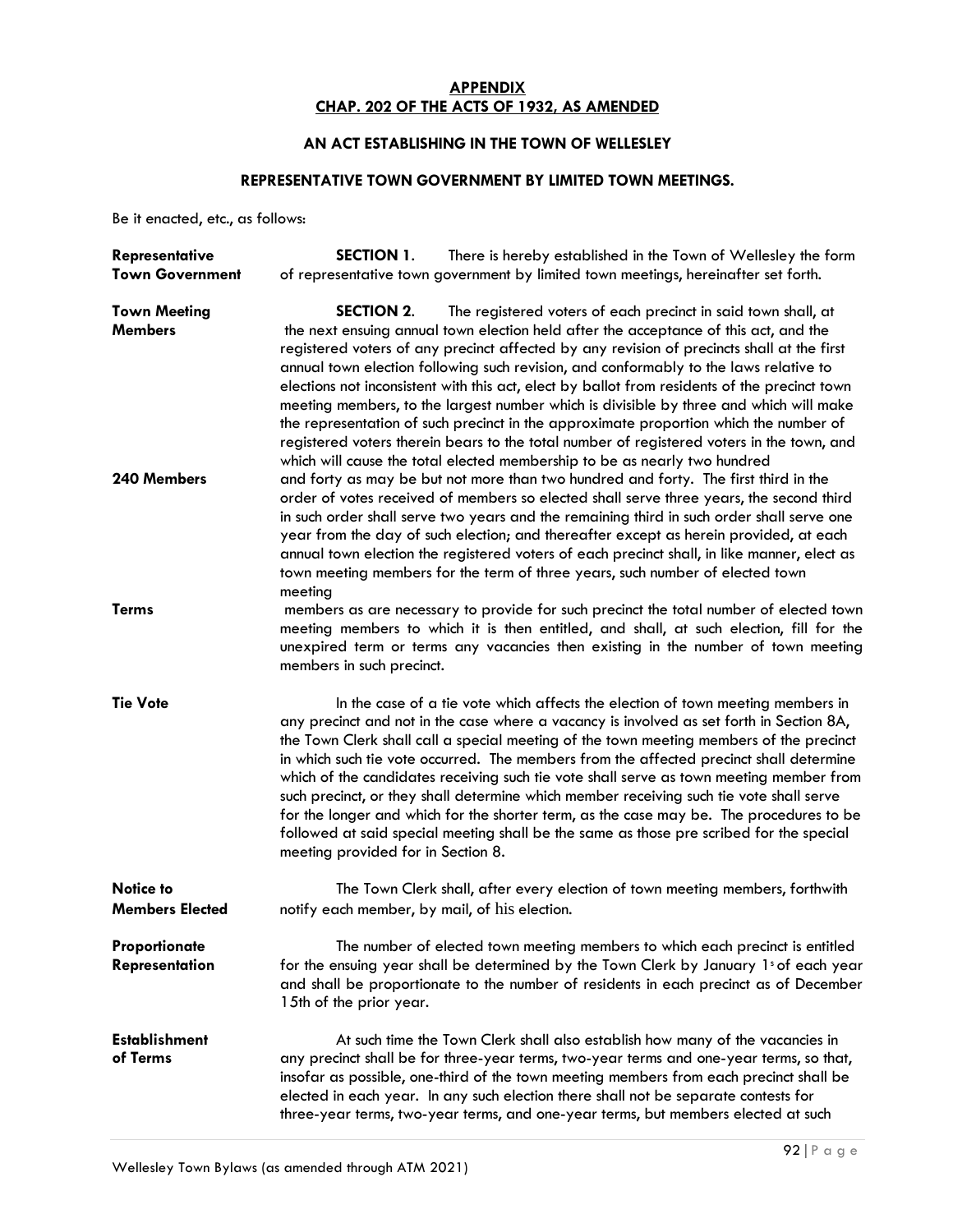**APPENDIX**
**CHAP. 202 OF THE ACTS OF 1932, AS AMENDED**

**AN ACT ESTABLISHING IN THE TOWN OF WELLESLEY**

**REPRESENTATIVE TOWN GOVERNMENT BY LIMITED TOWN MEETINGS.**

Be it enacted, etc., as follows:

**Representative Town Government**

**SECTION 1.** There is hereby established in the Town of Wellesley the form of representative town government by limited town meetings, hereinafter set forth.

**Town Meeting Members**

**SECTION 2.** The registered voters of each precinct in said town shall, at the next ensuing annual town election held after the acceptance of this act, and the registered voters of any precinct affected by any revision of precincts shall at the first annual town election following such revision, and conformably to the laws relative to elections not inconsistent with this act, elect by ballot from residents of the precinct town meeting members, to the largest number which is divisible by three and which will make the representation of such precinct in the approximate proportion which the number of registered voters therein bears to the total number of registered voters in the town, and which will cause the total elected membership to be as nearly two hundred

**240 Members**

and forty as may be but not more than two hundred and forty. The first third in the order of votes received of members so elected shall serve three years, the second third in such order shall serve two years and the remaining third in such order shall serve one year from the day of such election; and thereafter except as herein provided, at each annual town election the registered voters of each precinct shall, in like manner, elect as town meeting members for the term of three years, such number of elected town meeting

**Terms**

members as are necessary to provide for such precinct the total number of elected town meeting members to which it is then entitled, and shall, at such election, fill for the unexpired term or terms any vacancies then existing in the number of town meeting members in such precinct.

**Tie Vote**

In the case of a tie vote which affects the election of town meeting members in any precinct and not in the case where a vacancy is involved as set forth in Section 8A, the Town Clerk shall call a special meeting of the town meeting members of the precinct in which such tie vote occurred. The members from the affected precinct shall determine which of the candidates receiving such tie vote shall serve as town meeting member from such precinct, or they shall determine which member receiving such tie vote shall serve for the longer and which for the shorter term, as the case may be. The procedures to be followed at said special meeting shall be the same as those pre scribed for the special meeting provided for in Section 8.

**Notice to Members Elected**

The Town Clerk shall, after every election of town meeting members, forthwith notify each member, by mail, of his election.

**Proportionate Representation**

The number of elected town meeting members to which each precinct is entitled for the ensuing year shall be determined by the Town Clerk by January 1[s] of each year and shall be proportionate to the number of residents in each precinct as of December 15th of the prior year.

**Establishment of Terms**

At such time the Town Clerk shall also establish how many of the vacancies in any precinct shall be for three-year terms, two-year terms and one-year terms, so that, insofar as possible, one-third of the town meeting members from each precinct shall be elected in each year. In any such election there shall not be separate contests for three-year terms, two-year terms, and one-year terms, but members elected at such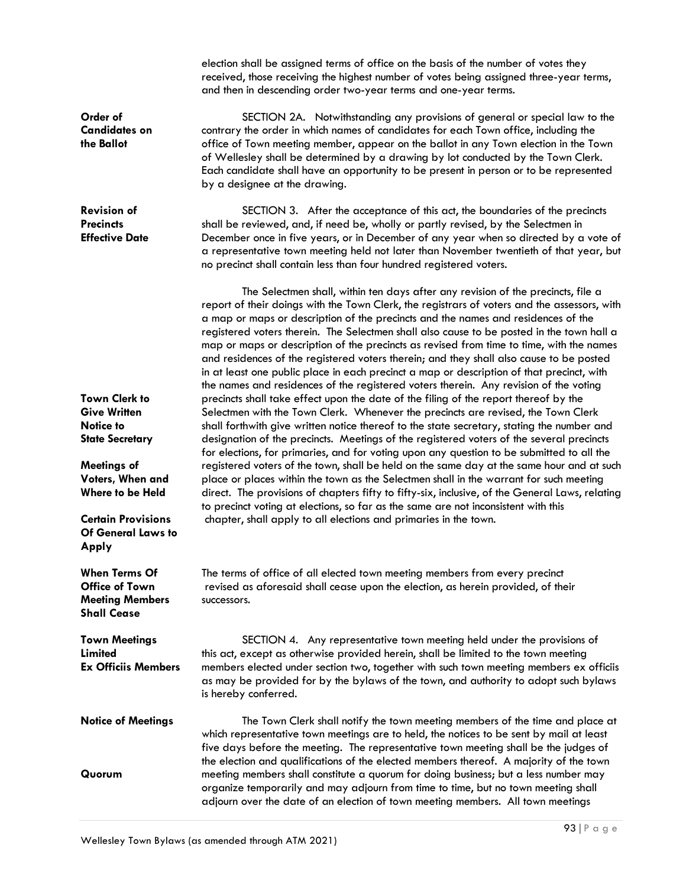election shall be assigned terms of office on the basis of the number of votes they received, those receiving the highest number of votes being assigned three-year terms, and then in descending order two-year terms and one-year terms.

**Order of Candidates on the Ballot**

SECTION 2A. Notwithstanding any provisions of general or special law to the contrary the order in which names of candidates for each Town office, including the office of Town meeting member, appear on the ballot in any Town election in the Town of Wellesley shall be determined by a drawing by lot conducted by the Town Clerk. Each candidate shall have an opportunity to be present in person or to be represented by a designee at the drawing.

**Revision of Precincts Effective Date**

SECTION 3. After the acceptance of this act, the boundaries of the precincts shall be reviewed, and, if need be, wholly or partly revised, by the Selectmen in December once in five years, or in December of any year when so directed by a vote of a representative town meeting held not later than November twentieth of that year, but no precinct shall contain less than four hundred registered voters.

**Town Clerk to Give Written Notice to State Secretary**

**Meetings of Voters, When and Where to be Held**

**Certain Provisions Of General Laws to Apply**

The Selectmen shall, within ten days after any revision of the precincts, file a report of their doings with the Town Clerk, the registrars of voters and the assessors, with a map or maps or description of the precincts and the names and residences of the registered voters therein. The Selectmen shall also cause to be posted in the town hall a map or maps or description of the precincts as revised from time to time, with the names and residences of the registered voters therein; and they shall also cause to be posted in at least one public place in each precinct a map or description of that precinct, with the names and residences of the registered voters therein. Any revision of the voting precincts shall take effect upon the date of the filing of the report thereof by the Selectmen with the Town Clerk. Whenever the precincts are revised, the Town Clerk shall forthwith give written notice thereof to the state secretary, stating the number and designation of the precincts. Meetings of the registered voters of the several precincts for elections, for primaries, and for voting upon any question to be submitted to all the registered voters of the town, shall be held on the same day at the same hour and at such place or places within the town as the Selectmen shall in the warrant for such meeting direct. The provisions of chapters fifty to fifty-six, inclusive, of the General Laws, relating to precinct voting at elections, so far as the same are not inconsistent with this chapter, shall apply to all elections and primaries in the town.

**When Terms Of Office of Town Meeting Members Shall Cease**

The terms of office of all elected town meeting members from every precinct revised as aforesaid shall cease upon the election, as herein provided, of their successors.

**Town Meetings Limited Ex Officiis Members**

SECTION 4. Any representative town meeting held under the provisions of this act, except as otherwise provided herein, shall be limited to the town meeting members elected under section two, together with such town meeting members ex officiis as may be provided for by the bylaws of the town, and authority to adopt such bylaws is hereby conferred.

**Notice of Meetings**

**Quorum**

The Town Clerk shall notify the town meeting members of the time and place at which representative town meetings are to held, the notices to be sent by mail at least five days before the meeting. The representative town meeting shall be the judges of the election and qualifications of the elected members thereof. A majority of the town meeting members shall constitute a quorum for doing business; but a less number may organize temporarily and may adjourn from time to time, but no town meeting shall adjourn over the date of an election of town meeting members. All town meetings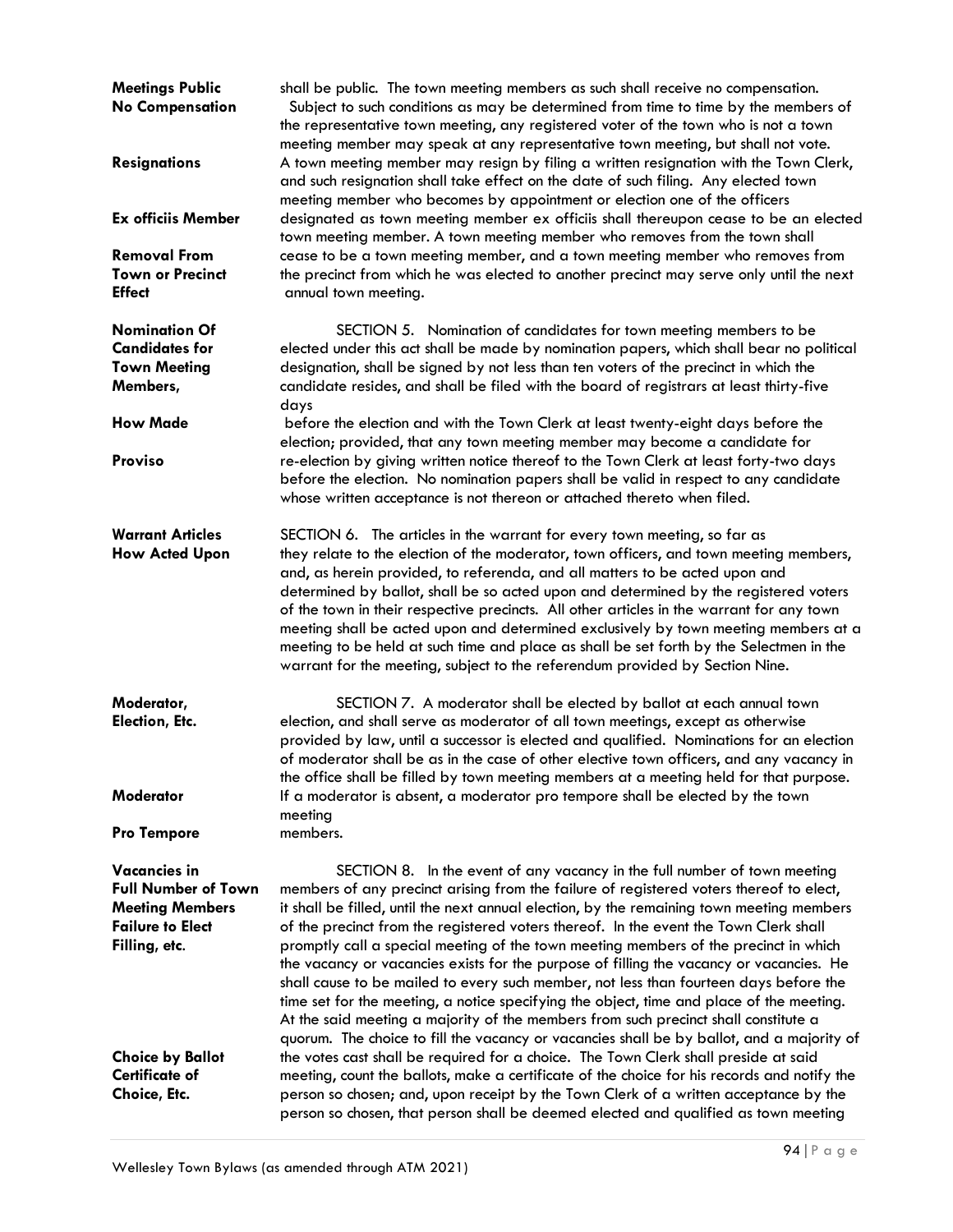**Meetings Public** **No Compensation** shall be public. The town meeting members as such shall receive no compensation. Subject to such conditions as may be determined from time to time by the members of the representative town meeting, any registered voter of the town who is not a town meeting member may speak at any representative town meeting, but shall not vote.

**Resignations** A town meeting member may resign by filing a written resignation with the Town Clerk, and such resignation shall take effect on the date of such filing.

**Ex officiis Member** Any elected town meeting member who becomes by appointment or election one of the officers designated as town meeting member ex officiis shall thereupon cease to be an elected town meeting member.

**Removal From Town or Precinct Effect** A town meeting member who removes from the town shall cease to be a town meeting member, and a town meeting member who removes from the precinct from which he was elected to another precinct may serve only until the next annual town meeting.

**Nomination Of Candidates for Town Meeting Members, How Made**

SECTION 5. Nomination of candidates for town meeting members to be elected under this act shall be made by nomination papers, which shall bear no political designation, shall be signed by not less than ten voters of the precinct in which the candidate resides, and shall be filed with the board of registrars at least thirty-five days before the election and with the Town Clerk at least twenty-eight days before the election;

**Proviso** provided, that any town meeting member may become a candidate for re-election by giving written notice thereof to the Town Clerk at least forty-two days before the election. No nomination papers shall be valid in respect to any candidate whose written acceptance is not thereon or attached thereto when filed.

**Warrant Articles How Acted Upon**

SECTION 6. The articles in the warrant for every town meeting, so far as they relate to the election of the moderator, town officers, and town meeting members, and, as herein provided, to referenda, and all matters to be acted upon and determined by ballot, shall be so acted upon and determined by the registered voters of the town in their respective precincts. All other articles in the warrant for any town meeting shall be acted upon and determined exclusively by town meeting members at a meeting to be held at such time and place as shall be set forth by the Selectmen in the warrant for the meeting, subject to the referendum provided by Section Nine.

**Moderator, Election, Etc.**

SECTION 7. A moderator shall be elected by ballot at each annual town election, and shall serve as moderator of all town meetings, except as otherwise provided by law, until a successor is elected and qualified. Nominations for an election of moderator shall be as in the case of other elective town officers, and any vacancy in the office shall be filled by town meeting members at a meeting held for that purpose.

**Moderator Pro Tempore** If a moderator is absent, a moderator pro tempore shall be elected by the town meeting members.

**Vacancies in Full Number of Town Meeting Members Failure to Elect Filling, etc.**

SECTION 8. In the event of any vacancy in the full number of town meeting members of any precinct arising from the failure of registered voters thereof to elect, it shall be filled, until the next annual election, by the remaining town meeting members of the precinct from the registered voters thereof. In the event the Town Clerk shall promptly call a special meeting of the town meeting members of the precinct in which the vacancy or vacancies exists for the purpose of filling the vacancy or vacancies. He shall cause to be mailed to every such member, not less than fourteen days before the time set for the meeting, a notice specifying the object, time and place of the meeting. At the said meeting a majority of the members from such precinct shall constitute a quorum.

**Choice by Ballot Certificate of Choice, Etc.** The choice to fill the vacancy or vacancies shall be by ballot, and a majority of the votes cast shall be required for a choice. The Town Clerk shall preside at said meeting, count the ballots, make a certificate of the choice for his records and notify the person so chosen; and, upon receipt by the Town Clerk of a written acceptance by the person so chosen, that person shall be deemed elected and qualified as town meeting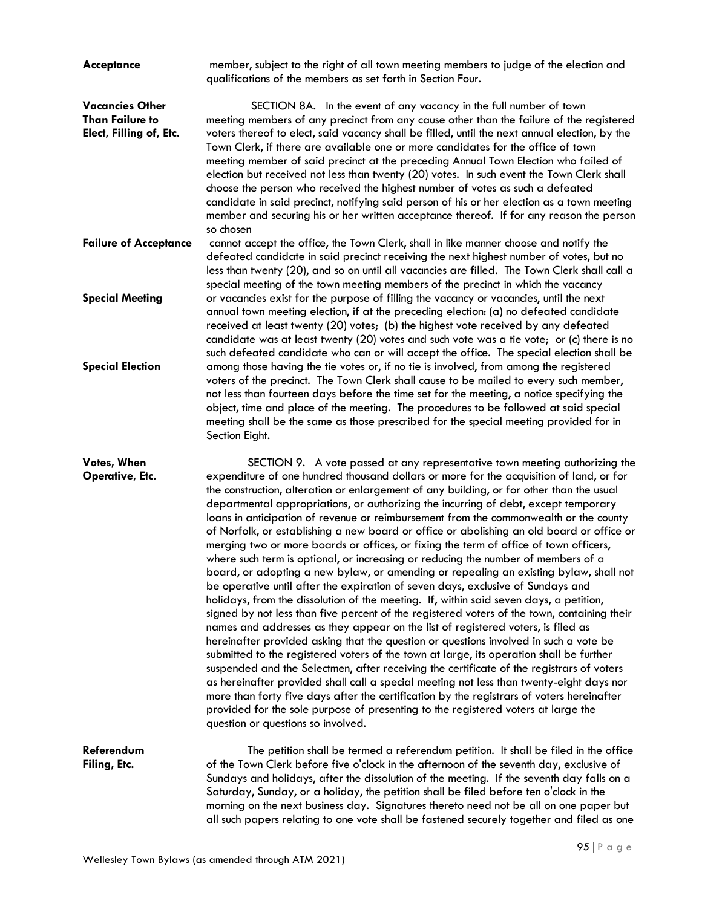**Acceptance** member, subject to the right of all town meeting members to judge of the election and qualifications of the members as set forth in Section Four.

**Vacancies Other Than Failure to Elect, Filling of, Etc.**

SECTION 8A. In the event of any vacancy in the full number of town meeting members of any precinct from any cause other than the failure of the registered voters thereof to elect, said vacancy shall be filled, until the next annual election, by the Town Clerk, if there are available one or more candidates for the office of town meeting member of said precinct at the preceding Annual Town Election who failed of election but received not less than twenty (20) votes. In such event the Town Clerk shall choose the person who received the highest number of votes as such a defeated candidate in said precinct, notifying said person of his or her election as a town meeting member and securing his or her written acceptance thereof. If for any reason the person so chosen

**Failure of Acceptance**

cannot accept the office, the Town Clerk, shall in like manner choose and notify the defeated candidate in said precinct receiving the next highest number of votes, but no less than twenty (20), and so on until all vacancies are filled. The Town Clerk shall call a special meeting of the town meeting members of the precinct in which the vacancy

**Special Meeting**

or vacancies exist for the purpose of filling the vacancy or vacancies, until the next annual town meeting election, if at the preceding election: (a) no defeated candidate received at least twenty (20) votes; (b) the highest vote received by any defeated candidate was at least twenty (20) votes and such vote was a tie vote; or (c) there is no such defeated candidate who can or will accept the office. The special election shall be

**Special Election**

among those having the tie votes or, if no tie is involved, from among the registered voters of the precinct. The Town Clerk shall cause to be mailed to every such member, not less than fourteen days before the time set for the meeting, a notice specifying the object, time and place of the meeting. The procedures to be followed at said special meeting shall be the same as those prescribed for the special meeting provided for in Section Eight.

**Votes, When Operative, Etc.**

SECTION 9. A vote passed at any representative town meeting authorizing the expenditure of one hundred thousand dollars or more for the acquisition of land, or for the construction, alteration or enlargement of any building, or for other than the usual departmental appropriations, or authorizing the incurring of debt, except temporary loans in anticipation of revenue or reimbursement from the commonwealth or the county of Norfolk, or establishing a new board or office or abolishing an old board or office or merging two or more boards or offices, or fixing the term of office of town officers, where such term is optional, or increasing or reducing the number of members of a board, or adopting a new bylaw, or amending or repealing an existing bylaw, shall not be operative until after the expiration of seven days, exclusive of Sundays and holidays, from the dissolution of the meeting. If, within said seven days, a petition, signed by not less than five percent of the registered voters of the town, containing their names and addresses as they appear on the list of registered voters, is filed as hereinafter provided asking that the question or questions involved in such a vote be submitted to the registered voters of the town at large, its operation shall be further suspended and the Selectmen, after receiving the certificate of the registrars of voters as hereinafter provided shall call a special meeting not less than twenty-eight days nor more than forty five days after the certification by the registrars of voters hereinafter provided for the sole purpose of presenting to the registered voters at large the question or questions so involved.

**Referendum Filing, Etc.**

The petition shall be termed a referendum petition. It shall be filed in the office of the Town Clerk before five o'clock in the afternoon of the seventh day, exclusive of Sundays and holidays, after the dissolution of the meeting. If the seventh day falls on a Saturday, Sunday, or a holiday, the petition shall be filed before ten o'clock in the morning on the next business day. Signatures thereto need not be all on one paper but all such papers relating to one vote shall be fastened securely together and filed as one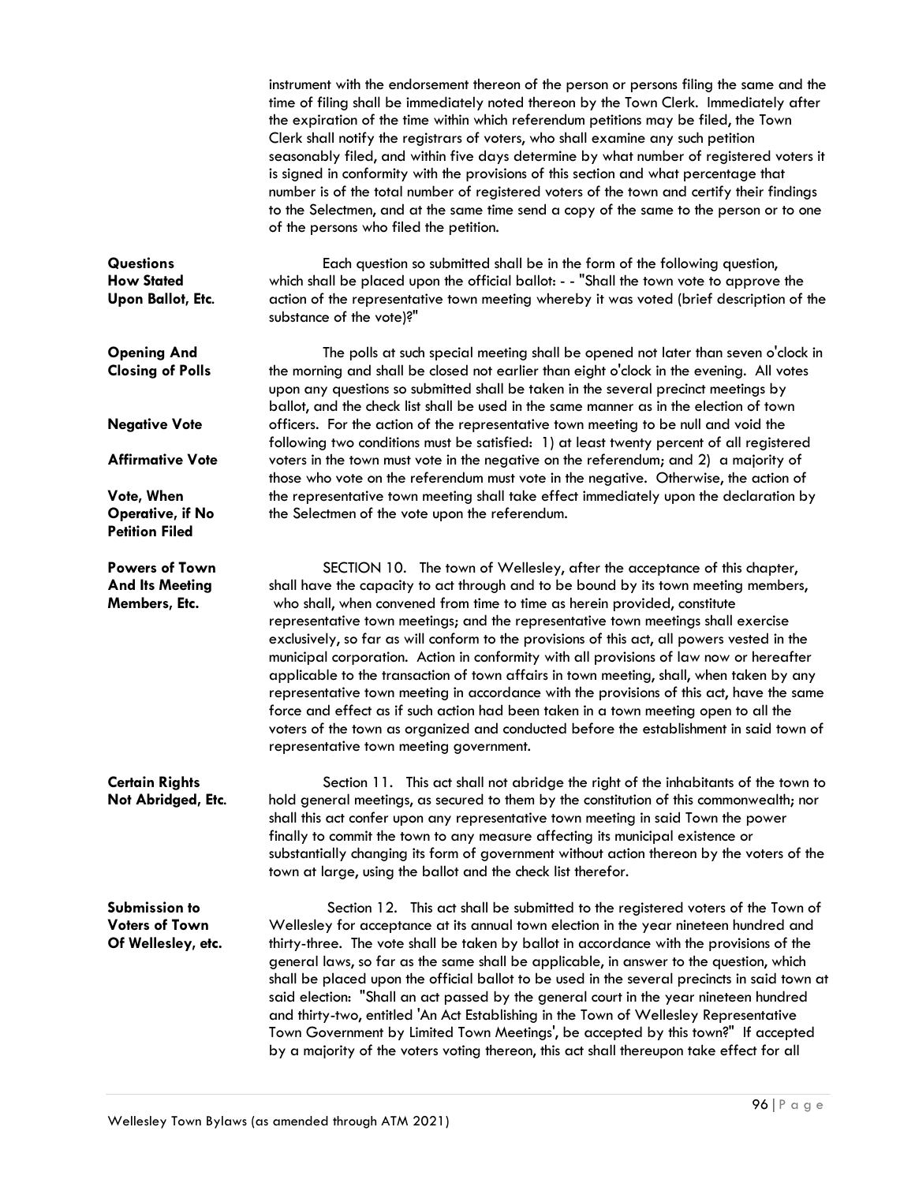instrument with the endorsement thereon of the person or persons filing the same and the time of filing shall be immediately noted thereon by the Town Clerk. Immediately after the expiration of the time within which referendum petitions may be filed, the Town Clerk shall notify the registrars of voters, who shall examine any such petition seasonably filed, and within five days determine by what number of registered voters it is signed in conformity with the provisions of this section and what percentage that number is of the total number of registered voters of the town and certify their findings to the Selectmen, and at the same time send a copy of the same to the person or to one of the persons who filed the petition.

**Questions How Stated Upon Ballot, Etc.**

Each question so submitted shall be in the form of the following question, which shall be placed upon the official ballot: - - "Shall the town vote to approve the action of the representative town meeting whereby it was voted (brief description of the substance of the vote)?"

**Opening And Closing of Polls**

**Negative Vote**

**Affirmative Vote**

**Vote, When Operative, if No Petition Filed**

The polls at such special meeting shall be opened not later than seven o'clock in the morning and shall be closed not earlier than eight o'clock in the evening. All votes upon any questions so submitted shall be taken in the several precinct meetings by ballot, and the check list shall be used in the same manner as in the election of town officers. For the action of the representative town meeting to be null and void the following two conditions must be satisfied: 1) at least twenty percent of all registered voters in the town must vote in the negative on the referendum; and 2) a majority of those who vote on the referendum must vote in the negative. Otherwise, the action of the representative town meeting shall take effect immediately upon the declaration by the Selectmen of the vote upon the referendum.

**Powers of Town And Its Meeting Members, Etc.**

SECTION 10. The town of Wellesley, after the acceptance of this chapter, shall have the capacity to act through and to be bound by its town meeting members, who shall, when convened from time to time as herein provided, constitute representative town meetings; and the representative town meetings shall exercise exclusively, so far as will conform to the provisions of this act, all powers vested in the municipal corporation. Action in conformity with all provisions of law now or hereafter applicable to the transaction of town affairs in town meeting, shall, when taken by any representative town meeting in accordance with the provisions of this act, have the same force and effect as if such action had been taken in a town meeting open to all the voters of the town as organized and conducted before the establishment in said town of representative town meeting government.

**Certain Rights Not Abridged, Etc.**

Section 11. This act shall not abridge the right of the inhabitants of the town to hold general meetings, as secured to them by the constitution of this commonwealth; nor shall this act confer upon any representative town meeting in said Town the power finally to commit the town to any measure affecting its municipal existence or substantially changing its form of government without action thereon by the voters of the town at large, using the ballot and the check list therefor.

**Submission to Voters of Town Of Wellesley, etc.**

Section 12. This act shall be submitted to the registered voters of the Town of Wellesley for acceptance at its annual town election in the year nineteen hundred and thirty-three. The vote shall be taken by ballot in accordance with the provisions of the general laws, so far as the same shall be applicable, in answer to the question, which shall be placed upon the official ballot to be used in the several precincts in said town at said election: "Shall an act passed by the general court in the year nineteen hundred and thirty-two, entitled 'An Act Establishing in the Town of Wellesley Representative Town Government by Limited Town Meetings', be accepted by this town?" If accepted by a majority of the voters voting thereon, this act shall thereupon take effect for all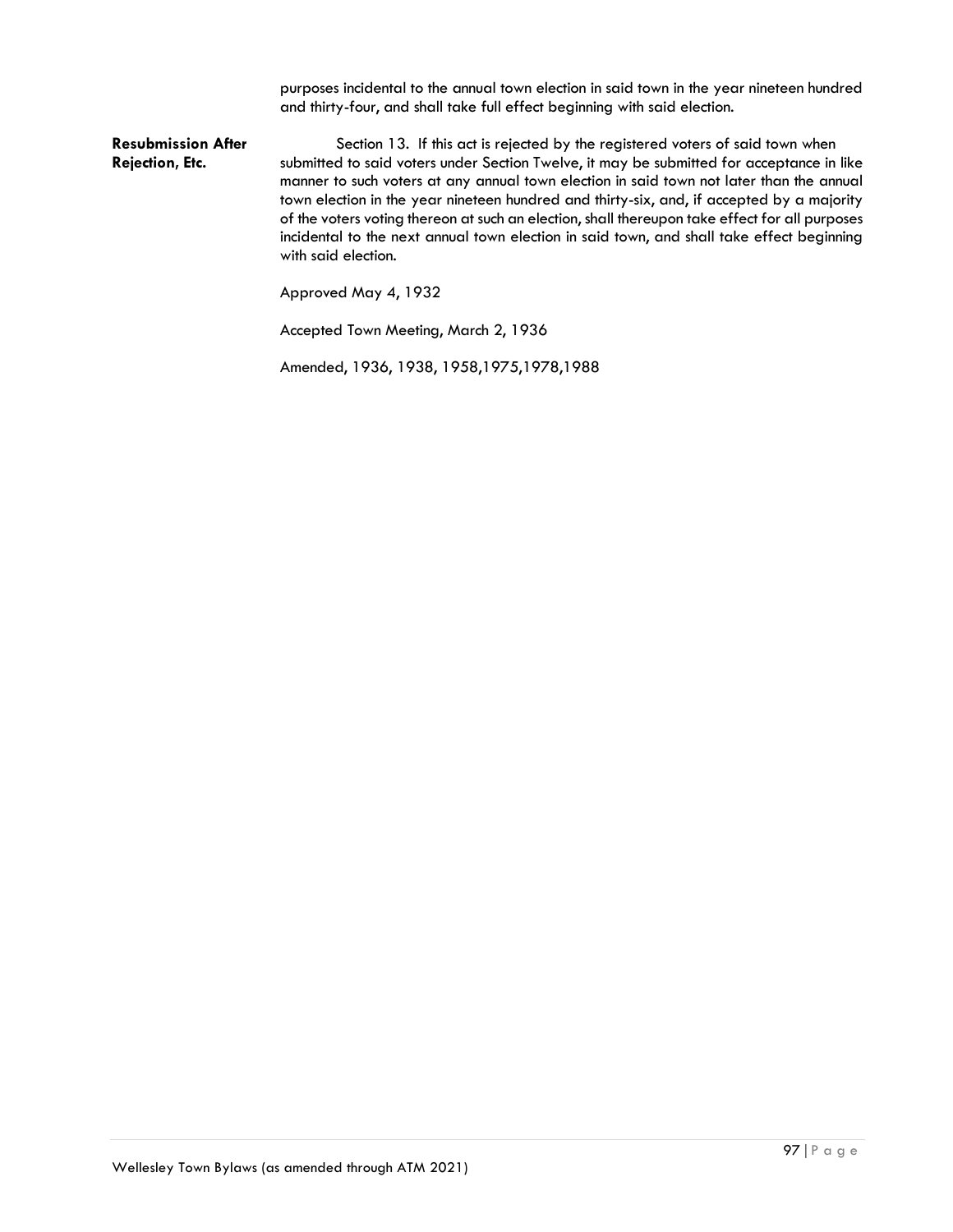purposes incidental to the annual town election in said town in the year nineteen hundred and thirty-four, and shall take full effect beginning with said election.

**Resubmission After Rejection, Etc.**

Section 13. If this act is rejected by the registered voters of said town when submitted to said voters under Section Twelve, it may be submitted for acceptance in like manner to such voters at any annual town election in said town not later than the annual town election in the year nineteen hundred and thirty-six, and, if accepted by a majority of the voters voting thereon at such an election, shall thereupon take effect for all purposes incidental to the next annual town election in said town, and shall take effect beginning with said election.

Approved May 4, 1932

Accepted Town Meeting, March 2, 1936

Amended, 1936, 1938, 1958,1975,1978,1988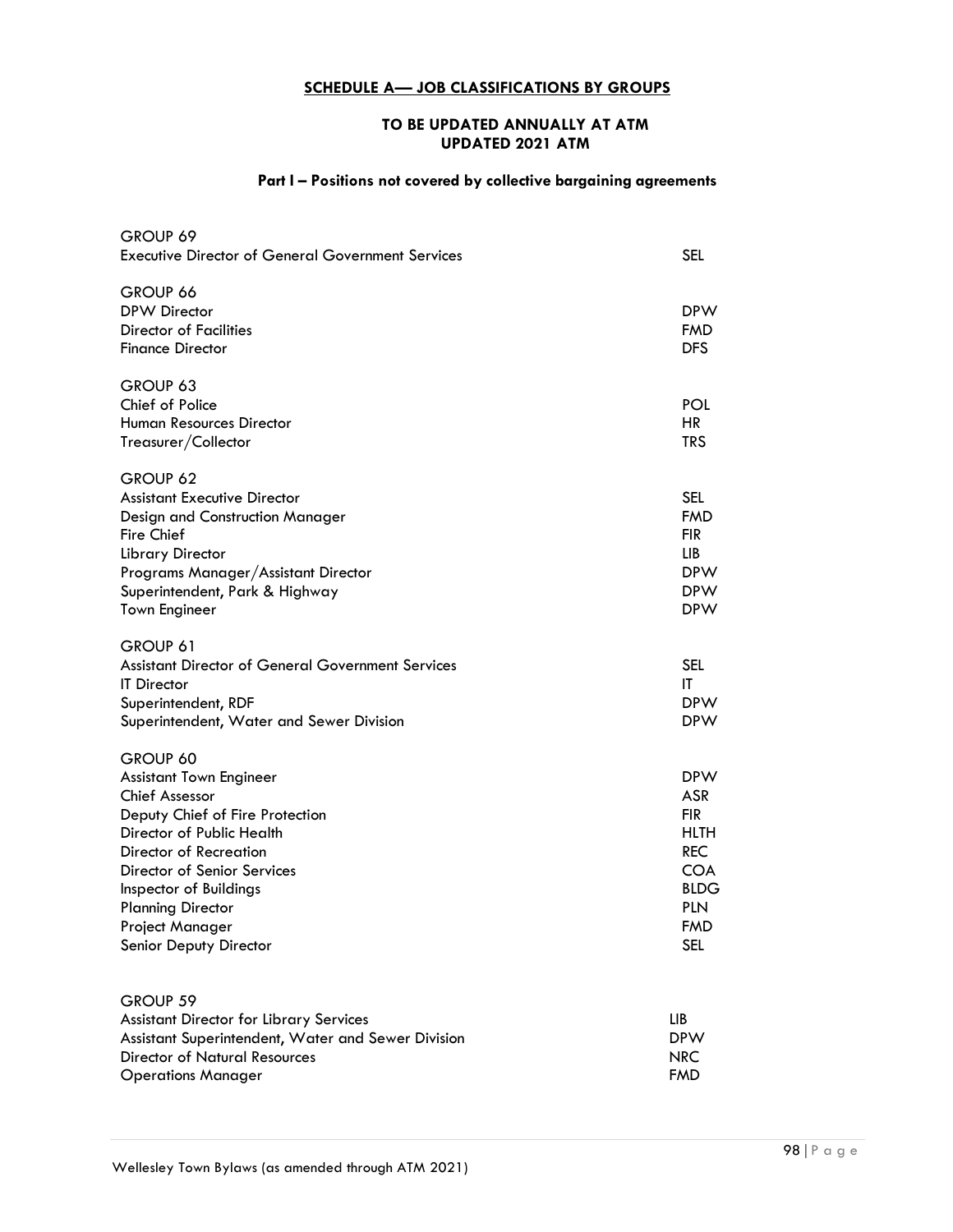## SCHEDULE A— JOB CLASSIFICATIONS BY GROUPS

### TO BE UPDATED ANNUALLY AT ATM
### UPDATED 2021 ATM

### Part I – Positions not covered by collective bargaining agreements

| Position | Department |
|---|---|
| **GROUP 69** | |
| Executive Director of General Government Services | SEL |
| **GROUP 66** | |
| DPW Director | DPW |
| Director of Facilities | FMD |
| Finance Director | DFS |
| **GROUP 63** | |
| Chief of Police | POL |
| Human Resources Director | HR |
| Treasurer/Collector | TRS |
| **GROUP 62** | |
| Assistant Executive Director | SEL |
| Design and Construction Manager | FMD |
| Fire Chief | FIR |
| Library Director | LIB |
| Programs Manager/Assistant Director | DPW |
| Superintendent, Park & Highway | DPW |
| Town Engineer | DPW |
| **GROUP 61** | |
| Assistant Director of General Government Services | SEL |
| IT Director | IT |
| Superintendent, RDF | DPW |
| Superintendent, Water and Sewer Division | DPW |
| **GROUP 60** | |
| Assistant Town Engineer | DPW |
| Chief Assessor | ASR |
| Deputy Chief of Fire Protection | FIR |
| Director of Public Health | HLTH |
| Director of Recreation | REC |
| Director of Senior Services | COA |
| Inspector of Buildings | BLDG |
| Planning Director | PLN |
| Project Manager | FMD |
| Senior Deputy Director | SEL |
| **GROUP 59** | |
| Assistant Director for Library Services | LIB |
| Assistant Superintendent, Water and Sewer Division | DPW |
| Director of Natural Resources | NRC |
| Operations Manager | FMD |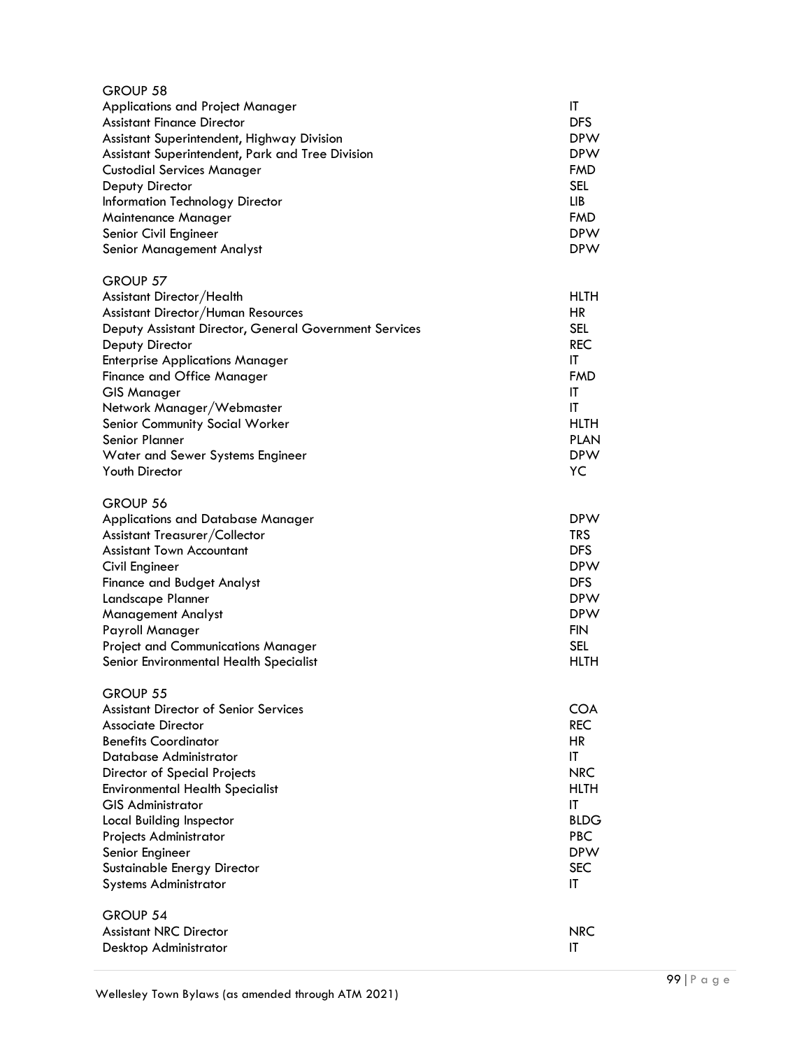GROUP 58

| | |
|---|---|
| Applications and Project Manager | IT |
| Assistant Finance Director | DFS |
| Assistant Superintendent, Highway Division | DPW |
| Assistant Superintendent, Park and Tree Division | DPW |
| Custodial Services Manager | FMD |
| Deputy Director | SEL |
| Information Technology Director | LIB |
| Maintenance Manager | FMD |
| Senior Civil Engineer | DPW |
| Senior Management Analyst | DPW |

GROUP 57

| | |
|---|---|
| Assistant Director/Health | HLTH |
| Assistant Director/Human Resources | HR |
| Deputy Assistant Director, General Government Services | SEL |
| Deputy Director | REC |
| Enterprise Applications Manager | IT |
| Finance and Office Manager | FMD |
| GIS Manager | IT |
| Network Manager/Webmaster | IT |
| Senior Community Social Worker | HLTH |
| Senior Planner | PLAN |
| Water and Sewer Systems Engineer | DPW |
| Youth Director | YC |

GROUP 56

| | |
|---|---|
| Applications and Database Manager | DPW |
| Assistant Treasurer/Collector | TRS |
| Assistant Town Accountant | DFS |
| Civil Engineer | DPW |
| Finance and Budget Analyst | DFS |
| Landscape Planner | DPW |
| Management Analyst | DPW |
| Payroll Manager | FIN |
| Project and Communications Manager | SEL |
| Senior Environmental Health Specialist | HLTH |

GROUP 55

| | |
|---|---|
| Assistant Director of Senior Services | COA |
| Associate Director | REC |
| Benefits Coordinator | HR |
| Database Administrator | IT |
| Director of Special Projects | NRC |
| Environmental Health Specialist | HLTH |
| GIS Administrator | IT |
| Local Building Inspector | BLDG |
| Projects Administrator | PBC |
| Senior Engineer | DPW |
| Sustainable Energy Director | SEC |
| Systems Administrator | IT |

GROUP 54

| | |
|---|---|
| Assistant NRC Director | NRC |
| Desktop Administrator | IT |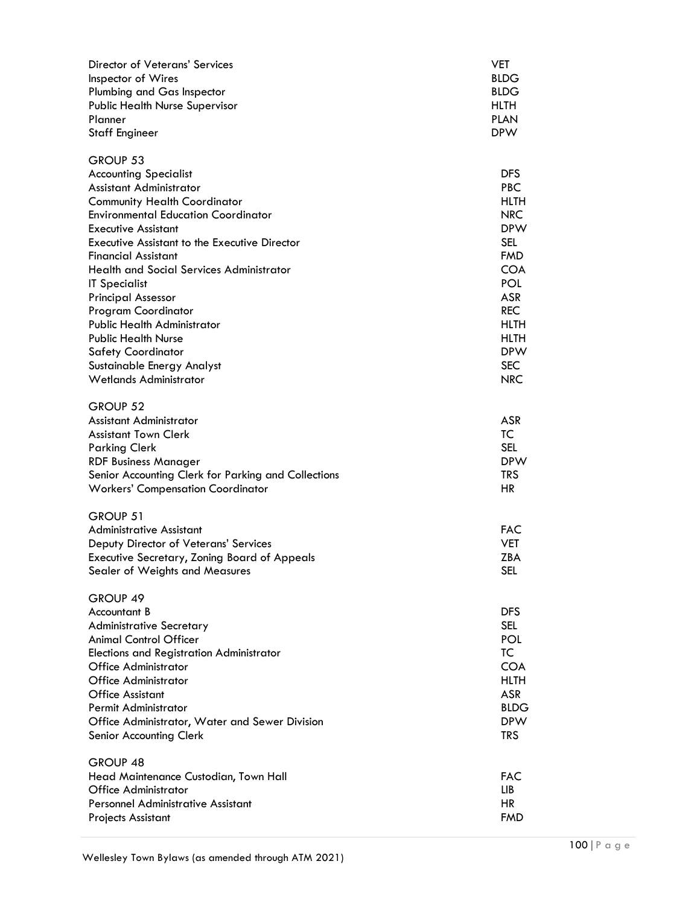| | |
|---|---|
| Director of Veterans' Services | VET |
| Inspector of Wires | BLDG |
| Plumbing and Gas Inspector | BLDG |
| Public Health Nurse Supervisor | HLTH |
| Planner | PLAN |
| Staff Engineer | DPW |

GROUP 53

| | |
|---|---|
| Accounting Specialist | DFS |
| Assistant Administrator | PBC |
| Community Health Coordinator | HLTH |
| Environmental Education Coordinator | NRC |
| Executive Assistant | DPW |
| Executive Assistant to the Executive Director | SEL |
| Financial Assistant | FMD |
| Health and Social Services Administrator | COA |
| IT Specialist | POL |
| Principal Assessor | ASR |
| Program Coordinator | REC |
| Public Health Administrator | HLTH |
| Public Health Nurse | HLTH |
| Safety Coordinator | DPW |
| Sustainable Energy Analyst | SEC |
| Wetlands Administrator | NRC |

GROUP 52

| | |
|---|---|
| Assistant Administrator | ASR |
| Assistant Town Clerk | TC |
| Parking Clerk | SEL |
| RDF Business Manager | DPW |
| Senior Accounting Clerk for Parking and Collections | TRS |
| Workers' Compensation Coordinator | HR |

GROUP 51

| | |
|---|---|
| Administrative Assistant | FAC |
| Deputy Director of Veterans' Services | VET |
| Executive Secretary, Zoning Board of Appeals | ZBA |
| Sealer of Weights and Measures | SEL |

GROUP 49

| | |
|---|---|
| Accountant B | DFS |
| Administrative Secretary | SEL |
| Animal Control Officer | POL |
| Elections and Registration Administrator | TC |
| Office Administrator | COA |
| Office Administrator | HLTH |
| Office Assistant | ASR |
| Permit Administrator | BLDG |
| Office Administrator, Water and Sewer Division | DPW |
| Senior Accounting Clerk | TRS |

GROUP 48

| | |
|---|---|
| Head Maintenance Custodian, Town Hall | FAC |
| Office Administrator | LIB |
| Personnel Administrative Assistant | HR |
| Projects Assistant | FMD |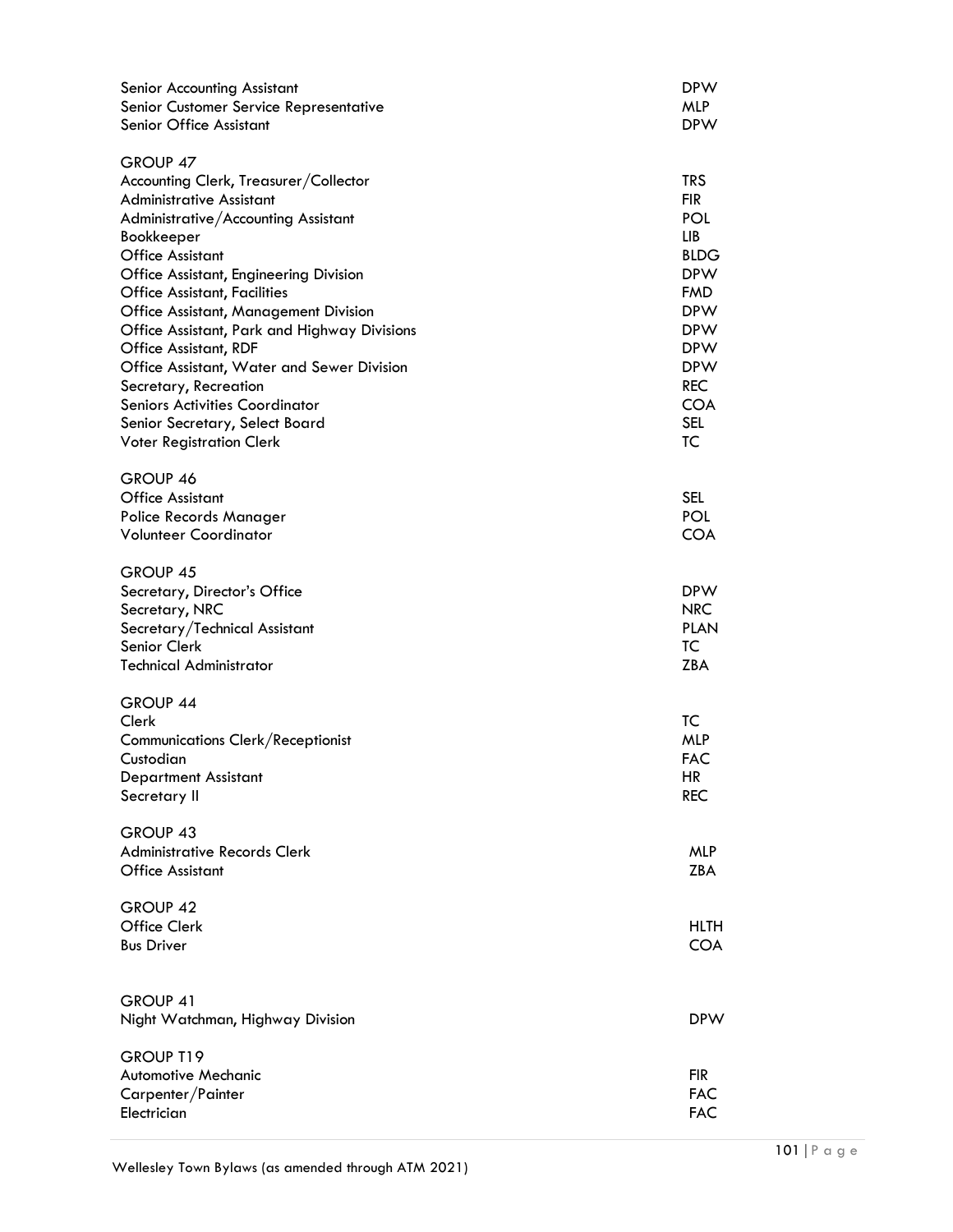| | |
|---|---|
| Senior Accounting Assistant | DPW |
| Senior Customer Service Representative | MLP |
| Senior Office Assistant | DPW |
| **GROUP 47** | |
| Accounting Clerk, Treasurer/Collector | TRS |
| Administrative Assistant | FIR |
| Administrative/Accounting Assistant | POL |
| Bookkeeper | LIB |
| Office Assistant | BLDG |
| Office Assistant, Engineering Division | DPW |
| Office Assistant, Facilities | FMD |
| Office Assistant, Management Division | DPW |
| Office Assistant, Park and Highway Divisions | DPW |
| Office Assistant, RDF | DPW |
| Office Assistant, Water and Sewer Division | DPW |
| Secretary, Recreation | REC |
| Seniors Activities Coordinator | COA |
| Senior Secretary, Select Board | SEL |
| Voter Registration Clerk | TC |
| **GROUP 46** | |
| Office Assistant | SEL |
| Police Records Manager | POL |
| Volunteer Coordinator | COA |
| **GROUP 45** | |
| Secretary, Director's Office | DPW |
| Secretary, NRC | NRC |
| Secretary/Technical Assistant | PLAN |
| Senior Clerk | TC |
| Technical Administrator | ZBA |
| **GROUP 44** | |
| Clerk | TC |
| Communications Clerk/Receptionist | MLP |
| Custodian | FAC |
| Department Assistant | HR |
| Secretary II | REC |
| **GROUP 43** | |
| Administrative Records Clerk | MLP |
| Office Assistant | ZBA |
| **GROUP 42** | |
| Office Clerk | HLTH |
| Bus Driver | COA |
| **GROUP 41** | |
| Night Watchman, Highway Division | DPW |
| **GROUP T19** | |
| Automotive Mechanic | FIR |
| Carpenter/Painter | FAC |
| Electrician | FAC |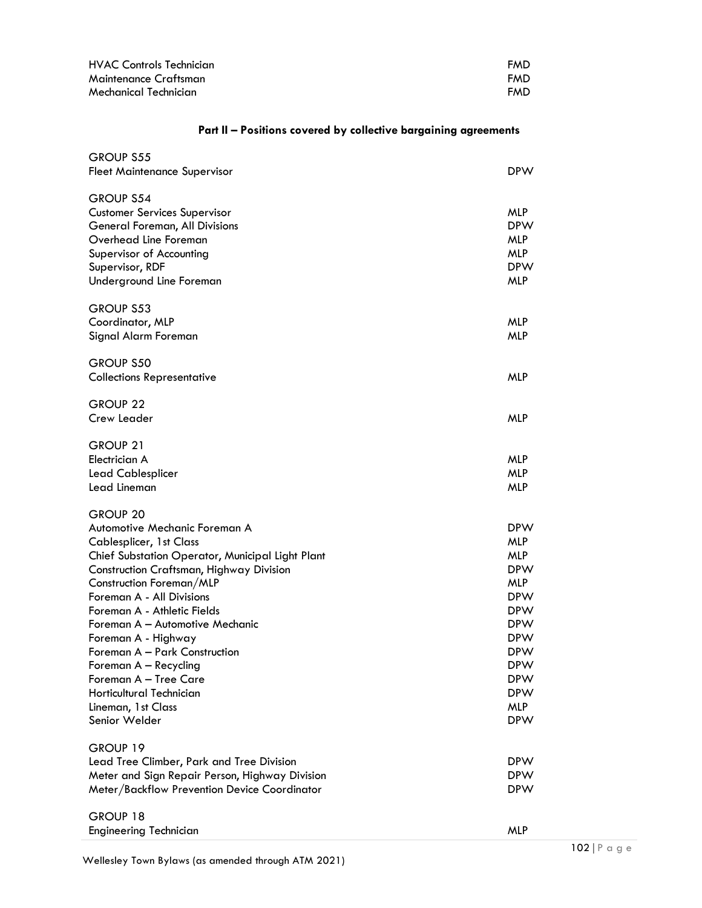| | |
|---|---|
| HVAC Controls Technician | FMD |
| Maintenance Craftsman | FMD |
| Mechanical Technician | FMD |

**Part II – Positions covered by collective bargaining agreements**

| | |
|---|---|
| GROUP S55 | |
| Fleet Maintenance Supervisor | DPW |
| | |
| GROUP S54 | |
| Customer Services Supervisor | MLP |
| General Foreman, All Divisions | DPW |
| Overhead Line Foreman | MLP |
| Supervisor of Accounting | MLP |
| Supervisor, RDF | DPW |
| Underground Line Foreman | MLP |
| | |
| GROUP S53 | |
| Coordinator, MLP | MLP |
| Signal Alarm Foreman | MLP |
| | |
| GROUP S50 | |
| Collections Representative | MLP |
| | |
| GROUP 22 | |
| Crew Leader | MLP |
| | |
| GROUP 21 | |
| Electrician A | MLP |
| Lead Cablesplicer | MLP |
| Lead Lineman | MLP |
| | |
| GROUP 20 | |
| Automotive Mechanic Foreman A | DPW |
| Cablesplicer, 1st Class | MLP |
| Chief Substation Operator, Municipal Light Plant | MLP |
| Construction Craftsman, Highway Division | DPW |
| Construction Foreman/MLP | MLP |
| Foreman A - All Divisions | DPW |
| Foreman A - Athletic Fields | DPW |
| Foreman A – Automotive Mechanic | DPW |
| Foreman A - Highway | DPW |
| Foreman A – Park Construction | DPW |
| Foreman A – Recycling | DPW |
| Foreman A – Tree Care | DPW |
| Horticultural Technician | DPW |
| Lineman, 1st Class | MLP |
| Senior Welder | DPW |
| | |
| GROUP 19 | |
| Lead Tree Climber, Park and Tree Division | DPW |
| Meter and Sign Repair Person, Highway Division | DPW |
| Meter/Backflow Prevention Device Coordinator | DPW |
| | |
| GROUP 18 | |
| Engineering Technician | MLP |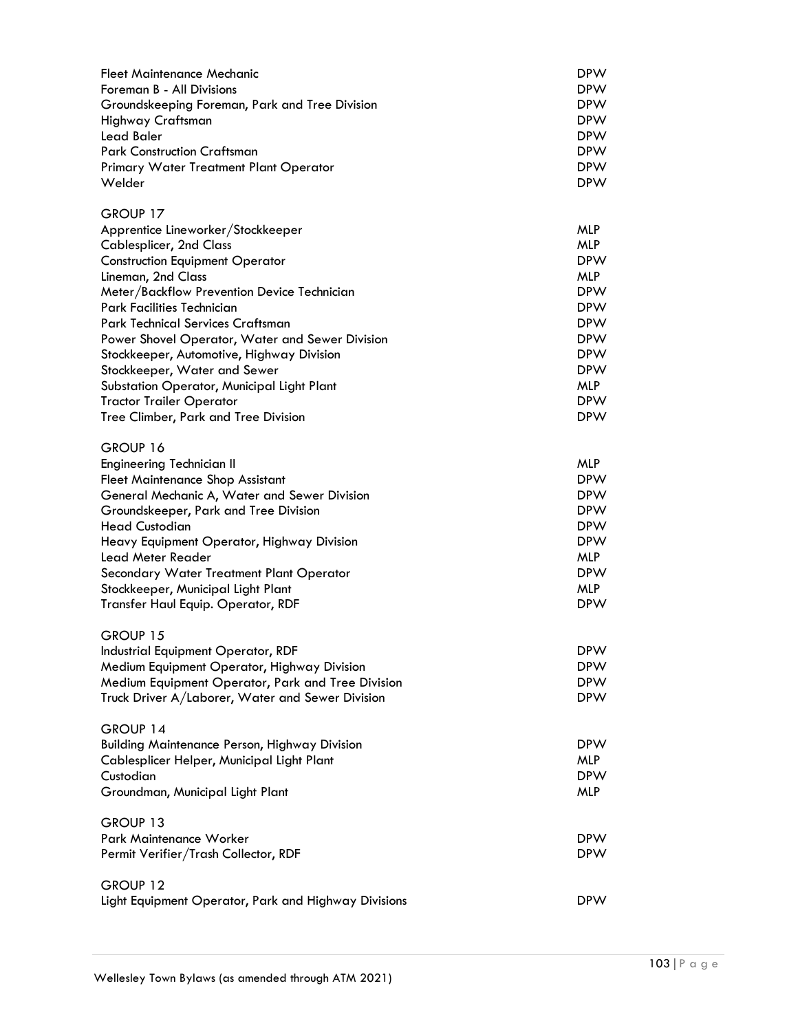| | |
|---|---|
| Fleet Maintenance Mechanic | DPW |
| Foreman B - All Divisions | DPW |
| Groundskeeping Foreman, Park and Tree Division | DPW |
| Highway Craftsman | DPW |
| Lead Baler | DPW |
| Park Construction Craftsman | DPW |
| Primary Water Treatment Plant Operator | DPW |
| Welder | DPW |

GROUP 17

| | |
|---|---|
| Apprentice Lineworker/Stockkeeper | MLP |
| Cablesplicer, 2nd Class | MLP |
| Construction Equipment Operator | DPW |
| Lineman, 2nd Class | MLP |
| Meter/Backflow Prevention Device Technician | DPW |
| Park Facilities Technician | DPW |
| Park Technical Services Craftsman | DPW |
| Power Shovel Operator, Water and Sewer Division | DPW |
| Stockkeeper, Automotive, Highway Division | DPW |
| Stockkeeper, Water and Sewer | DPW |
| Substation Operator, Municipal Light Plant | MLP |
| Tractor Trailer Operator | DPW |
| Tree Climber, Park and Tree Division | DPW |

GROUP 16

| | |
|---|---|
| Engineering Technician II | MLP |
| Fleet Maintenance Shop Assistant | DPW |
| General Mechanic A, Water and Sewer Division | DPW |
| Groundskeeper, Park and Tree Division | DPW |
| Head Custodian | DPW |
| Heavy Equipment Operator, Highway Division | DPW |
| Lead Meter Reader | MLP |
| Secondary Water Treatment Plant Operator | DPW |
| Stockkeeper, Municipal Light Plant | MLP |
| Transfer Haul Equip. Operator, RDF | DPW |

GROUP 15

| | |
|---|---|
| Industrial Equipment Operator, RDF | DPW |
| Medium Equipment Operator, Highway Division | DPW |
| Medium Equipment Operator, Park and Tree Division | DPW |
| Truck Driver A/Laborer, Water and Sewer Division | DPW |

GROUP 14

| | |
|---|---|
| Building Maintenance Person, Highway Division | DPW |
| Cablesplicer Helper, Municipal Light Plant | MLP |
| Custodian | DPW |
| Groundman, Municipal Light Plant | MLP |

GROUP 13

| | |
|---|---|
| Park Maintenance Worker | DPW |
| Permit Verifier/Trash Collector, RDF | DPW |

GROUP 12

| | |
|---|---|
| Light Equipment Operator, Park and Highway Divisions | DPW |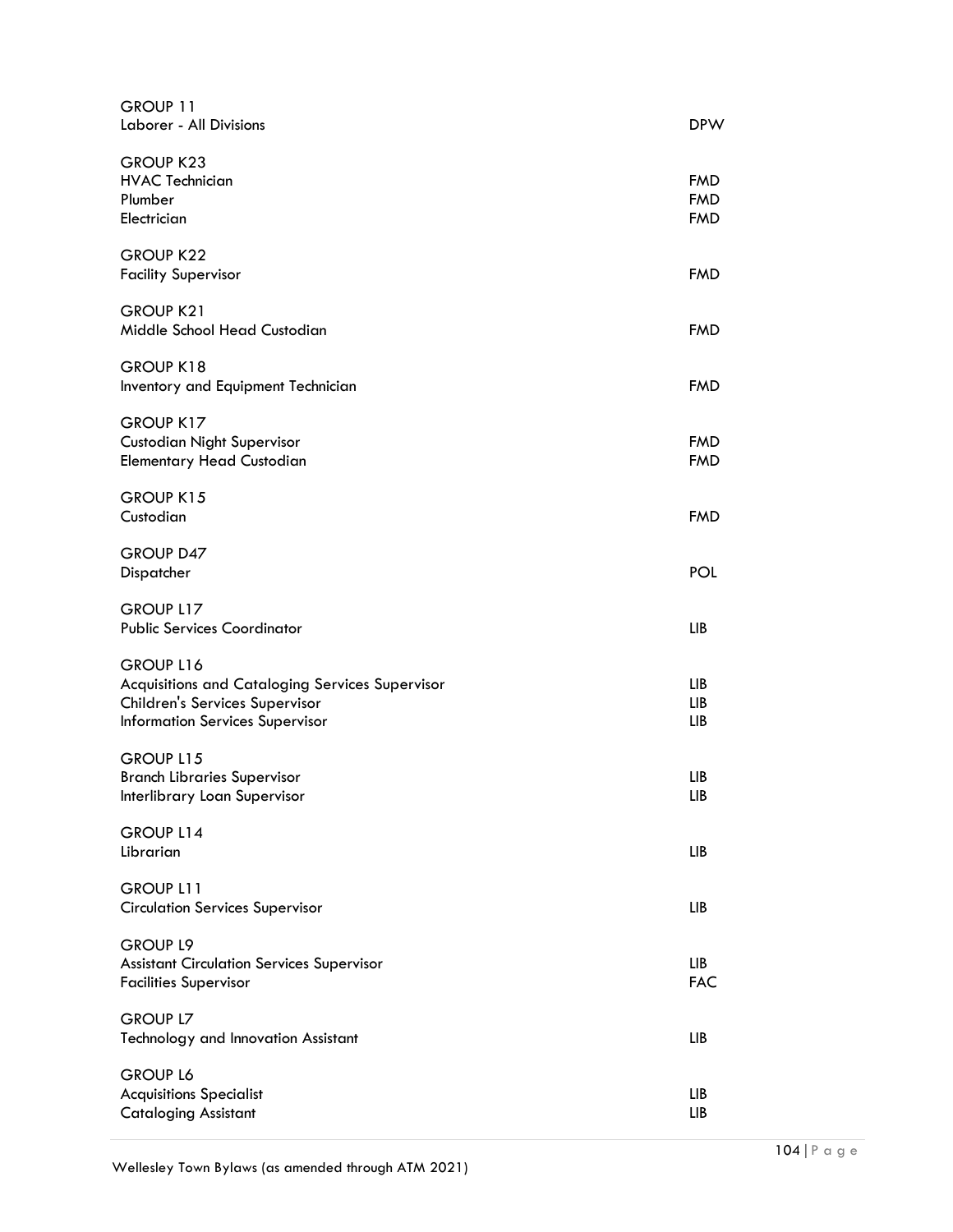GROUP 11

| | |
|---|---|
| Laborer - All Divisions | DPW |

GROUP K23

| | |
|---|---|
| HVAC Technician | FMD |
| Plumber | FMD |
| Electrician | FMD |

GROUP K22

| | |
|---|---|
| Facility Supervisor | FMD |

GROUP K21

| | |
|---|---|
| Middle School Head Custodian | FMD |

GROUP K18

| | |
|---|---|
| Inventory and Equipment Technician | FMD |

GROUP K17

| | |
|---|---|
| Custodian Night Supervisor | FMD |
| Elementary Head Custodian | FMD |

GROUP K15

| | |
|---|---|
| Custodian | FMD |

GROUP D47

| | |
|---|---|
| Dispatcher | POL |

GROUP L17

| | |
|---|---|
| Public Services Coordinator | LIB |

GROUP L16

| | |
|---|---|
| Acquisitions and Cataloging Services Supervisor | LIB |
| Children's Services Supervisor | LIB |
| Information Services Supervisor | LIB |

GROUP L15

| | |
|---|---|
| Branch Libraries Supervisor | LIB |
| Interlibrary Loan Supervisor | LIB |

GROUP L14

| | |
|---|---|
| Librarian | LIB |

GROUP L11

| | |
|---|---|
| Circulation Services Supervisor | LIB |

GROUP L9

| | |
|---|---|
| Assistant Circulation Services Supervisor | LIB |
| Facilities Supervisor | FAC |

GROUP L7

| | |
|---|---|
| Technology and Innovation Assistant | LIB |

GROUP L6

| | |
|---|---|
| Acquisitions Specialist | LIB |
| Cataloging Assistant | LIB |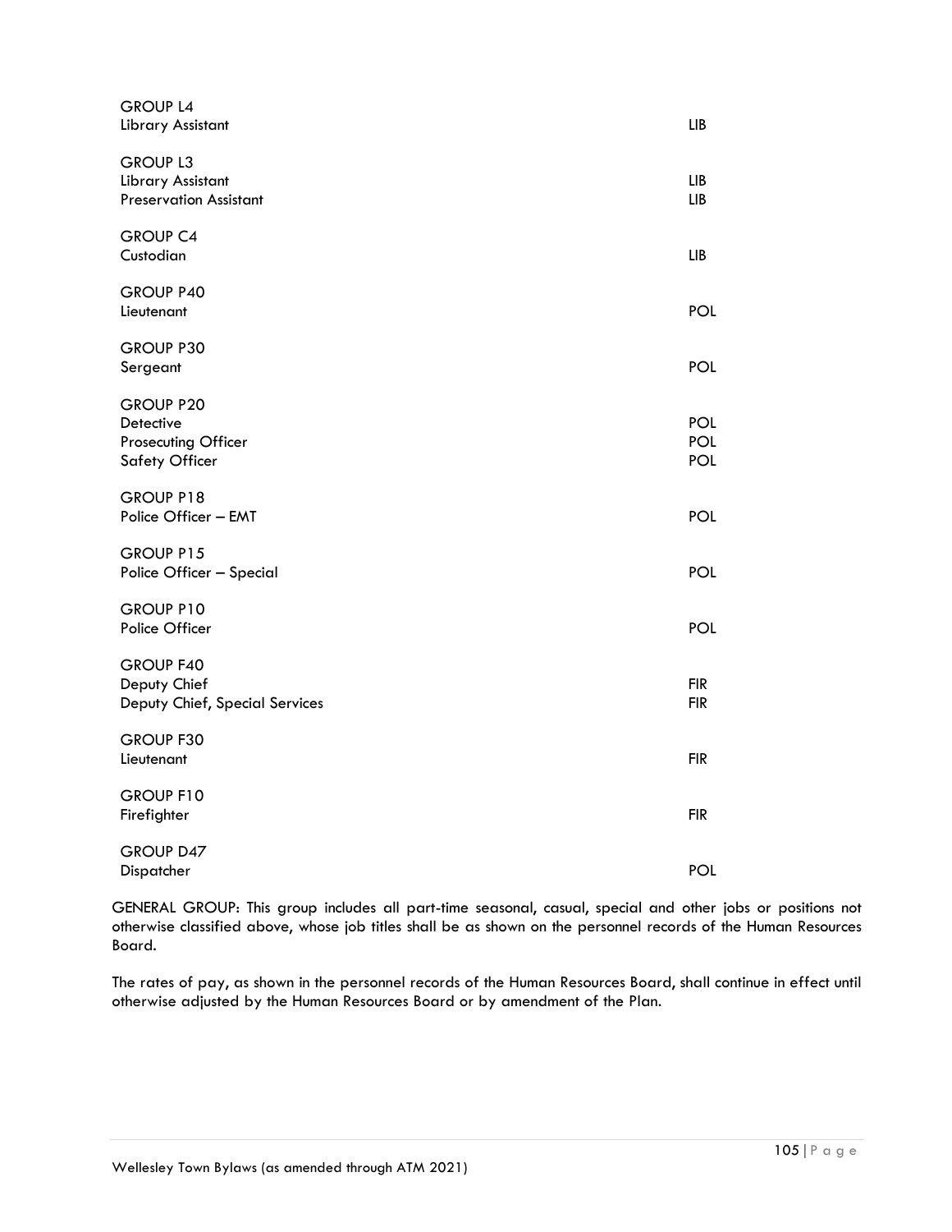GROUP L4
Library Assistant LIB

GROUP L3
Library Assistant LIB
Preservation Assistant LIB

GROUP C4
Custodian LIB

GROUP P40
Lieutenant POL

GROUP P30
Sergeant POL

GROUP P20
Detective POL
Prosecuting Officer POL
Safety Officer POL

GROUP P18
Police Officer – EMT POL

GROUP P15
Police Officer – Special POL

GROUP P10
Police Officer POL

GROUP F40
Deputy Chief FIR
Deputy Chief, Special Services FIR

GROUP F30
Lieutenant FIR

GROUP F10
Firefighter FIR

GROUP D47
Dispatcher POL

GENERAL GROUP: This group includes all part-time seasonal, casual, special and other jobs or positions not otherwise classified above, whose job titles shall be as shown on the personnel records of the Human Resources Board.

The rates of pay, as shown in the personnel records of the Human Resources Board, shall continue in effect until otherwise adjusted by the Human Resources Board or by amendment of the Plan.